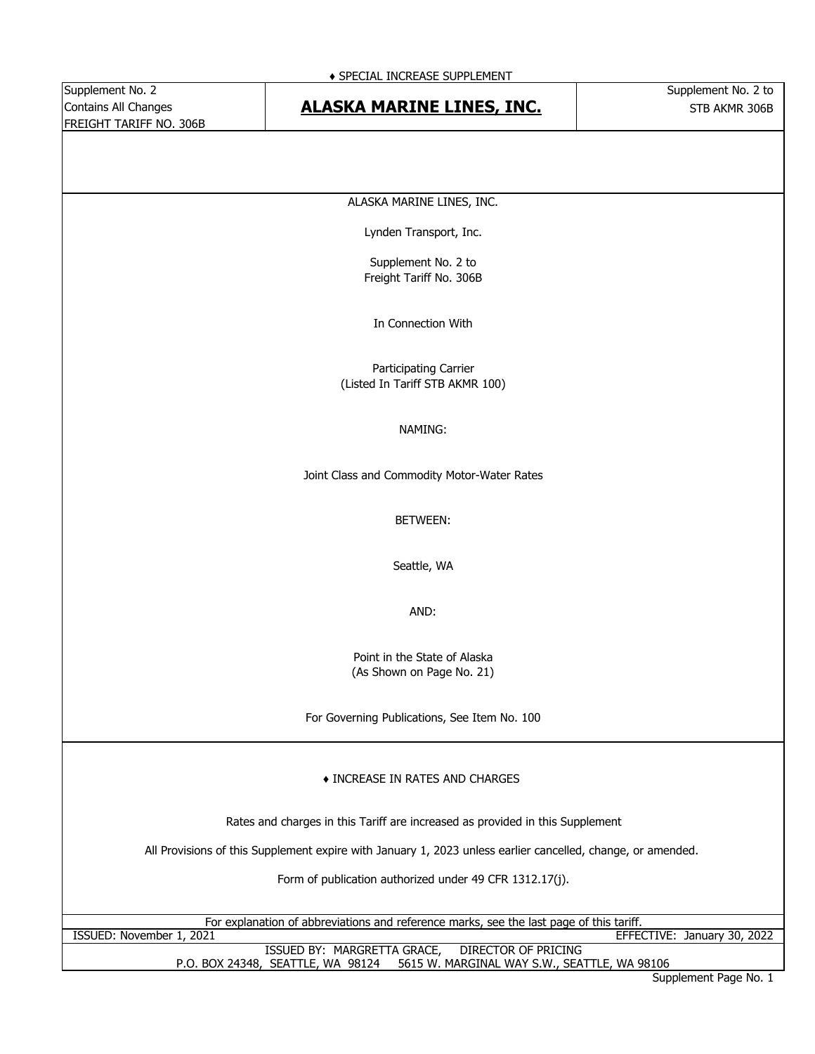♦ SPECIAL INCREASE SUPPLEMENT

| Supplement No. 2<br>Contains All Changes<br>FREIGHT TARIFF NO. 306B | **ALASKA MARINE LINES, INC.** | Supplement No. 2 to<br>STB AKMR 306B |
|---|---|---|

ALASKA MARINE LINES, INC.

Lynden Transport, Inc.

Supplement No. 2 to
Freight Tariff No. 306B

In Connection With

Participating Carrier
(Listed In Tariff STB AKMR 100)

NAMING:

Joint Class and Commodity Motor-Water Rates

BETWEEN:

Seattle, WA

AND:

Point in the State of Alaska
(As Shown on Page No. 21)

For Governing Publications, See Item No. 100

♦ INCREASE IN RATES AND CHARGES

Rates and charges in this Tariff are increased as provided in this Supplement

All Provisions of this Supplement expire with January 1, 2023 unless earlier cancelled, change, or amended.

Form of publication authorized under 49 CFR 1312.17(j).

For explanation of abbreviations and reference marks, see the last page of this tariff.

ISSUED: November 1, 2021 | EFFECTIVE: January 30, 2022

ISSUED BY: MARGRETTA GRACE, DIRECTOR OF PRICING
P.O. BOX 24348, SEATTLE, WA 98124 5615 W. MARGINAL WAY S.W., SEATTLE, WA 98106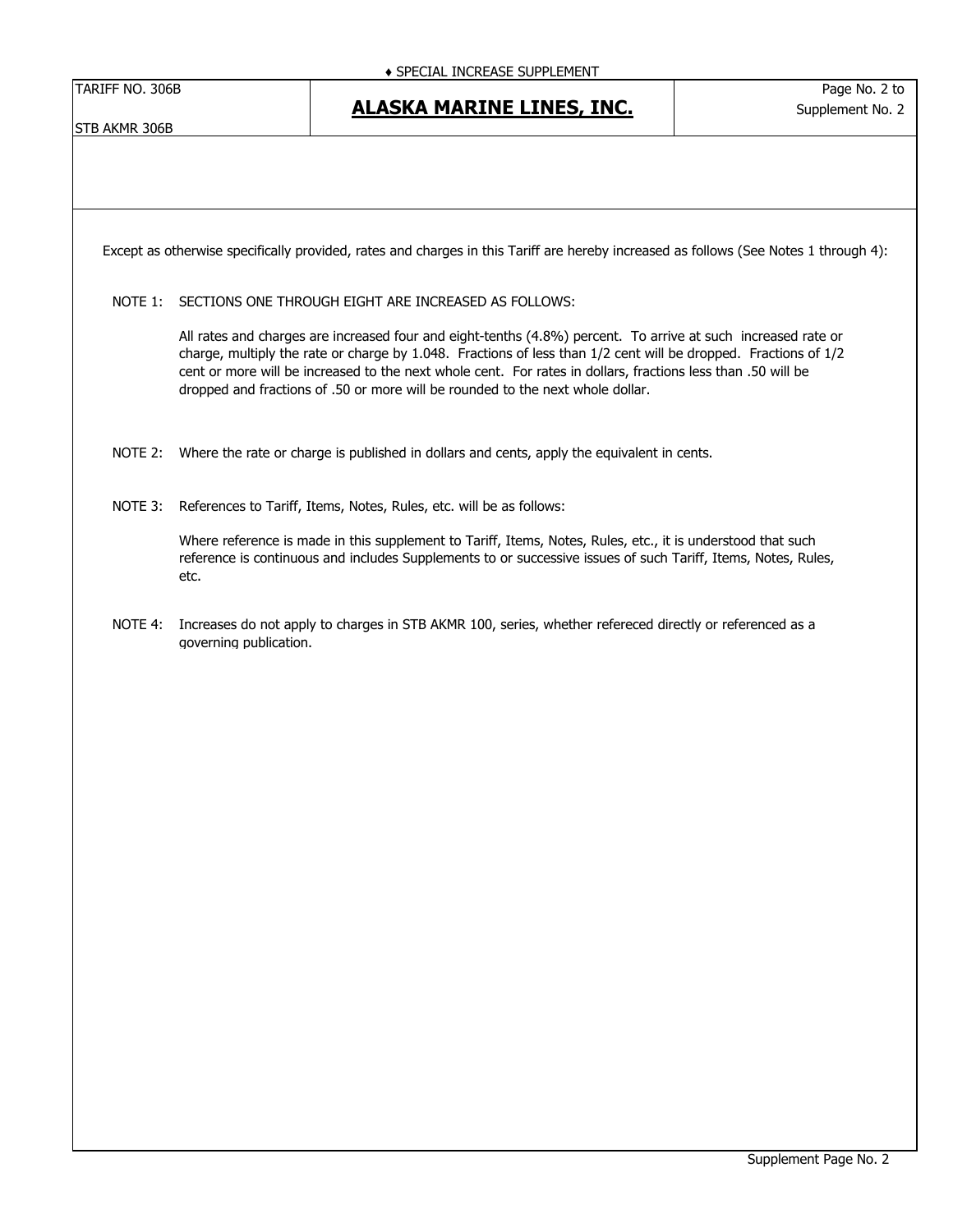♦ SPECIAL INCREASE SUPPLEMENT

TARIFF NO. 306B

STB AKMR 306B

# ALASKA MARINE LINES, INC.

Page No. 2 to Supplement No. 2

Except as otherwise specifically provided, rates and charges in this Tariff are hereby increased as follows (See Notes 1 through 4):

NOTE 1: SECTIONS ONE THROUGH EIGHT ARE INCREASED AS FOLLOWS:

All rates and charges are increased four and eight-tenths (4.8%) percent. To arrive at such increased rate or charge, multiply the rate or charge by 1.048. Fractions of less than 1/2 cent will be dropped. Fractions of 1/2 cent or more will be increased to the next whole cent. For rates in dollars, fractions less than .50 will be dropped and fractions of .50 or more will be rounded to the next whole dollar.

NOTE 2: Where the rate or charge is published in dollars and cents, apply the equivalent in cents.

NOTE 3: References to Tariff, Items, Notes, Rules, etc. will be as follows:

Where reference is made in this supplement to Tariff, Items, Notes, Rules, etc., it is understood that such reference is continuous and includes Supplements to or successive issues of such Tariff, Items, Notes, Rules, etc.

NOTE 4: Increases do not apply to charges in STB AKMR 100, series, whether refereced directly or referenced as a governing publication.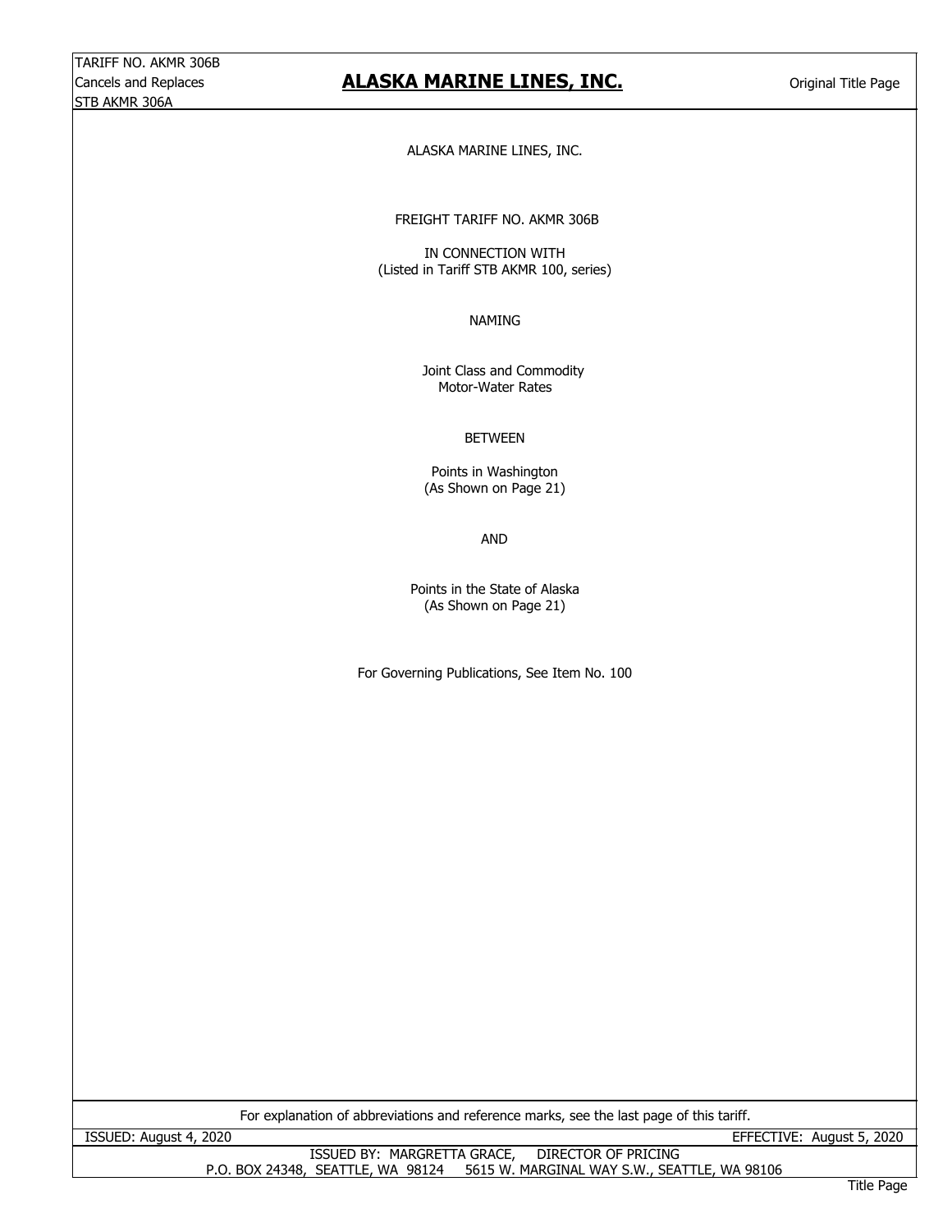TARIFF NO. AKMR 306B
Cancels and Replaces
STB AKMR 306A

# ALASKA MARINE LINES, INC.

Original Title Page

ALASKA MARINE LINES, INC.

FREIGHT TARIFF NO. AKMR 306B

IN CONNECTION WITH
(Listed in Tariff STB AKMR 100, series)

NAMING

Joint Class and Commodity
Motor-Water Rates

BETWEEN

Points in Washington
(As Shown on Page 21)

AND

Points in the State of Alaska
(As Shown on Page 21)

For Governing Publications, See Item No. 100

For explanation of abbreviations and reference marks, see the last page of this tariff.

ISSUED: August 4, 2020

EFFECTIVE: August 5, 2020

ISSUED BY: MARGRETTA GRACE, DIRECTOR OF PRICING
P.O. BOX 24348, SEATTLE, WA 98124 5615 W. MARGINAL WAY S.W., SEATTLE, WA 98106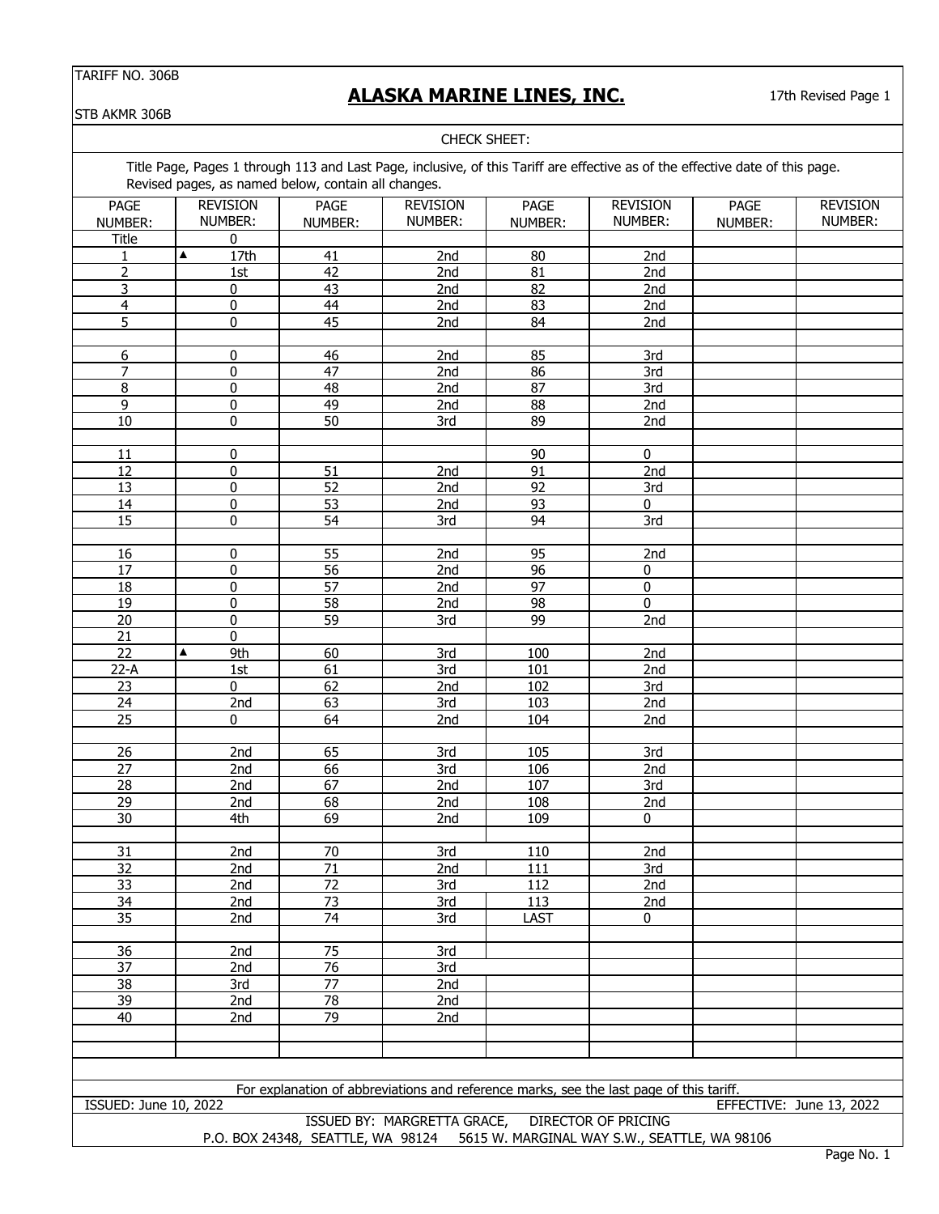TARIFF NO. 306B

STB AKMR 306B

# ALASKA MARINE LINES, INC.

17th Revised Page 1

CHECK SHEET:

Title Page, Pages 1 through 113 and Last Page, inclusive, of this Tariff are effective as of the effective date of this page. Revised pages, as named below, contain all changes.

| PAGE NUMBER: | REVISION NUMBER: | PAGE NUMBER: | REVISION NUMBER: | PAGE NUMBER: | REVISION NUMBER: | PAGE NUMBER: | REVISION NUMBER: |
|---|---|---|---|---|---|---|---|
| Title | 0 | | | | | | |
| 1 | ▲ 17th | 41 | 2nd | 80 | 2nd | | |
| 2 | 1st | 42 | 2nd | 81 | 2nd | | |
| 3 | 0 | 43 | 2nd | 82 | 2nd | | |
| 4 | 0 | 44 | 2nd | 83 | 2nd | | |
| 5 | 0 | 45 | 2nd | 84 | 2nd | | |
| | | | | | | | |
| 6 | 0 | 46 | 2nd | 85 | 3rd | | |
| 7 | 0 | 47 | 2nd | 86 | 3rd | | |
| 8 | 0 | 48 | 2nd | 87 | 3rd | | |
| 9 | 0 | 49 | 2nd | 88 | 2nd | | |
| 10 | 0 | 50 | 3rd | 89 | 2nd | | |
| | | | | | | | |
| 11 | 0 | | | 90 | 0 | | |
| 12 | 0 | 51 | 2nd | 91 | 2nd | | |
| 13 | 0 | 52 | 2nd | 92 | 3rd | | |
| 14 | 0 | 53 | 2nd | 93 | 0 | | |
| 15 | 0 | 54 | 3rd | 94 | 3rd | | |
| | | | | | | | |
| 16 | 0 | 55 | 2nd | 95 | 2nd | | |
| 17 | 0 | 56 | 2nd | 96 | 0 | | |
| 18 | 0 | 57 | 2nd | 97 | 0 | | |
| 19 | 0 | 58 | 2nd | 98 | 0 | | |
| 20 | 0 | 59 | 3rd | 99 | 2nd | | |
| 21 | 0 | | | | | | |
| 22 | ▲ 9th | 60 | 3rd | 100 | 2nd | | |
| 22-A | 1st | 61 | 3rd | 101 | 2nd | | |
| 23 | 0 | 62 | 2nd | 102 | 3rd | | |
| 24 | 2nd | 63 | 3rd | 103 | 2nd | | |
| 25 | 0 | 64 | 2nd | 104 | 2nd | | |
| | | | | | | | |
| 26 | 2nd | 65 | 3rd | 105 | 3rd | | |
| 27 | 2nd | 66 | 3rd | 106 | 2nd | | |
| 28 | 2nd | 67 | 2nd | 107 | 3rd | | |
| 29 | 2nd | 68 | 2nd | 108 | 2nd | | |
| 30 | 4th | 69 | 2nd | 109 | 0 | | |
| | | | | | | | |
| 31 | 2nd | 70 | 3rd | 110 | 2nd | | |
| 32 | 2nd | 71 | 2nd | 111 | 3rd | | |
| 33 | 2nd | 72 | 3rd | 112 | 2nd | | |
| 34 | 2nd | 73 | 3rd | 113 | 2nd | | |
| 35 | 2nd | 74 | 3rd | LAST | 0 | | |
| | | | | | | | |
| 36 | 2nd | 75 | 3rd | | | | |
| 37 | 2nd | 76 | 3rd | | | | |
| 38 | 3rd | 77 | 2nd | | | | |
| 39 | 2nd | 78 | 2nd | | | | |
| 40 | 2nd | 79 | 2nd | | | | |

For explanation of abbreviations and reference marks, see the last page of this tariff.

ISSUED: June 10, 2022

EFFECTIVE: June 13, 2022

ISSUED BY: MARGRETTA GRACE, DIRECTOR OF PRICING

P.O. BOX 24348, SEATTLE, WA 98124 5615 W. MARGINAL WAY S.W., SEATTLE, WA 98106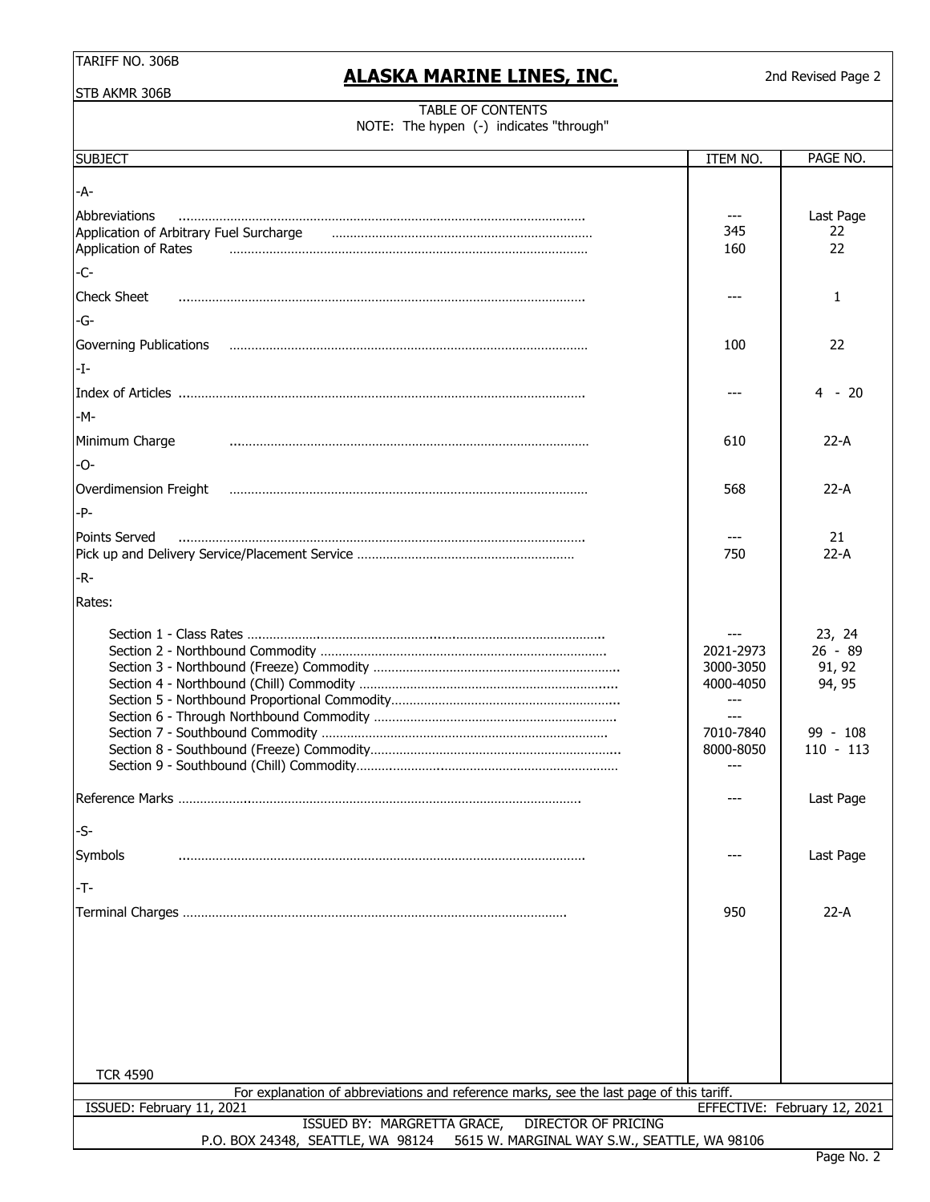TARIFF NO. 306B

STB AKMR 306B

# ALASKA MARINE LINES, INC.

2nd Revised Page 2

## TABLE OF CONTENTS

NOTE: The hypen (-) indicates "through"

| SUBJECT | ITEM NO. | PAGE NO. |
|---|---|---|
| -A- | | |
| Abbreviations | --- | Last Page |
| Application of Arbitrary Fuel Surcharge | 345 | 22 |
| Application of Rates | 160 | 22 |
| -C- | | |
| Check Sheet | --- | 1 |
| -G- | | |
| Governing Publications | 100 | 22 |
| -I- | | |
| Index of Articles | --- | 4 - 20 |
| -M- | | |
| Minimum Charge | 610 | 22-A |
| -O- | | |
| Overdimension Freight | 568 | 22-A |
| -P- | | |
| Points Served | --- | 21 |
| Pick up and Delivery Service/Placement Service | 750 | 22-A |
| -R- | | |
| Rates: | | |
| Section 1 - Class Rates | --- | 23, 24 |
| Section 2 - Northbound Commodity | 2021-2973 | 26 - 89 |
| Section 3 - Northbound (Freeze) Commodity | 3000-3050 | 91, 92 |
| Section 4 - Northbound (Chill) Commodity | 4000-4050 | 94, 95 |
| Section 5 - Northbound Proportional Commodity | --- | |
| Section 6 - Through Northbound Commodity | --- | |
| Section 7 - Southbound Commodity | 7010-7840 | 99 - 108 |
| Section 8 - Southbound (Freeze) Commodity | 8000-8050 | 110 - 113 |
| Section 9 - Southbound (Chill) Commodity | --- | |
| Reference Marks | --- | Last Page |
| -S- | | |
| Symbols | --- | Last Page |
| -T- | | |
| Terminal Charges | 950 | 22-A |

TCR 4590

For explanation of abbreviations and reference marks, see the last page of this tariff.

ISSUED: February 11, 2021 — EFFECTIVE: February 12, 2021

ISSUED BY: MARGRETTA GRACE, DIRECTOR OF PRICING

P.O. BOX 24348, SEATTLE, WA 98124 — 5615 W. MARGINAL WAY S.W., SEATTLE, WA 98106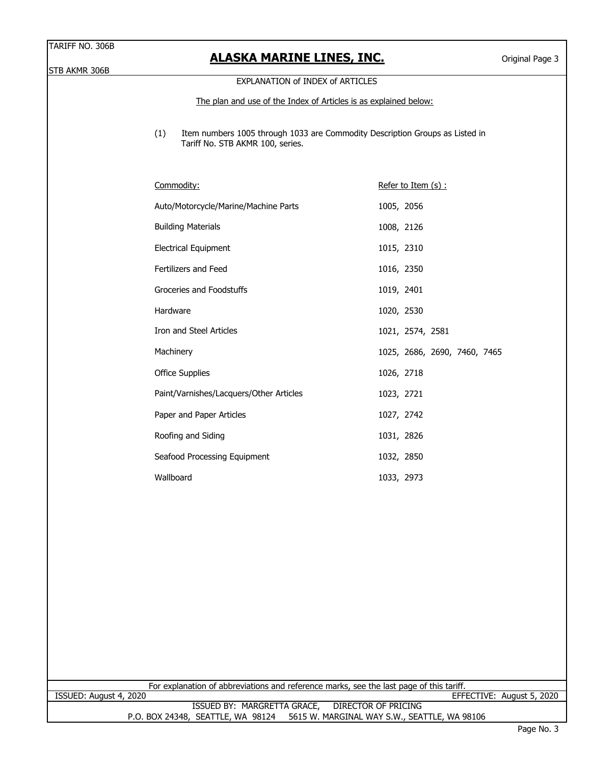## EXPLANATION of INDEX of ARTICLES

The plan and use of the Index of Articles is as explained below:

(1) Item numbers 1005 through 1033 are Commodity Description Groups as Listed in Tariff No. STB AKMR 100, series.

| Commodity: | Refer to Item (s) : |
|---|---|
| Auto/Motorcycle/Marine/Machine Parts | 1005, 2056 |
| Building Materials | 1008, 2126 |
| Electrical Equipment | 1015, 2310 |
| Fertilizers and Feed | 1016, 2350 |
| Groceries and Foodstuffs | 1019, 2401 |
| Hardware | 1020, 2530 |
| Iron and Steel Articles | 1021, 2574, 2581 |
| Machinery | 1025, 2686, 2690, 7460, 7465 |
| Office Supplies | 1026, 2718 |
| Paint/Varnishes/Lacquers/Other Articles | 1023, 2721 |
| Paper and Paper Articles | 1027, 2742 |
| Roofing and Siding | 1031, 2826 |
| Seafood Processing Equipment | 1032, 2850 |
| Wallboard | 1033, 2973 |

For explanation of abbreviations and reference marks, see the last page of this tariff.

ISSUED: August 4, 2020 EFFECTIVE: August 5, 2020

ISSUED BY: MARGRETTA GRACE, DIRECTOR OF PRICING

P.O. BOX 24348, SEATTLE, WA 98124 5615 W. MARGINAL WAY S.W., SEATTLE, WA 98106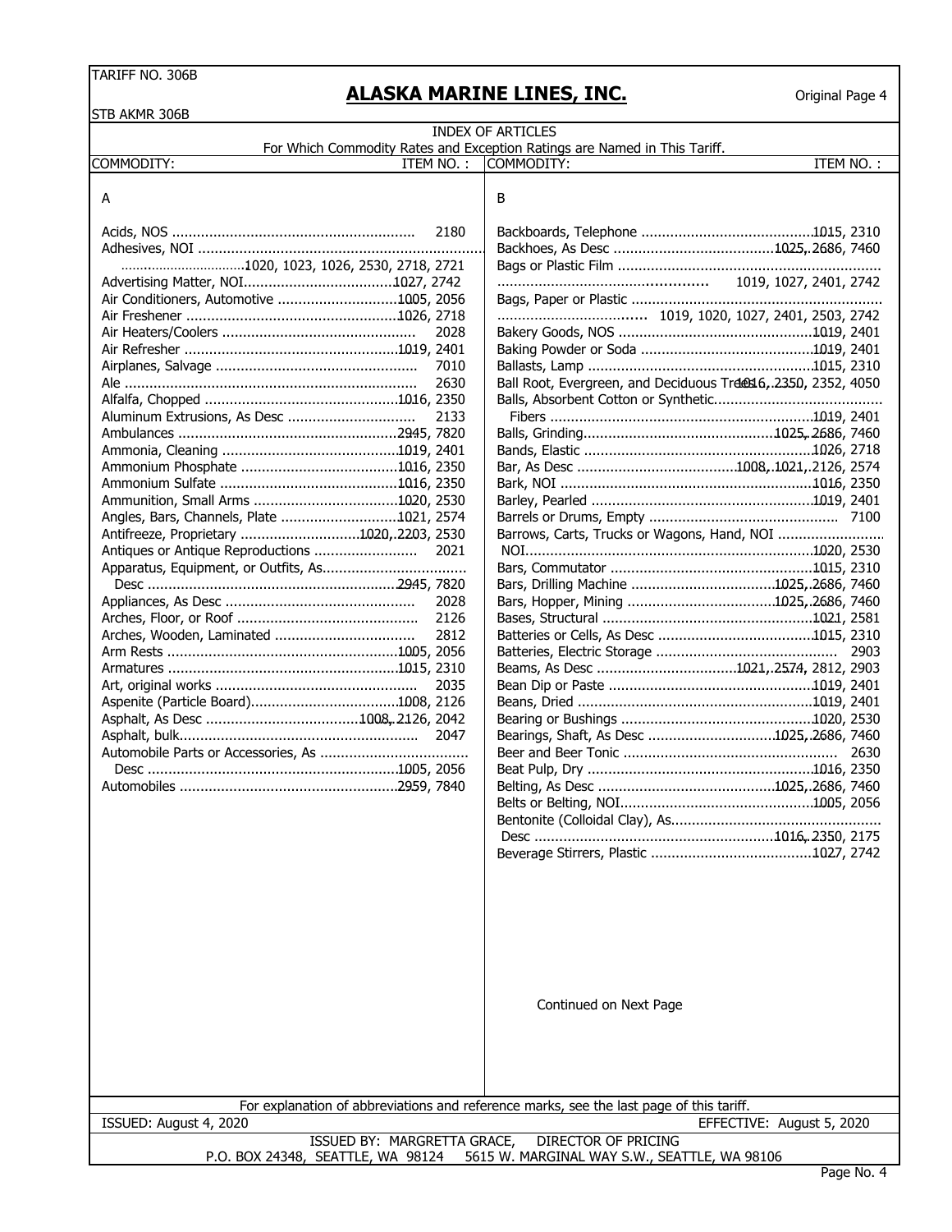TARIFF NO. 306B

# ALASKA MARINE LINES, INC.

Original Page 4

STB AKMR 306B

## INDEX OF ARTICLES

For Which Commodity Rates and Exception Ratings are Named in This Tariff.

| COMMODITY: | ITEM NO.: |
|---|---|
| **A** | |
| Acids, NOS | 2180 |
| Adhesives, NOI | 1020, 1023, 1026, 2530, 2718, 2721 |
| Advertising Matter, NOI | 1027, 2742 |
| Air Conditioners, Automotive | 1005, 2056 |
| Air Freshener | 1026, 2718 |
| Air Heaters/Coolers | 2028 |
| Air Refresher | 1019, 2401 |
| Airplanes, Salvage | 7010 |
| Ale | 2630 |
| Alfalfa, Chopped | 1016, 2350 |
| Aluminum Extrusions, As Desc | 2133 |
| Ambulances | 2945, 7820 |
| Ammonia, Cleaning | 1019, 2401 |
| Ammonium Phosphate | 1016, 2350 |
| Ammonium Sulfate | 1016, 2350 |
| Ammunition, Small Arms | 1020, 2530 |
| Angles, Bars, Channels, Plate | 1021, 2574 |
| Antifreeze, Proprietary | 1020, 2203, 2530 |
| Antiques or Antique Reproductions | 2021 |
| Apparatus, Equipment, or Outfits, As Desc | 2945, 7820 |
| Appliances, As Desc | 2028 |
| Arches, Floor, or Roof | 2126 |
| Arches, Wooden, Laminated | 2812 |
| Arm Rests | 1005, 2056 |
| Armatures | 1015, 2310 |
| Art, original works | 2035 |
| Aspenite (Particle Board) | 1008, 2126 |
| Asphalt, As Desc | 1008, 2126, 2042 |
| Asphalt, bulk | 2047 |
| Automobile Parts or Accessories, As Desc | 1005, 2056 |
| Automobiles | 2959, 7840 |
| **B** | |
| Backboards, Telephone | 1015, 2310 |
| Backhoes, As Desc | 1025, 2686, 7460 |
| Bags or Plastic Film | 1019, 1027, 2401, 2742 |
| Bags, Paper or Plastic | 1019, 1020, 1027, 2401, 2503, 2742 |
| Bakery Goods, NOS | 1019, 2401 |
| Baking Powder or Soda | 1019, 2401 |
| Ballasts, Lamp | 1015, 2310 |
| Ball Root, Evergreen, and Deciduous Trees | 1016, 2350, 2352, 4050 |
| Balls, Absorbent Cotton or Synthetic Fibers | 1019, 2401 |
| Balls, Grinding | 1025, 2686, 7460 |
| Bands, Elastic | 1026, 2718 |
| Bar, As Desc | 1008, 1021, 2126, 2574 |
| Bark, NOI | 1016, 2350 |
| Barley, Pearled | 1019, 2401 |
| Barrels or Drums, Empty | 7100 |
| Barrows, Carts, Trucks or Wagons, Hand, NOI | 1020, 2530 |
| Bars, Commutator | 1015, 2310 |
| Bars, Drilling Machine | 1025, 2686, 7460 |
| Bars, Hopper, Mining | 1025, 2686, 7460 |
| Bases, Structural | 1021, 2581 |
| Batteries or Cells, As Desc | 1015, 2310 |
| Batteries, Electric Storage | 2903 |
| Beams, As Desc | 1021, 2574, 2812, 2903 |
| Bean Dip or Paste | 1019, 2401 |
| Beans, Dried | 1019, 2401 |
| Bearing or Bushings | 1020, 2530 |
| Bearings, Shaft, As Desc | 1025, 2686, 7460 |
| Beer and Beer Tonic | 2630 |
| Beat Pulp, Dry | 1016, 2350 |
| Belting, As Desc | 1025, 2686, 7460 |
| Belts or Belting, NOI | 1005, 2056 |
| Bentonite (Colloidal Clay), As Desc | 1016, 2350, 2175 |
| Beverage Stirrers, Plastic | 1027, 2742 |

Continued on Next Page

For explanation of abbreviations and reference marks, see the last page of this tariff.

ISSUED: August 4, 2020 — EFFECTIVE: August 5, 2020

ISSUED BY: MARGRETTA GRACE, DIRECTOR OF PRICING

P.O. BOX 24348, SEATTLE, WA 98124 — 5615 W. MARGINAL WAY S.W., SEATTLE, WA 98106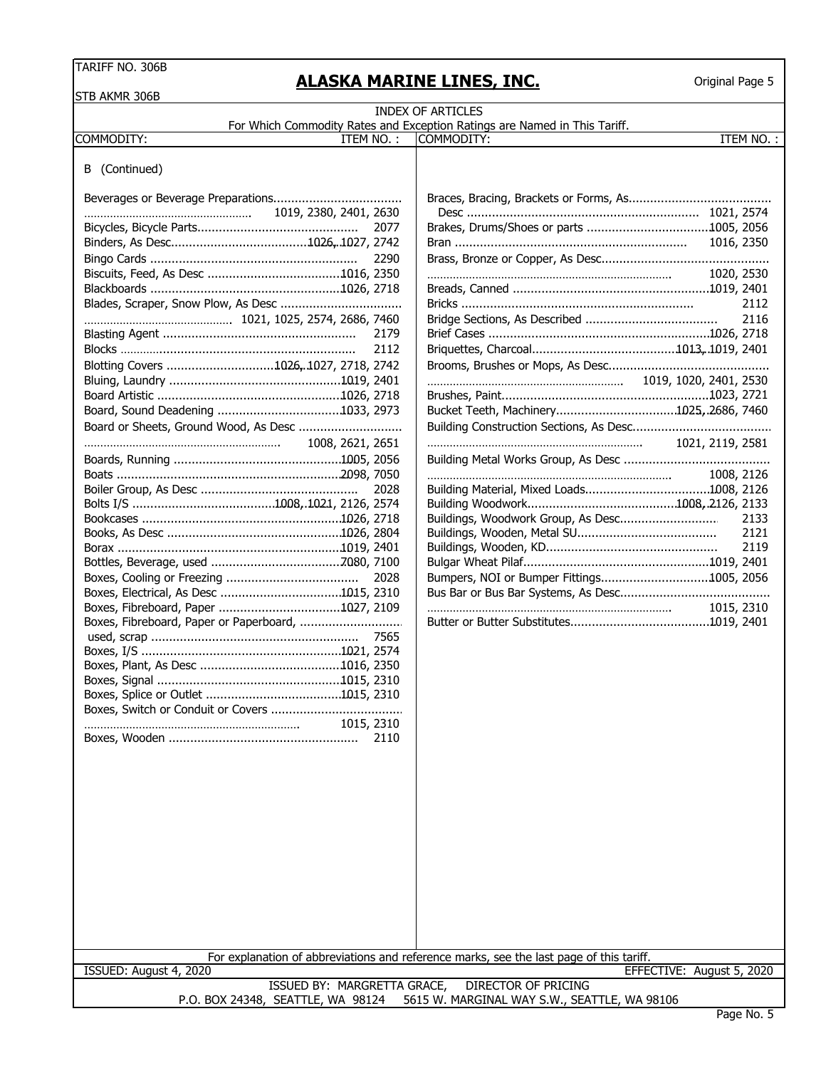# ALASKA MARINE LINES, INC.

TARIFF NO. 306B
STB AKMR 306B

Original Page 5

## INDEX OF ARTICLES

For Which Commodity Rates and Exception Ratings are Named in This Tariff.

| COMMODITY: | ITEM NO. : |
|---|---|
| **B (Continued)** | |
| Beverages or Beverage Preparations | 1019, 2380, 2401, 2630 |
| Bicycles, Bicycle Parts | 2077 |
| Binders, As Desc | 1026, 1027, 2742 |
| Bingo Cards | 2290 |
| Biscuits, Feed, As Desc | 1016, 2350 |
| Blackboards | 1026, 2718 |
| Blades, Scraper, Snow Plow, As Desc | 1021, 1025, 2574, 2686, 7460 |
| Blasting Agent | 2179 |
| Blocks | 2112 |
| Blotting Covers | 1026, 1027, 2718, 2742 |
| Bluing, Laundry | 1019, 2401 |
| Board Artistic | 1026, 2718 |
| Board, Sound Deadening | 1033, 2973 |
| Board or Sheets, Ground Wood, As Desc | 1008, 2621, 2651 |
| Boards, Running | 1005, 2056 |
| Boats | 2098, 7050 |
| Boiler Group, As Desc | 2028 |
| Bolts I/S | 1008, 1021, 2126, 2574 |
| Bookcases | 1026, 2718 |
| Books, As Desc | 1026, 2804 |
| Borax | 1019, 2401 |
| Bottles, Beverage, used | 7080, 7100 |
| Boxes, Cooling or Freezing | 2028 |
| Boxes, Electrical, As Desc | 1015, 2310 |
| Boxes, Fibreboard, Paper | 1027, 2109 |
| Boxes, Fibreboard, Paper or Paperboard, used, scrap | 7565 |
| Boxes, I/S | 1021, 2574 |
| Boxes, Plant, As Desc | 1016, 2350 |
| Boxes, Signal | 1015, 2310 |
| Boxes, Splice or Outlet | 1015, 2310 |
| Boxes, Switch or Conduit or Covers | 1015, 2310 |
| Boxes, Wooden | 2110 |
| Braces, Bracing, Brackets or Forms, As Desc | 1021, 2574 |
| Brakes, Drums/Shoes or parts | 1005, 2056 |
| Bran | 1016, 2350 |
| Brass, Bronze or Copper, As Desc | 1020, 2530 |
| Breads, Canned | 1019, 2401 |
| Bricks | 2112 |
| Bridge Sections, As Described | 2116 |
| Brief Cases | 1026, 2718 |
| Briquettes, Charcoal | 1013, 1019, 2401 |
| Brooms, Brushes or Mops, As Desc | 1019, 1020, 2401, 2530 |
| Brushes, Paint | 1023, 2721 |
| Bucket Teeth, Machinery | 1025, 2686, 7460 |
| Building Construction Sections, As Desc | 1021, 2119, 2581 |
| Building Metal Works Group, As Desc | 1008, 2126 |
| Building Material, Mixed Loads | 1008, 2126 |
| Building Woodwork | 1008, 2126, 2133 |
| Buildings, Woodwork Group, As Desc | 2133 |
| Buildings, Wooden, Metal SU | 2121 |
| Buildings, Wooden, KD | 2119 |
| Bulgar Wheat Pilaf | 1019, 2401 |
| Bumpers, NOI or Bumper Fittings | 1005, 2056 |
| Bus Bar or Bus Bar Systems, As Desc | 1015, 2310 |
| Butter or Butter Substitutes | 1019, 2401 |

For explanation of abbreviations and reference marks, see the last page of this tariff.

ISSUED: August 4, 2020 — EFFECTIVE: August 5, 2020

ISSUED BY: MARGRETTA GRACE, DIRECTOR OF PRICING
P.O. BOX 24348, SEATTLE, WA 98124 5615 W. MARGINAL WAY S.W., SEATTLE, WA 98106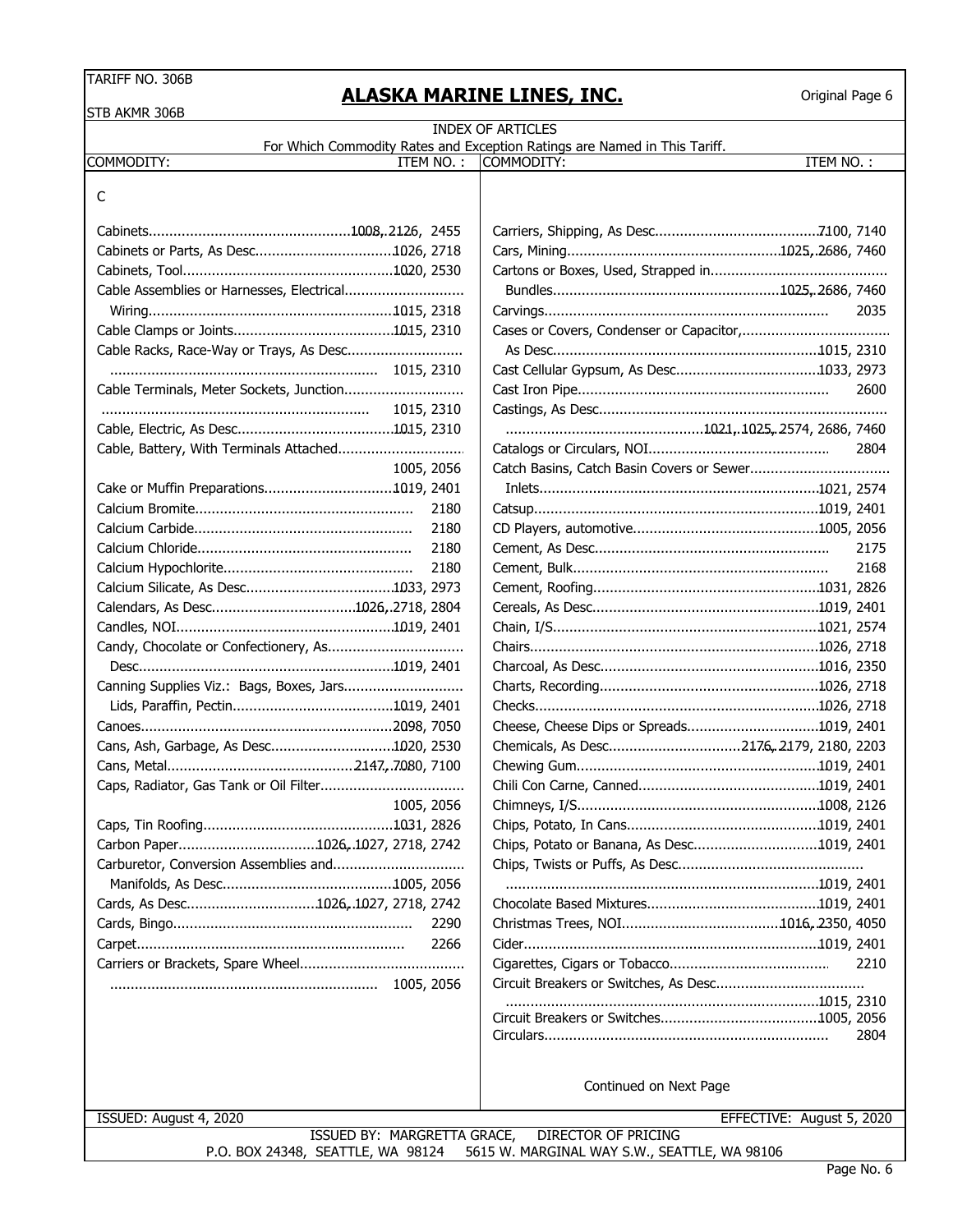TARIFF NO. 306B

STB AKMR 306B

# ALASKA MARINE LINES, INC.

Original Page 6

## INDEX OF ARTICLES

For Which Commodity Rates and Exception Ratings are Named in This Tariff.

| COMMODITY: | ITEM NO.: |
|---|---|
| **C** | |
| Cabinets | 1008, 2126, 2455 |
| Cabinets or Parts, As Desc. | 1026, 2718 |
| Cabinets, Tool | 1020, 2530 |
| Cable Assemblies or Harnesses, Electrical Wiring | 1015, 2318 |
| Cable Clamps or Joints | 1015, 2310 |
| Cable Racks, Race-Way or Trays, As Desc. | 1015, 2310 |
| Cable Terminals, Meter Sockets, Junction | 1015, 2310 |
| Cable, Electric, As Desc. | 1015, 2310 |
| Cable, Battery, With Terminals Attached | 1005, 2056 |
| Cake or Muffin Preparations | 1019, 2401 |
| Calcium Bromite | 2180 |
| Calcium Carbide | 2180 |
| Calcium Chloride | 2180 |
| Calcium Hypochlorite | 2180 |
| Calcium Silicate, As Desc. | 1033, 2973 |
| Calendars, As Desc. | 1026, 2718, 2804 |
| Candles, NOI | 1019, 2401 |
| Candy, Chocolate or Confectionery, As Desc. | 1019, 2401 |
| Canning Supplies Viz.: Bags, Boxes, Jars Lids, Paraffin, Pectin | 1019, 2401 |
| Canoes | 2098, 7050 |
| Cans, Ash, Garbage, As Desc. | 1020, 2530 |
| Cans, Metal | 2147, 7080, 7100 |
| Caps, Radiator, Gas Tank or Oil Filter | 1005, 2056 |
| Caps, Tin Roofing | 1031, 2826 |
| Carbon Paper | 1026, 1027, 2718, 2742 |
| Carburetor, Conversion Assemblies and Manifolds, As Desc. | 1005, 2056 |
| Cards, As Desc. | 1026, 1027, 2718, 2742 |
| Cards, Bingo | 2290 |
| Carpet | 2266 |
| Carriers or Brackets, Spare Wheel | 1005, 2056 |
| Carriers, Shipping, As Desc. | 7100, 7140 |
| Cars, Mining | 1025, 2686, 7460 |
| Cartons or Boxes, Used, Strapped in Bundles | 1025, 2686, 7460 |
| Carvings | 2035 |
| Cases or Covers, Condenser or Capacitor, As Desc. | 1015, 2310 |
| Cast Cellular Gypsum, As Desc. | 1033, 2973 |
| Cast Iron Pipe | 2600 |
| Castings, As Desc. | 1021, 1025, 2574, 2686, 7460 |
| Catalogs or Circulars, NOI | 2804 |
| Catch Basins, Catch Basin Covers or Sewer Inlets | 1021, 2574 |
| Catsup | 1019, 2401 |
| CD Players, automotive | 1005, 2056 |
| Cement, As Desc. | 2175 |
| Cement, Bulk | 2168 |
| Cement, Roofing | 1031, 2826 |
| Cereals, As Desc. | 1019, 2401 |
| Chain, I/S | 1021, 2574 |
| Chairs | 1026, 2718 |
| Charcoal, As Desc. | 1016, 2350 |
| Charts, Recording | 1026, 2718 |
| Checks | 1026, 2718 |
| Cheese, Cheese Dips or Spreads | 1019, 2401 |
| Chemicals, As Desc. | 2176, 2179, 2180, 2203 |
| Chewing Gum | 1019, 2401 |
| Chili Con Carne, Canned | 1019, 2401 |
| Chimneys, I/S | 1008, 2126 |
| Chips, Potato, In Cans | 1019, 2401 |
| Chips, Potato or Banana, As Desc. | 1019, 2401 |
| Chips, Twists or Puffs, As Desc. | 1019, 2401 |
| Chocolate Based Mixtures | 1019, 2401 |
| Christmas Trees, NOI | 1016, 2350, 4050 |
| Cider | 1019, 2401 |
| Cigarettes, Cigars or Tobacco | 2210 |
| Circuit Breakers or Switches, As Desc. | 1015, 2310 |
| Circuit Breakers or Switches | 1005, 2056 |
| Circulars | 2804 |

Continued on Next Page

ISSUED: August 4, 2020 EFFECTIVE: August 5, 2020

ISSUED BY: MARGRETTA GRACE, DIRECTOR OF PRICING

P.O. BOX 24348, SEATTLE, WA 98124 5615 W. MARGINAL WAY S.W., SEATTLE, WA 98106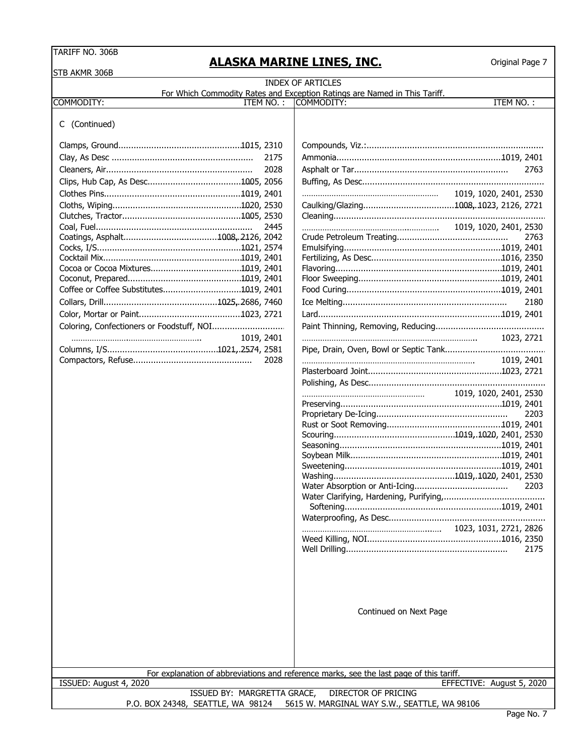# INDEX OF ARTICLES

For Which Commodity Rates and Exception Ratings are Named in This Tariff.

| COMMODITY: | ITEM NO.: |
|---|---|
| **C (Continued)** | |
| Clamps, Ground | 1015, 2310 |
| Clay, As Desc | 2175 |
| Cleaners, Air | 2028 |
| Clips, Hub Cap, As Desc | 1005, 2056 |
| Clothes Pins | 1019, 2401 |
| Cloths, Wiping | 1020, 2530 |
| Clutches, Tractor | 1005, 2530 |
| Coal, Fuel | 2445 |
| Coatings, Asphalt | 1008, 2126, 2042 |
| Cocks, I/S | 1021, 2574 |
| Cocktail Mix | 1019, 2401 |
| Cocoa or Cocoa Mixtures | 1019, 2401 |
| Coconut, Prepared | 1019, 2401 |
| Coffee or Coffee Substitutes | 1019, 2401 |
| Collars, Drill | 1025, 2686, 7460 |
| Color, Mortar or Paint | 1023, 2721 |
| Coloring, Confectioners or Foodstuff, NOI | 1019, 2401 |
| Columns, I/S | 1021, 2574, 2581 |
| Compactors, Refuse | 2028 |
| Compounds, Viz.: | |
| Ammonia | 1019, 2401 |
| Asphalt or Tar | 2763 |
| Buffing, As Desc | 1019, 1020, 2401, 2530 |
| Caulking/Glazing | 1008, 1023, 2126, 2721 |
| Cleaning | 1019, 1020, 2401, 2530 |
| Crude Petroleum Treating | 2763 |
| Emulsifying | 1019, 2401 |
| Fertilizing, As Desc | 1016, 2350 |
| Flavoring | 1019, 2401 |
| Floor Sweeping | 1019, 2401 |
| Food Curing | 1019, 2401 |
| Ice Melting | 2180 |
| Lard | 1019, 2401 |
| Paint Thinning, Removing, Reducing | 1023, 2721 |
| Pipe, Drain, Oven, Bowl or Septic Tank | 1019, 2401 |
| Plasterboard Joint | 1023, 2721 |
| Polishing, As Desc | 1019, 1020, 2401, 2530 |
| Preserving | 1019, 2401 |
| Proprietary De-Icing | 2203 |
| Rust or Soot Removing | 1019, 2401 |
| Scouring | 1019, 1020, 2401, 2530 |
| Seasoning | 1019, 2401 |
| Soybean Milk | 1019, 2401 |
| Sweetening | 1019, 2401 |
| Washing | 1019, 1020, 2401, 2530 |
| Water Absorption or Anti-Icing | 2203 |
| Water Clarifying, Hardening, Purifying, Softening | 1019, 2401 |
| Waterproofing, As Desc | 1023, 1031, 2721, 2826 |
| Weed Killing, NOI | 1016, 2350 |
| Well Drilling | 2175 |

Continued on Next Page

For explanation of abbreviations and reference marks, see the last page of this tariff.

ISSUED: August 4, 2020 EFFECTIVE: August 5, 2020

ISSUED BY: MARGRETTA GRACE, DIRECTOR OF PRICING

P.O. BOX 24348, SEATTLE, WA 98124 5615 W. MARGINAL WAY S.W., SEATTLE, WA 98106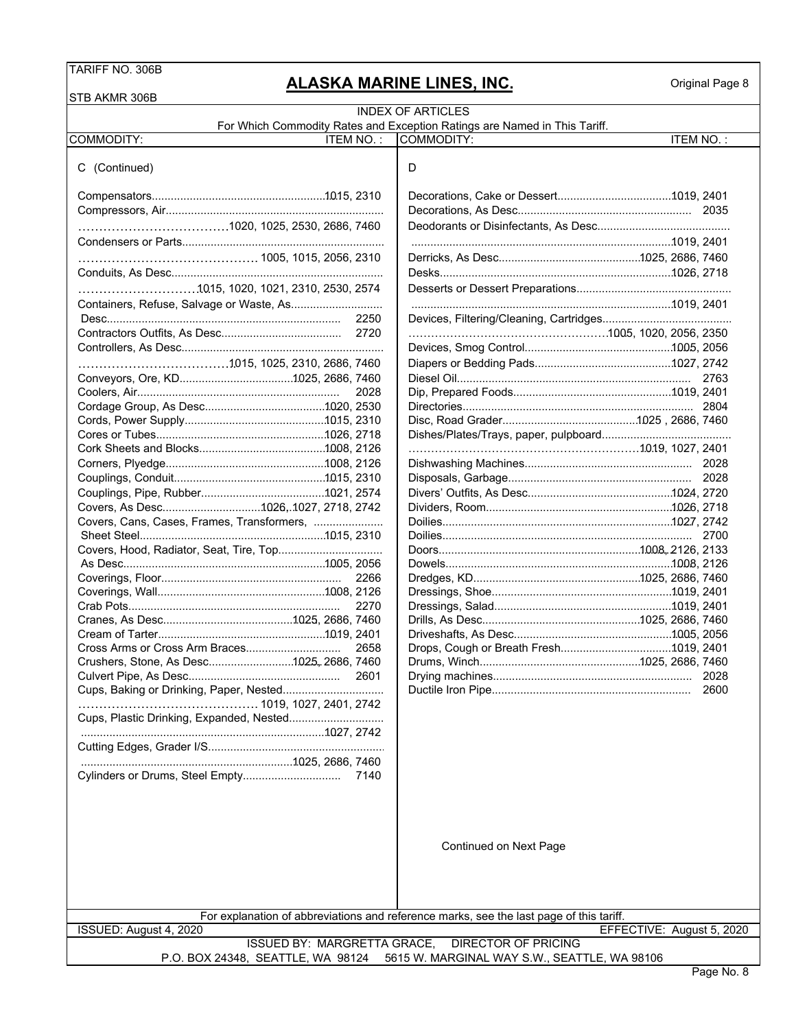# ALASKA MARINE LINES, INC.

TARIFF NO. 306B
STB AKMR 306B

Original Page 8

## INDEX OF ARTICLES

For Which Commodity Rates and Exception Ratings are Named in This Tariff.

| COMMODITY: | ITEM NO. : |
|---|---|
| **C (Continued)** | |
| Compensators | 1015, 2310 |
| Compressors, Air | 1020, 1025, 2530, 2686, 7460 |
| Condensers or Parts | 1005, 1015, 2056, 2310 |
| Conduits, As Desc. | 1015, 1020, 1021, 2310, 2530, 2574 |
| Containers, Refuse, Salvage or Waste, As Desc. | 2250 |
| Contractors Outfits, As Desc. | 2720 |
| Controllers, As Desc. | 1015, 1025, 2310, 2686, 7460 |
| Conveyors, Ore, KD | 1025, 2686, 7460 |
| Coolers, Air | 2028 |
| Cordage Group, As Desc. | 1020, 2530 |
| Cords, Power Supply | 1015, 2310 |
| Cores or Tubes | 1026, 2718 |
| Cork Sheets and Blocks | 1008, 2126 |
| Corners, Plyedge | 1008, 2126 |
| Couplings, Conduit | 1015, 2310 |
| Couplings, Pipe, Rubber | 1021, 2574 |
| Covers, As Desc. | 1026, 1027, 2718, 2742 |
| Covers, Cans, Cases, Frames, Transformers, Sheet Steel | 1015, 2310 |
| Covers, Hood, Radiator, Seat, Tire, Top As Desc. | 1005, 2056 |
| Coverings, Floor | 2266 |
| Coverings, Wall | 1008, 2126 |
| Crab Pots | 2270 |
| Cranes, As Desc. | 1025, 2686, 7460 |
| Cream of Tarter | 1019, 2401 |
| Cross Arms or Cross Arm Braces | 2658 |
| Crushers, Stone, As Desc. | 1025, 2686, 7460 |
| Culvert Pipe, As Desc. | 2601 |
| Cups, Baking or Drinking, Paper, Nested | 1019, 1027, 2401, 2742 |
| Cups, Plastic Drinking, Expanded, Nested | 1027, 2742 |
| Cutting Edges, Grader I/S | 1025, 2686, 7460 |
| Cylinders or Drums, Steel Empty | 7140 |
| **D** | |
| Decorations, Cake or Dessert | 1019, 2401 |
| Decorations, As Desc. | 2035 |
| Deodorants or Disinfectants, As Desc. | 1019, 2401 |
| Derricks, As Desc. | 1025, 2686, 7460 |
| Desks | 1026, 2718 |
| Desserts or Dessert Preparations | 1019, 2401 |
| Devices, Filtering/Cleaning, Cartridges | 1005, 1020, 2056, 2350 |
| Devices, Smog Control | 1005, 2056 |
| Diapers or Bedding Pads | 1027, 2742 |
| Diesel Oil | 2763 |
| Dip, Prepared Foods | 1019, 2401 |
| Directories | 2804 |
| Disc, Road Grader | 1025 , 2686, 7460 |
| Dishes/Plates/Trays, paper, pulpboard | 1019, 1027, 2401 |
| Dishwashing Machines | 2028 |
| Disposals, Garbage | 2028 |
| Divers' Outfits, As Desc. | 1024, 2720 |
| Dividers, Room | 1026, 2718 |
| Doilies | 1027, 2742 |
| Doilies | 2700 |
| Doors | 1008, 2126, 2133 |
| Dowels | 1008, 2126 |
| Dredges, KD | 1025, 2686, 7460 |
| Dressings, Shoe | 1019, 2401 |
| Dressings, Salad | 1019, 2401 |
| Drills, As Desc. | 1025, 2686, 7460 |
| Driveshafts, As Desc. | 1005, 2056 |
| Drops, Cough or Breath Fresh | 1019, 2401 |
| Drums, Winch | 1025, 2686, 7460 |
| Drying machines | 2028 |
| Ductile Iron Pipe | 2600 |

Continued on Next Page

For explanation of abbreviations and reference marks, see the last page of this tariff.

ISSUED: August 4, 2020 — EFFECTIVE: August 5, 2020

ISSUED BY: MARGRETTA GRACE, DIRECTOR OF PRICING
P.O. BOX 24348, SEATTLE, WA 98124 5615 W. MARGINAL WAY S.W., SEATTLE, WA 98106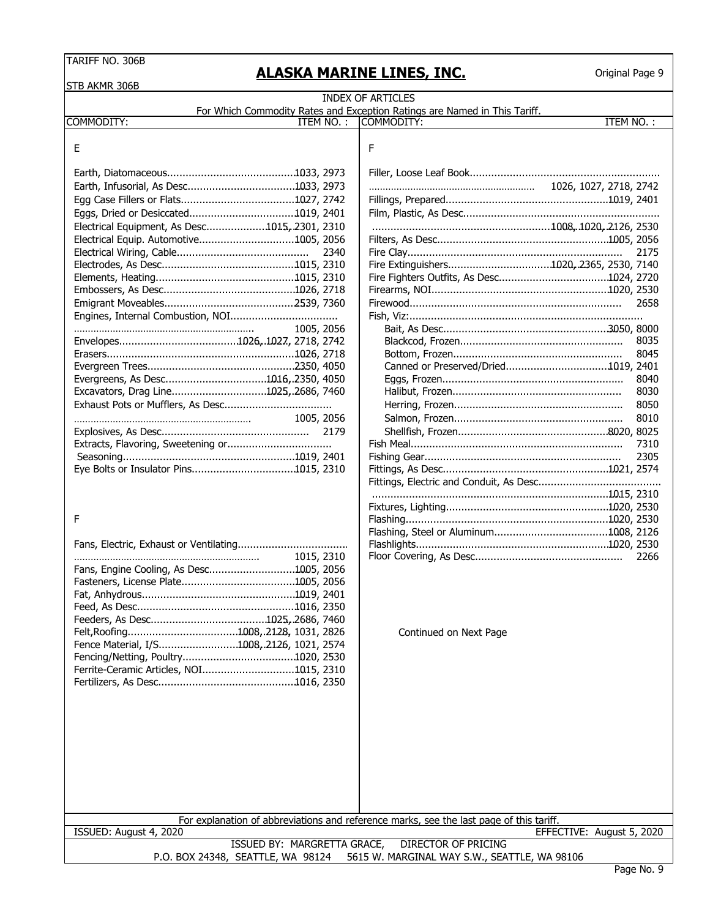TARIFF NO. 306B

STB AKMR 306B

# ALASKA MARINE LINES, INC.

Original Page 9

## INDEX OF ARTICLES

For Which Commodity Rates and Exception Ratings are Named in This Tariff.

| COMMODITY: | ITEM NO. : |
|---|---|
| **E** | |
| Earth, Diatomaceous | 1033, 2973 |
| Earth, Infusorial, As Desc. | 1033, 2973 |
| Egg Case Fillers or Flats | 1027, 2742 |
| Eggs, Dried or Desiccated | 1019, 2401 |
| Electrical Equipment, As Desc. | 1015, 2301, 2310 |
| Electrical Equip. Automotive | 1005, 2056 |
| Electrical Wiring, Cable | 2340 |
| Electrodes, As Desc. | 1015, 2310 |
| Elements, Heating | 1015, 2310 |
| Embossers, As Desc. | 1026, 2718 |
| Emigrant Moveables | 2539, 7360 |
| Engines, Internal Combustion, NOI | 1005, 2056 |
| Envelopes | 1026, 1027, 2718, 2742 |
| Erasers | 1026, 2718 |
| Evergreen Trees | 2350, 4050 |
| Evergreens, As Desc. | 1016, 2350, 4050 |
| Excavators, Drag Line | 1025, 2686, 7460 |
| Exhaust Pots or Mufflers, As Desc. | 1005, 2056 |
| Explosives, As Desc. | 2179 |
| Extracts, Flavoring, Sweetening or Seasoning | 1019, 2401 |
| Eye Bolts or Insulator Pins | 1015, 2310 |
| **F** | |
| Fans, Electric, Exhaust or Ventilating | 1015, 2310 |
| Fans, Engine Cooling, As Desc. | 1005, 2056 |
| Fasteners, License Plate | 1005, 2056 |
| Fat, Anhydrous | 1019, 2401 |
| Feed, As Desc. | 1016, 2350 |
| Feeders, As Desc. | 1025, 2686, 7460 |
| Felt, Roofing | 1008, 2128, 1031, 2826 |
| Fence Material, I/S | 1008, 2126, 1021, 2574 |
| Fencing/Netting, Poultry | 1020, 2530 |
| Ferrite-Ceramic Articles, NOI | 1015, 2310 |
| Fertilizers, As Desc. | 1016, 2350 |
| Filler, Loose Leaf Book | 1026, 1027, 2718, 2742 |
| Fillings, Prepared | 1019, 2401 |
| Film, Plastic, As Desc. | 1008, 1020, 2126, 2530 |
| Filters, As Desc. | 1005, 2056 |
| Fire Clay | 2175 |
| Fire Extinguishers | 1020, 2365, 2530, 7140 |
| Fire Fighters Outfits, As Desc. | 1024, 2720 |
| Firearms, NOI | 1020, 2530 |
| Firewood | 2658 |
| Fish, Viz: | |
| Bait, As Desc. | 3050, 8000 |
| Blackcod, Frozen | 8035 |
| Bottom, Frozen | 8045 |
| Canned or Preserved/Dried | 1019, 2401 |
| Eggs, Frozen | 8040 |
| Halibut, Frozen | 8030 |
| Herring, Frozen | 8050 |
| Salmon, Frozen | 8010 |
| Shellfish, Frozen | 8020, 8025 |
| Fish Meal | 7310 |
| Fishing Gear | 2305 |
| Fittings, As Desc. | 1021, 2574 |
| Fittings, Electric and Conduit, As Desc. | 1015, 2310 |
| Fixtures, Lighting | 1020, 2530 |
| Flashing | 1020, 2530 |
| Flashing, Steel or Aluminum | 1008, 2126 |
| Flashlights | 1020, 2530 |
| Floor Covering, As Desc. | 2266 |

Continued on Next Page

For explanation of abbreviations and reference marks, see the last page of this tariff.

ISSUED: August 4, 2020

EFFECTIVE: August 5, 2020

ISSUED BY: MARGRETTA GRACE, DIRECTOR OF PRICING

P.O. BOX 24348, SEATTLE, WA 98124 5615 W. MARGINAL WAY S.W., SEATTLE, WA 98106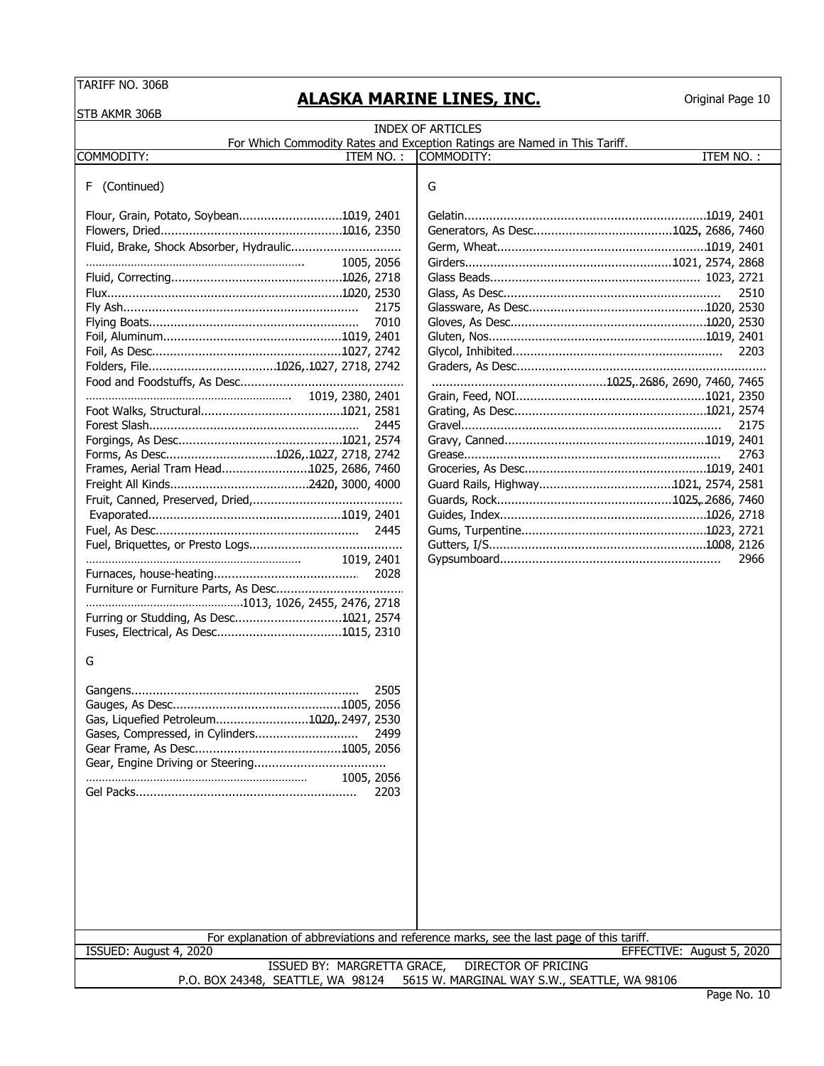TARIFF NO. 306B
STB AKMR 306B

# ALASKA MARINE LINES, INC.

Original Page 10

## INDEX OF ARTICLES

For Which Commodity Rates and Exception Ratings are Named in This Tariff.

| COMMODITY: | ITEM NO. : |
|---|---|
| **F (Continued)** | |
| Flour, Grain, Potato, Soybean | 1019, 2401 |
| Flowers, Dried | 1016, 2350 |
| Fluid, Brake, Shock Absorber, Hydraulic | 1005, 2056 |
| Fluid, Correcting | 1026, 2718 |
| Flux | 1020, 2530 |
| Fly Ash | 2175 |
| Flying Boats | 7010 |
| Foil, Aluminum | 1019, 2401 |
| Foil, As Desc. | 1027, 2742 |
| Folders, File | 1026, 1027, 2718, 2742 |
| Food and Foodstuffs, As Desc. | 1019, 2380, 2401 |
| Foot Walks, Structural | 1021, 2581 |
| Forest Slash | 2445 |
| Forgings, As Desc. | 1021, 2574 |
| Forms, As Desc. | 1026, 1027, 2718, 2742 |
| Frames, Aerial Tram Head | 1025, 2686, 7460 |
| Freight All Kinds | 2420, 3000, 4000 |
| Fruit, Canned, Preserved, Dried, Evaporated | 1019, 2401 |
| Fuel, As Desc. | 2445 |
| Fuel, Briquettes, or Presto Logs | 1019, 2401 |
| Furnaces, house-heating | 2028 |
| Furniture or Furniture Parts, As Desc. | 1013, 1026, 2455, 2476, 2718 |
| Furring or Studding, As Desc. | 1021, 2574 |
| Fuses, Electrical, As Desc. | 1015, 2310 |
| **G** | |
| Gangens | 2505 |
| Gauges, As Desc. | 1005, 2056 |
| Gas, Liquefied Petroleum | 1020, 2497, 2530 |
| Gases, Compressed, in Cylinders | 2499 |
| Gear Frame, As Desc. | 1005, 2056 |
| Gear, Engine Driving or Steering | 1005, 2056 |
| Gel Packs | 2203 |
| Gelatin | 1019, 2401 |
| Generators, As Desc. | 1025, 2686, 7460 |
| Germ, Wheat | 1019, 2401 |
| Girders | 1021, 2574, 2868 |
| Glass Beads | 1023, 2721 |
| Glass, As Desc. | 2510 |
| Glassware, As Desc. | 1020, 2530 |
| Gloves, As Desc. | 1020, 2530 |
| Gluten, Nos | 1019, 2401 |
| Glycol, Inhibited | 2203 |
| Graders, As Desc. | 1025, 2686, 2690, 7460, 7465 |
| Grain, Feed, NOI | 1021, 2350 |
| Grating, As Desc. | 1021, 2574 |
| Gravel | 2175 |
| Gravy, Canned | 1019, 2401 |
| Grease | 2763 |
| Groceries, As Desc. | 1019, 2401 |
| Guard Rails, Highway | 1021, 2574, 2581 |
| Guards, Rock | 1025, 2686, 7460 |
| Guides, Index | 1026, 2718 |
| Gums, Turpentine | 1023, 2721 |
| Gutters, I/S | 1008, 2126 |
| Gypsumboard | 2966 |

For explanation of abbreviations and reference marks, see the last page of this tariff.

ISSUED: August 4, 2020 — EFFECTIVE: August 5, 2020

ISSUED BY: MARGRETTA GRACE, DIRECTOR OF PRICING
P.O. BOX 24348, SEATTLE, WA 98124 — 5615 W. MARGINAL WAY S.W., SEATTLE, WA 98106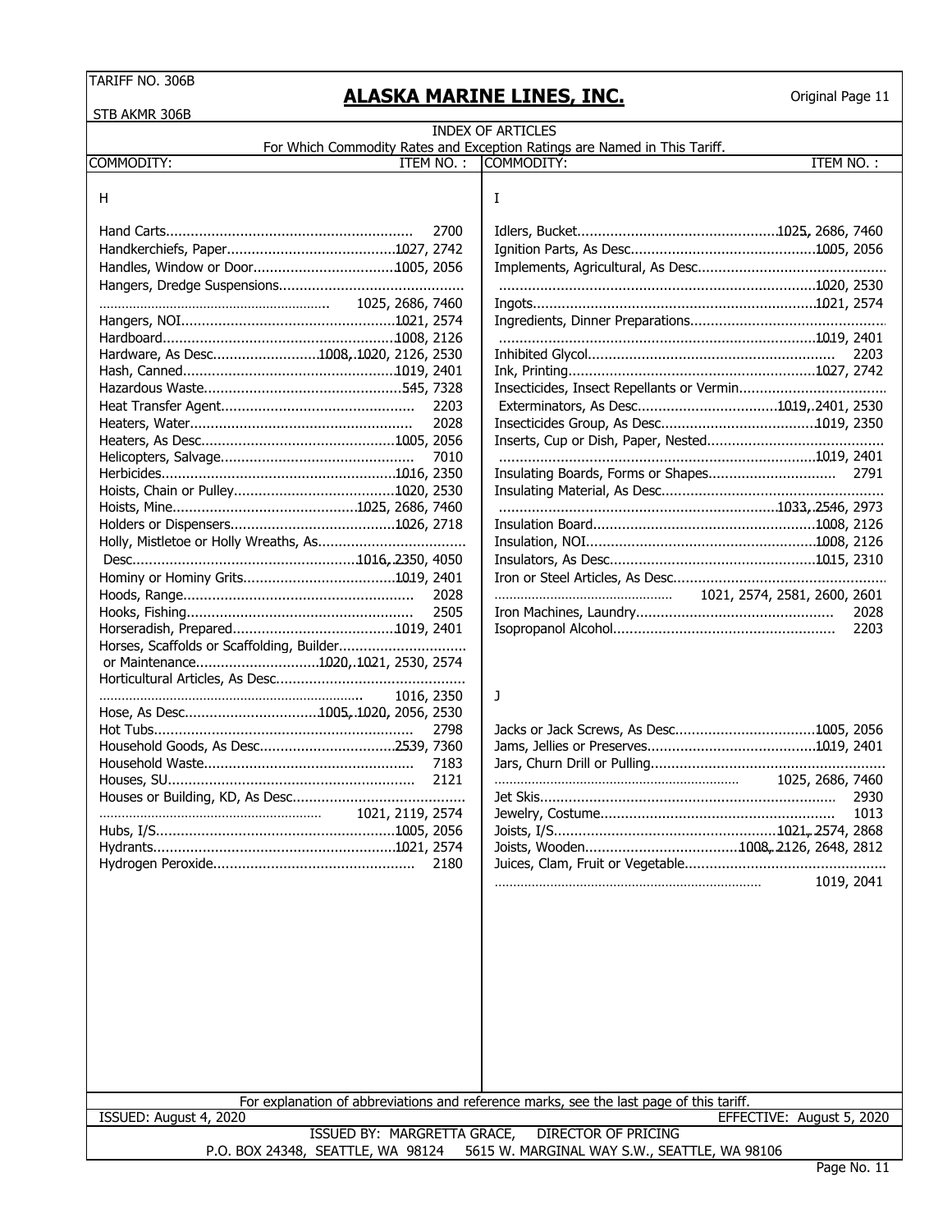## INDEX OF ARTICLES

For Which Commodity Rates and Exception Ratings are Named in This Tariff.

| COMMODITY: | ITEM NO. : |
|---|---|
| **H** | |
| Hand Carts | 2700 |
| Handkerchiefs, Paper | 1027, 2742 |
| Handles, Window or Door | 1005, 2056 |
| Hangers, Dredge Suspensions | 1025, 2686, 7460 |
| Hangers, NOI | 1021, 2574 |
| Hardboard | 1008, 2126 |
| Hardware, As Desc. | 1008, 1020, 2126, 2530 |
| Hash, Canned | 1019, 2401 |
| Hazardous Waste | 545, 7328 |
| Heat Transfer Agent | 2203 |
| Heaters, Water | 2028 |
| Heaters, As Desc. | 1005, 2056 |
| Helicopters, Salvage | 7010 |
| Herbicides | 1016, 2350 |
| Hoists, Chain or Pulley | 1020, 2530 |
| Hoists, Mine | 1025, 2686, 7460 |
| Holders or Dispensers | 1026, 2718 |
| Holly, Mistletoe or Holly Wreaths, As Desc. | 1016, 2350, 4050 |
| Hominy or Hominy Grits | 1019, 2401 |
| Hoods, Range | 2028 |
| Hooks, Fishing | 2505 |
| Horseradish, Prepared | 1019, 2401 |
| Horses, Scaffolds or Scaffolding, Builder or Maintenance | 1020, 1021, 2530, 2574 |
| Horticultural Articles, As Desc. | 1016, 2350 |
| Hose, As Desc. | 1005, 1020, 2056, 2530 |
| Hot Tubs | 2798 |
| Household Goods, As Desc. | 2539, 7360 |
| Household Waste | 7183 |
| Houses, SU | 2121 |
| Houses or Building, KD, As Desc. | 1021, 2119, 2574 |
| Hubs, I/S | 1005, 2056 |
| Hydrants | 1021, 2574 |
| Hydrogen Peroxide | 2180 |
| **I** | |
| Idlers, Bucket | 1025, 2686, 7460 |
| Ignition Parts, As Desc. | 1005, 2056 |
| Implements, Agricultural, As Desc. | 1020, 2530 |
| Ingots | 1021, 2574 |
| Ingredients, Dinner Preparations | 1019, 2401 |
| Inhibited Glycol | 2203 |
| Ink, Printing | 1027, 2742 |
| Insecticides, Insect Repellants or Vermin Exterminators, As Desc. | 1019, 2401, 2530 |
| Insecticides Group, As Desc. | 1019, 2350 |
| Inserts, Cup or Dish, Paper, Nested | 1019, 2401 |
| Insulating Boards, Forms or Shapes | 2791 |
| Insulating Material, As Desc. | 1033, 2546, 2973 |
| Insulation Board | 1008, 2126 |
| Insulation, NOI | 1008, 2126 |
| Insulators, As Desc. | 1015, 2310 |
| Iron or Steel Articles, As Desc. | 1021, 2574, 2581, 2600, 2601 |
| Iron Machines, Laundry | 2028 |
| Isopropanol Alcohol | 2203 |
| **J** | |
| Jacks or Jack Screws, As Desc. | 1005, 2056 |
| Jams, Jellies or Preserves | 1019, 2401 |
| Jars, Churn Drill or Pulling | 1025, 2686, 7460 |
| Jet Skis | 2930 |
| Jewelry, Costume | 1013 |
| Joists, I/S | 1021, 2574, 2868 |
| Joists, Wooden | 1008, 2126, 2648, 2812 |
| Juices, Clam, Fruit or Vegetable | 1019, 2041 |

For explanation of abbreviations and reference marks, see the last page of this tariff.

ISSUED: August 4, 2020 — EFFECTIVE: August 5, 2020

ISSUED BY: MARGRETTA GRACE, DIRECTOR OF PRICING

P.O. BOX 24348, SEATTLE, WA 98124 — 5615 W. MARGINAL WAY S.W., SEATTLE, WA 98106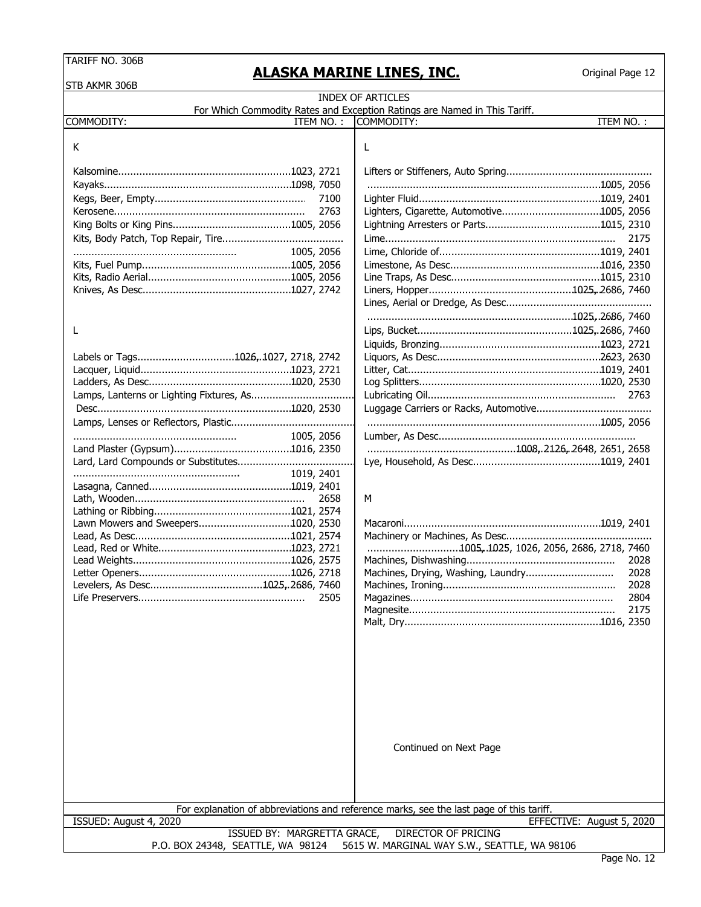TARIFF NO. 306B

STB AKMR 306B

## ALASKA MARINE LINES, INC.

Original Page 12

### INDEX OF ARTICLES

For Which Commodity Rates and Exception Ratings are Named in This Tariff.

| COMMODITY: | ITEM NO. : |
|---|---|
| **K** | |
| Kalsomine | 1023, 2721 |
| Kayaks | 1098, 7050 |
| Kegs, Beer, Empty | 7100 |
| Kerosene | 2763 |
| King Bolts or King Pins | 1005, 2056 |
| Kits, Body Patch, Top Repair, Tire | 1005, 2056 |
| Kits, Fuel Pump | 1005, 2056 |
| Kits, Radio Aerial | 1005, 2056 |
| Knives, As Desc. | 1027, 2742 |
| **L** | |
| Labels or Tags | 1026, 1027, 2718, 2742 |
| Lacquer, Liquid | 1023, 2721 |
| Ladders, As Desc. | 1020, 2530 |
| Lamps, Lanterns or Lighting Fixtures, As Desc. | 1020, 2530 |
| Lamps, Lenses or Reflectors, Plastic | 1005, 2056 |
| Land Plaster (Gypsum) | 1016, 2350 |
| Lard, Lard Compounds or Substitutes | 1019, 2401 |
| Lasagna, Canned | 1019, 2401 |
| Lath, Wooden | 2658 |
| Lathing or Ribbing | 1021, 2574 |
| Lawn Mowers and Sweepers | 1020, 2530 |
| Lead, As Desc. | 1021, 2574 |
| Lead, Red or White | 1023, 2721 |
| Lead Weights | 1026, 2575 |
| Letter Openers | 1026, 2718 |
| Levelers, As Desc. | 1025, 2686, 7460 |
| Life Preservers | 2505 |
| Lifters or Stiffeners, Auto Spring | 1005, 2056 |
| Lighter Fluid | 1019, 2401 |
| Lighters, Cigarette, Automotive | 1005, 2056 |
| Lightning Arresters or Parts | 1015, 2310 |
| Lime | 2175 |
| Lime, Chloride of | 1019, 2401 |
| Limestone, As Desc. | 1016, 2350 |
| Line Traps, As Desc. | 1015, 2310 |
| Liners, Hopper | 1025, 2686, 7460 |
| Lines, Aerial or Dredge, As Desc. | 1025, 2686, 7460 |
| Lips, Bucket | 1025, 2686, 7460 |
| Liquids, Bronzing | 1023, 2721 |
| Liquors, As Desc. | 2623, 2630 |
| Litter, Cat | 1019, 2401 |
| Log Splitters | 1020, 2530 |
| Lubricating Oil | 2763 |
| Luggage Carriers or Racks, Automotive | 1005, 2056 |
| Lumber, As Desc. | 1008, 2126, 2648, 2651, 2658 |
| Lye, Household, As Desc. | 1019, 2401 |
| **M** | |
| Macaroni | 1019, 2401 |
| Machinery or Machines, As Desc. | 1005, 1025, 1026, 2056, 2686, 2718, 7460 |
| Machines, Dishwashing | 2028 |
| Machines, Drying, Washing, Laundry | 2028 |
| Machines, Ironing | 2028 |
| Magazines | 2804 |
| Magnesite | 2175 |
| Malt, Dry | 1016, 2350 |

Continued on Next Page

For explanation of abbreviations and reference marks, see the last page of this tariff.

ISSUED: August 4, 2020 EFFECTIVE: August 5, 2020

ISSUED BY: MARGRETTA GRACE, DIRECTOR OF PRICING

P.O. BOX 24348, SEATTLE, WA 98124 5615 W. MARGINAL WAY S.W., SEATTLE, WA 98106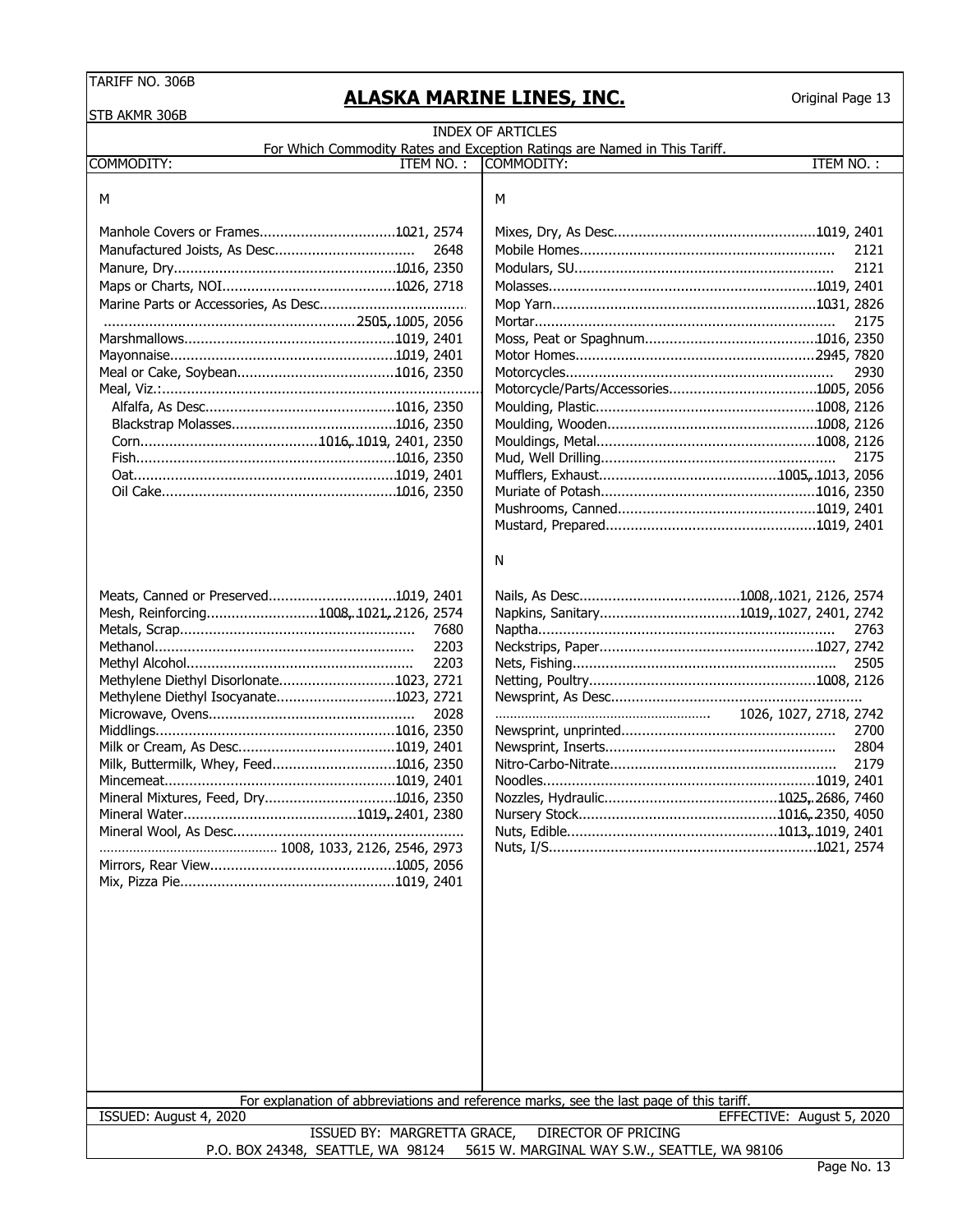TARIFF NO. 306B

STB AKMR 306B

# ALASKA MARINE LINES, INC.

Original Page 13

## INDEX OF ARTICLES

For Which Commodity Rates and Exception Ratings are Named in This Tariff.

| COMMODITY: | ITEM NO. : |
|---|---|
| **M** | |
| Manhole Covers or Frames | 1021, 2574 |
| Manufactured Joists, As Desc. | 2648 |
| Manure, Dry | 1016, 2350 |
| Maps or Charts, NOI | 1026, 2718 |
| Marine Parts or Accessories, As Desc. | 2505, 1005, 2056 |
| Marshmallows | 1019, 2401 |
| Mayonnaise | 1019, 2401 |
| Meal or Cake, Soybean | 1016, 2350 |
| Meal, Viz.: | |
| Alfalfa, As Desc. | 1016, 2350 |
| Blackstrap Molasses | 1016, 2350 |
| Corn | 1016, 1019, 2401, 2350 |
| Fish | 1016, 2350 |
| Oat | 1019, 2401 |
| Oil Cake | 1016, 2350 |
| Meats, Canned or Preserved | 1019, 2401 |
| Mesh, Reinforcing | 1008, 1021, 2126, 2574 |
| Metals, Scrap | 7680 |
| Methanol | 2203 |
| Methyl Alcohol | 2203 |
| Methylene Diethyl Disorlonate | 1023, 2721 |
| Methylene Diethyl Isocyanate | 1023, 2721 |
| Microwave, Ovens | 2028 |
| Middlings | 1016, 2350 |
| Milk or Cream, As Desc. | 1019, 2401 |
| Milk, Buttermilk, Whey, Feed | 1016, 2350 |
| Mincemeat | 1019, 2401 |
| Mineral Mixtures, Feed, Dry | 1016, 2350 |
| Mineral Water | 1019, 2401, 2380 |
| Mineral Wool, As Desc. | 1008, 1033, 2126, 2546, 2973 |
| Mirrors, Rear View | 1005, 2056 |
| Mix, Pizza Pie | 1019, 2401 |
| Mixes, Dry, As Desc. | 1019, 2401 |
| Mobile Homes | 2121 |
| Modulars, SU | 2121 |
| Molasses | 1019, 2401 |
| Mop Yarn | 1031, 2826 |
| Mortar | 2175 |
| Moss, Peat or Spaghnum | 1016, 2350 |
| Motor Homes | 2945, 7820 |
| Motorcycles | 2930 |
| Motorcycle/Parts/Accessories | 1005, 2056 |
| Moulding, Plastic | 1008, 2126 |
| Moulding, Wooden | 1008, 2126 |
| Mouldings, Metal | 1008, 2126 |
| Mud, Well Drilling | 2175 |
| Mufflers, Exhaust | 1005, 1013, 2056 |
| Muriate of Potash | 1016, 2350 |
| Mushrooms, Canned | 1019, 2401 |
| Mustard, Prepared | 1019, 2401 |
| **N** | |
| Nails, As Desc. | 1008, 1021, 2126, 2574 |
| Napkins, Sanitary | 1019, 1027, 2401, 2742 |
| Naptha | 2763 |
| Neckstrips, Paper | 1027, 2742 |
| Nets, Fishing | 2505 |
| Netting, Poultry | 1008, 2126 |
| Newsprint, As Desc. | 1026, 1027, 2718, 2742 |
| Newsprint, unprinted | 2700 |
| Newsprint, Inserts | 2804 |
| Nitro-Carbo-Nitrate | 2179 |
| Noodles | 1019, 2401 |
| Nozzles, Hydraulic | 1025, 2686, 7460 |
| Nursery Stock | 1016, 2350, 4050 |
| Nuts, Edible | 1013, 1019, 2401 |
| Nuts, I/S | 1021, 2574 |

For explanation of abbreviations and reference marks, see the last page of this tariff.

ISSUED: August 4, 2020 — EFFECTIVE: August 5, 2020

ISSUED BY: MARGRETTA GRACE, DIRECTOR OF PRICING

P.O. BOX 24348, SEATTLE, WA 98124 5615 W. MARGINAL WAY S.W., SEATTLE, WA 98106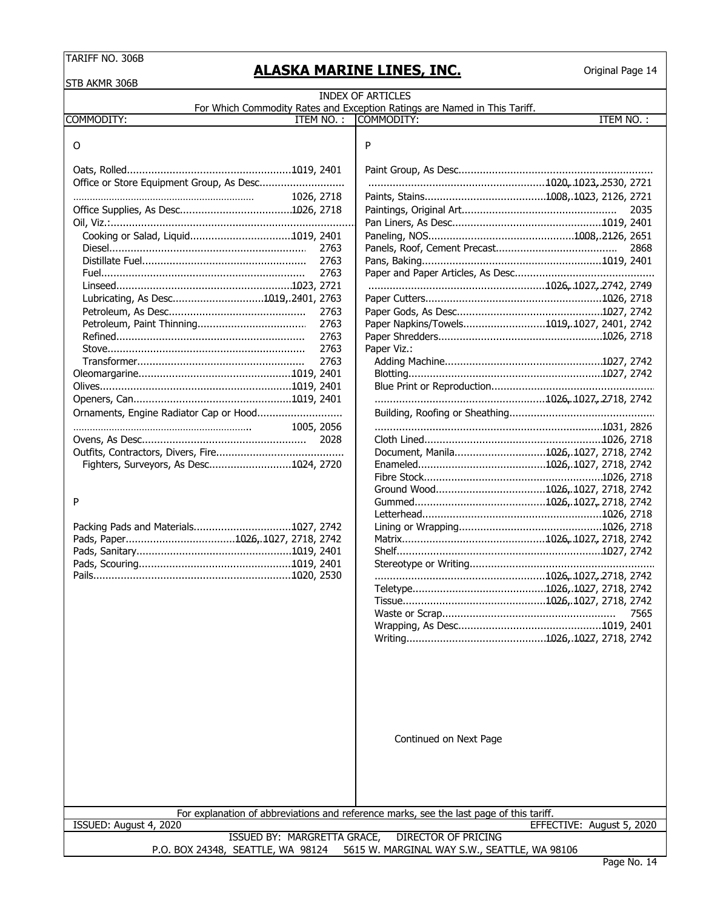TARIFF NO. 306B

STB AKMR 306B

# ALASKA MARINE LINES, INC.

Original Page 14

## INDEX OF ARTICLES

For Which Commodity Rates and Exception Ratings are Named in This Tariff.

| COMMODITY: | ITEM NO. : |
|---|---|
| **O** | |
| Oats, Rolled | 1019, 2401 |
| Office or Store Equipment Group, As Desc. | 1026, 2718 |
| Office Supplies, As Desc. | 1026, 2718 |
| Oil, Viz.: | |
| Cooking or Salad, Liquid | 1019, 2401 |
| Diesel | 2763 |
| Distillate Fuel | 2763 |
| Fuel | 2763 |
| Linseed | 1023, 2721 |
| Lubricating, As Desc. | 1019, 2401, 2763 |
| Petroleum, As Desc. | 2763 |
| Petroleum, Paint Thinning | 2763 |
| Refined | 2763 |
| Stove | 2763 |
| Transformer | 2763 |
| Oleomargarine | 1019, 2401 |
| Olives | 1019, 2401 |
| Openers, Can | 1019, 2401 |
| Ornaments, Engine Radiator Cap or Hood | 1005, 2056 |
| Ovens, As Desc. | 2028 |
| Outfits, Contractors, Divers, Fire Fighters, Surveyors, As Desc. | 1024, 2720 |
| **P** | |
| Packing Pads and Materials | 1027, 2742 |
| Pads, Paper | 1026, 1027, 2718, 2742 |
| Pads, Sanitary | 1019, 2401 |
| Pads, Scouring | 1019, 2401 |
| Pails | 1020, 2530 |
| Paint Group, As Desc. | 1020, 1023, 2530, 2721 |
| Paints, Stains | 1008, 1023, 2126, 2721 |
| Paintings, Original Art | 2035 |
| Pan Liners, As Desc. | 1019, 2401 |
| Paneling, NOS | 1008, 2126, 2651 |
| Panels, Roof, Cement Precast | 2868 |
| Pans, Baking | 1019, 2401 |
| Paper and Paper Articles, As Desc. | 1026, 1027, 2742, 2749 |
| Paper Cutters | 1026, 2718 |
| Paper Gods, As Desc. | 1027, 2742 |
| Paper Napkins/Towels | 1019, 1027, 2401, 2742 |
| Paper Shredders | 1026, 2718 |
| Paper Viz.: | |
| Adding Machine | 1027, 2742 |
| Blotting | 1027, 2742 |
| Blue Print or Reproduction | 1026, 1027, 2718, 2742 |
| Building, Roofing or Sheathing | 1031, 2826 |
| Cloth Lined | 1026, 2718 |
| Document, Manila | 1026, 1027, 2718, 2742 |
| Enameled | 1026, 1027, 2718, 2742 |
| Fibre Stock | 1026, 2718 |
| Ground Wood | 1026, 1027, 2718, 2742 |
| Gummed | 1026, 1027, 2718, 2742 |
| Letterhead | 1026, 2718 |
| Lining or Wrapping | 1026, 2718 |
| Matrix | 1026, 1027, 2718, 2742 |
| Shelf | 1027, 2742 |
| Stereotype or Writing | 1026, 1027, 2718, 2742 |
| Teletype | 1026, 1027, 2718, 2742 |
| Tissue | 1026, 1027, 2718, 2742 |
| Waste or Scrap | 7565 |
| Wrapping, As Desc. | 1019, 2401 |
| Writing | 1026, 1027, 2718, 2742 |

Continued on Next Page

For explanation of abbreviations and reference marks, see the last page of this tariff.

ISSUED: August 4, 2020 — EFFECTIVE: August 5, 2020

ISSUED BY: MARGRETTA GRACE, DIRECTOR OF PRICING

P.O. BOX 24348, SEATTLE, WA 98124 — 5615 W. MARGINAL WAY S.W., SEATTLE, WA 98106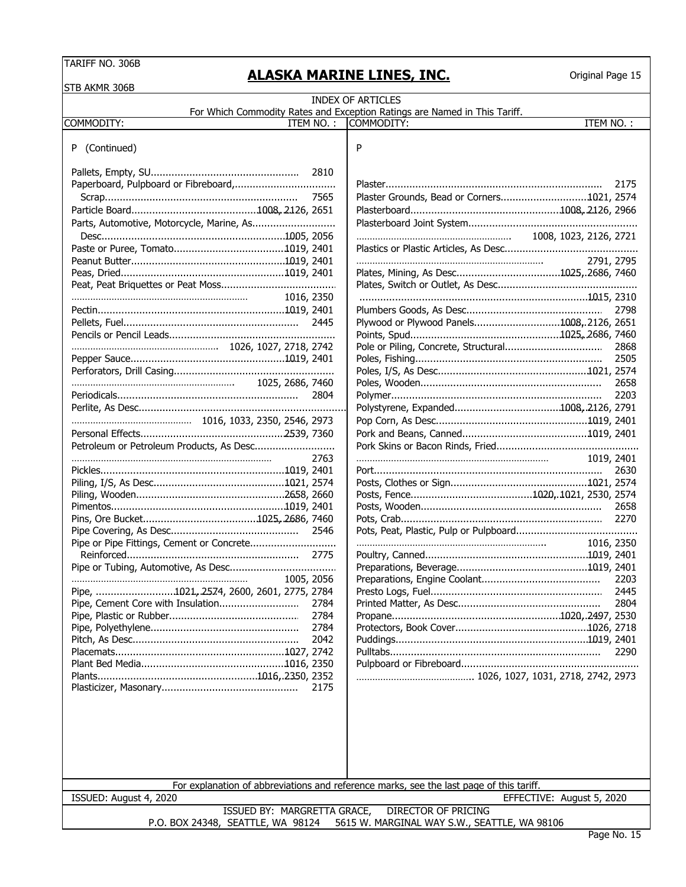TARIFF NO. 306B
STB AKMR 306B

# ALASKA MARINE LINES, INC.

Original Page 15

## INDEX OF ARTICLES

For Which Commodity Rates and Exception Ratings are Named in This Tariff.

| COMMODITY: | ITEM NO. : |
|---|---|
| **P (Continued)** | |
| Pallets, Empty, SU | 2810 |
| Paperboard, Pulpboard or Fibreboard, Scrap | 7565 |
| Particle Board | 1008, 2126, 2651 |
| Parts, Automotive, Motorcycle, Marine, As Desc. | 1005, 2056 |
| Paste or Puree, Tomato | 1019, 2401 |
| Peanut Butter | 1019, 2401 |
| Peas, Dried | 1019, 2401 |
| Peat, Peat Briquettes or Peat Moss | 1016, 2350 |
| Pectin | 1019, 2401 |
| Pellets, Fuel | 2445 |
| Pencils or Pencil Leads | 1026, 1027, 2718, 2742 |
| Pepper Sauce | 1019, 2401 |
| Perforators, Drill Casing | 1025, 2686, 7460 |
| Periodicals | 2804 |
| Perlite, As Desc. | 1016, 1033, 2350, 2546, 2973 |
| Personal Effects | 2539, 7360 |
| Petroleum or Petroleum Products, As Desc. | 2763 |
| Pickles | 1019, 2401 |
| Piling, I/S, As Desc. | 1021, 2574 |
| Piling, Wooden | 2658, 2660 |
| Pimentos | 1019, 2401 |
| Pins, Ore Bucket | 1025, 2686, 7460 |
| Pipe Covering, As Desc. | 2546 |
| Pipe or Pipe Fittings, Cement or Concrete Reinforced | 2775 |
| Pipe or Tubing, Automotive, As Desc. | 1005, 2056 |
| Pipe, | 1021, 2574, 2600, 2601, 2775, 2784 |
| Pipe, Cement Core with Insulation | 2784 |
| Pipe, Plastic or Rubber | 2784 |
| Pipe, Polyethylene | 2784 |
| Pitch, As Desc. | 2042 |
| Placemats | 1027, 2742 |
| Plant Bed Media | 1016, 2350 |
| Plants | 1016, 2350, 2352 |
| Plasticizer, Masonary | 2175 |
| **P** | |
| Plaster | 2175 |
| Plaster Grounds, Bead or Corners | 1021, 2574 |
| Plasterboard | 1008, 2126, 2966 |
| Plasterboard Joint System | 1008, 1023, 2126, 2721 |
| Plastics or Plastic Articles, As Desc. | 2791, 2795 |
| Plates, Mining, As Desc. | 1025, 2686, 7460 |
| Plates, Switch or Outlet, As Desc. | 1015, 2310 |
| Plumbers Goods, As Desc. | 2798 |
| Plywood or Plywood Panels | 1008, 2126, 2651 |
| Points, Spud | 1025, 2686, 7460 |
| Pole or Piling, Concrete, Structural | 2868 |
| Poles, Fishing | 2505 |
| Poles, I/S, As Desc. | 1021, 2574 |
| Poles, Wooden | 2658 |
| Polymer | 2203 |
| Polystyrene, Expanded | 1008, 2126, 2791 |
| Pop Corn, As Desc. | 1019, 2401 |
| Pork and Beans, Canned | 1019, 2401 |
| Pork Skins or Bacon Rinds, Fried | 1019, 2401 |
| Port | 2630 |
| Posts, Clothes or Sign | 1021, 2574 |
| Posts, Fence | 1020, 1021, 2530, 2574 |
| Posts, Wooden | 2658 |
| Pots, Crab | 2270 |
| Pots, Peat, Plastic, Pulp or Pulpboard | 1016, 2350 |
| Poultry, Canned | 1019, 2401 |
| Preparations, Beverage | 1019, 2401 |
| Preparations, Engine Coolant | 2203 |
| Presto Logs, Fuel | 2445 |
| Printed Matter, As Desc. | 2804 |
| Propane | 1020, 2497, 2530 |
| Protectors, Book Cover | 1026, 2718 |
| Puddings | 1019, 2401 |
| Pulltabs | 2290 |
| Pulpboard or Fibreboard | 1026, 1027, 1031, 2718, 2742, 2973 |

For explanation of abbreviations and reference marks, see the last page of this tariff.

ISSUED: August 4, 2020 — EFFECTIVE: August 5, 2020

ISSUED BY: MARGRETTA GRACE, DIRECTOR OF PRICING
P.O. BOX 24348, SEATTLE, WA 98124 — 5615 W. MARGINAL WAY S.W., SEATTLE, WA 98106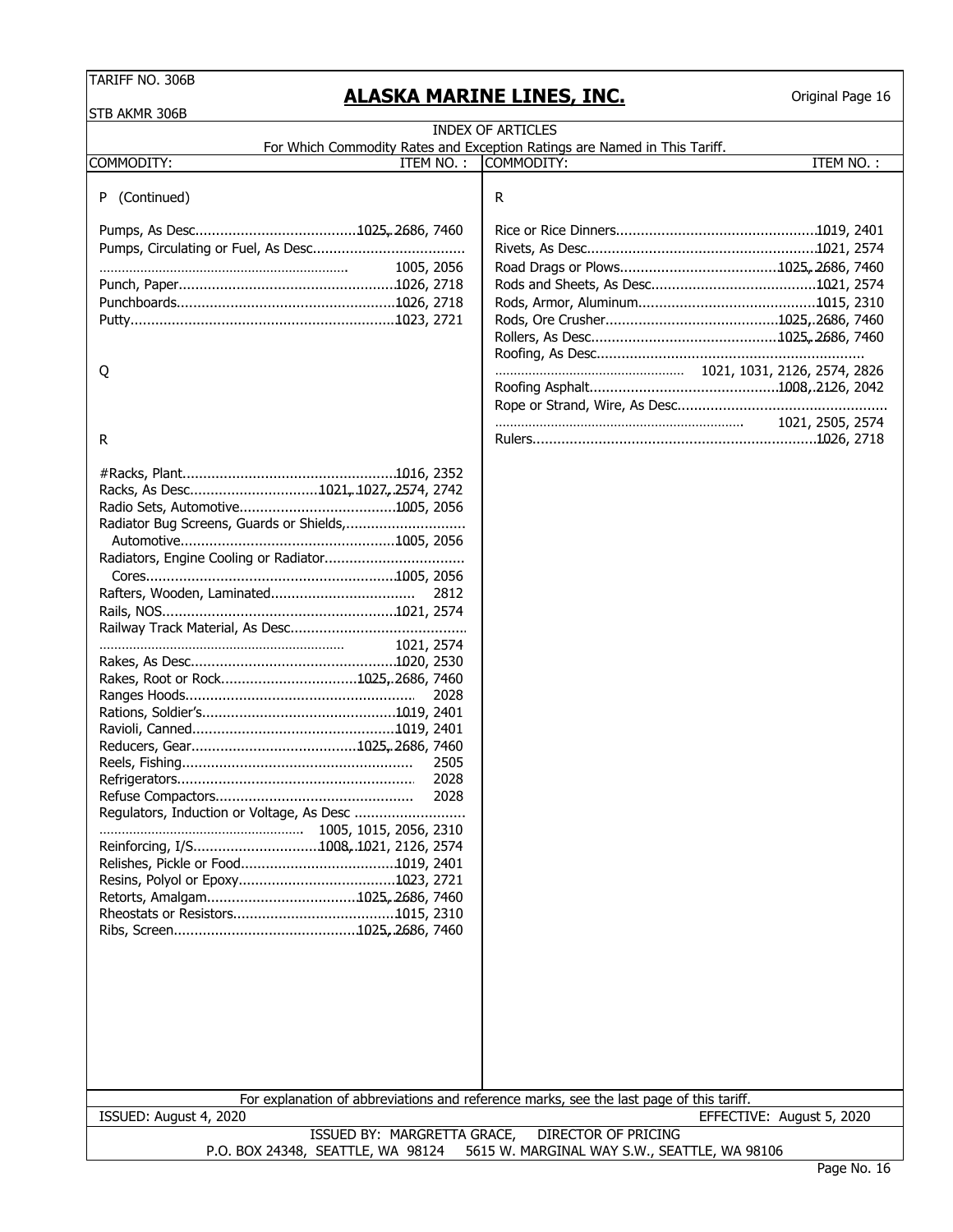TARIFF NO. 306B
STB AKMR 306B

# ALASKA MARINE LINES, INC.

Original Page 16

## INDEX OF ARTICLES

For Which Commodity Rates and Exception Ratings are Named in This Tariff.

| COMMODITY: | ITEM NO. : |
|---|---|
| **P (Continued)** | |
| Pumps, As Desc. | 1025, 2686, 7460 |
| Pumps, Circulating or Fuel, As Desc. | 1005, 2056 |
| Punch, Paper | 1026, 2718 |
| Punchboards | 1026, 2718 |
| Putty | 1023, 2721 |
| **Q** | |
| **R** | |
| #Racks, Plant | 1016, 2352 |
| Racks, As Desc. | 1021, 1027, 2574, 2742 |
| Radio Sets, Automotive | 1005, 2056 |
| Radiator Bug Screens, Guards or Shields, Automotive | 1005, 2056 |
| Radiators, Engine Cooling or Radiator Cores | 1005, 2056 |
| Rafters, Wooden, Laminated | 2812 |
| Rails, NOS | 1021, 2574 |
| Railway Track Material, As Desc. | 1021, 2574 |
| Rakes, As Desc. | 1020, 2530 |
| Rakes, Root or Rock | 1025, 2686, 7460 |
| Ranges Hoods | 2028 |
| Rations, Soldier's | 1019, 2401 |
| Ravioli, Canned | 1019, 2401 |
| Reducers, Gear | 1025, 2686, 7460 |
| Reels, Fishing | 2505 |
| Refrigerators | 2028 |
| Refuse Compactors | 2028 |
| Regulators, Induction or Voltage, As Desc | 1005, 1015, 2056, 2310 |
| Reinforcing, I/S | 1008, 1021, 2126, 2574 |
| Relishes, Pickle or Food | 1019, 2401 |
| Resins, Polyol or Epoxy | 1023, 2721 |
| Retorts, Amalgam | 1025, 2686, 7460 |
| Rheostats or Resistors | 1015, 2310 |
| Ribs, Screen | 1025, 2686, 7460 |
| Rice or Rice Dinners | 1019, 2401 |
| Rivets, As Desc. | 1021, 2574 |
| Road Drags or Plows | 1025, 2686, 7460 |
| Rods and Sheets, As Desc. | 1021, 2574 |
| Rods, Armor, Aluminum | 1015, 2310 |
| Rods, Ore Crusher | 1025, 2686, 7460 |
| Rollers, As Desc. | 1025, 2686, 7460 |
| Roofing, As Desc. | 1021, 1031, 2126, 2574, 2826 |
| Roofing Asphalt | 1008, 2126, 2042 |
| Rope or Strand, Wire, As Desc. | 1021, 2505, 2574 |
| Rulers | 1026, 2718 |

For explanation of abbreviations and reference marks, see the last page of this tariff.

ISSUED: August 4, 2020 — EFFECTIVE: August 5, 2020

ISSUED BY: MARGRETTA GRACE, DIRECTOR OF PRICING
P.O. BOX 24348, SEATTLE, WA 98124 — 5615 W. MARGINAL WAY S.W., SEATTLE, WA 98106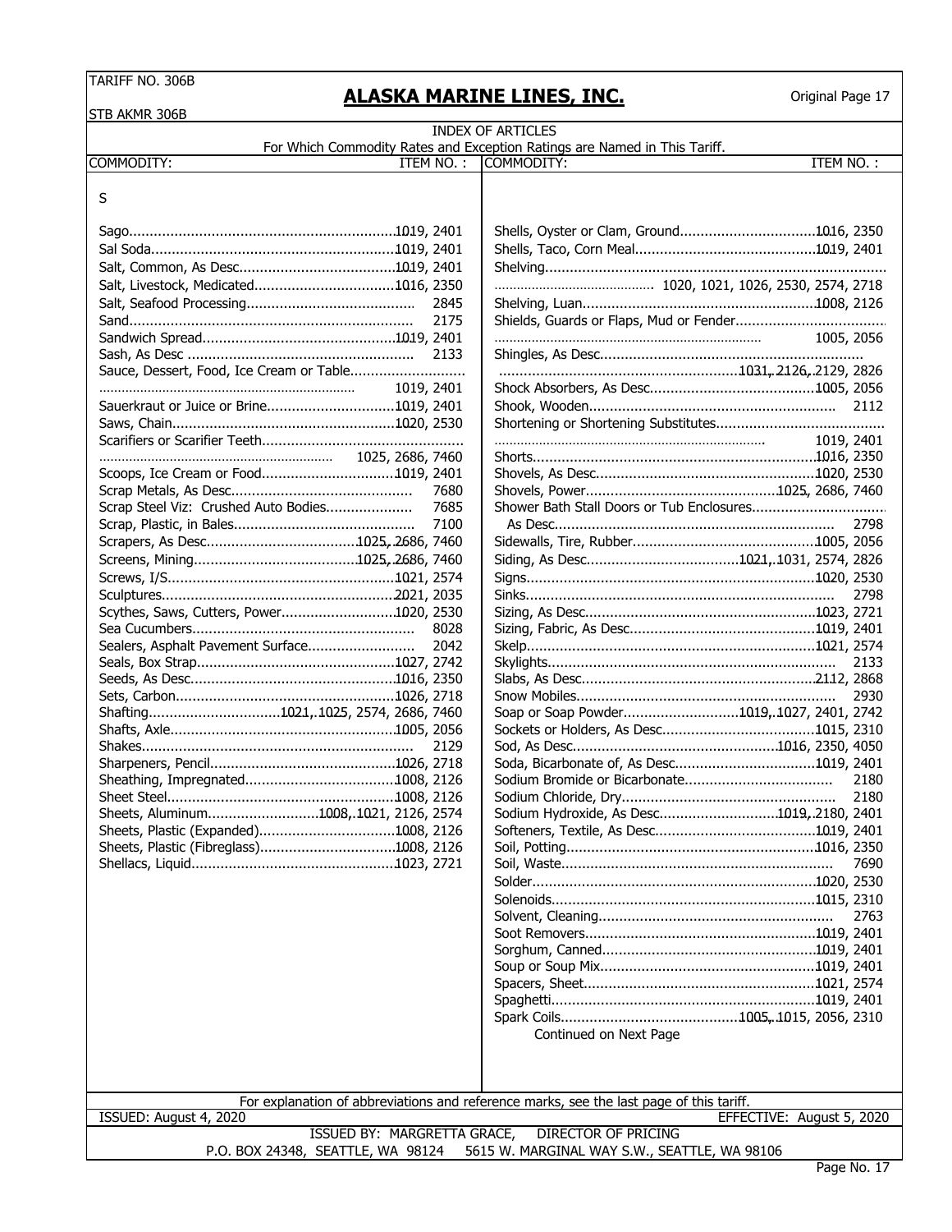TARIFF NO. 306B

STB AKMR 306B

# ALASKA MARINE LINES, INC.

Original Page 17

## INDEX OF ARTICLES

For Which Commodity Rates and Exception Ratings are Named in This Tariff.

| COMMODITY: | ITEM NO. : |
|---|---|
| **S** | |
| Sago | 1019, 2401 |
| Sal Soda | 1019, 2401 |
| Salt, Common, As Desc | 1019, 2401 |
| Salt, Livestock, Medicated | 1016, 2350 |
| Salt, Seafood Processing | 2845 |
| Sand | 2175 |
| Sandwich Spread | 1019, 2401 |
| Sash, As Desc | 2133 |
| Sauce, Dessert, Food, Ice Cream or Table | 1019, 2401 |
| Sauerkraut or Juice or Brine | 1019, 2401 |
| Saws, Chain | 1020, 2530 |
| Scarifiers or Scarifier Teeth | 1025, 2686, 7460 |
| Scoops, Ice Cream or Food | 1019, 2401 |
| Scrap Metals, As Desc | 7680 |
| Scrap Steel Viz: Crushed Auto Bodies | 7685 |
| Scrap, Plastic, in Bales | 7100 |
| Scrapers, As Desc | 1025, 2686, 7460 |
| Screens, Mining | 1025, 2686, 7460 |
| Screws, I/S | 1021, 2574 |
| Sculptures | 2021, 2035 |
| Scythes, Saws, Cutters, Power | 1020, 2530 |
| Sea Cucumbers | 8028 |
| Sealers, Asphalt Pavement Surface | 2042 |
| Seals, Box Strap | 1027, 2742 |
| Seeds, As Desc | 1016, 2350 |
| Sets, Carbon | 1026, 2718 |
| Shafting | 1021, 1025, 2574, 2686, 7460 |
| Shafts, Axle | 1005, 2056 |
| Shakes | 2129 |
| Sharpeners, Pencil | 1026, 2718 |
| Sheathing, Impregnated | 1008, 2126 |
| Sheet Steel | 1008, 2126 |
| Sheets, Aluminum | 1008, 1021, 2126, 2574 |
| Sheets, Plastic (Expanded) | 1008, 2126 |
| Sheets, Plastic (Fibreglass) | 1008, 2126 |
| Shellacs, Liquid | 1023, 2721 |
| Shells, Oyster or Clam, Ground | 1016, 2350 |
| Shells, Taco, Corn Meal | 1019, 2401 |
| Shelving | 1020, 1021, 1026, 2530, 2574, 2718 |
| Shelving, Luan | 1008, 2126 |
| Shields, Guards or Flaps, Mud or Fender | 1005, 2056 |
| Shingles, As Desc | 1031, 2126, 2129, 2826 |
| Shock Absorbers, As Desc | 1005, 2056 |
| Shook, Wooden | 2112 |
| Shortening or Shortening Substitutes | 1019, 2401 |
| Shorts | 1016, 2350 |
| Shovels, As Desc | 1020, 2530 |
| Shovels, Power | 1025, 2686, 7460 |
| Shower Bath Stall Doors or Tub Enclosures As Desc | 2798 |
| Sidewalls, Tire, Rubber | 1005, 2056 |
| Siding, As Desc | 1021, 1031, 2574, 2826 |
| Signs | 1020, 2530 |
| Sinks | 2798 |
| Sizing, As Desc | 1023, 2721 |
| Sizing, Fabric, As Desc | 1019, 2401 |
| Skelp | 1021, 2574 |
| Skylights | 2133 |
| Slabs, As Desc | 2112, 2868 |
| Snow Mobiles | 2930 |
| Soap or Soap Powder | 1019, 1027, 2401, 2742 |
| Sockets or Holders, As Desc | 1015, 2310 |
| Sod, As Desc | 1016, 2350, 4050 |
| Soda, Bicarbonate of, As Desc | 1019, 2401 |
| Sodium Bromide or Bicarbonate | 2180 |
| Sodium Chloride, Dry | 2180 |
| Sodium Hydroxide, As Desc | 1019, 2180, 2401 |
| Softeners, Textile, As Desc | 1019, 2401 |
| Soil, Potting | 1016, 2350 |
| Soil, Waste | 7690 |
| Solder | 1020, 2530 |
| Solenoids | 1015, 2310 |
| Solvent, Cleaning | 2763 |
| Soot Removers | 1019, 2401 |
| Sorghum, Canned | 1019, 2401 |
| Soup or Soup Mix | 1019, 2401 |
| Spacers, Sheet | 1021, 2574 |
| Spaghetti | 1019, 2401 |
| Spark Coils | 1005, 1015, 2056, 2310 |

Continued on Next Page

For explanation of abbreviations and reference marks, see the last page of this tariff.

ISSUED: August 4, 2020 — EFFECTIVE: August 5, 2020

ISSUED BY: MARGRETTA GRACE, DIRECTOR OF PRICING

P.O. BOX 24348, SEATTLE, WA 98124 — 5615 W. MARGINAL WAY S.W., SEATTLE, WA 98106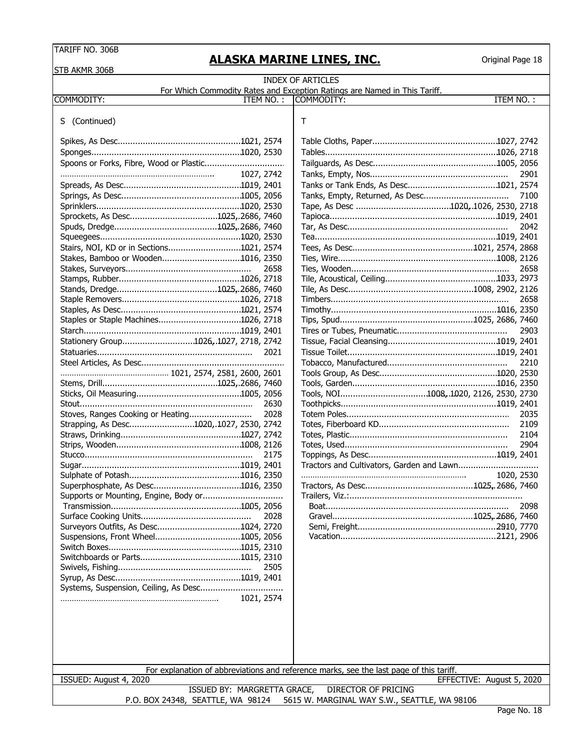TARIFF NO. 306B

STB AKMR 306B

# ALASKA MARINE LINES, INC.

Original Page 18

## INDEX OF ARTICLES

For Which Commodity Rates and Exception Ratings are Named in This Tariff.

| COMMODITY: | ITEM NO.: |
|---|---|
| **S (Continued)** | |
| Spikes, As Desc. | 1021, 2574 |
| Sponges | 1020, 2530 |
| Spoons or Forks, Fibre, Wood or Plastic | 1027, 2742 |
| Spreads, As Desc. | 1019, 2401 |
| Springs, As Desc. | 1005, 2056 |
| Sprinklers | 1020, 2530 |
| Sprockets, As Desc. | 1025, 2686, 7460 |
| Spuds, Dredge | 1025, 2686, 7460 |
| Squeegees | 1020, 2530 |
| Stairs, NOI, KD or in Sections | 1021, 2574 |
| Stakes, Bamboo or Wooden | 1016, 2350 |
| Stakes, Surveyors | 2658 |
| Stamps, Rubber | 1026, 2718 |
| Stands, Dredge | 1025, 2686, 7460 |
| Staple Removers | 1026, 2718 |
| Staples, As Desc. | 1021, 2574 |
| Staples or Staple Machines | 1026, 2718 |
| Starch | 1019, 2401 |
| Stationery Group | 1026, 1027, 2718, 2742 |
| Statuaries | 2021 |
| Steel Articles, As Desc. | 1021, 2574, 2581, 2600, 2601 |
| Stems, Drill | 1025, 2686, 7460 |
| Sticks, Oil Measuring | 1005, 2056 |
| Stout | 2630 |
| Stoves, Ranges Cooking or Heating | 2028 |
| Strapping, As Desc. | 1020, 1027, 2530, 2742 |
| Straws, Drinking | 1027, 2742 |
| Strips, Wooden | 1008, 2126 |
| Stucco | 2175 |
| Sugar | 1019, 2401 |
| Sulphate of Potash | 1016, 2350 |
| Superphosphate, As Desc. | 1016, 2350 |
| Supports or Mounting, Engine, Body or Transmission | 1005, 2056 |
| Surface Cooking Units | 2028 |
| Surveyors Outfits, As Desc. | 1024, 2720 |
| Suspensions, Front Wheel | 1005, 2056 |
| Switch Boxes | 1015, 2310 |
| Switchboards or Parts | 1015, 2310 |
| Swivels, Fishing | 2505 |
| Syrup, As Desc. | 1019, 2401 |
| Systems, Suspension, Ceiling, As Desc. | 1021, 2574 |
| **T** | |
| Table Cloths, Paper | 1027, 2742 |
| Tables | 1026, 2718 |
| Tailguards, As Desc. | 1005, 2056 |
| Tanks, Empty, Nos | 2901 |
| Tanks or Tank Ends, As Desc. | 1021, 2574 |
| Tanks, Empty, Returned, As Desc. | 7100 |
| Tape, As Desc | 1020, 1026, 2530, 2718 |
| Tapioca | 1019, 2401 |
| Tar, As Desc. | 2042 |
| Tea | 1019, 2401 |
| Tees, As Desc. | 1021, 2574, 2868 |
| Ties, Wire | 1008, 2126 |
| Ties, Wooden | 2658 |
| Tile, Acoustical, Ceiling | 1033, 2973 |
| Tile, As Desc. | 1008, 2902, 2126 |
| Timbers | 2658 |
| Timothy | 1016, 2350 |
| Tips, Spud | 1025, 2686, 7460 |
| Tires or Tubes, Pneumatic | 2903 |
| Tissue, Facial Cleansing | 1019, 2401 |
| Tissue Toilet | 1019, 2401 |
| Tobacco, Manufactured | 2210 |
| Tools Group, As Desc. | 1020, 2530 |
| Tools, Garden | 1016, 2350 |
| Tools, NOI | 1008, 1020, 2126, 2530, 2730 |
| Toothpicks | 1019, 2401 |
| Totem Poles | 2035 |
| Totes, Fiberboard KD | 2109 |
| Totes, Plastic | 2104 |
| Totes, Used | 2904 |
| Toppings, As Desc. | 1019, 2401 |
| Tractors and Cultivators, Garden and Lawn | 1020, 2530 |
| Tractors, As Desc. | 1025, 2686, 7460 |
| Trailers, Viz.: | |
| Boat | 2098 |
| Gravel | 1025, 2686, 7460 |
| Semi, Freight | 2910, 7770 |
| Vacation | 2121, 2906 |

For explanation of abbreviations and reference marks, see the last page of this tariff.

ISSUED: August 4, 2020 — EFFECTIVE: August 5, 2020

ISSUED BY: MARGRETTA GRACE, DIRECTOR OF PRICING

P.O. BOX 24348, SEATTLE, WA 98124 — 5615 W. MARGINAL WAY S.W., SEATTLE, WA 98106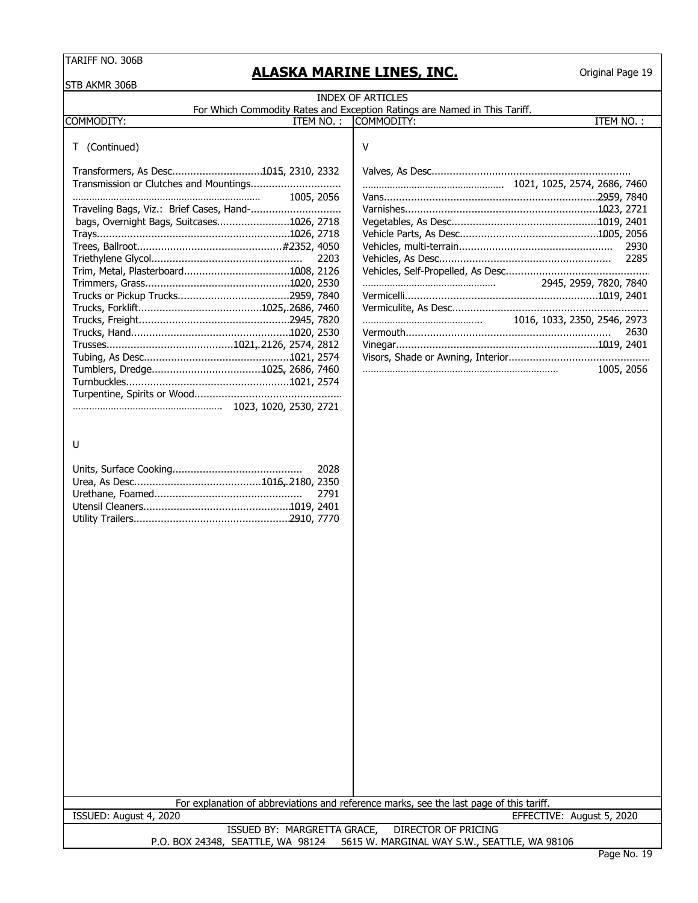TARIFF NO. 306B

STB AKMR 306B

# ALASKA MARINE LINES, INC.

Original Page 19

## INDEX OF ARTICLES

For Which Commodity Rates and Exception Ratings are Named in This Tariff.

| COMMODITY: | ITEM NO. : |
|---|---|
| **T (Continued)** | |
| Transformers, As Desc. | 1015, 2310, 2332 |
| Transmission or Clutches and Mountings | 1005, 2056 |
| Traveling Bags, Viz.: Brief Cases, Hand-bags, Overnight Bags, Suitcases | 1026, 2718 |
| Trays | 1026, 2718 |
| Trees, Ballroot | #2352, 4050 |
| Triethylene Glycol | 2203 |
| Trim, Metal, Plasterboard | 1008, 2126 |
| Trimmers, Grass | 1020, 2530 |
| Trucks or Pickup Trucks | 2959, 7840 |
| Trucks, Forklift | 1025, 2686, 7460 |
| Trucks, Freight | 2945, 7820 |
| Trucks, Hand | 1020, 2530 |
| Trusses | 1021, 2126, 2574, 2812 |
| Tubing, As Desc. | 1021, 2574 |
| Tumblers, Dredge | 1025, 2686, 7460 |
| Turnbuckles | 1021, 2574 |
| Turpentine, Spirits or Wood | 1023, 1020, 2530, 2721 |
| **U** | |
| Units, Surface Cooking | 2028 |
| Urea, As Desc. | 1016, 2180, 2350 |
| Urethane, Foamed | 2791 |
| Utensil Cleaners | 1019, 2401 |
| Utility Trailers | 2910, 7770 |
| **V** | |
| Valves, As Desc. | 1021, 1025, 2574, 2686, 7460 |
| Vans | 2959, 7840 |
| Varnishes | 1023, 2721 |
| Vegetables, As Desc. | 1019, 2401 |
| Vehicle Parts, As Desc. | 1005, 2056 |
| Vehicles, multi-terrain | 2930 |
| Vehicles, As Desc. | 2285 |
| Vehicles, Self-Propelled, As Desc. | 2945, 2959, 7820, 7840 |
| Vermicelli | 1019, 2401 |
| Vermiculite, As Desc. | 1016, 1033, 2350, 2546, 2973 |
| Vermouth | 2630 |
| Vinegar | 1019, 2401 |
| Visors, Shade or Awning, Interior | 1005, 2056 |

For explanation of abbreviations and reference marks, see the last page of this tariff.

ISSUED: August 4, 2020 | EFFECTIVE: August 5, 2020

ISSUED BY: MARGRETTA GRACE, DIRECTOR OF PRICING

P.O. BOX 24348, SEATTLE, WA 98124 5615 W. MARGINAL WAY S.W., SEATTLE, WA 98106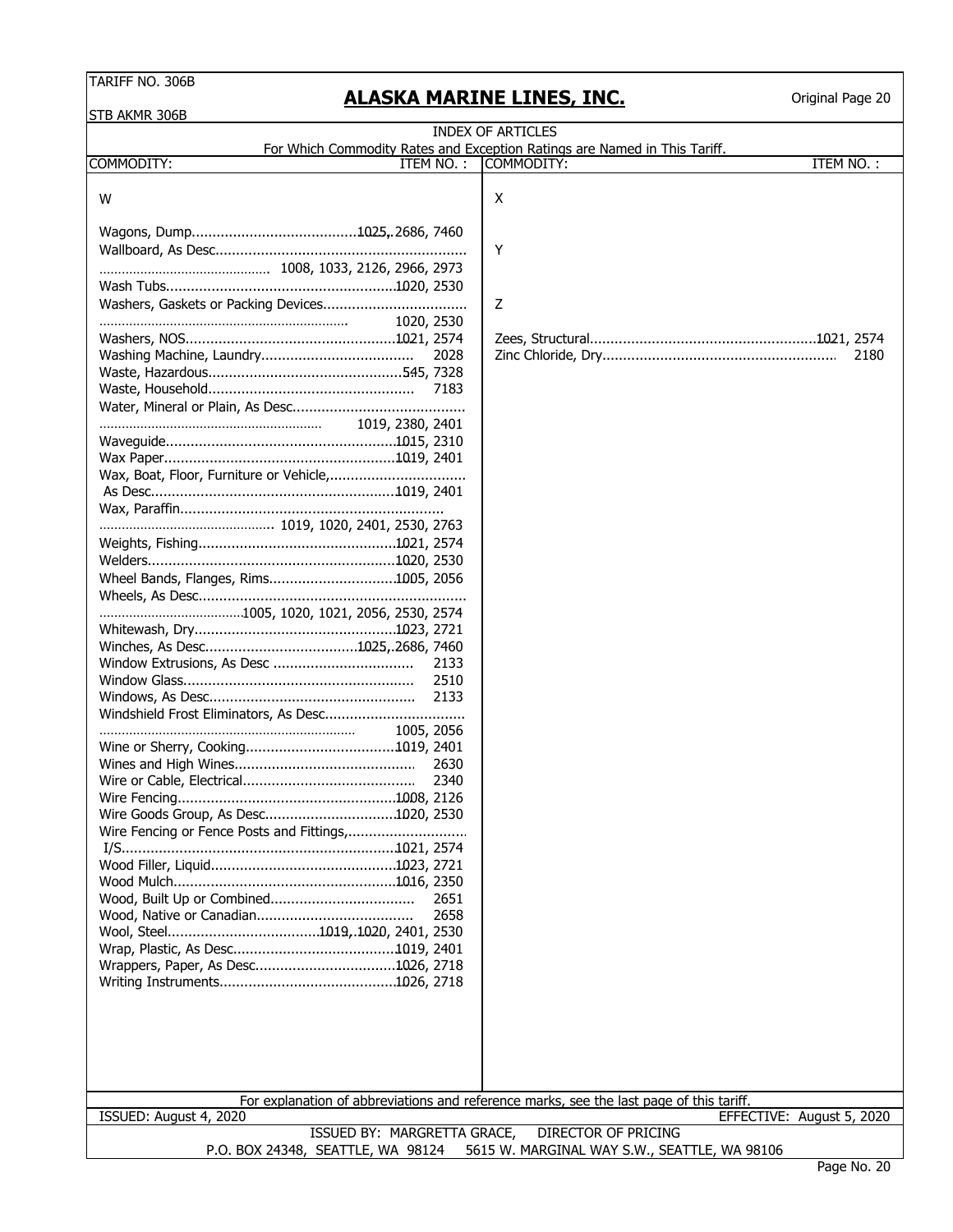TARIFF NO. 306B

STB AKMR 306B

# ALASKA MARINE LINES, INC.

Original Page 20

## INDEX OF ARTICLES

For Which Commodity Rates and Exception Ratings are Named in This Tariff.

| COMMODITY: | ITEM NO. : |
|---|---|
| **W** | |
| Wagons, Dump | 1025, 2686, 7460 |
| Wallboard, As Desc. | 1008, 1033, 2126, 2966, 2973 |
| Wash Tubs | 1020, 2530 |
| Washers, Gaskets or Packing Devices | 1020, 2530 |
| Washers, NOS | 1021, 2574 |
| Washing Machine, Laundry | 2028 |
| Waste, Hazardous | 545, 7328 |
| Waste, Household | 7183 |
| Water, Mineral or Plain, As Desc. | 1019, 2380, 2401 |
| Waveguide | 1015, 2310 |
| Wax Paper | 1019, 2401 |
| Wax, Boat, Floor, Furniture or Vehicle, As Desc. | 1019, 2401 |
| Wax, Paraffin | 1019, 1020, 2401, 2530, 2763 |
| Weights, Fishing | 1021, 2574 |
| Welders | 1020, 2530 |
| Wheel Bands, Flanges, Rims | 1005, 2056 |
| Wheels, As Desc. | 1005, 1020, 1021, 2056, 2530, 2574 |
| Whitewash, Dry | 1023, 2721 |
| Winches, As Desc. | 1025, 2686, 7460 |
| Window Extrusions, As Desc | 2133 |
| Window Glass | 2510 |
| Windows, As Desc. | 2133 |
| Windshield Frost Eliminators, As Desc. | 1005, 2056 |
| Wine or Sherry, Cooking | 1019, 2401 |
| Wines and High Wines | 2630 |
| Wire or Cable, Electrical | 2340 |
| Wire Fencing | 1008, 2126 |
| Wire Goods Group, As Desc. | 1020, 2530 |
| Wire Fencing or Fence Posts and Fittings, I/S | 1021, 2574 |
| Wood Filler, Liquid | 1023, 2721 |
| Wood Mulch | 1016, 2350 |
| Wood, Built Up or Combined | 2651 |
| Wood, Native or Canadian | 2658 |
| Wool, Steel | 1019, 1020, 2401, 2530 |
| Wrap, Plastic, As Desc. | 1019, 2401 |
| Wrappers, Paper, As Desc. | 1026, 2718 |
| Writing Instruments | 1026, 2718 |
| **X** | |
| **Y** | |
| **Z** | |
| Zees, Structural | 1021, 2574 |
| Zinc Chloride, Dry | 2180 |

For explanation of abbreviations and reference marks, see the last page of this tariff.

ISSUED: August 4, 2020 — EFFECTIVE: August 5, 2020

ISSUED BY: MARGRETTA GRACE, DIRECTOR OF PRICING

P.O. BOX 24348, SEATTLE, WA 98124 — 5615 W. MARGINAL WAY S.W., SEATTLE, WA 98106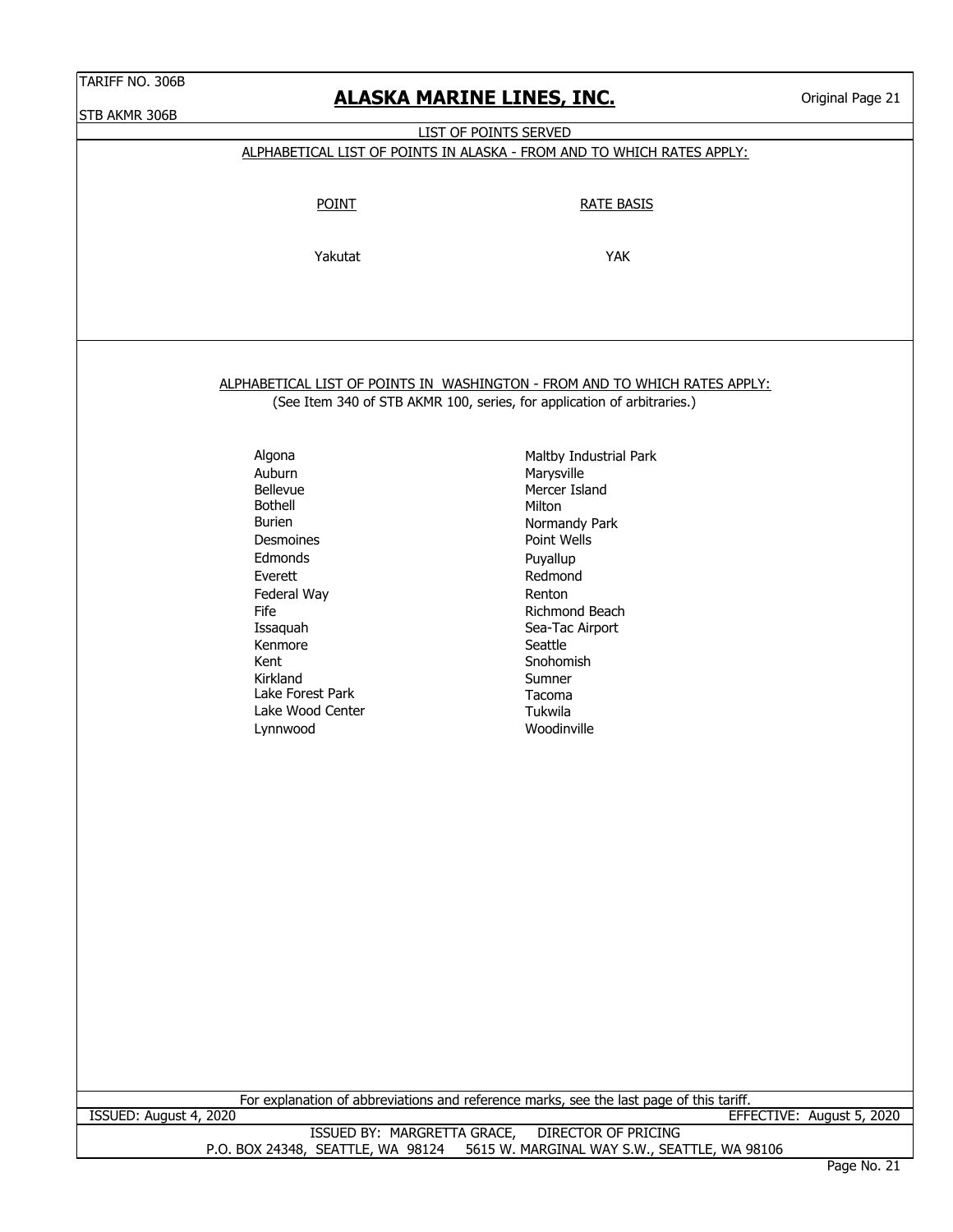## LIST OF POINTS SERVED

### ALPHABETICAL LIST OF POINTS IN ALASKA - FROM AND TO WHICH RATES APPLY:

| POINT | RATE BASIS |
|---|---|
| Yakutat | YAK |

### ALPHABETICAL LIST OF POINTS IN WASHINGTON - FROM AND TO WHICH RATES APPLY:

(See Item 340 of STB AKMR 100, series, for application of arbitraries.)

- Algona
- Auburn
- Bellevue
- Bothell
- Burien
- Desmoines
- Edmonds
- Everett
- Federal Way
- Fife
- Issaquah
- Kenmore
- Kent
- Kirkland
- Lake Forest Park
- Lake Wood Center
- Lynnwood
- Maltby Industrial Park
- Marysville
- Mercer Island
- Milton
- Normandy Park
- Point Wells
- Puyallup
- Redmond
- Renton
- Richmond Beach
- Sea-Tac Airport
- Seattle
- Snohomish
- Sumner
- Tacoma
- Tukwila
- Woodinville

For explanation of abbreviations and reference marks, see the last page of this tariff.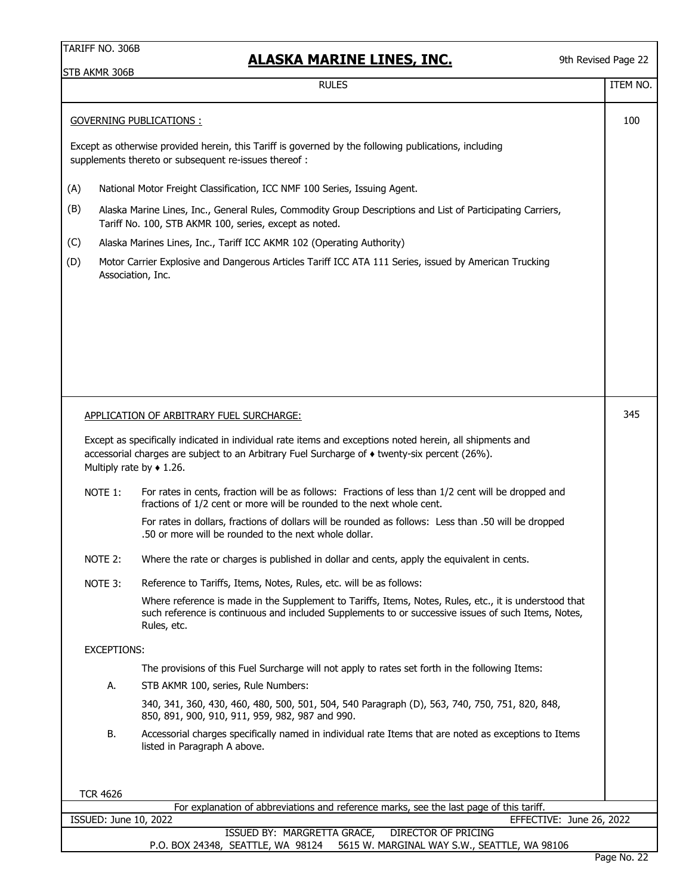TARIFF NO. 306B

STB AKMR 306B

# ALASKA MARINE LINES, INC.

9th Revised Page 22

| RULES | ITEM NO. |
|---|---|
| **GOVERNING PUBLICATIONS :**<br><br>Except as otherwise provided herein, this Tariff is governed by the following publications, including supplements thereto or subsequent re-issues thereof :<br><br>(A) National Motor Freight Classification, ICC NMF 100 Series, Issuing Agent.<br><br>(B) Alaska Marine Lines, Inc., General Rules, Commodity Group Descriptions and List of Participating Carriers, Tariff No. 100, STB AKMR 100, series, except as noted.<br><br>(C) Alaska Marines Lines, Inc., Tariff ICC AKMR 102 (Operating Authority)<br><br>(D) Motor Carrier Explosive and Dangerous Articles Tariff ICC ATA 111 Series, issued by American Trucking Association, Inc. | 100 |
| **APPLICATION OF ARBITRARY FUEL SURCHARGE:**<br><br>Except as specifically indicated in individual rate items and exceptions noted herein, all shipments and accessorial charges are subject to an Arbitrary Fuel Surcharge of ♦ twenty-six percent (26%). Multiply rate by ♦ 1.26.<br><br>NOTE 1: For rates in cents, fraction will be as follows: Fractions of less than 1/2 cent will be dropped and fractions of 1/2 cent or more will be rounded to the next whole cent.<br>For rates in dollars, fractions of dollars will be rounded as follows: Less than .50 will be dropped .50 or more will be rounded to the next whole dollar.<br><br>NOTE 2: Where the rate or charges is published in dollar and cents, apply the equivalent in cents.<br><br>NOTE 3: Reference to Tariffs, Items, Notes, Rules, etc. will be as follows:<br>Where reference is made in the Supplement to Tariffs, Items, Notes, Rules, etc., it is understood that such reference is continuous and included Supplements to or successive issues of such Items, Notes, Rules, etc.<br><br>EXCEPTIONS:<br>The provisions of this Fuel Surcharge will not apply to rates set forth in the following Items:<br><br>A. STB AKMR 100, series, Rule Numbers:<br>340, 341, 360, 430, 460, 480, 500, 501, 504, 540 Paragraph (D), 563, 740, 750, 751, 820, 848, 850, 891, 900, 910, 911, 959, 982, 987 and 990.<br><br>B. Accessorial charges specifically named in individual rate Items that are noted as exceptions to Items listed in Paragraph A above.<br><br>TCR 4626 | 345 |

For explanation of abbreviations and reference marks, see the last page of this tariff.

ISSUED: June 10, 2022 EFFECTIVE: June 26, 2022

ISSUED BY: MARGRETTA GRACE, DIRECTOR OF PRICING

P.O. BOX 24348, SEATTLE, WA 98124 5615 W. MARGINAL WAY S.W., SEATTLE, WA 98106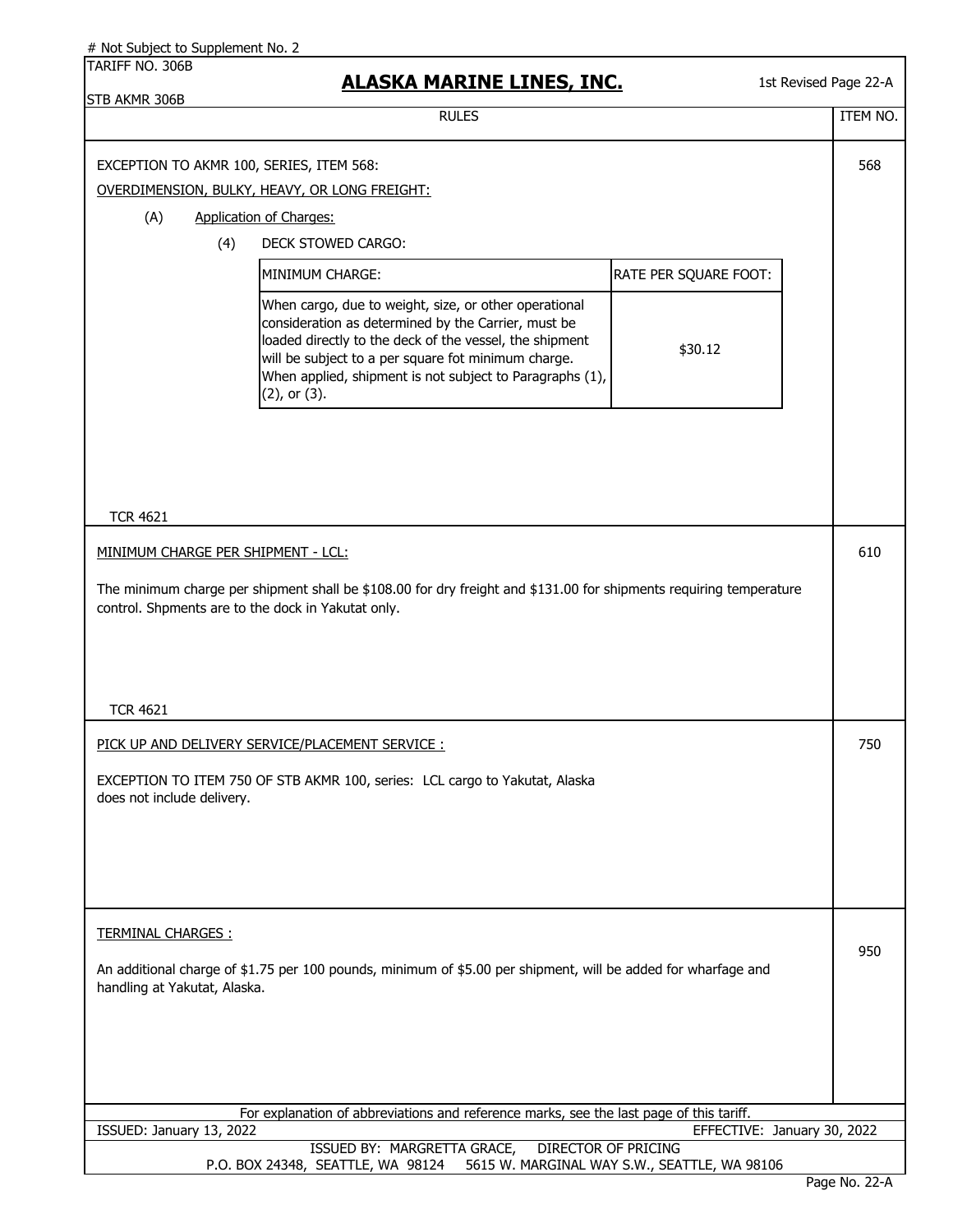# Not Subject to Supplement No. 2

TARIFF NO. 306B
STB AKMR 306B

## ALASKA MARINE LINES, INC.

1st Revised Page 22-A

RULES — ITEM NO.

---

**ITEM 568**

EXCEPTION TO AKMR 100, SERIES, ITEM 568:

OVERDIMENSION, BULKY, HEAVY, OR LONG FREIGHT:

(A) Application of Charges:

(4) DECK STOWED CARGO:

| MINIMUM CHARGE: | RATE PER SQUARE FOOT: |
|---|---|
| When cargo, due to weight, size, or other operational consideration as determined by the Carrier, must be loaded directly to the deck of the vessel, the shipment will be subject to a per square fot minimum charge. When applied, shipment is not subject to Paragraphs (1), (2), or (3). | $30.12 |

TCR 4621

---

**ITEM 610**

MINIMUM CHARGE PER SHIPMENT - LCL:

The minimum charge per shipment shall be $108.00 for dry freight and $131.00 for shipments requiring temperature control. Shpments are to the dock in Yakutat only.

TCR 4621

---

**ITEM 750**

PICK UP AND DELIVERY SERVICE/PLACEMENT SERVICE :

EXCEPTION TO ITEM 750 OF STB AKMR 100, series: LCL cargo to Yakutat, Alaska does not include delivery.

---

**ITEM 950**

TERMINAL CHARGES :

An additional charge of $1.75 per 100 pounds, minimum of $5.00 per shipment, will be added for wharfage and handling at Yakutat, Alaska.

---

For explanation of abbreviations and reference marks, see the last page of this tariff.

ISSUED: January 13, 2022 — EFFECTIVE: January 30, 2022

ISSUED BY: MARGRETTA GRACE, DIRECTOR OF PRICING
P.O. BOX 24348, SEATTLE, WA 98124 5615 W. MARGINAL WAY S.W., SEATTLE, WA 98106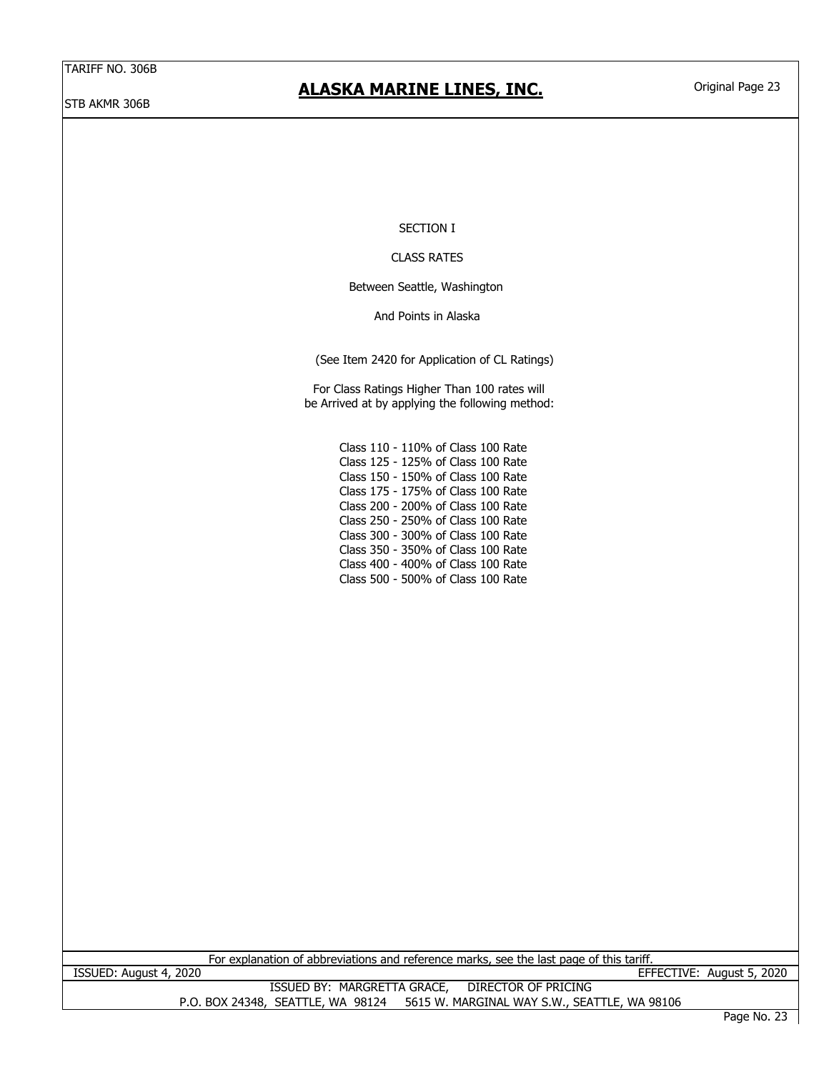# SECTION I

## CLASS RATES

Between Seattle, Washington

And Points in Alaska

(See Item 2420 for Application of CL Ratings)

For Class Ratings Higher Than 100 rates will be Arrived at by applying the following method:

Class 110 - 110% of Class 100 Rate
Class 125 - 125% of Class 100 Rate
Class 150 - 150% of Class 100 Rate
Class 175 - 175% of Class 100 Rate
Class 200 - 200% of Class 100 Rate
Class 250 - 250% of Class 100 Rate
Class 300 - 300% of Class 100 Rate
Class 350 - 350% of Class 100 Rate
Class 400 - 400% of Class 100 Rate
Class 500 - 500% of Class 100 Rate

For explanation of abbreviations and reference marks, see the last page of this tariff.

ISSUED: August 4, 2020 EFFECTIVE: August 5, 2020

ISSUED BY: MARGRETTA GRACE, DIRECTOR OF PRICING

P.O. BOX 24348, SEATTLE, WA 98124 5615 W. MARGINAL WAY S.W., SEATTLE, WA 98106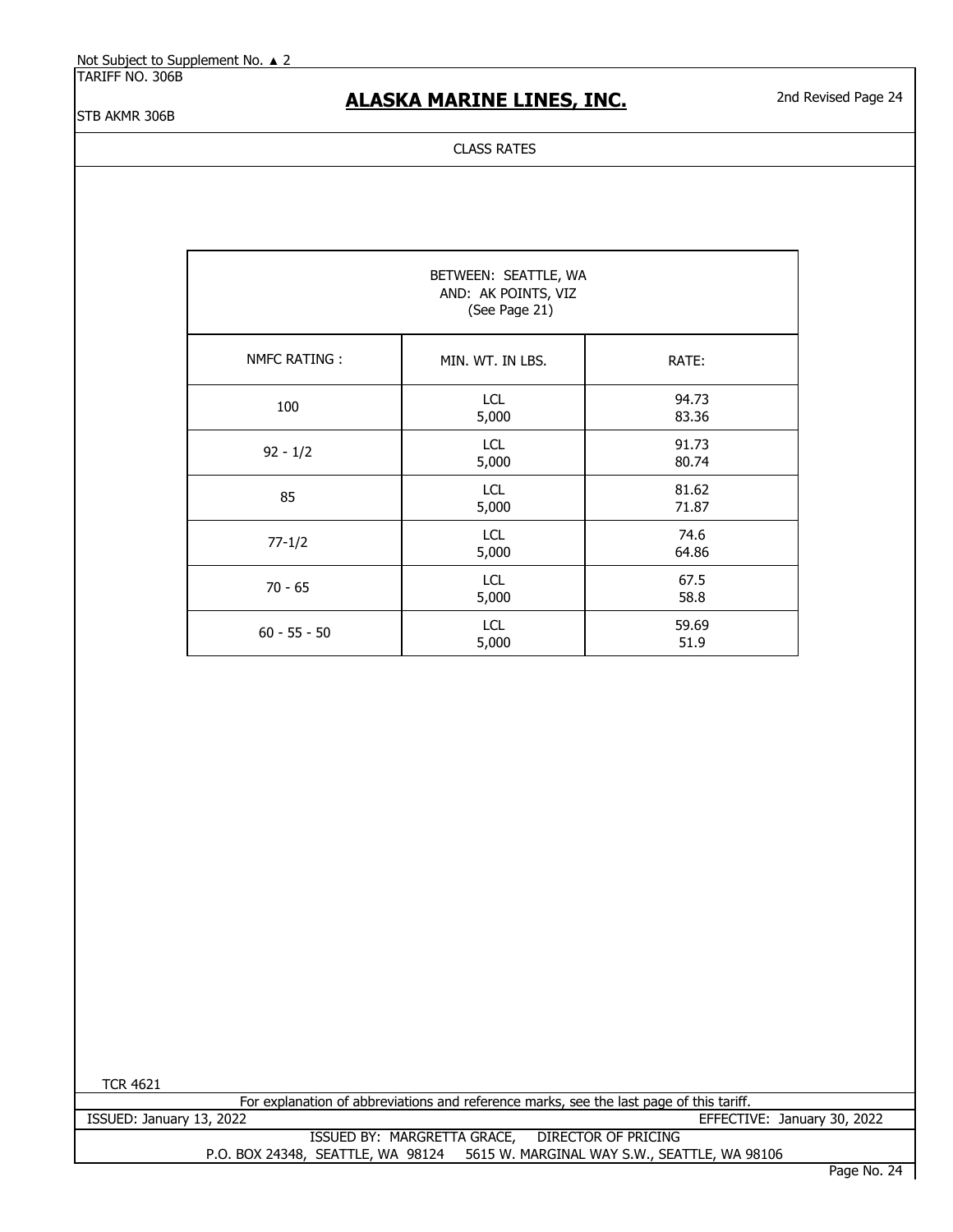Not Subject to Supplement No. ▲ 2

TARIFF NO. 306B

STB AKMR 306B

# ALASKA MARINE LINES, INC.

2nd Revised Page 24

CLASS RATES

| BETWEEN: SEATTLE, WA AND: AK POINTS, VIZ (See Page 21) | | |
|---|---|---|
| NMFC RATING : | MIN. WT. IN LBS. | RATE: |
| 100 | LCL<br>5,000 | 94.73<br>83.36 |
| 92 - 1/2 | LCL<br>5,000 | 91.73<br>80.74 |
| 85 | LCL<br>5,000 | 81.62<br>71.87 |
| 77-1/2 | LCL<br>5,000 | 74.6<br>64.86 |
| 70 - 65 | LCL<br>5,000 | 67.5<br>58.8 |
| 60 - 55 - 50 | LCL<br>5,000 | 59.69<br>51.9 |

TCR 4621

For explanation of abbreviations and reference marks, see the last page of this tariff.

ISSUED: January 13, 2022 EFFECTIVE: January 30, 2022

ISSUED BY: MARGRETTA GRACE, DIRECTOR OF PRICING

P.O. BOX 24348, SEATTLE, WA 98124 5615 W. MARGINAL WAY S.W., SEATTLE, WA 98106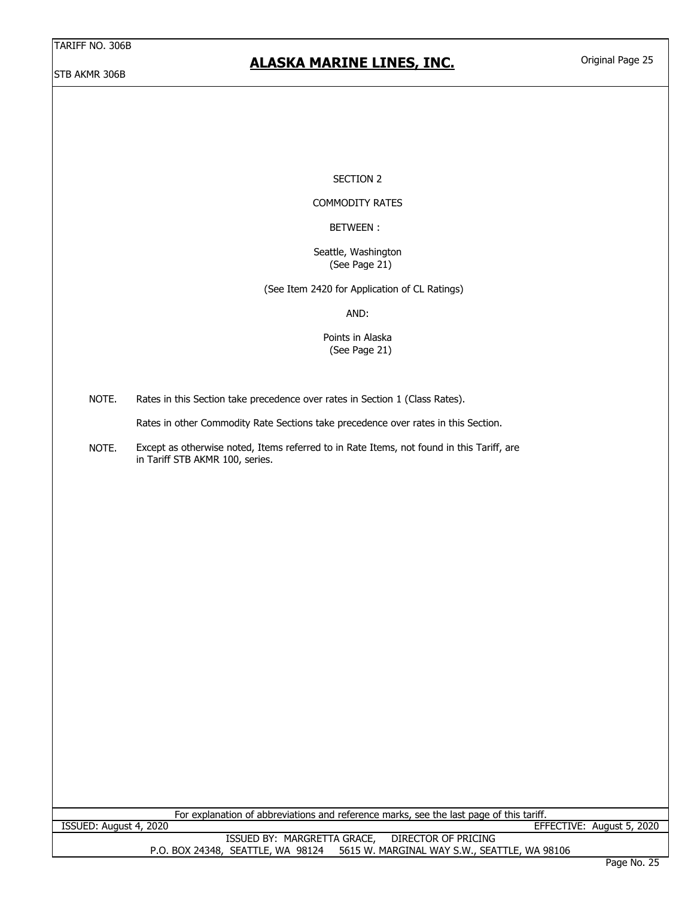SECTION 2

COMMODITY RATES

BETWEEN :

Seattle, Washington
(See Page 21)

(See Item 2420 for Application of CL Ratings)

AND:

Points in Alaska
(See Page 21)

NOTE. Rates in this Section take precedence over rates in Section 1 (Class Rates).

Rates in other Commodity Rate Sections take precedence over rates in this Section.

NOTE. Except as otherwise noted, Items referred to in Rate Items, not found in this Tariff, are in Tariff STB AKMR 100, series.

For explanation of abbreviations and reference marks, see the last page of this tariff.

ISSUED: August 4, 2020 | EFFECTIVE: August 5, 2020

ISSUED BY: MARGRETTA GRACE, DIRECTOR OF PRICING
P.O. BOX 24348, SEATTLE, WA 98124 5615 W. MARGINAL WAY S.W., SEATTLE, WA 98106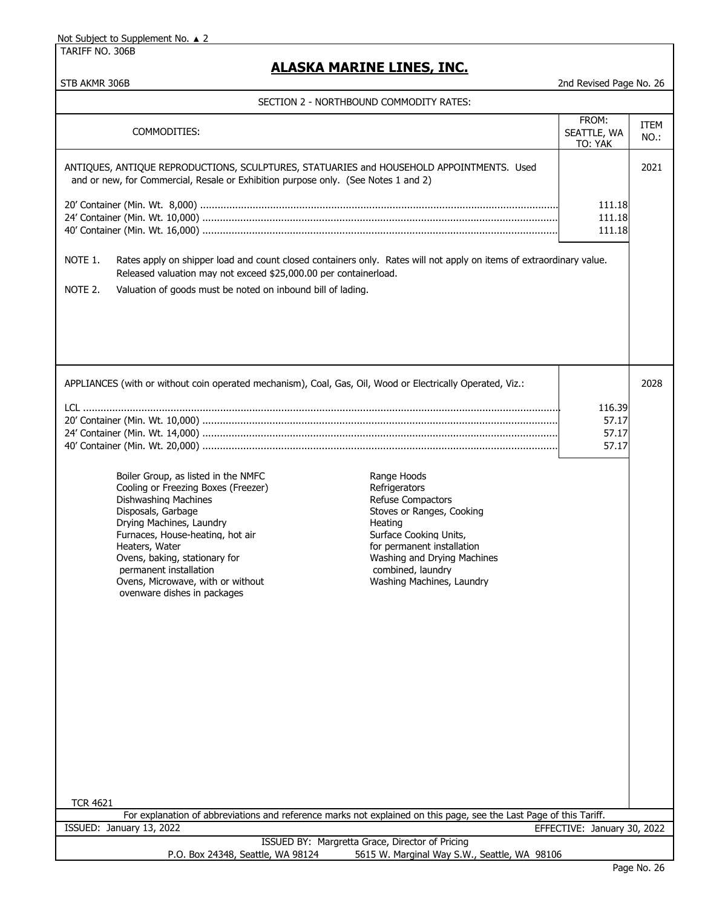Not Subject to Supplement No. ▲ 2

TARIFF NO. 306B

# ALASKA MARINE LINES, INC.

STB AKMR 306B

2nd Revised Page No. 26

## SECTION 2 - NORTHBOUND COMMODITY RATES:

| COMMODITIES: | FROM: SEATTLE, WA TO: YAK | ITEM NO.: |
|---|---|---|
| ANTIQUES, ANTIQUE REPRODUCTIONS, SCULPTURES, STATUARIES and HOUSEHOLD APPOINTMENTS. Used and or new, for Commercial, Resale or Exhibition purpose only. (See Notes 1 and 2) | | 2021 |
| 20' Container (Min. Wt. 8,000) | 111.18 | |
| 24' Container (Min. Wt. 10,000) | 111.18 | |
| 40' Container (Min. Wt. 16,000) | 111.18 | |

NOTE 1. Rates apply on shipper load and count closed containers only. Rates will not apply on items of extraordinary value. Released valuation may not exceed $25,000.00 per containerload.

NOTE 2. Valuation of goods must be noted on inbound bill of lading.

| COMMODITIES: | FROM: SEATTLE, WA TO: YAK | ITEM NO.: |
|---|---|---|
| APPLIANCES (with or without coin operated mechanism), Coal, Gas, Oil, Wood or Electrically Operated, Viz.: | | 2028 |
| LCL | 116.39 | |
| 20' Container (Min. Wt. 10,000) | 57.17 | |
| 24' Container (Min. Wt. 14,000) | 57.17 | |
| 40' Container (Min. Wt. 20,000) | 57.17 | |

- Boiler Group, as listed in the NMFC
- Cooling or Freezing Boxes (Freezer)
- Dishwashing Machines
- Disposals, Garbage
- Drying Machines, Laundry
- Furnaces, House-heating, hot air
- Heaters, Water
- Ovens, baking, stationary for permanent installation
- Ovens, Microwave, with or without ovenware dishes in packages
- Range Hoods
- Refrigerators
- Refuse Compactors
- Stoves or Ranges, Cooking Heating
- Surface Cooking Units, for permanent installation
- Washing and Drying Machines combined, laundry
- Washing Machines, Laundry

TCR 4621

For explanation of abbreviations and reference marks not explained on this page, see the Last Page of this Tariff.

ISSUED: January 13, 2022

EFFECTIVE: January 30, 2022

ISSUED BY: Margretta Grace, Director of Pricing

P.O. Box 24348, Seattle, WA 98124 5615 W. Marginal Way S.W., Seattle, WA 98106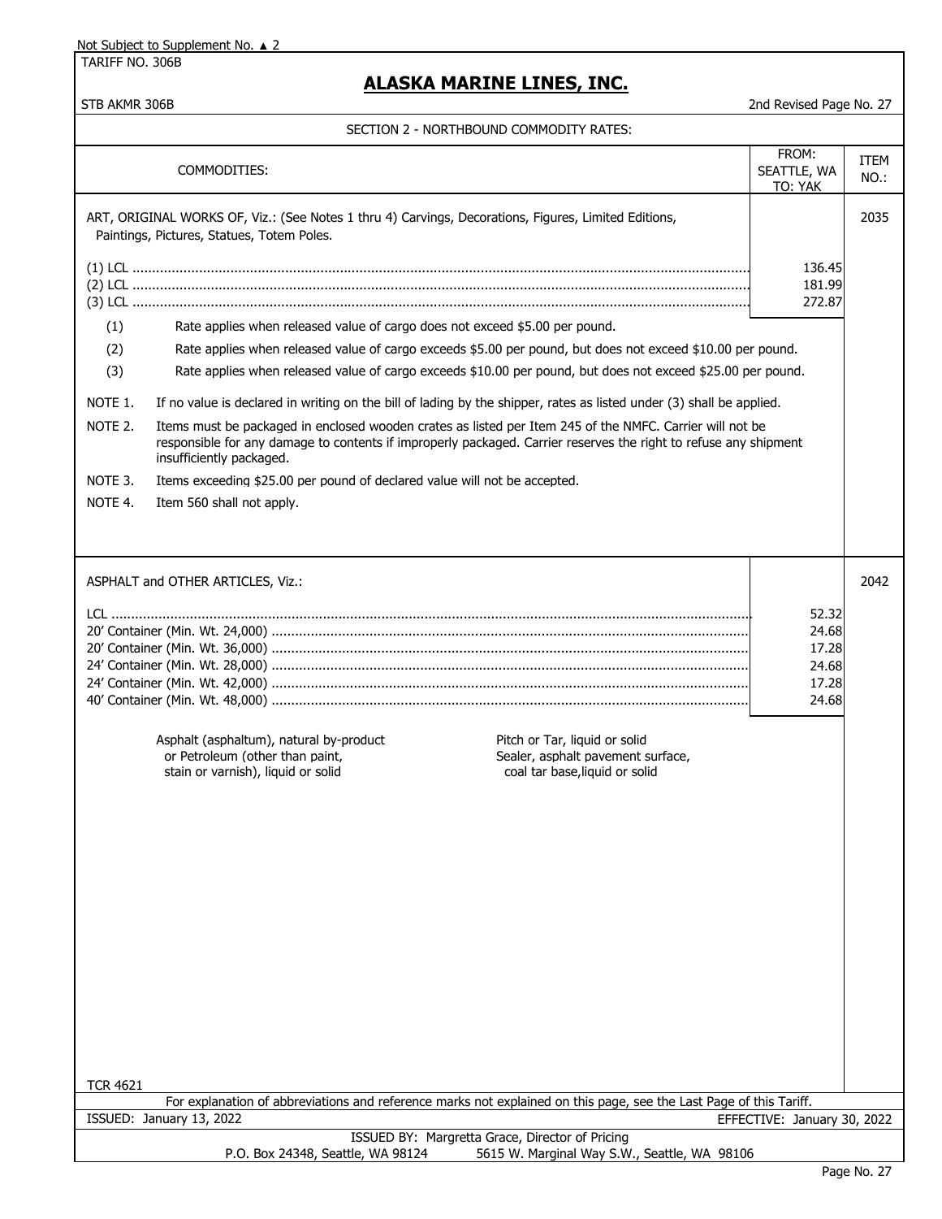Not Subject to Supplement No. ▲ 2

TARIFF NO. 306B

# ALASKA MARINE LINES, INC.

STB AKMR 306B — 2nd Revised Page No. 27

## SECTION 2 - NORTHBOUND COMMODITY RATES:

| COMMODITIES: | FROM: SEATTLE, WA TO: YAK | ITEM NO.: |
|---|---|---|
| ART, ORIGINAL WORKS OF, Viz.: (See Notes 1 thru 4) Carvings, Decorations, Figures, Limited Editions, Paintings, Pictures, Statues, Totem Poles. | | 2035 |
| (1) LCL | 136.45 | |
| (2) LCL | 181.99 | |
| (3) LCL | 272.87 | |

(1) Rate applies when released value of cargo does not exceed $5.00 per pound.

(2) Rate applies when released value of cargo exceeds $5.00 per pound, but does not exceed $10.00 per pound.

(3) Rate applies when released value of cargo exceeds $10.00 per pound, but does not exceed $25.00 per pound.

NOTE 1. If no value is declared in writing on the bill of lading by the shipper, rates as listed under (3) shall be applied.

NOTE 2. Items must be packaged in enclosed wooden crates as listed per Item 245 of the NMFC. Carrier will not be responsible for any damage to contents if improperly packaged. Carrier reserves the right to refuse any shipment insufficiently packaged.

NOTE 3. Items exceeding $25.00 per pound of declared value will not be accepted.

NOTE 4. Item 560 shall not apply.

| COMMODITIES: | FROM: SEATTLE, WA TO: YAK | ITEM NO.: |
|---|---|---|
| ASPHALT and OTHER ARTICLES, Viz.: | | 2042 |
| LCL | 52.32 | |
| 20' Container (Min. Wt. 24,000) | 24.68 | |
| 20' Container (Min. Wt. 36,000) | 17.28 | |
| 24' Container (Min. Wt. 28,000) | 24.68 | |
| 24' Container (Min. Wt. 42,000) | 17.28 | |
| 40' Container (Min. Wt. 48,000) | 24.68 | |

- Asphalt (asphaltum), natural by-product or Petroleum (other than paint, stain or varnish), liquid or solid
- Pitch or Tar, liquid or solid
- Sealer, asphalt pavement surface, coal tar base, liquid or solid

TCR 4621

For explanation of abbreviations and reference marks not explained on this page, see the Last Page of this Tariff.

ISSUED: January 13, 2022 — EFFECTIVE: January 30, 2022

ISSUED BY: Margretta Grace, Director of Pricing

P.O. Box 24348, Seattle, WA 98124 — 5615 W. Marginal Way S.W., Seattle, WA 98106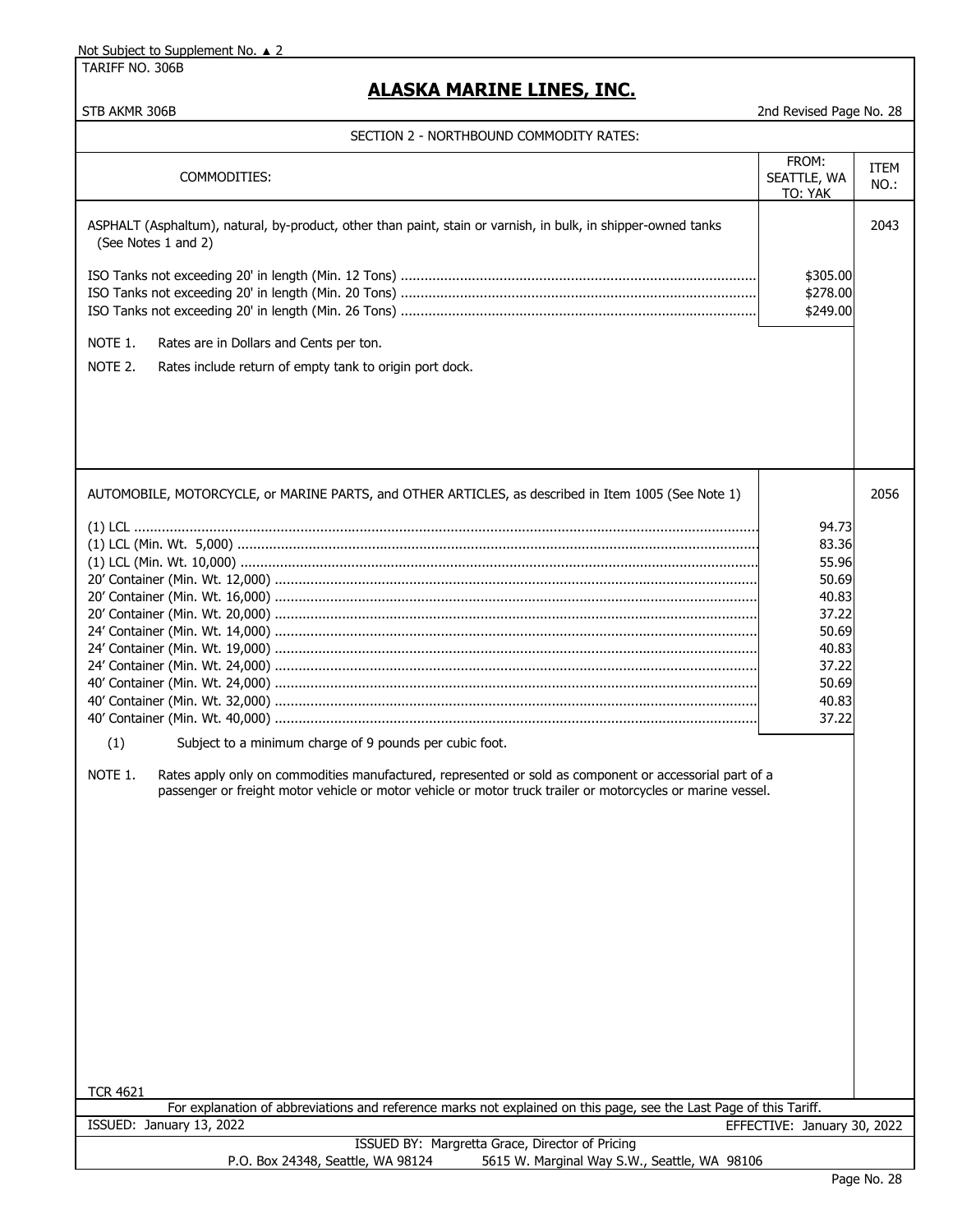Not Subject to Supplement No. ▲ 2

TARIFF NO. 306B

# ALASKA MARINE LINES, INC.

STB AKMR 306B

2nd Revised Page No. 28

## SECTION 2 - NORTHBOUND COMMODITY RATES:

| COMMODITIES: | FROM: SEATTLE, WA TO: YAK | ITEM NO.: |
|---|---|---|
| ASPHALT (Asphaltum), natural, by-product, other than paint, stain or varnish, in bulk, in shipper-owned tanks (See Notes 1 and 2) | | 2043 |
| ISO Tanks not exceeding 20' in length (Min. 12 Tons) | $305.00 | |
| ISO Tanks not exceeding 20' in length (Min. 20 Tons) | $278.00 | |
| ISO Tanks not exceeding 20' in length (Min. 26 Tons) | $249.00 | |

NOTE 1. Rates are in Dollars and Cents per ton.

NOTE 2. Rates include return of empty tank to origin port dock.

| COMMODITIES: | FROM: SEATTLE, WA TO: YAK | ITEM NO.: |
|---|---|---|
| AUTOMOBILE, MOTORCYCLE, or MARINE PARTS, and OTHER ARTICLES, as described in Item 1005 (See Note 1) | | 2056 |
| (1) LCL | 94.73 | |
| (1) LCL (Min. Wt. 5,000) | 83.36 | |
| (1) LCL (Min. Wt. 10,000) | 55.96 | |
| 20' Container (Min. Wt. 12,000) | 50.69 | |
| 20' Container (Min. Wt. 16,000) | 40.83 | |
| 20' Container (Min. Wt. 20,000) | 37.22 | |
| 24' Container (Min. Wt. 14,000) | 50.69 | |
| 24' Container (Min. Wt. 19,000) | 40.83 | |
| 24' Container (Min. Wt. 24,000) | 37.22 | |
| 40' Container (Min. Wt. 24,000) | 50.69 | |
| 40' Container (Min. Wt. 32,000) | 40.83 | |
| 40' Container (Min. Wt. 40,000) | 37.22 | |

(1) Subject to a minimum charge of 9 pounds per cubic foot.

NOTE 1. Rates apply only on commodities manufactured, represented or sold as component or accessorial part of a passenger or freight motor vehicle or motor vehicle or motor truck trailer or motorcycles or marine vessel.

TCR 4621

For explanation of abbreviations and reference marks not explained on this page, see the Last Page of this Tariff.

ISSUED: January 13, 2022

EFFECTIVE: January 30, 2022

ISSUED BY: Margretta Grace, Director of Pricing

P.O. Box 24348, Seattle, WA 98124 5615 W. Marginal Way S.W., Seattle, WA 98106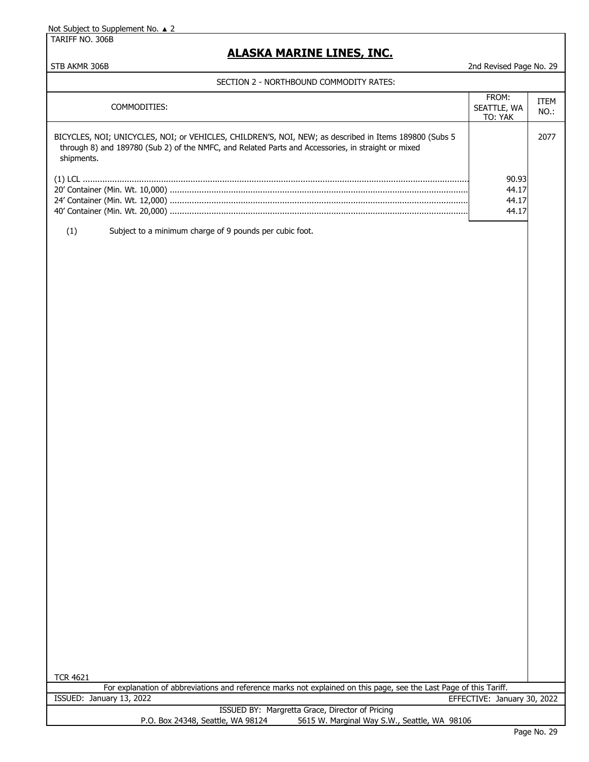Not Subject to Supplement No. ▲ 2

TARIFF NO. 306B

# ALASKA MARINE LINES, INC.

STB AKMR 306B

2nd Revised Page No. 29

## SECTION 2 - NORTHBOUND COMMODITY RATES:

| COMMODITIES: | FROM: SEATTLE, WA TO: YAK | ITEM NO.: |
|---|---|---|
| BICYCLES, NOI; UNICYCLES, NOI; or VEHICLES, CHILDREN'S, NOI, NEW; as described in Items 189800 (Subs 5 through 8) and 189780 (Sub 2) of the NMFC, and Related Parts and Accessories, in straight or mixed shipments. | | 2077 |
| (1) LCL | 90.93 | |
| 20' Container (Min. Wt. 10,000) | 44.17 | |
| 24' Container (Min. Wt. 12,000) | 44.17 | |
| 40' Container (Min. Wt. 20,000) | 44.17 | |

(1) Subject to a minimum charge of 9 pounds per cubic foot.

TCR 4621

For explanation of abbreviations and reference marks not explained on this page, see the Last Page of this Tariff.

ISSUED: January 13, 2022

EFFECTIVE: January 30, 2022

ISSUED BY: Margretta Grace, Director of Pricing

P.O. Box 24348, Seattle, WA 98124 5615 W. Marginal Way S.W., Seattle, WA 98106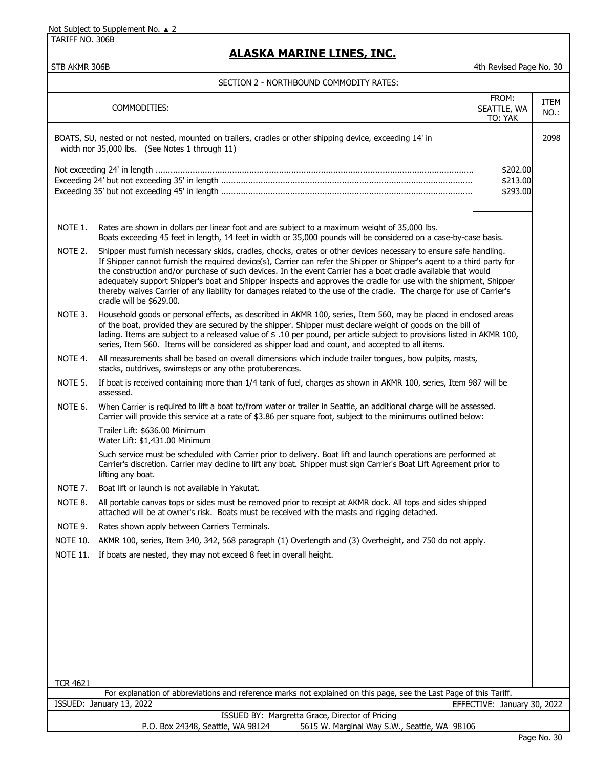Not Subject to Supplement No. ▲ 2

TARIFF NO. 306B

# ALASKA MARINE LINES, INC.

STB AKMR 306B

4th Revised Page No. 30

## SECTION 2 - NORTHBOUND COMMODITY RATES:

| COMMODITIES: | FROM: SEATTLE, WA TO: YAK | ITEM NO.: |
|---|---|---|
| BOATS, SU, nested or not nested, mounted on trailers, cradles or other shipping device, exceeding 14' in width nor 35,000 lbs. (See Notes 1 through 11) | | 2098 |
| Not exceeding 24' in length | $202.00 | |
| Exceeding 24' but not exceeding 35' in length | $213.00 | |
| Exceeding 35' but not exceeding 45' in length | $293.00 | |

NOTE 1. Rates are shown in dollars per linear foot and are subject to a maximum weight of 35,000 lbs. Boats exceeding 45 feet in length, 14 feet in width or 35,000 pounds will be considered on a case-by-case basis.

NOTE 2. Shipper must furnish necessary skids, cradles, chocks, crates or other devices necessary to ensure safe handling. If Shipper cannot furnish the required device(s), Carrier can refer the Shipper or Shipper's agent to a third party for the construction and/or purchase of such devices. In the event Carrier has a boat cradle available that would adequately support Shipper's boat and Shipper inspects and approves the cradle for use with the shipment, Shipper thereby waives Carrier of any liability for damages related to the use of the cradle. The charge for use of Carrier's cradle will be $629.00.

NOTE 3. Household goods or personal effects, as described in AKMR 100, series, Item 560, may be placed in enclosed areas of the boat, provided they are secured by the shipper. Shipper must declare weight of goods on the bill of lading. Items are subject to a released value of $ .10 per pound, per article subject to provisions listed in AKMR 100, series, Item 560. Items will be considered as shipper load and count, and accepted to all items.

NOTE 4. All measurements shall be based on overall dimensions which include trailer tongues, bow pulpits, masts, stacks, outdrives, swimsteps or any othe protuberences.

NOTE 5. If boat is received containing more than 1/4 tank of fuel, charges as shown in AKMR 100, series, Item 987 will be assessed.

NOTE 6. When Carrier is required to lift a boat to/from water or trailer in Seattle, an additional charge will be assessed. Carrier will provide this service at a rate of $3.86 per square foot, subject to the minimums outlined below:

Trailer Lift: $636.00 Minimum
Water Lift: $1,431.00 Minimum

Such service must be scheduled with Carrier prior to delivery. Boat lift and launch operations are performed at Carrier's discretion. Carrier may decline to lift any boat. Shipper must sign Carrier's Boat Lift Agreement prior to lifting any boat.

NOTE 7. Boat lift or launch is not available in Yakutat.

NOTE 8. All portable canvas tops or sides must be removed prior to receipt at AKMR dock. All tops and sides shipped attached will be at owner's risk. Boats must be received with the masts and rigging detached.

NOTE 9. Rates shown apply between Carriers Terminals.

NOTE 10. AKMR 100, series, Item 340, 342, 568 paragraph (1) Overlength and (3) Overheight, and 750 do not apply.

NOTE 11. If boats are nested, they may not exceed 8 feet in overall height.

TCR 4621

For explanation of abbreviations and reference marks not explained on this page, see the Last Page of this Tariff.

ISSUED: January 13, 2022 — EFFECTIVE: January 30, 2022

ISSUED BY: Margretta Grace, Director of Pricing

P.O. Box 24348, Seattle, WA 98124 — 5615 W. Marginal Way S.W., Seattle, WA 98106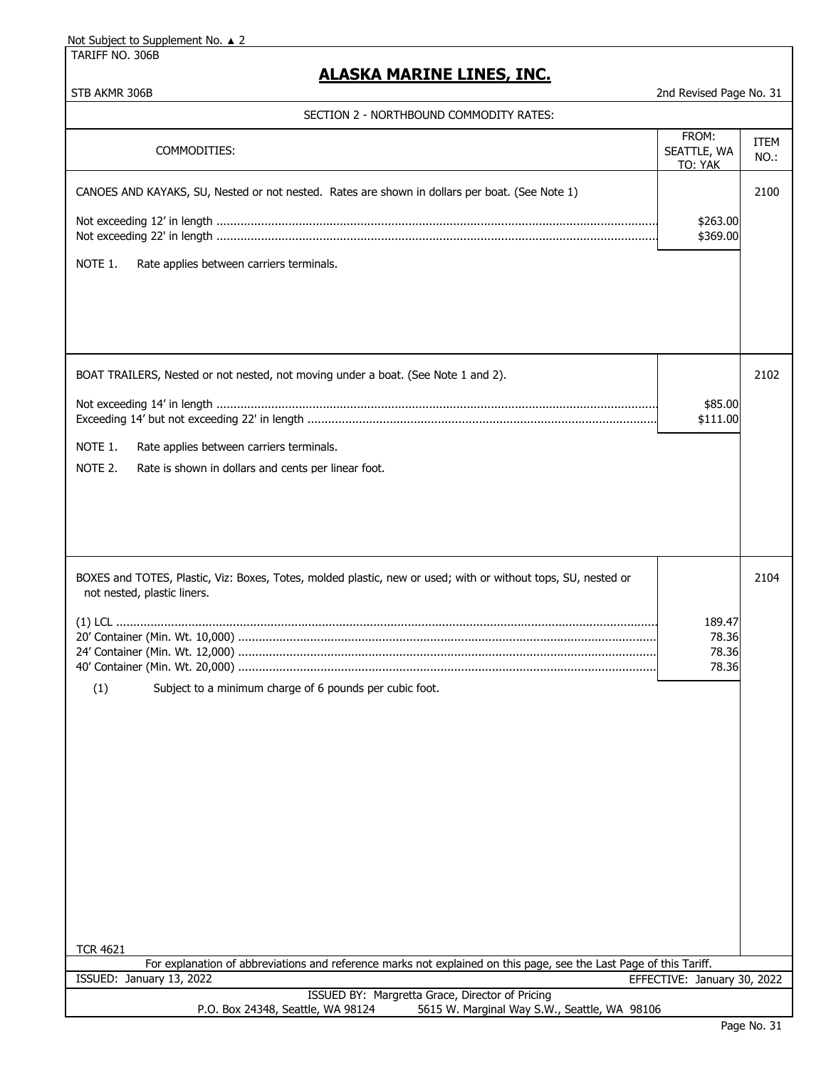Not Subject to Supplement No. ▲ 2

TARIFF NO. 306B

# ALASKA MARINE LINES, INC.

STB AKMR 306B

2nd Revised Page No. 31

## SECTION 2 - NORTHBOUND COMMODITY RATES:

| COMMODITIES: | FROM: SEATTLE, WA TO: YAK | ITEM NO.: |
|---|---|---|
| CANOES AND KAYAKS, SU, Nested or not nested. Rates are shown in dollars per boat. (See Note 1) | | 2100 |
| Not exceeding 12' in length | $263.00 | |
| Not exceeding 22' in length | $369.00 | |
| NOTE 1. Rate applies between carriers terminals. | | |
| BOAT TRAILERS, Nested or not nested, not moving under a boat. (See Note 1 and 2). | | 2102 |
| Not exceeding 14' in length | $85.00 | |
| Exceeding 14' but not exceeding 22' in length | $111.00 | |
| NOTE 1. Rate applies between carriers terminals. | | |
| NOTE 2. Rate is shown in dollars and cents per linear foot. | | |
| BOXES and TOTES, Plastic, Viz: Boxes, Totes, molded plastic, new or used; with or without tops, SU, nested or not nested, plastic liners. | | 2104 |
| (1) LCL | 189.47 | |
| 20' Container (Min. Wt. 10,000) | 78.36 | |
| 24' Container (Min. Wt. 12,000) | 78.36 | |
| 40' Container (Min. Wt. 20,000) | 78.36 | |
| (1) Subject to a minimum charge of 6 pounds per cubic foot. | | |

TCR 4621

For explanation of abbreviations and reference marks not explained on this page, see the Last Page of this Tariff.

ISSUED: January 13, 2022 EFFECTIVE: January 30, 2022

ISSUED BY: Margretta Grace, Director of Pricing

P.O. Box 24348, Seattle, WA 98124 5615 W. Marginal Way S.W., Seattle, WA 98106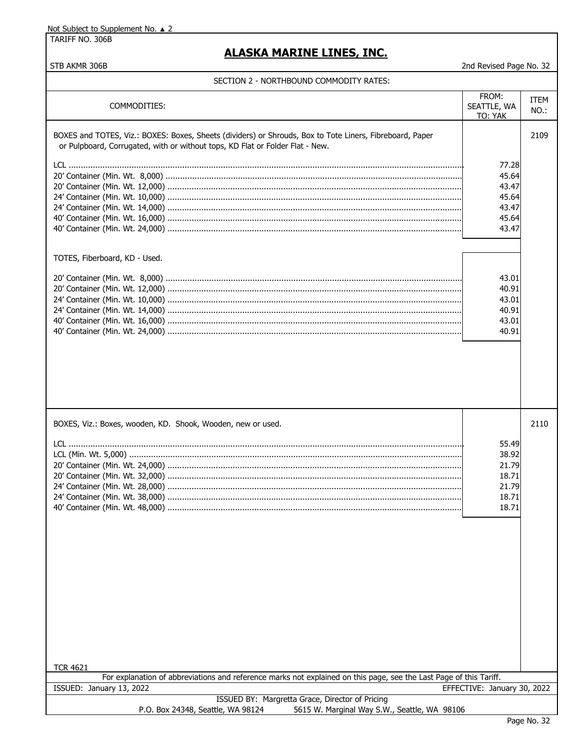Not Subject to Supplement No. ▲ 2

TARIFF NO. 306B

# ALASKA MARINE LINES, INC.

STB AKMR 306B

2nd Revised Page No. 32

## SECTION 2 - NORTHBOUND COMMODITY RATES:

| COMMODITIES: | FROM: SEATTLE, WA TO: YAK | ITEM NO.: |
|---|---|---|
| BOXES and TOTES, Viz.: BOXES: Boxes, Sheets (dividers) or Shrouds, Box to Tote Liners, Fibreboard, Paper or Pulpboard, Corrugated, with or without tops, KD Flat or Folder Flat - New. | | 2109 |
| LCL | 77.28 | |
| 20' Container (Min. Wt. 8,000) | 45.64 | |
| 20' Container (Min. Wt. 12,000) | 43.47 | |
| 24' Container (Min. Wt. 10,000) | 45.64 | |
| 24' Container (Min. Wt. 14,000) | 43.47 | |
| 40' Container (Min. Wt. 16,000) | 45.64 | |
| 40' Container (Min. Wt. 24,000) | 43.47 | |
| TOTES, Fiberboard, KD - Used. | | |
| 20' Container (Min. Wt. 8,000) | 43.01 | |
| 20' Container (Min. Wt. 12,000) | 40.91 | |
| 24' Container (Min. Wt. 10,000) | 43.01 | |
| 24' Container (Min. Wt. 14,000) | 40.91 | |
| 40' Container (Min. Wt. 16,000) | 43.01 | |
| 40' Container (Min. Wt. 24,000) | 40.91 | |
| BOXES, Viz.: Boxes, wooden, KD. Shook, Wooden, new or used. | | 2110 |
| LCL | 55.49 | |
| LCL (Min. Wt. 5,000) | 38.92 | |
| 20' Container (Min. Wt. 24,000) | 21.79 | |
| 20' Container (Min. Wt. 32,000) | 18.71 | |
| 24' Container (Min. Wt. 28,000) | 21.79 | |
| 24' Container (Min. Wt. 38,000) | 18.71 | |
| 40' Container (Min. Wt. 48,000) | 18.71 | |

TCR 4621

For explanation of abbreviations and reference marks not explained on this page, see the Last Page of this Tariff.

ISSUED: January 13, 2022 EFFECTIVE: January 30, 2022

ISSUED BY: Margretta Grace, Director of Pricing
P.O. Box 24348, Seattle, WA 98124 5615 W. Marginal Way S.W., Seattle, WA 98106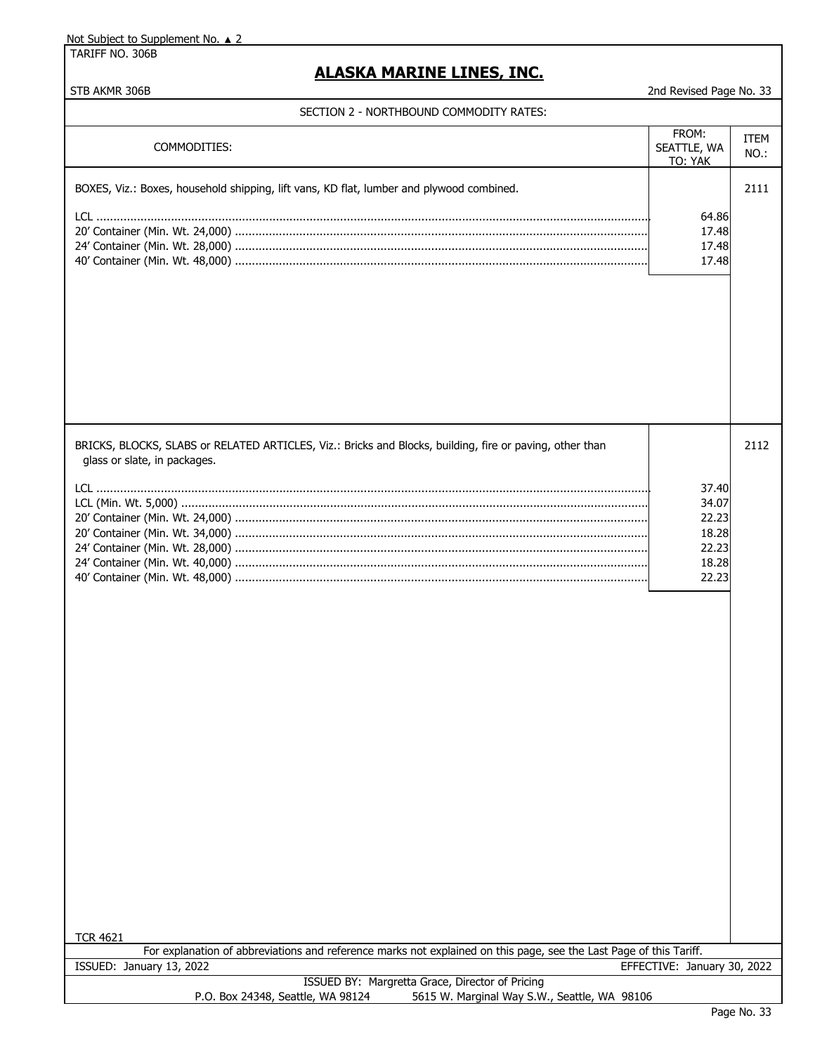Not Subject to Supplement No. ▲ 2

TARIFF NO. 306B

# ALASKA MARINE LINES, INC.

STB AKMR 306B

2nd Revised Page No. 33

## SECTION 2 - NORTHBOUND COMMODITY RATES:

| COMMODITIES: | FROM: SEATTLE, WA TO: YAK | ITEM NO.: |
|---|---|---|
| BOXES, Viz.: Boxes, household shipping, lift vans, KD flat, lumber and plywood combined. | | 2111 |
| LCL | 64.86 | |
| 20' Container (Min. Wt. 24,000) | 17.48 | |
| 24' Container (Min. Wt. 28,000) | 17.48 | |
| 40' Container (Min. Wt. 48,000) | 17.48 | |
| BRICKS, BLOCKS, SLABS or RELATED ARTICLES, Viz.: Bricks and Blocks, building, fire or paving, other than glass or slate, in packages. | | 2112 |
| LCL | 37.40 | |
| LCL (Min. Wt. 5,000) | 34.07 | |
| 20' Container (Min. Wt. 24,000) | 22.23 | |
| 20' Container (Min. Wt. 34,000) | 18.28 | |
| 24' Container (Min. Wt. 28,000) | 22.23 | |
| 24' Container (Min. Wt. 40,000) | 18.28 | |
| 40' Container (Min. Wt. 48,000) | 22.23 | |

TCR 4621

For explanation of abbreviations and reference marks not explained on this page, see the Last Page of this Tariff.

ISSUED: January 13, 2022 EFFECTIVE: January 30, 2022

ISSUED BY: Margretta Grace, Director of Pricing

P.O. Box 24348, Seattle, WA 98124 5615 W. Marginal Way S.W., Seattle, WA 98106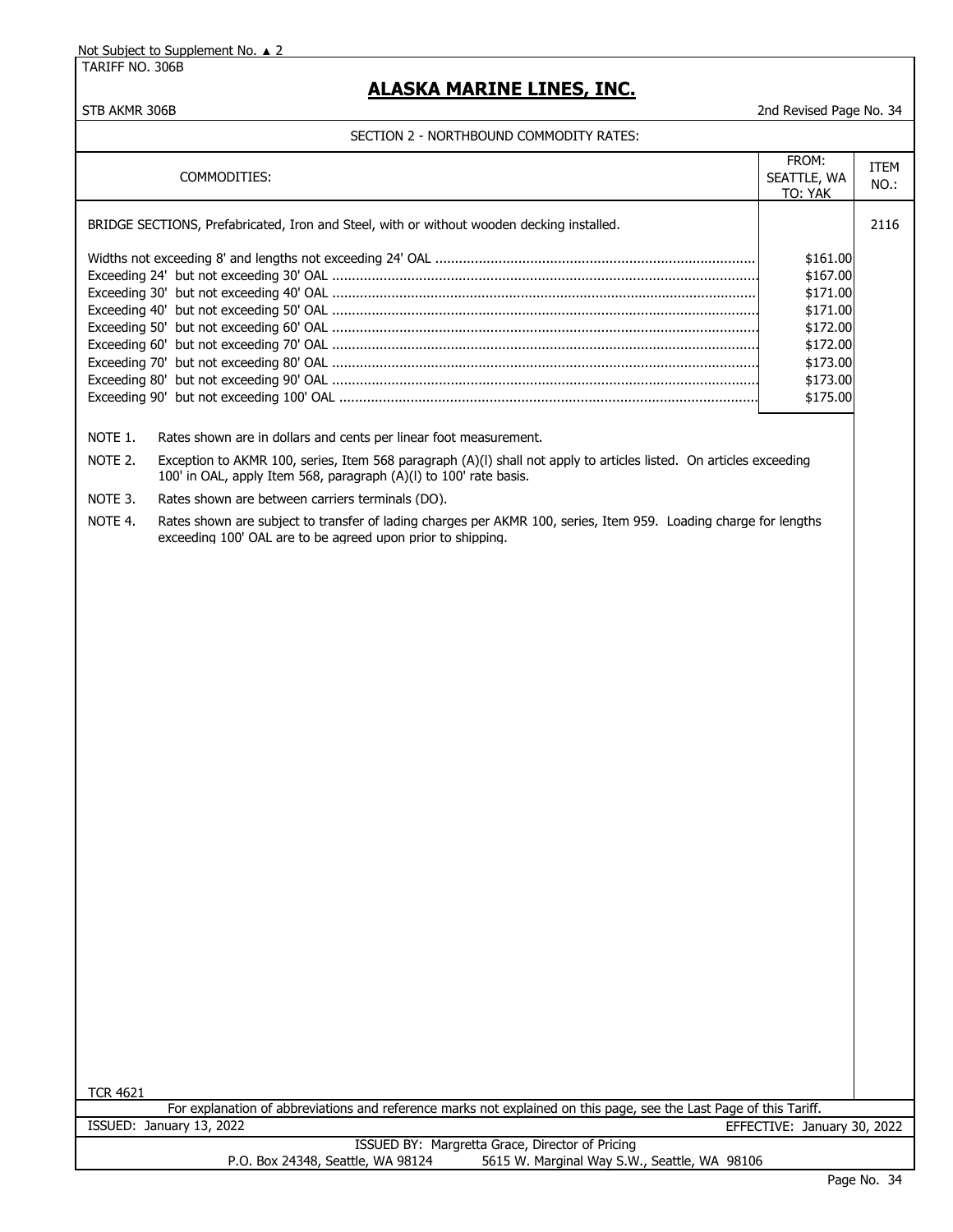Not Subject to Supplement No. ▲ 2

TARIFF NO. 306B

# ALASKA MARINE LINES, INC.

STB AKMR 306B — 2nd Revised Page No. 34

## SECTION 2 - NORTHBOUND COMMODITY RATES:

| COMMODITIES: | FROM: SEATTLE, WA TO: YAK | ITEM NO.: |
|---|---|---|
| BRIDGE SECTIONS, Prefabricated, Iron and Steel, with or without wooden decking installed. | | 2116 |
| Widths not exceeding 8' and lengths not exceeding 24' OAL | $161.00 | |
| Exceeding 24' but not exceeding 30' OAL | $167.00 | |
| Exceeding 30' but not exceeding 40' OAL | $171.00 | |
| Exceeding 40' but not exceeding 50' OAL | $171.00 | |
| Exceeding 50' but not exceeding 60' OAL | $172.00 | |
| Exceeding 60' but not exceeding 70' OAL | $172.00 | |
| Exceeding 70' but not exceeding 80' OAL | $173.00 | |
| Exceeding 80' but not exceeding 90' OAL | $173.00 | |
| Exceeding 90' but not exceeding 100' OAL | $175.00 | |

NOTE 1. Rates shown are in dollars and cents per linear foot measurement.

NOTE 2. Exception to AKMR 100, series, Item 568 paragraph (A)(l) shall not apply to articles listed. On articles exceeding 100' in OAL, apply Item 568, paragraph (A)(l) to 100' rate basis.

NOTE 3. Rates shown are between carriers terminals (DO).

NOTE 4. Rates shown are subject to transfer of lading charges per AKMR 100, series, Item 959. Loading charge for lengths exceeding 100' OAL are to be agreed upon prior to shipping.

TCR 4621

For explanation of abbreviations and reference marks not explained on this page, see the Last Page of this Tariff.

ISSUED: January 13, 2022 — EFFECTIVE: January 30, 2022

ISSUED BY: Margretta Grace, Director of Pricing

P.O. Box 24348, Seattle, WA 98124 — 5615 W. Marginal Way S.W., Seattle, WA 98106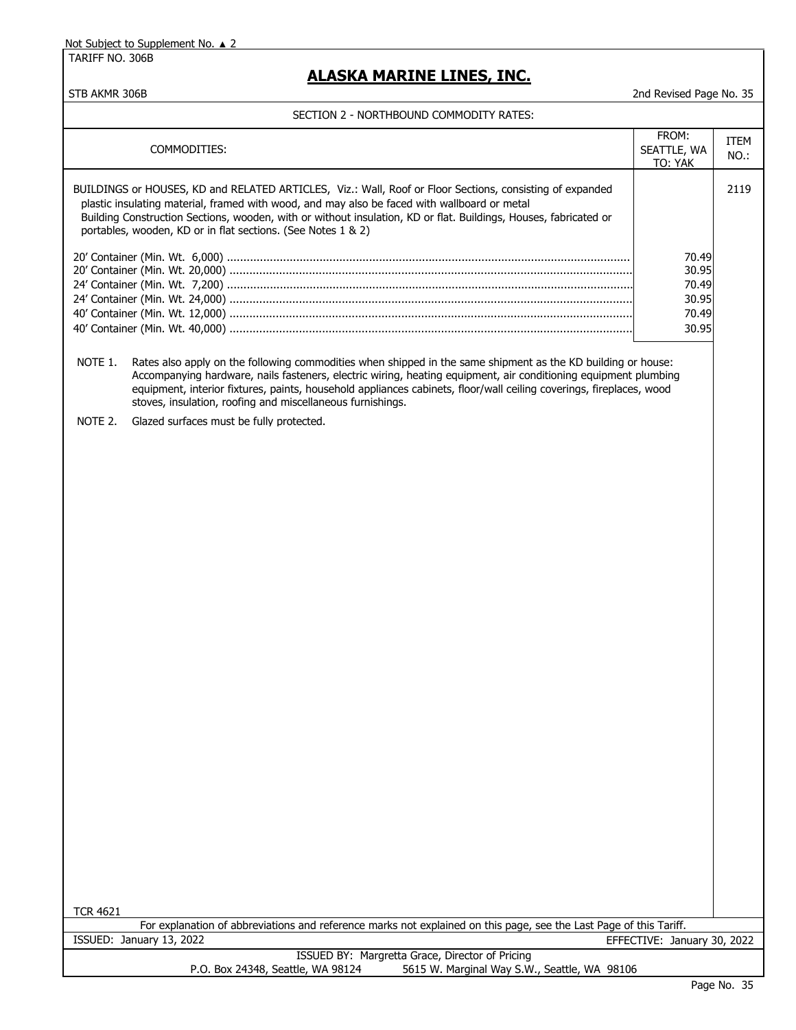Not Subject to Supplement No. ▲ 2

TARIFF NO. 306B

# ALASKA MARINE LINES, INC.

STB AKMR 306B — 2nd Revised Page No. 35

## SECTION 2 - NORTHBOUND COMMODITY RATES:

| COMMODITIES: | FROM: SEATTLE, WA TO: YAK | ITEM NO.: |
|---|---|---|
| BUILDINGS or HOUSES, KD and RELATED ARTICLES, Viz.: Wall, Roof or Floor Sections, consisting of expanded plastic insulating material, framed with wood, and may also be faced with wallboard or metal Building Construction Sections, wooden, with or without insulation, KD or flat. Buildings, Houses, fabricated or portables, wooden, KD or in flat sections. (See Notes 1 & 2) | | 2119 |
| 20' Container (Min. Wt. 6,000) | 70.49 | |
| 20' Container (Min. Wt. 20,000) | 30.95 | |
| 24' Container (Min. Wt. 7,200) | 70.49 | |
| 24' Container (Min. Wt. 24,000) | 30.95 | |
| 40' Container (Min. Wt. 12,000) | 70.49 | |
| 40' Container (Min. Wt. 40,000) | 30.95 | |

NOTE 1. Rates also apply on the following commodities when shipped in the same shipment as the KD building or house: Accompanying hardware, nails fasteners, electric wiring, heating equipment, air conditioning equipment plumbing equipment, interior fixtures, paints, household appliances cabinets, floor/wall ceiling coverings, fireplaces, wood stoves, insulation, roofing and miscellaneous furnishings.

NOTE 2. Glazed surfaces must be fully protected.

TCR 4621

For explanation of abbreviations and reference marks not explained on this page, see the Last Page of this Tariff.

ISSUED: January 13, 2022 — EFFECTIVE: January 30, 2022

ISSUED BY: Margretta Grace, Director of Pricing

P.O. Box 24348, Seattle, WA 98124 — 5615 W. Marginal Way S.W., Seattle, WA 98106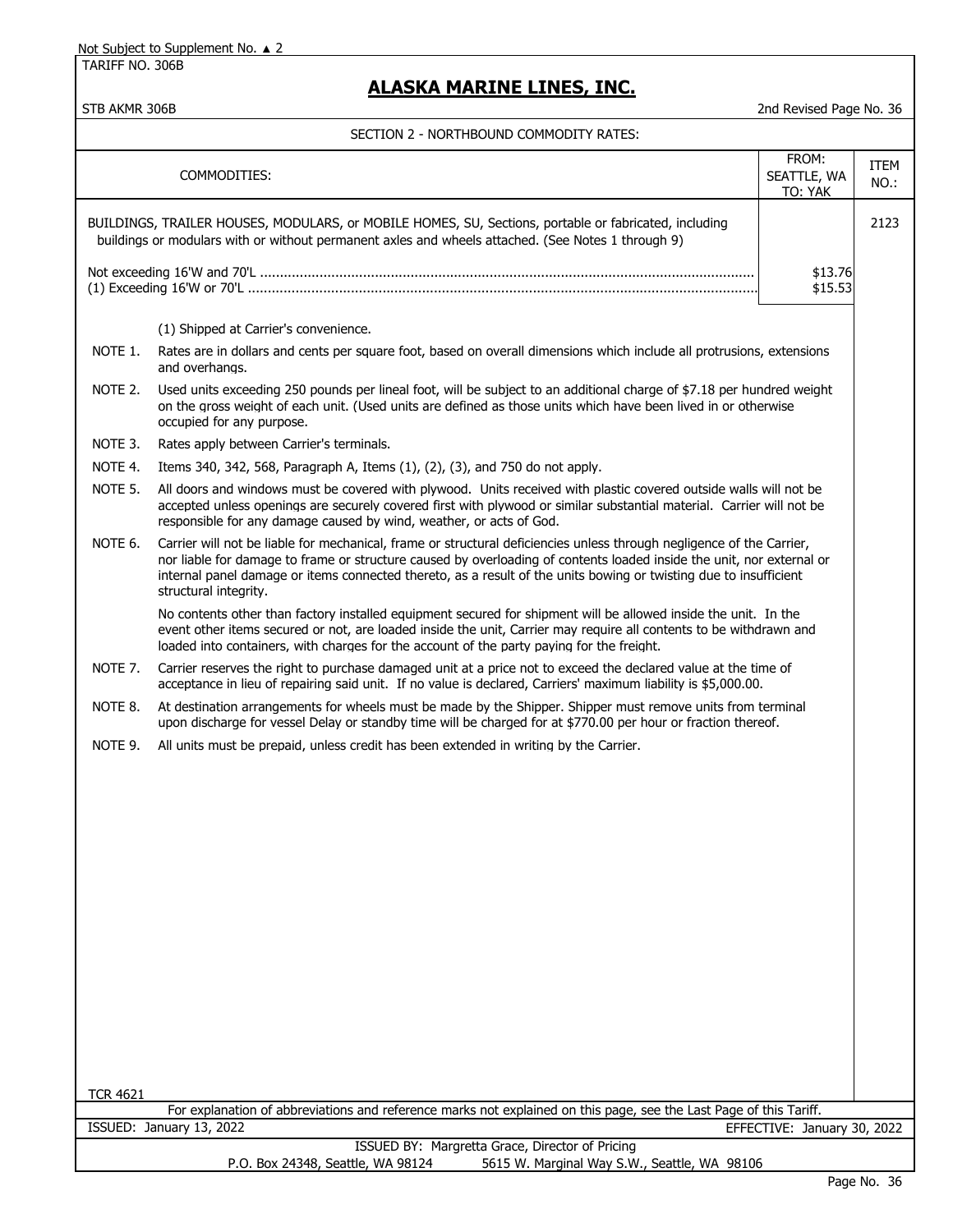Not Subject to Supplement No. ▲ 2

TARIFF NO. 306B

## ALASKA MARINE LINES, INC.

STB AKMR 306B

2nd Revised Page No. 36

SECTION 2 - NORTHBOUND COMMODITY RATES:

| COMMODITIES: | FROM: SEATTLE, WA TO: YAK | ITEM NO.: |
|---|---|---|
| BUILDINGS, TRAILER HOUSES, MODULARS, or MOBILE HOMES, SU, Sections, portable or fabricated, including buildings or modulars with or without permanent axles and wheels attached. (See Notes 1 through 9) | | 2123 |
| Not exceeding 16'W and 70'L | $13.76 | |
| (1) Exceeding 16'W or 70'L | $15.53 | |

(1) Shipped at Carrier's convenience.

NOTE 1. Rates are in dollars and cents per square foot, based on overall dimensions which include all protrusions, extensions and overhangs.

NOTE 2. Used units exceeding 250 pounds per lineal foot, will be subject to an additional charge of $7.18 per hundred weight on the gross weight of each unit. (Used units are defined as those units which have been lived in or otherwise occupied for any purpose.

NOTE 3. Rates apply between Carrier's terminals.

NOTE 4. Items 340, 342, 568, Paragraph A, Items (1), (2), (3), and 750 do not apply.

NOTE 5. All doors and windows must be covered with plywood. Units received with plastic covered outside walls will not be accepted unless openings are securely covered first with plywood or similar substantial material. Carrier will not be responsible for any damage caused by wind, weather, or acts of God.

NOTE 6. Carrier will not be liable for mechanical, frame or structural deficiencies unless through negligence of the Carrier, nor liable for damage to frame or structure caused by overloading of contents loaded inside the unit, nor external or internal panel damage or items connected thereto, as a result of the units bowing or twisting due to insufficient structural integrity.

No contents other than factory installed equipment secured for shipment will be allowed inside the unit. In the event other items secured or not, are loaded inside the unit, Carrier may require all contents to be withdrawn and loaded into containers, with charges for the account of the party paying for the freight.

NOTE 7. Carrier reserves the right to purchase damaged unit at a price not to exceed the declared value at the time of acceptance in lieu of repairing said unit. If no value is declared, Carriers' maximum liability is $5,000.00.

NOTE 8. At destination arrangements for wheels must be made by the Shipper. Shipper must remove units from terminal upon discharge for vessel Delay or standby time will be charged for at $770.00 per hour or fraction thereof.

NOTE 9. All units must be prepaid, unless credit has been extended in writing by the Carrier.

TCR 4621

For explanation of abbreviations and reference marks not explained on this page, see the Last Page of this Tariff.

ISSUED: January 13, 2022 — EFFECTIVE: January 30, 2022

ISSUED BY: Margretta Grace, Director of Pricing

P.O. Box 24348, Seattle, WA 98124 — 5615 W. Marginal Way S.W., Seattle, WA 98106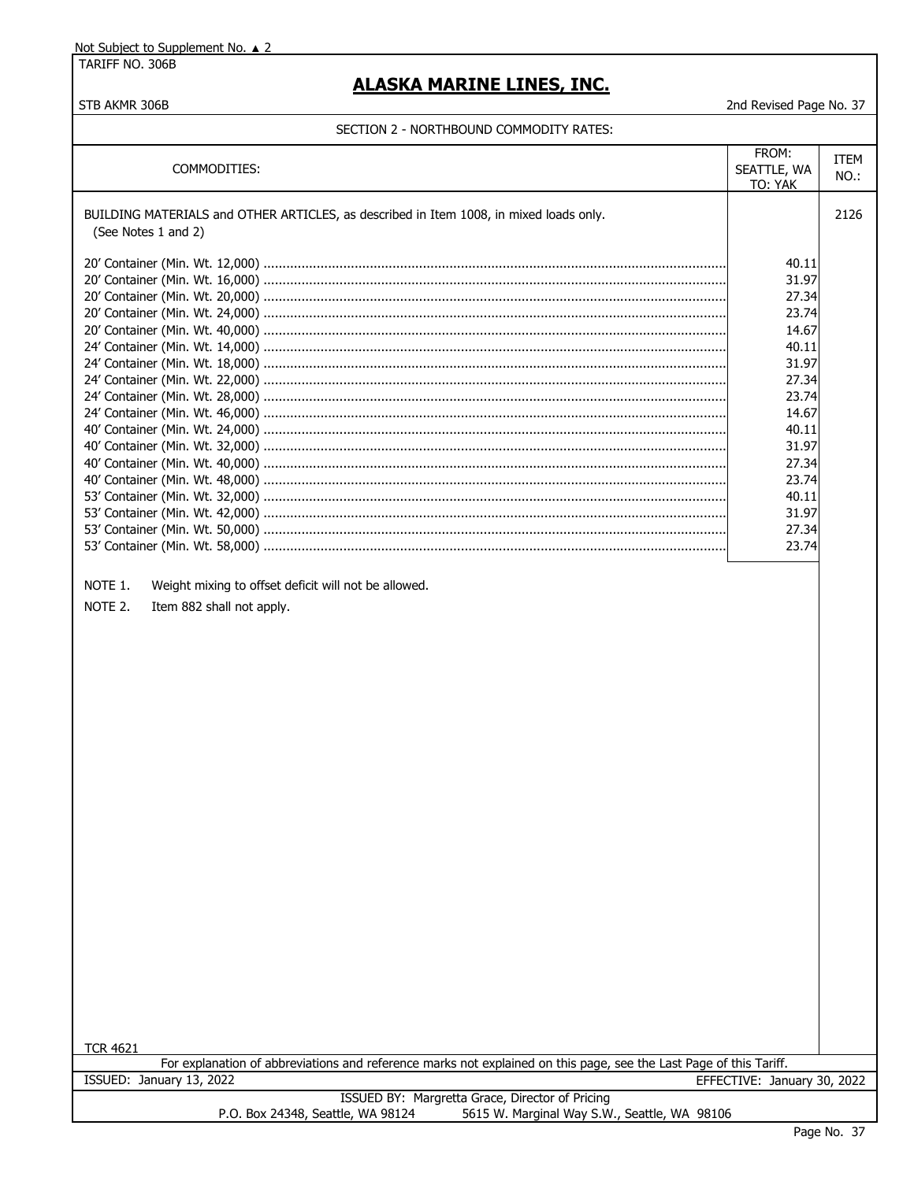Not Subject to Supplement No. ▲ 2

TARIFF NO. 306B

## ALASKA MARINE LINES, INC.

STB AKMR 306B

2nd Revised Page No. 37

### SECTION 2 - NORTHBOUND COMMODITY RATES:

| COMMODITIES: | FROM: SEATTLE, WA TO: YAK | ITEM NO.: |
|---|---|---|
| BUILDING MATERIALS and OTHER ARTICLES, as described in Item 1008, in mixed loads only. (See Notes 1 and 2) | | 2126 |
| 20' Container (Min. Wt. 12,000) | 40.11 | |
| 20' Container (Min. Wt. 16,000) | 31.97 | |
| 20' Container (Min. Wt. 20,000) | 27.34 | |
| 20' Container (Min. Wt. 24,000) | 23.74 | |
| 20' Container (Min. Wt. 40,000) | 14.67 | |
| 24' Container (Min. Wt. 14,000) | 40.11 | |
| 24' Container (Min. Wt. 18,000) | 31.97 | |
| 24' Container (Min. Wt. 22,000) | 27.34 | |
| 24' Container (Min. Wt. 28,000) | 23.74 | |
| 24' Container (Min. Wt. 46,000) | 14.67 | |
| 40' Container (Min. Wt. 24,000) | 40.11 | |
| 40' Container (Min. Wt. 32,000) | 31.97 | |
| 40' Container (Min. Wt. 40,000) | 27.34 | |
| 40' Container (Min. Wt. 48,000) | 23.74 | |
| 53' Container (Min. Wt. 32,000) | 40.11 | |
| 53' Container (Min. Wt. 42,000) | 31.97 | |
| 53' Container (Min. Wt. 50,000) | 27.34 | |
| 53' Container (Min. Wt. 58,000) | 23.74 | |

NOTE 1. Weight mixing to offset deficit will not be allowed.

NOTE 2. Item 882 shall not apply.

TCR 4621

For explanation of abbreviations and reference marks not explained on this page, see the Last Page of this Tariff.

ISSUED: January 13, 2022 EFFECTIVE: January 30, 2022

ISSUED BY: Margretta Grace, Director of Pricing

P.O. Box 24348, Seattle, WA 98124 5615 W. Marginal Way S.W., Seattle, WA 98106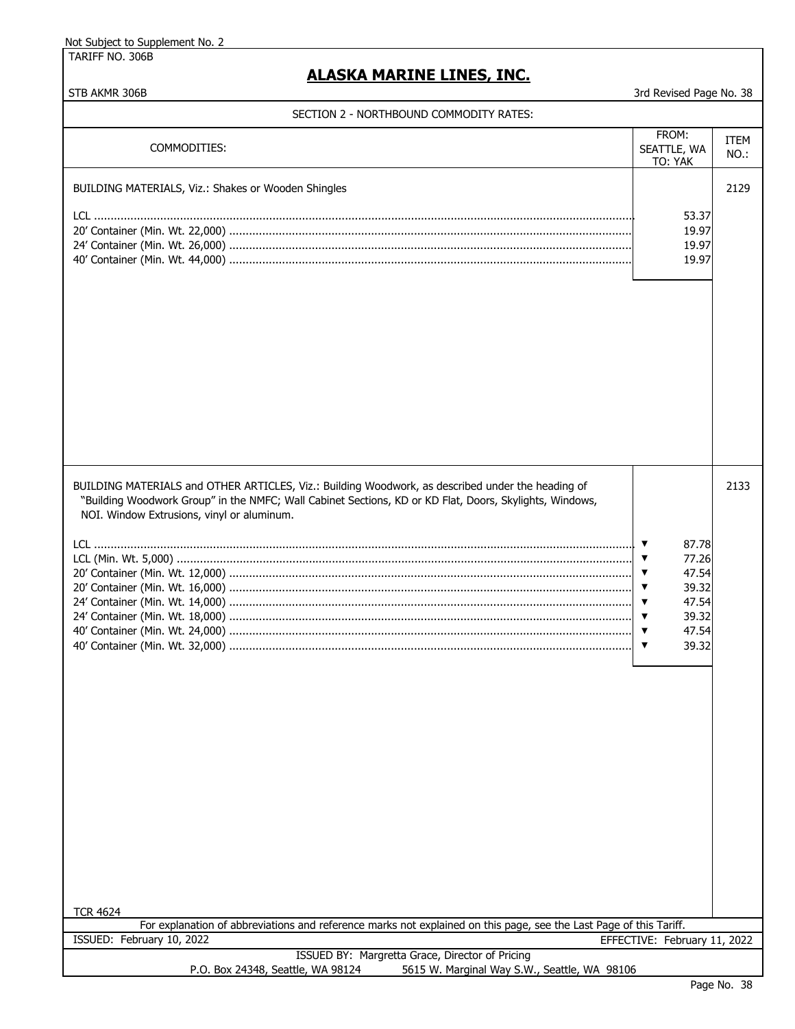Not Subject to Supplement No. 2

TARIFF NO. 306B

# ALASKA MARINE LINES, INC.

STB AKMR 306B — 3rd Revised Page No. 38

## SECTION 2 - NORTHBOUND COMMODITY RATES:

| COMMODITIES: | FROM: SEATTLE, WA TO: YAK | ITEM NO.: |
|---|---|---|
| BUILDING MATERIALS, Viz.: Shakes or Wooden Shingles | | 2129 |
| LCL | 53.37 | |
| 20' Container (Min. Wt. 22,000) | 19.97 | |
| 24' Container (Min. Wt. 26,000) | 19.97 | |
| 40' Container (Min. Wt. 44,000) | 19.97 | |
| BUILDING MATERIALS and OTHER ARTICLES, Viz.: Building Woodwork, as described under the heading of "Building Woodwork Group" in the NMFC; Wall Cabinet Sections, KD or KD Flat, Doors, Skylights, Windows, NOI. Window Extrusions, vinyl or aluminum. | | 2133 |
| LCL | ▼ 87.78 | |
| LCL (Min. Wt. 5,000) | ▼ 77.26 | |
| 20' Container (Min. Wt. 12,000) | ▼ 47.54 | |
| 20' Container (Min. Wt. 16,000) | ▼ 39.32 | |
| 24' Container (Min. Wt. 14,000) | ▼ 47.54 | |
| 24' Container (Min. Wt. 18,000) | ▼ 39.32 | |
| 40' Container (Min. Wt. 24,000) | ▼ 47.54 | |
| 40' Container (Min. Wt. 32,000) | ▼ 39.32 | |

TCR 4624

For explanation of abbreviations and reference marks not explained on this page, see the Last Page of this Tariff.

ISSUED: February 10, 2022 — EFFECTIVE: February 11, 2022

ISSUED BY: Margretta Grace, Director of Pricing

P.O. Box 24348, Seattle, WA 98124 — 5615 W. Marginal Way S.W., Seattle, WA 98106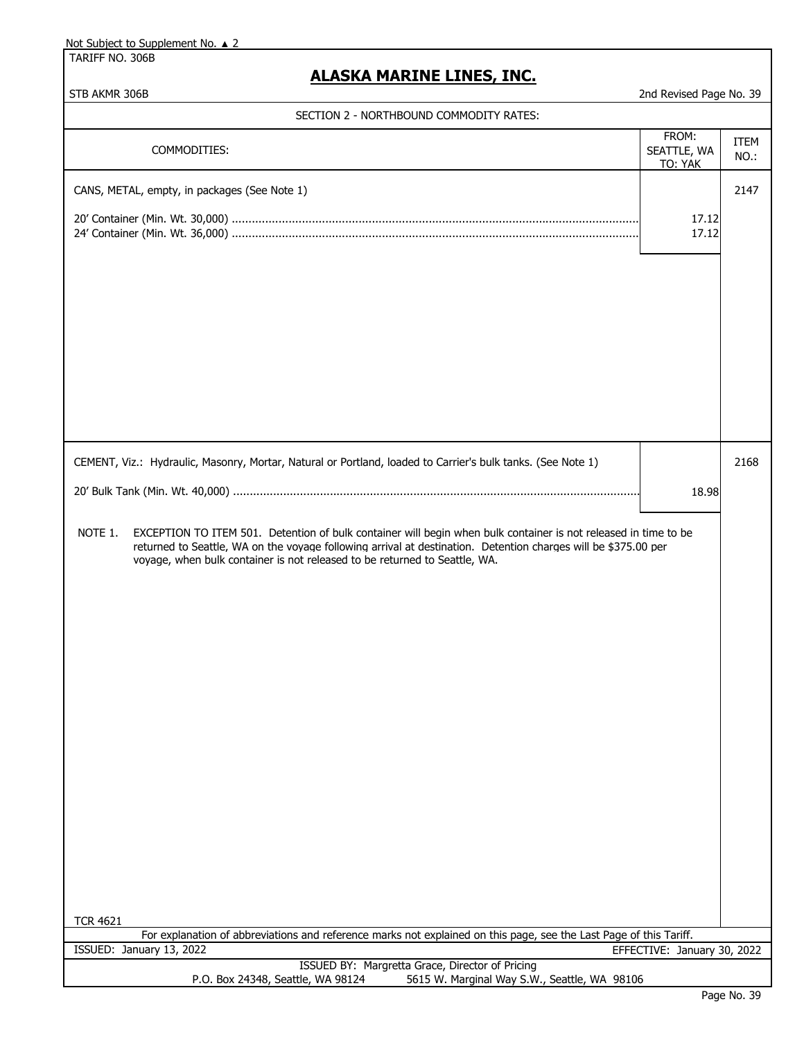Not Subject to Supplement No. ▲ 2

TARIFF NO. 306B

# ALASKA MARINE LINES, INC.

STB AKMR 306B

2nd Revised Page No. 39

## SECTION 2 - NORTHBOUND COMMODITY RATES:

| COMMODITIES: | FROM: SEATTLE, WA TO: YAK | ITEM NO.: |
|---|---|---|
| CANS, METAL, empty, in packages (See Note 1) | | 2147 |
| 20' Container (Min. Wt. 30,000) | 17.12 | |
| 24' Container (Min. Wt. 36,000) | 17.12 | |
| CEMENT, Viz.: Hydraulic, Masonry, Mortar, Natural or Portland, loaded to Carrier's bulk tanks. (See Note 1) | | 2168 |
| 20' Bulk Tank (Min. Wt. 40,000) | 18.98 | |

NOTE 1. EXCEPTION TO ITEM 501. Detention of bulk container will begin when bulk container is not released in time to be returned to Seattle, WA on the voyage following arrival at destination. Detention charges will be $375.00 per voyage, when bulk container is not released to be returned to Seattle, WA.

TCR 4621

For explanation of abbreviations and reference marks not explained on this page, see the Last Page of this Tariff.

ISSUED: January 13, 2022 — EFFECTIVE: January 30, 2022

ISSUED BY: Margretta Grace, Director of Pricing

P.O. Box 24348, Seattle, WA 98124 — 5615 W. Marginal Way S.W., Seattle, WA 98106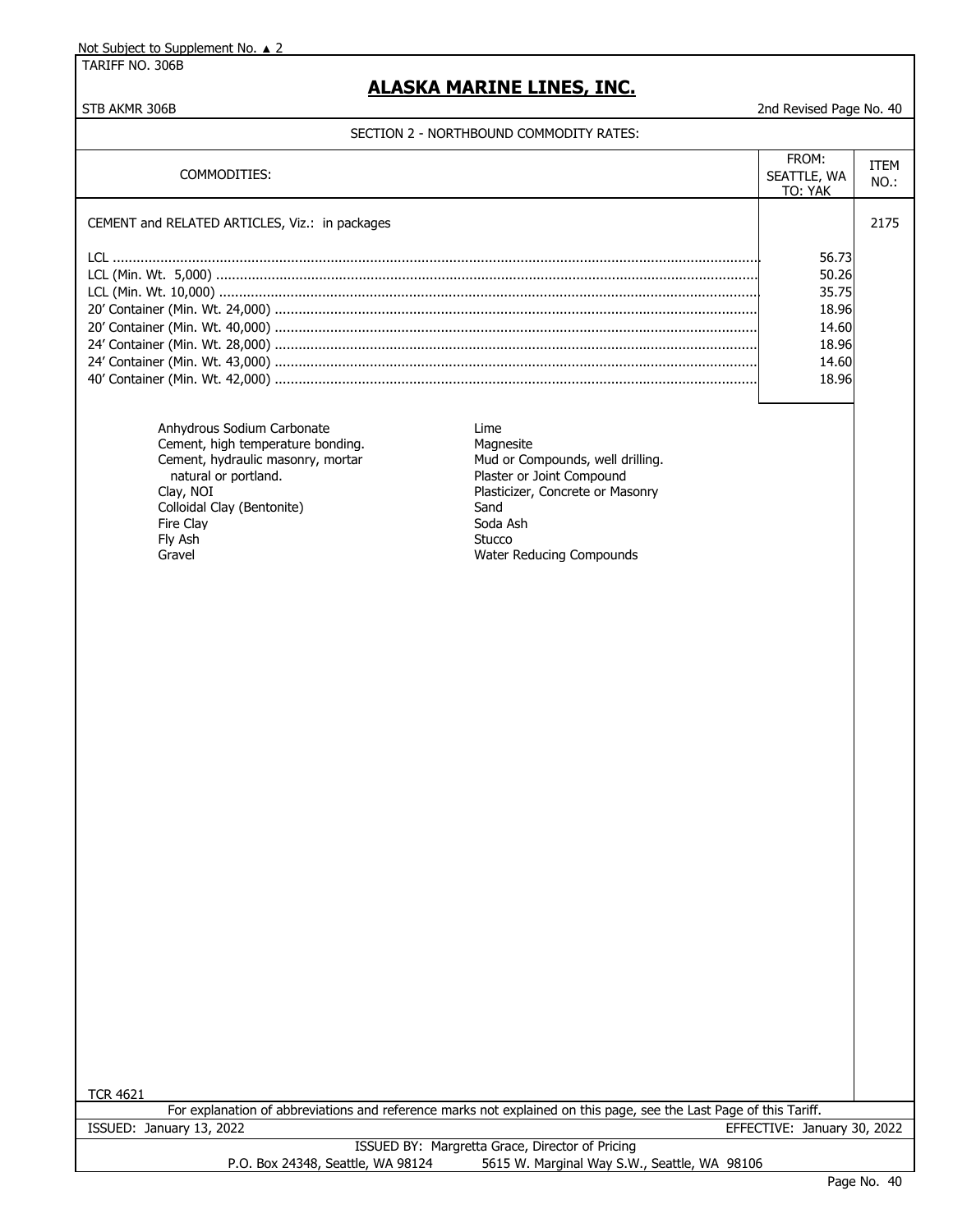Not Subject to Supplement No. ▲ 2

TARIFF NO. 306B

# ALASKA MARINE LINES, INC.

STB AKMR 306B

2nd Revised Page No. 40

## SECTION 2 - NORTHBOUND COMMODITY RATES:

| COMMODITIES: | FROM: SEATTLE, WA TO: YAK | ITEM NO.: |
|---|---|---|
| CEMENT and RELATED ARTICLES, Viz.: in packages | | 2175 |
| LCL | 56.73 | |
| LCL (Min. Wt. 5,000) | 50.26 | |
| LCL (Min. Wt. 10,000) | 35.75 | |
| 20' Container (Min. Wt. 24,000) | 18.96 | |
| 20' Container (Min. Wt. 40,000) | 14.60 | |
| 24' Container (Min. Wt. 28,000) | 18.96 | |
| 24' Container (Min. Wt. 43,000) | 14.60 | |
| 40' Container (Min. Wt. 42,000) | 18.96 | |

- Anhydrous Sodium Carbonate
- Cement, high temperature bonding.
- Cement, hydraulic masonry, mortar natural or portland.
- Clay, NOI
- Colloidal Clay (Bentonite)
- Fire Clay
- Fly Ash
- Gravel
- Lime
- Magnesite
- Mud or Compounds, well drilling.
- Plaster or Joint Compound
- Plasticizer, Concrete or Masonry
- Sand
- Soda Ash
- Stucco
- Water Reducing Compounds

TCR 4621

For explanation of abbreviations and reference marks not explained on this page, see the Last Page of this Tariff.

ISSUED: January 13, 2022 — EFFECTIVE: January 30, 2022

ISSUED BY: Margretta Grace, Director of Pricing

P.O. Box 24348, Seattle, WA 98124 — 5615 W. Marginal Way S.W., Seattle, WA 98106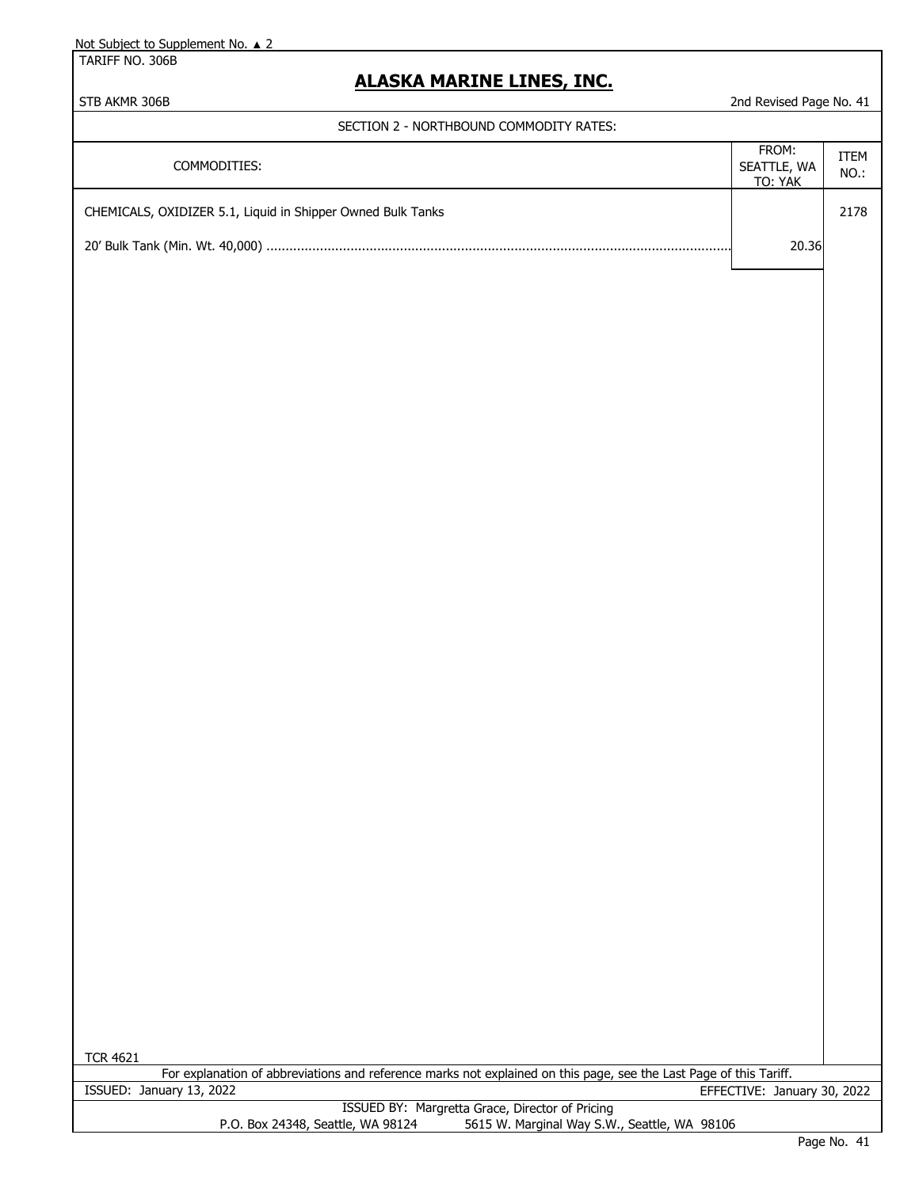Not Subject to Supplement No. ▲ 2

TARIFF NO. 306B

# ALASKA MARINE LINES, INC.

STB AKMR 306B

2nd Revised Page No. 41

SECTION 2 - NORTHBOUND COMMODITY RATES:

| COMMODITIES: | FROM: SEATTLE, WA TO: YAK | ITEM NO.: |
|---|---|---|
| CHEMICALS, OXIDIZER 5.1, Liquid in Shipper Owned Bulk Tanks | | 2178 |
| 20' Bulk Tank (Min. Wt. 40,000) .......... | 20.36 | |

TCR 4621

For explanation of abbreviations and reference marks not explained on this page, see the Last Page of this Tariff.

ISSUED: January 13, 2022

EFFECTIVE: January 30, 2022

ISSUED BY: Margretta Grace, Director of Pricing

P.O. Box 24348, Seattle, WA 98124 5615 W. Marginal Way S.W., Seattle, WA 98106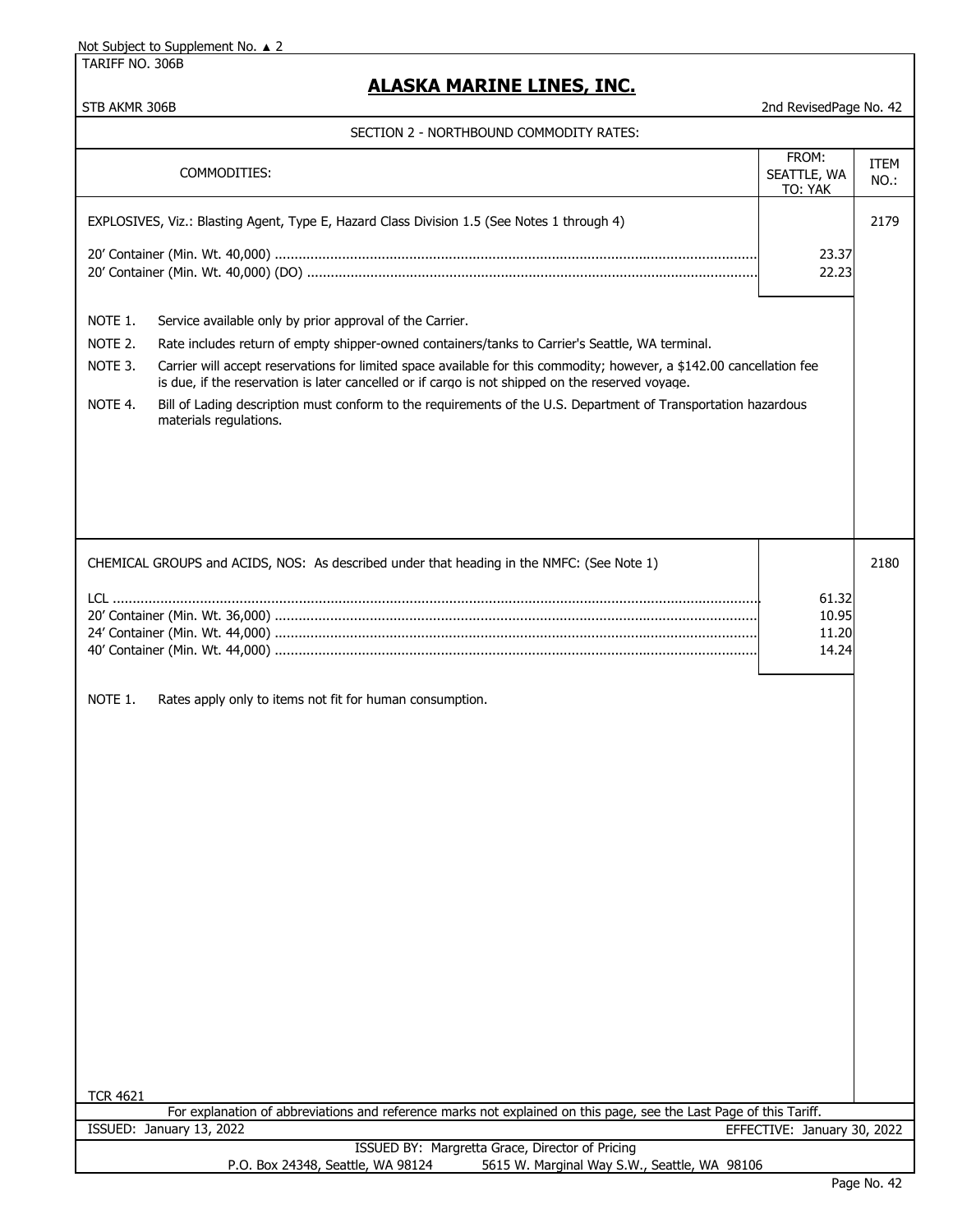Not Subject to Supplement No. ▲ 2

TARIFF NO. 306B

# ALASKA MARINE LINES, INC.

STB AKMR 306B — 2nd RevisedPage No. 42

## SECTION 2 - NORTHBOUND COMMODITY RATES:

| COMMODITIES: | FROM: SEATTLE, WA TO: YAK | ITEM NO.: |
|---|---|---|
| EXPLOSIVES, Viz.: Blasting Agent, Type E, Hazard Class Division 1.5 (See Notes 1 through 4) | | 2179 |
| 20' Container (Min. Wt. 40,000) | 23.37 | |
| 20' Container (Min. Wt. 40,000) (DO) | 22.23 | |

NOTE 1. Service available only by prior approval of the Carrier.

NOTE 2. Rate includes return of empty shipper-owned containers/tanks to Carrier's Seattle, WA terminal.

NOTE 3. Carrier will accept reservations for limited space available for this commodity; however, a $142.00 cancellation fee is due, if the reservation is later cancelled or if cargo is not shipped on the reserved voyage.

NOTE 4. Bill of Lading description must conform to the requirements of the U.S. Department of Transportation hazardous materials regulations.

| COMMODITIES: | FROM: SEATTLE, WA TO: YAK | ITEM NO.: |
|---|---|---|
| CHEMICAL GROUPS and ACIDS, NOS: As described under that heading in the NMFC: (See Note 1) | | 2180 |
| LCL | 61.32 | |
| 20' Container (Min. Wt. 36,000) | 10.95 | |
| 24' Container (Min. Wt. 44,000) | 11.20 | |
| 40' Container (Min. Wt. 44,000) | 14.24 | |

NOTE 1. Rates apply only to items not fit for human consumption.

TCR 4621

For explanation of abbreviations and reference marks not explained on this page, see the Last Page of this Tariff.

ISSUED: January 13, 2022 — EFFECTIVE: January 30, 2022

ISSUED BY: Margretta Grace, Director of Pricing
P.O. Box 24348, Seattle, WA 98124 — 5615 W. Marginal Way S.W., Seattle, WA 98106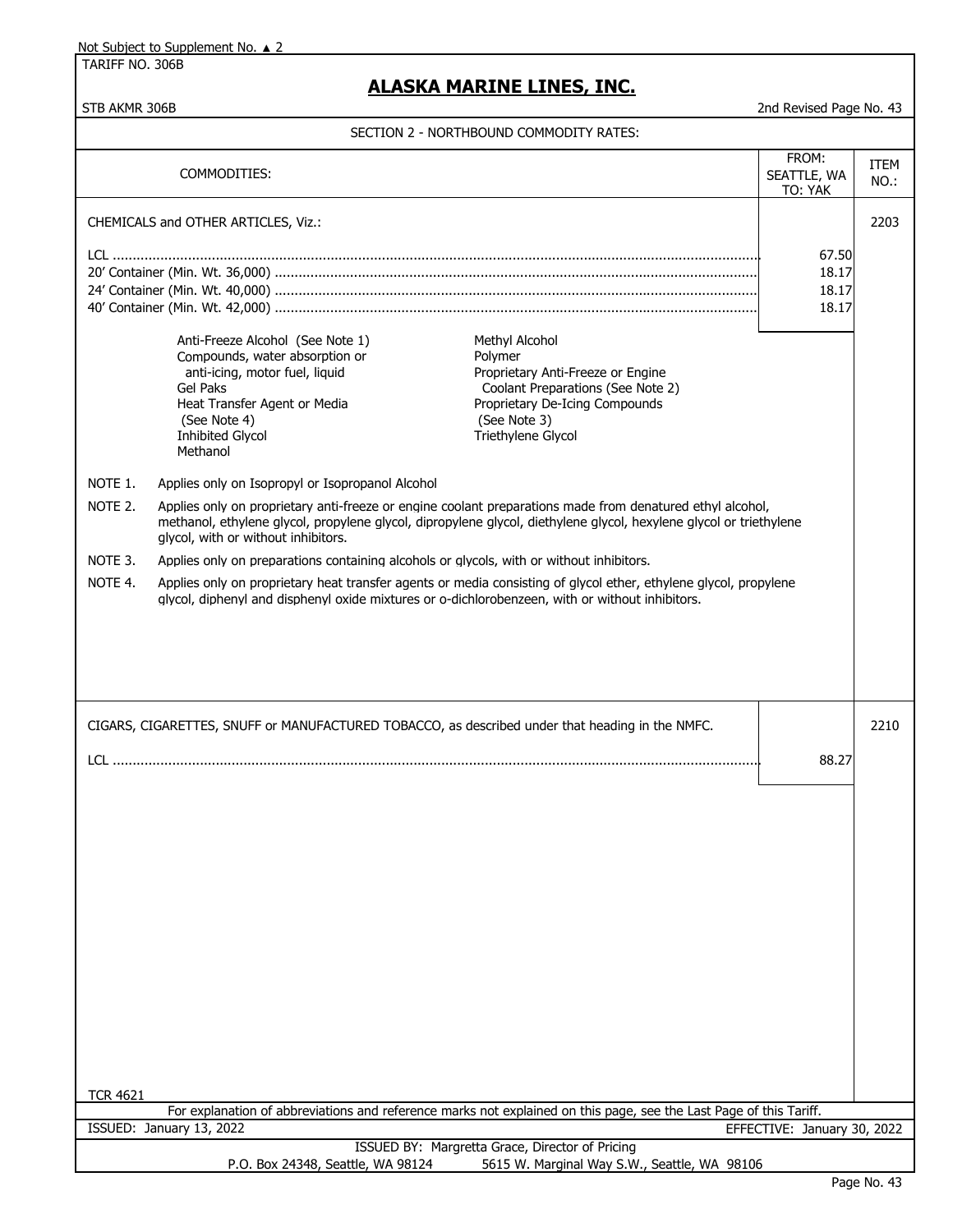Not Subject to Supplement No. ▲ 2

TARIFF NO. 306B

## ALASKA MARINE LINES, INC.

STB AKMR 306B — 2nd Revised Page No. 43

### SECTION 2 - NORTHBOUND COMMODITY RATES:

| COMMODITIES: | FROM: SEATTLE, WA TO: YAK | ITEM NO.: |
|---|---|---|
| CHEMICALS and OTHER ARTICLES, Viz.: | | 2203 |
| LCL | 67.50 | |
| 20' Container (Min. Wt. 36,000) | 18.17 | |
| 24' Container (Min. Wt. 40,000) | 18.17 | |
| 40' Container (Min. Wt. 42,000) | 18.17 | |

- Anti-Freeze Alcohol (See Note 1)
- Compounds, water absorption or anti-icing, motor fuel, liquid
- Gel Paks
- Heat Transfer Agent or Media (See Note 4)
- Inhibited Glycol
- Methanol
- Methyl Alcohol
- Polymer
- Proprietary Anti-Freeze or Engine Coolant Preparations (See Note 2)
- Proprietary De-Icing Compounds (See Note 3)
- Triethylene Glycol

NOTE 1. Applies only on Isopropyl or Isopropanol Alcohol

NOTE 2. Applies only on proprietary anti-freeze or engine coolant preparations made from denatured ethyl alcohol, methanol, ethylene glycol, propylene glycol, dipropylene glycol, diethylene glycol, hexylene glycol or triethylene glycol, with or without inhibitors.

NOTE 3. Applies only on preparations containing alcohols or glycols, with or without inhibitors.

NOTE 4. Applies only on proprietary heat transfer agents or media consisting of glycol ether, ethylene glycol, propylene glycol, diphenyl and disphenyl oxide mixtures or o-dichlorobenzeen, with or without inhibitors.

| COMMODITIES: | FROM: SEATTLE, WA TO: YAK | ITEM NO.: |
|---|---|---|
| CIGARS, CIGARETTES, SNUFF or MANUFACTURED TOBACCO, as described under that heading in the NMFC. | | 2210 |
| LCL | 88.27 | |

TCR 4621

For explanation of abbreviations and reference marks not explained on this page, see the Last Page of this Tariff.

ISSUED: January 13, 2022 — EFFECTIVE: January 30, 2022

ISSUED BY: Margretta Grace, Director of Pricing

P.O. Box 24348, Seattle, WA 98124 — 5615 W. Marginal Way S.W., Seattle, WA 98106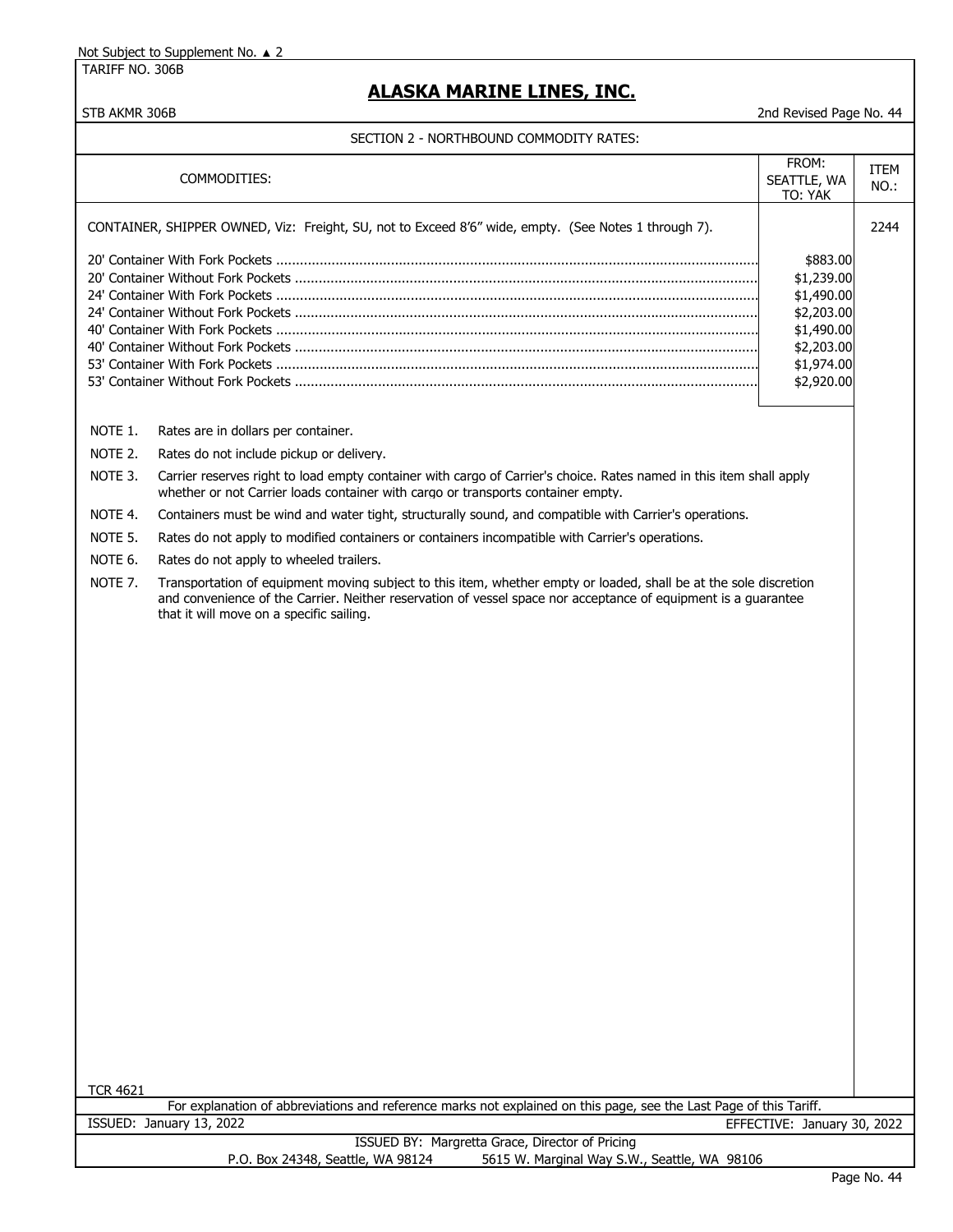Not Subject to Supplement No. ▲ 2

TARIFF NO. 306B

# ALASKA MARINE LINES, INC.

STB AKMR 306B — 2nd Revised Page No. 44

## SECTION 2 - NORTHBOUND COMMODITY RATES:

| COMMODITIES: | FROM: SEATTLE, WA TO: YAK | ITEM NO.: |
|---|---|---|
| CONTAINER, SHIPPER OWNED, Viz: Freight, SU, not to Exceed 8'6" wide, empty. (See Notes 1 through 7). | | 2244 |
| 20' Container With Fork Pockets | $883.00 | |
| 20' Container Without Fork Pockets | $1,239.00 | |
| 24' Container With Fork Pockets | $1,490.00 | |
| 24' Container Without Fork Pockets | $2,203.00 | |
| 40' Container With Fork Pockets | $1,490.00 | |
| 40' Container Without Fork Pockets | $2,203.00 | |
| 53' Container With Fork Pockets | $1,974.00 | |
| 53' Container Without Fork Pockets | $2,920.00 | |

NOTE 1. Rates are in dollars per container.

NOTE 2. Rates do not include pickup or delivery.

NOTE 3. Carrier reserves right to load empty container with cargo of Carrier's choice. Rates named in this item shall apply whether or not Carrier loads container with cargo or transports container empty.

NOTE 4. Containers must be wind and water tight, structurally sound, and compatible with Carrier's operations.

NOTE 5. Rates do not apply to modified containers or containers incompatible with Carrier's operations.

NOTE 6. Rates do not apply to wheeled trailers.

NOTE 7. Transportation of equipment moving subject to this item, whether empty or loaded, shall be at the sole discretion and convenience of the Carrier. Neither reservation of vessel space nor acceptance of equipment is a guarantee that it will move on a specific sailing.

TCR 4621

For explanation of abbreviations and reference marks not explained on this page, see the Last Page of this Tariff.

ISSUED: January 13, 2022 — EFFECTIVE: January 30, 2022

ISSUED BY: Margretta Grace, Director of Pricing

P.O. Box 24348, Seattle, WA 98124 — 5615 W. Marginal Way S.W., Seattle, WA 98106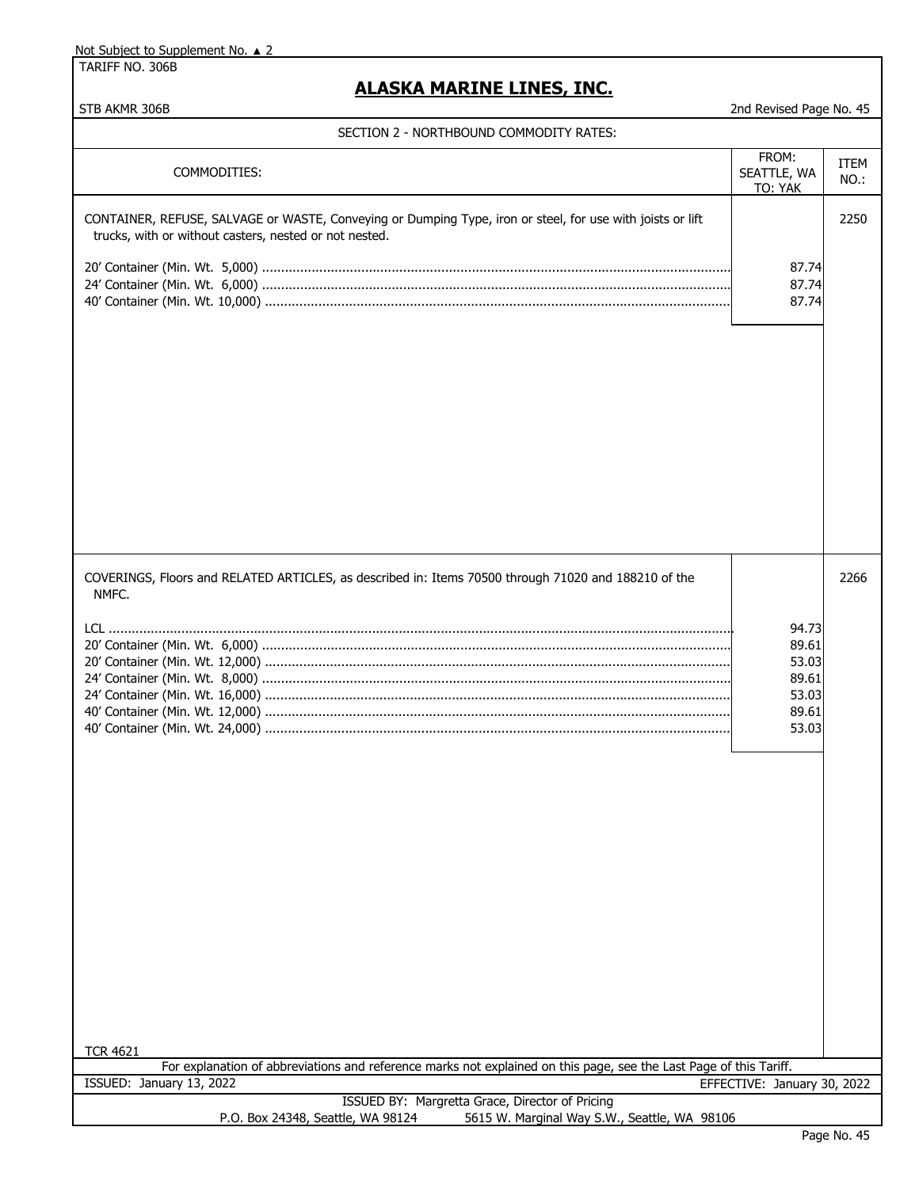Not Subject to Supplement No. ▲ 2

TARIFF NO. 306B

# ALASKA MARINE LINES, INC.

STB AKMR 306B

2nd Revised Page No. 45

## SECTION 2 - NORTHBOUND COMMODITY RATES:

| COMMODITIES: | FROM: SEATTLE, WA TO: YAK | ITEM NO.: |
|---|---|---|
| CONTAINER, REFUSE, SALVAGE or WASTE, Conveying or Dumping Type, iron or steel, for use with joists or lift trucks, with or without casters, nested or not nested. | | 2250 |
| 20' Container (Min. Wt. 5,000) | 87.74 | |
| 24' Container (Min. Wt. 6,000) | 87.74 | |
| 40' Container (Min. Wt. 10,000) | 87.74 | |
| COVERINGS, Floors and RELATED ARTICLES, as described in: Items 70500 through 71020 and 188210 of the NMFC. | | 2266 |
| LCL | 94.73 | |
| 20' Container (Min. Wt. 6,000) | 89.61 | |
| 20' Container (Min. Wt. 12,000) | 53.03 | |
| 24' Container (Min. Wt. 8,000) | 89.61 | |
| 24' Container (Min. Wt. 16,000) | 53.03 | |
| 40' Container (Min. Wt. 12,000) | 89.61 | |
| 40' Container (Min. Wt. 24,000) | 53.03 | |

TCR 4621

For explanation of abbreviations and reference marks not explained on this page, see the Last Page of this Tariff.

ISSUED: January 13, 2022

EFFECTIVE: January 30, 2022

ISSUED BY: Margretta Grace, Director of Pricing

P.O. Box 24348, Seattle, WA 98124 5615 W. Marginal Way S.W., Seattle, WA 98106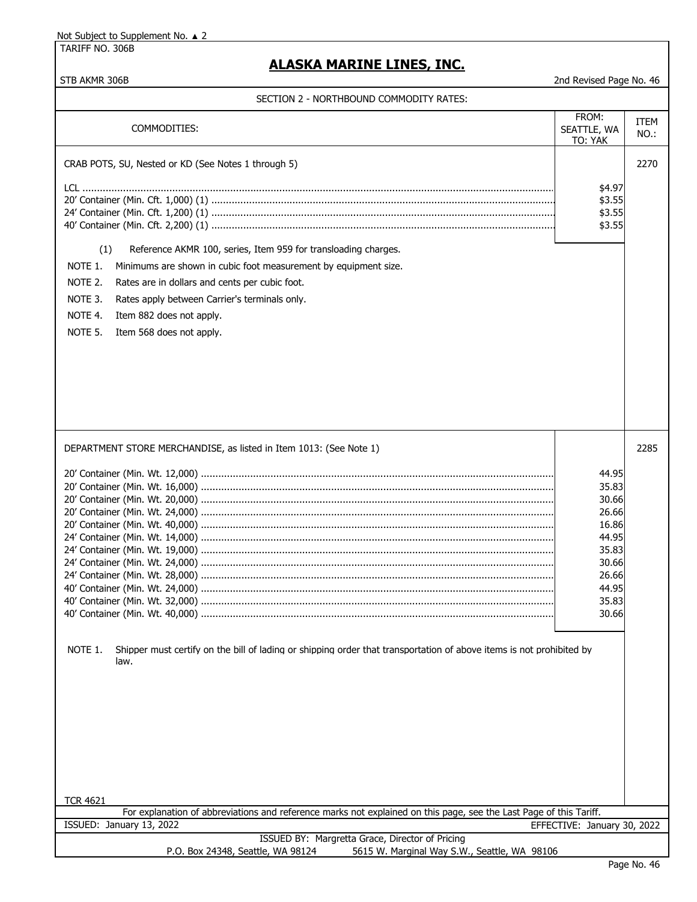Not Subject to Supplement No. ▲ 2

TARIFF NO. 306B

# ALASKA MARINE LINES, INC.

STB AKMR 306B

2nd Revised Page No. 46

## SECTION 2 - NORTHBOUND COMMODITY RATES:

| COMMODITIES: | FROM: SEATTLE, WA TO: YAK | ITEM NO.: |
|---|---|---|
| CRAB POTS, SU, Nested or KD (See Notes 1 through 5) | | 2270 |
| LCL | $4.97 | |
| 20' Container (Min. Cft. 1,000) (1) | $3.55 | |
| 24' Container (Min. Cft. 1,200) (1) | $3.55 | |
| 40' Container (Min. Cft. 2,200) (1) | $3.55 | |

(1) Reference AKMR 100, series, Item 959 for transloading charges.

NOTE 1. Minimums are shown in cubic foot measurement by equipment size.

NOTE 2. Rates are in dollars and cents per cubic foot.

NOTE 3. Rates apply between Carrier's terminals only.

NOTE 4. Item 882 does not apply.

NOTE 5. Item 568 does not apply.

| COMMODITIES: | FROM: SEATTLE, WA TO: YAK | ITEM NO.: |
|---|---|---|
| DEPARTMENT STORE MERCHANDISE, as listed in Item 1013: (See Note 1) | | 2285 |
| 20' Container (Min. Wt. 12,000) | 44.95 | |
| 20' Container (Min. Wt. 16,000) | 35.83 | |
| 20' Container (Min. Wt. 20,000) | 30.66 | |
| 20' Container (Min. Wt. 24,000) | 26.66 | |
| 20' Container (Min. Wt. 40,000) | 16.86 | |
| 24' Container (Min. Wt. 14,000) | 44.95 | |
| 24' Container (Min. Wt. 19,000) | 35.83 | |
| 24' Container (Min. Wt. 24,000) | 30.66 | |
| 24' Container (Min. Wt. 28,000) | 26.66 | |
| 40' Container (Min. Wt. 24,000) | 44.95 | |
| 40' Container (Min. Wt. 32,000) | 35.83 | |
| 40' Container (Min. Wt. 40,000) | 30.66 | |

NOTE 1. Shipper must certify on the bill of lading or shipping order that transportation of above items is not prohibited by law.

TCR 4621

For explanation of abbreviations and reference marks not explained on this page, see the Last Page of this Tariff.

ISSUED: January 13, 2022

EFFECTIVE: January 30, 2022

ISSUED BY: Margretta Grace, Director of Pricing

P.O. Box 24348, Seattle, WA 98124 5615 W. Marginal Way S.W., Seattle, WA 98106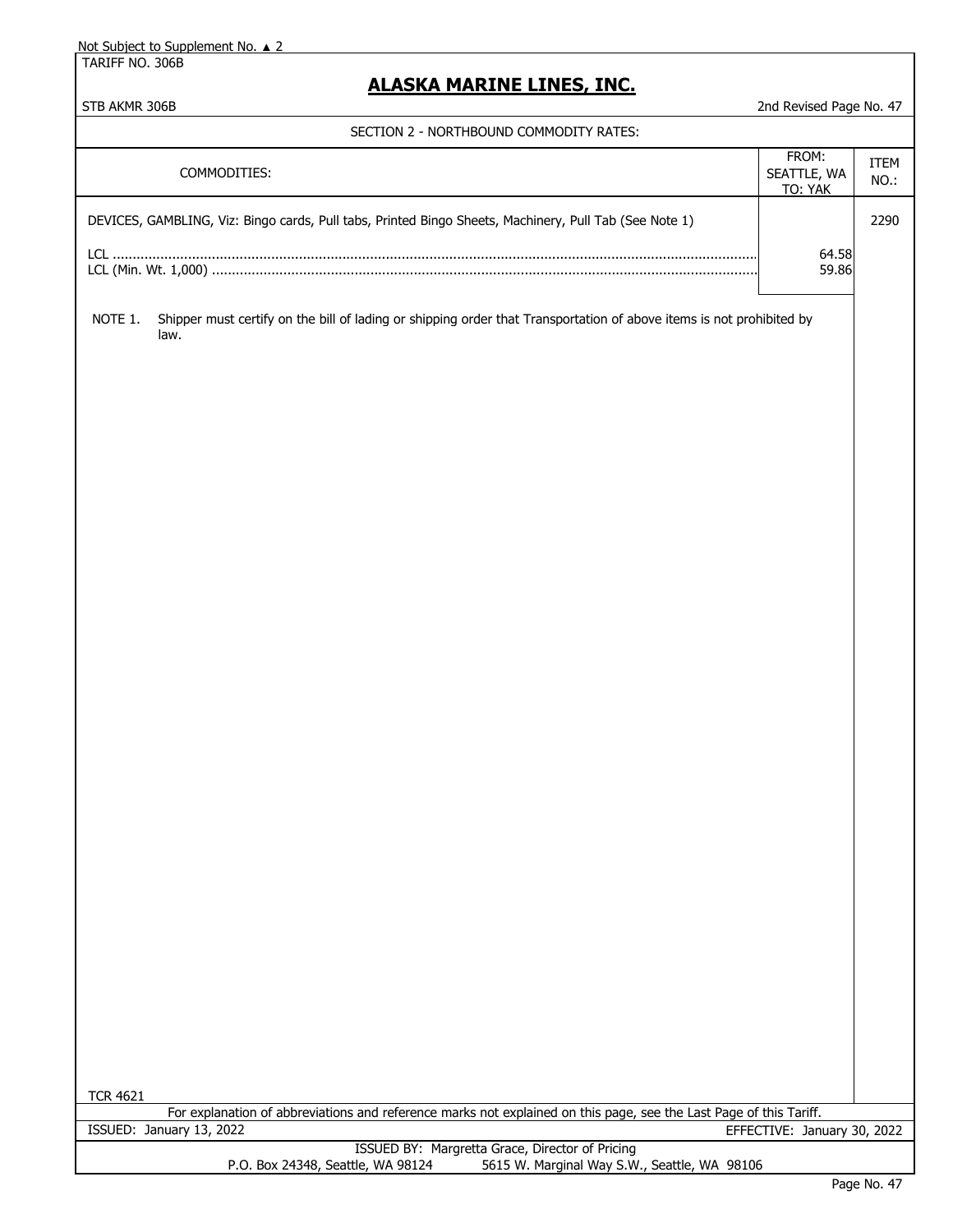Not Subject to Supplement No. ▲ 2

TARIFF NO. 306B

# ALASKA MARINE LINES, INC.

STB AKMR 306B — 2nd Revised Page No. 47

## SECTION 2 - NORTHBOUND COMMODITY RATES:

| COMMODITIES: | FROM: SEATTLE, WA TO: YAK | ITEM NO.: |
|---|---|---|
| DEVICES, GAMBLING, Viz: Bingo cards, Pull tabs, Printed Bingo Sheets, Machinery, Pull Tab (See Note 1) | | 2290 |
| LCL | 64.58 | |
| LCL (Min. Wt. 1,000) | 59.86 | |

NOTE 1. Shipper must certify on the bill of lading or shipping order that Transportation of above items is not prohibited by law.

TCR 4621

For explanation of abbreviations and reference marks not explained on this page, see the Last Page of this Tariff.

ISSUED: January 13, 2022 — EFFECTIVE: January 30, 2022

ISSUED BY: Margretta Grace, Director of Pricing

P.O. Box 24348, Seattle, WA 98124 — 5615 W. Marginal Way S.W., Seattle, WA 98106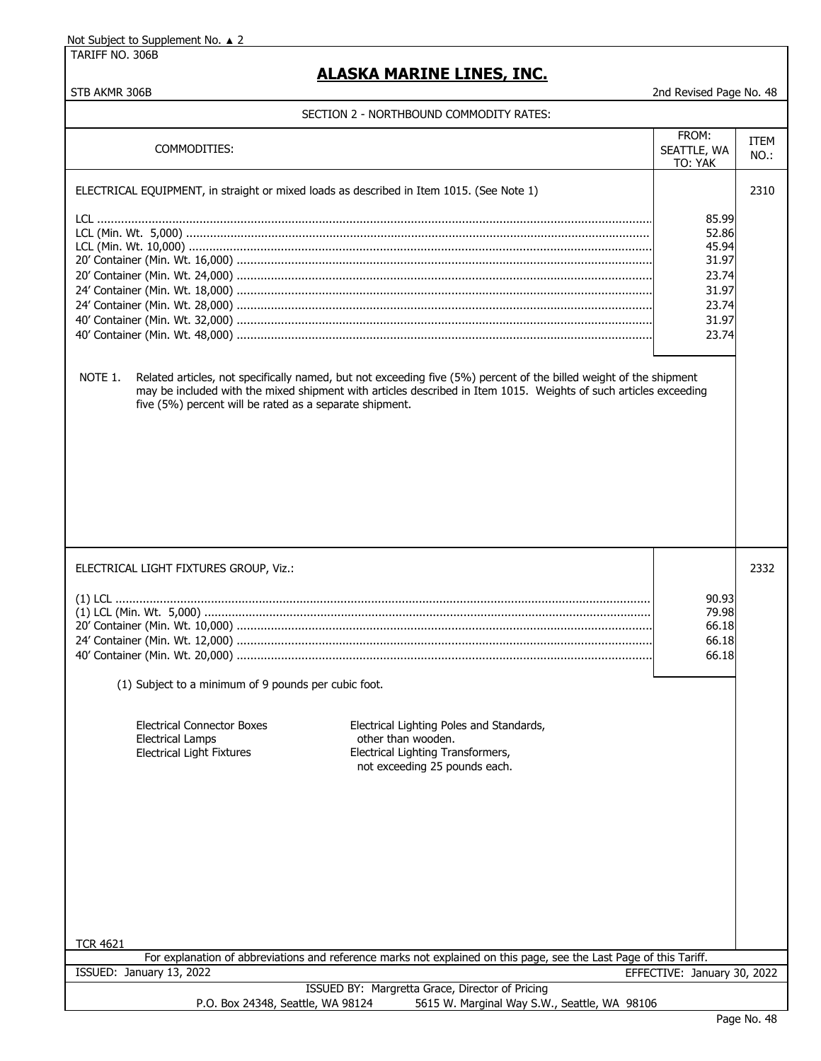Not Subject to Supplement No. ▲ 2

TARIFF NO. 306B

# ALASKA MARINE LINES, INC.

STB AKMR 306B

2nd Revised Page No. 48

## SECTION 2 - NORTHBOUND COMMODITY RATES:

| COMMODITIES: | FROM: SEATTLE, WA TO: YAK | ITEM NO.: |
|---|---|---|
| ELECTRICAL EQUIPMENT, in straight or mixed loads as described in Item 1015. (See Note 1) | | 2310 |
| LCL | 85.99 | |
| LCL (Min. Wt. 5,000) | 52.86 | |
| LCL (Min. Wt. 10,000) | 45.94 | |
| 20' Container (Min. Wt. 16,000) | 31.97 | |
| 20' Container (Min. Wt. 24,000) | 23.74 | |
| 24' Container (Min. Wt. 18,000) | 31.97 | |
| 24' Container (Min. Wt. 28,000) | 23.74 | |
| 40' Container (Min. Wt. 32,000) | 31.97 | |
| 40' Container (Min. Wt. 48,000) | 23.74 | |

NOTE 1. Related articles, not specifically named, but not exceeding five (5%) percent of the billed weight of the shipment may be included with the mixed shipment with articles described in Item 1015. Weights of such articles exceeding five (5%) percent will be rated as a separate shipment.

| COMMODITIES: | FROM: SEATTLE, WA TO: YAK | ITEM NO.: |
|---|---|---|
| ELECTRICAL LIGHT FIXTURES GROUP, Viz.: | | 2332 |
| (1) LCL | 90.93 | |
| (1) LCL (Min. Wt. 5,000) | 79.98 | |
| 20' Container (Min. Wt. 10,000) | 66.18 | |
| 24' Container (Min. Wt. 12,000) | 66.18 | |
| 40' Container (Min. Wt. 20,000) | 66.18 | |

(1) Subject to a minimum of 9 pounds per cubic foot.

- Electrical Connector Boxes
- Electrical Lamps
- Electrical Light Fixtures
- Electrical Lighting Poles and Standards, other than wooden.
- Electrical Lighting Transformers, not exceeding 25 pounds each.

TCR 4621

For explanation of abbreviations and reference marks not explained on this page, see the Last Page of this Tariff.

ISSUED: January 13, 2022

EFFECTIVE: January 30, 2022

ISSUED BY: Margretta Grace, Director of Pricing

P.O. Box 24348, Seattle, WA 98124 5615 W. Marginal Way S.W., Seattle, WA 98106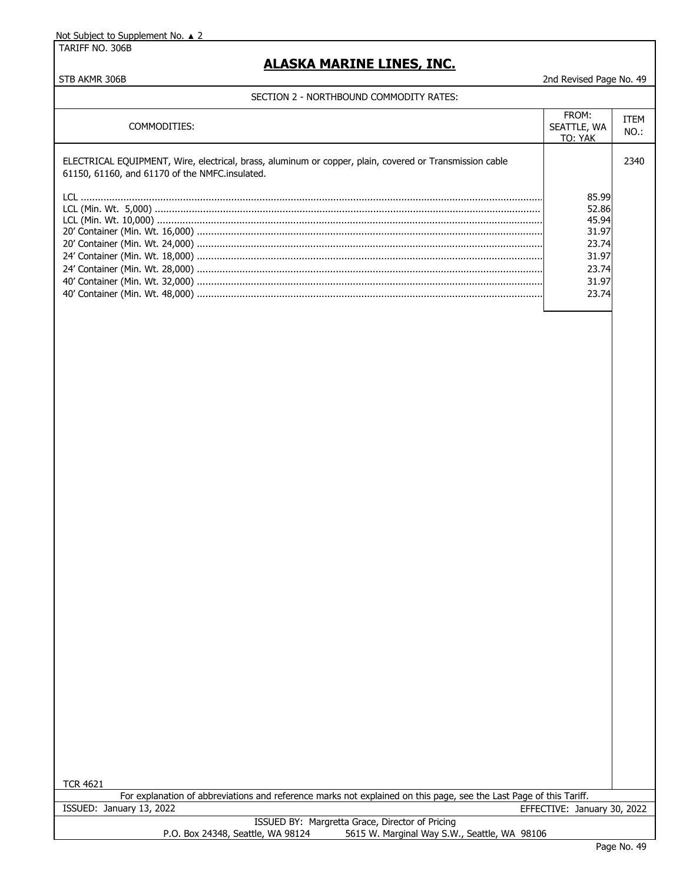Not Subject to Supplement No. ▲ 2

TARIFF NO. 306B

# ALASKA MARINE LINES, INC.

STB AKMR 306B

2nd Revised Page No. 49

## SECTION 2 - NORTHBOUND COMMODITY RATES:

| COMMODITIES: | FROM: SEATTLE, WA TO: YAK | ITEM NO.: |
|---|---|---|
| ELECTRICAL EQUIPMENT, Wire, electrical, brass, aluminum or copper, plain, covered or Transmission cable 61150, 61160, and 61170 of the NMFC.insulated. | | 2340 |
| LCL | 85.99 | |
| LCL (Min. Wt. 5,000) | 52.86 | |
| LCL (Min. Wt. 10,000) | 45.94 | |
| 20' Container (Min. Wt. 16,000) | 31.97 | |
| 20' Container (Min. Wt. 24,000) | 23.74 | |
| 24' Container (Min. Wt. 18,000) | 31.97 | |
| 24' Container (Min. Wt. 28,000) | 23.74 | |
| 40' Container (Min. Wt. 32,000) | 31.97 | |
| 40' Container (Min. Wt. 48,000) | 23.74 | |

TCR 4621

For explanation of abbreviations and reference marks not explained on this page, see the Last Page of this Tariff.

ISSUED: January 13, 2022

EFFECTIVE: January 30, 2022

ISSUED BY: Margretta Grace, Director of Pricing

P.O. Box 24348, Seattle, WA 98124 5615 W. Marginal Way S.W., Seattle, WA 98106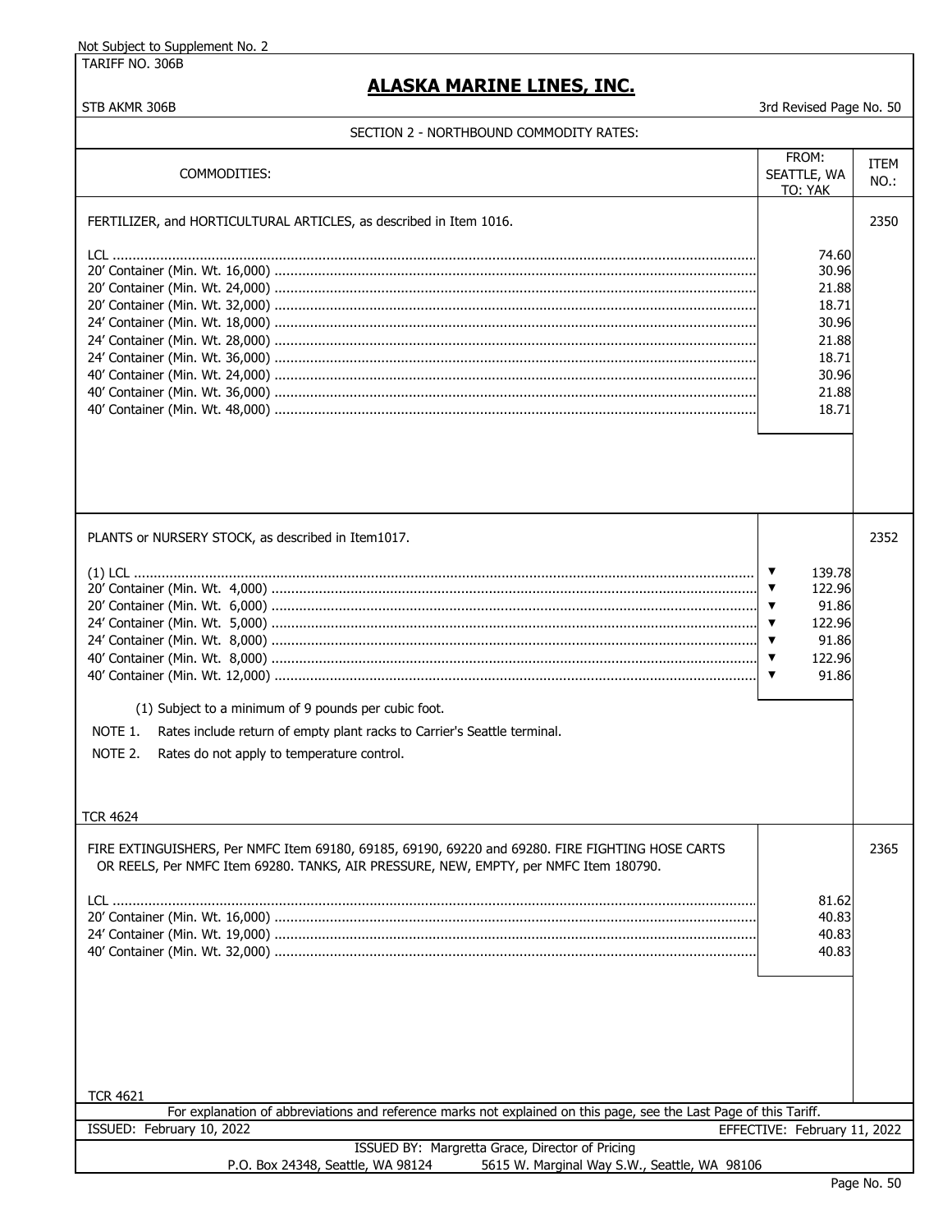Not Subject to Supplement No. 2

TARIFF NO. 306B

# ALASKA MARINE LINES, INC.

STB AKMR 306B

3rd Revised Page No. 50

## SECTION 2 - NORTHBOUND COMMODITY RATES:

| COMMODITIES: | FROM: SEATTLE, WA TO: YAK | ITEM NO.: |
|---|---|---|
| FERTILIZER, and HORTICULTURAL ARTICLES, as described in Item 1016. | | 2350 |
| LCL | 74.60 | |
| 20' Container (Min. Wt. 16,000) | 30.96 | |
| 20' Container (Min. Wt. 24,000) | 21.88 | |
| 20' Container (Min. Wt. 32,000) | 18.71 | |
| 24' Container (Min. Wt. 18,000) | 30.96 | |
| 24' Container (Min. Wt. 28,000) | 21.88 | |
| 24' Container (Min. Wt. 36,000) | 18.71 | |
| 40' Container (Min. Wt. 24,000) | 30.96 | |
| 40' Container (Min. Wt. 36,000) | 21.88 | |
| 40' Container (Min. Wt. 48,000) | 18.71 | |
| PLANTS or NURSERY STOCK, as described in Item1017. | | 2352 |
| (1) LCL | ▼ 139.78 | |
| 20' Container (Min. Wt. 4,000) | ▼ 122.96 | |
| 20' Container (Min. Wt. 6,000) | ▼ 91.86 | |
| 24' Container (Min. Wt. 5,000) | ▼ 122.96 | |
| 24' Container (Min. Wt. 8,000) | ▼ 91.86 | |
| 40' Container (Min. Wt. 8,000) | ▼ 122.96 | |
| 40' Container (Min. Wt. 12,000) | ▼ 91.86 | |
| FIRE EXTINGUISHERS, Per NMFC Item 69180, 69185, 69190, 69220 and 69280. FIRE FIGHTING HOSE CARTS OR REELS, Per NMFC Item 69280. TANKS, AIR PRESSURE, NEW, EMPTY, per NMFC Item 180790. | | 2365 |
| LCL | 81.62 | |
| 20' Container (Min. Wt. 16,000) | 40.83 | |
| 24' Container (Min. Wt. 19,000) | 40.83 | |
| 40' Container (Min. Wt. 32,000) | 40.83 | |

Notes to Item 2352:

(1) Subject to a minimum of 9 pounds per cubic foot.

NOTE 1. Rates include return of empty plant racks to Carrier's Seattle terminal.

NOTE 2. Rates do not apply to temperature control.

TCR 4624

TCR 4621 (Item 2365)

For explanation of abbreviations and reference marks not explained on this page, see the Last Page of this Tariff.

ISSUED: February 10, 2022 EFFECTIVE: February 11, 2022

ISSUED BY: Margretta Grace, Director of Pricing

P.O. Box 24348, Seattle, WA 98124 5615 W. Marginal Way S.W., Seattle, WA 98106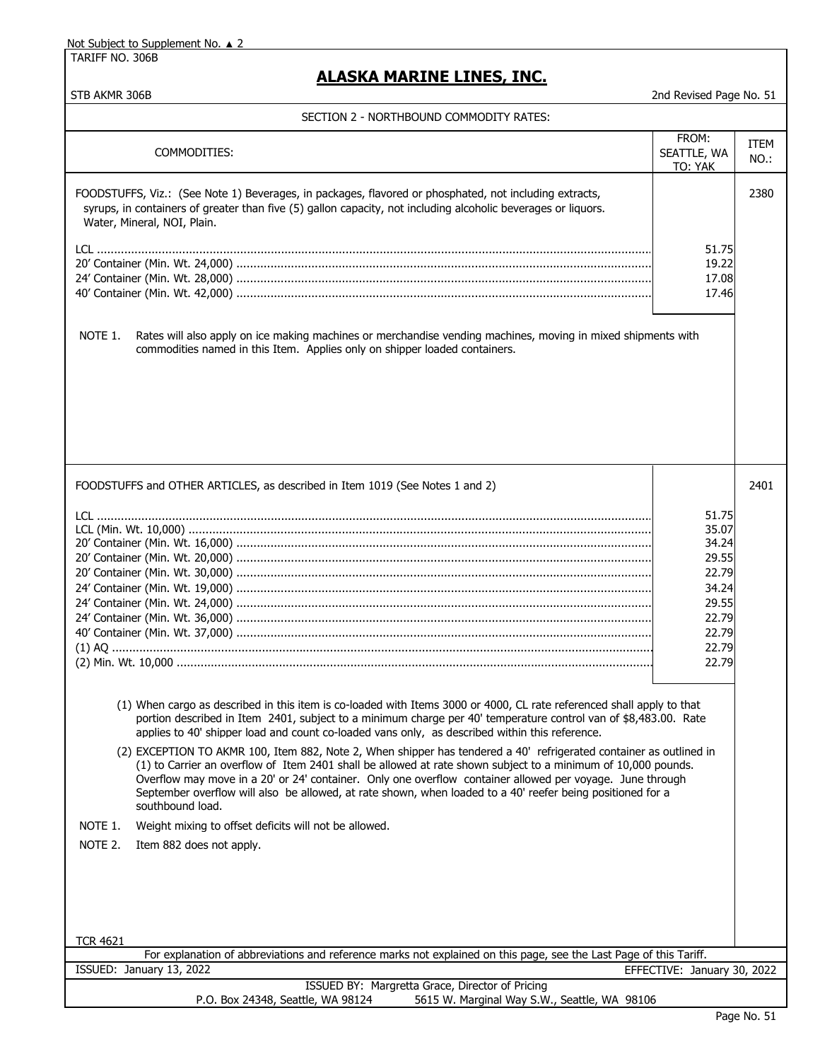Not Subject to Supplement No. ▲ 2

TARIFF NO. 306B

# ALASKA MARINE LINES, INC.

STB AKMR 306B

2nd Revised Page No. 51

## SECTION 2 - NORTHBOUND COMMODITY RATES:

| COMMODITIES: | FROM: SEATTLE, WA TO: YAK | ITEM NO.: |
|---|---|---|
| FOODSTUFFS, Viz.: (See Note 1) Beverages, in packages, flavored or phosphated, not including extracts, syrups, in containers of greater than five (5) gallon capacity, not including alcoholic beverages or liquors. Water, Mineral, NOI, Plain. | | 2380 |
| LCL | 51.75 | |
| 20' Container (Min. Wt. 24,000) | 19.22 | |
| 24' Container (Min. Wt. 28,000) | 17.08 | |
| 40' Container (Min. Wt. 42,000) | 17.46 | |

NOTE 1. Rates will also apply on ice making machines or merchandise vending machines, moving in mixed shipments with commodities named in this Item. Applies only on shipper loaded containers.

| COMMODITIES: | FROM: SEATTLE, WA TO: YAK | ITEM NO.: |
|---|---|---|
| FOODSTUFFS and OTHER ARTICLES, as described in Item 1019 (See Notes 1 and 2) | | 2401 |
| LCL | 51.75 | |
| LCL (Min. Wt. 10,000) | 35.07 | |
| 20' Container (Min. Wt. 16,000) | 34.24 | |
| 20' Container (Min. Wt. 20,000) | 29.55 | |
| 20' Container (Min. Wt. 30,000) | 22.79 | |
| 24' Container (Min. Wt. 19,000) | 34.24 | |
| 24' Container (Min. Wt. 24,000) | 29.55 | |
| 24' Container (Min. Wt. 36,000) | 22.79 | |
| 40' Container (Min. Wt. 37,000) | 22.79 | |
| (1) AQ | 22.79 | |
| (2) Min. Wt. 10,000 | 22.79 | |

(1) When cargo as described in this item is co-loaded with Items 3000 or 4000, CL rate referenced shall apply to that portion described in Item 2401, subject to a minimum charge per 40' temperature control van of $8,483.00. Rate applies to 40' shipper load and count co-loaded vans only, as described within this reference.

(2) EXCEPTION TO AKMR 100, Item 882, Note 2, When shipper has tendered a 40' refrigerated container as outlined in (1) to Carrier an overflow of Item 2401 shall be allowed at rate shown subject to a minimum of 10,000 pounds. Overflow may move in a 20' or 24' container. Only one overflow container allowed per voyage. June through September overflow will also be allowed, at rate shown, when loaded to a 40' reefer being positioned for a southbound load.

NOTE 1. Weight mixing to offset deficits will not be allowed.

NOTE 2. Item 882 does not apply.

TCR 4621

For explanation of abbreviations and reference marks not explained on this page, see the Last Page of this Tariff.

ISSUED: January 13, 2022 — EFFECTIVE: January 30, 2022

ISSUED BY: Margretta Grace, Director of Pricing

P.O. Box 24348, Seattle, WA 98124 — 5615 W. Marginal Way S.W., Seattle, WA 98106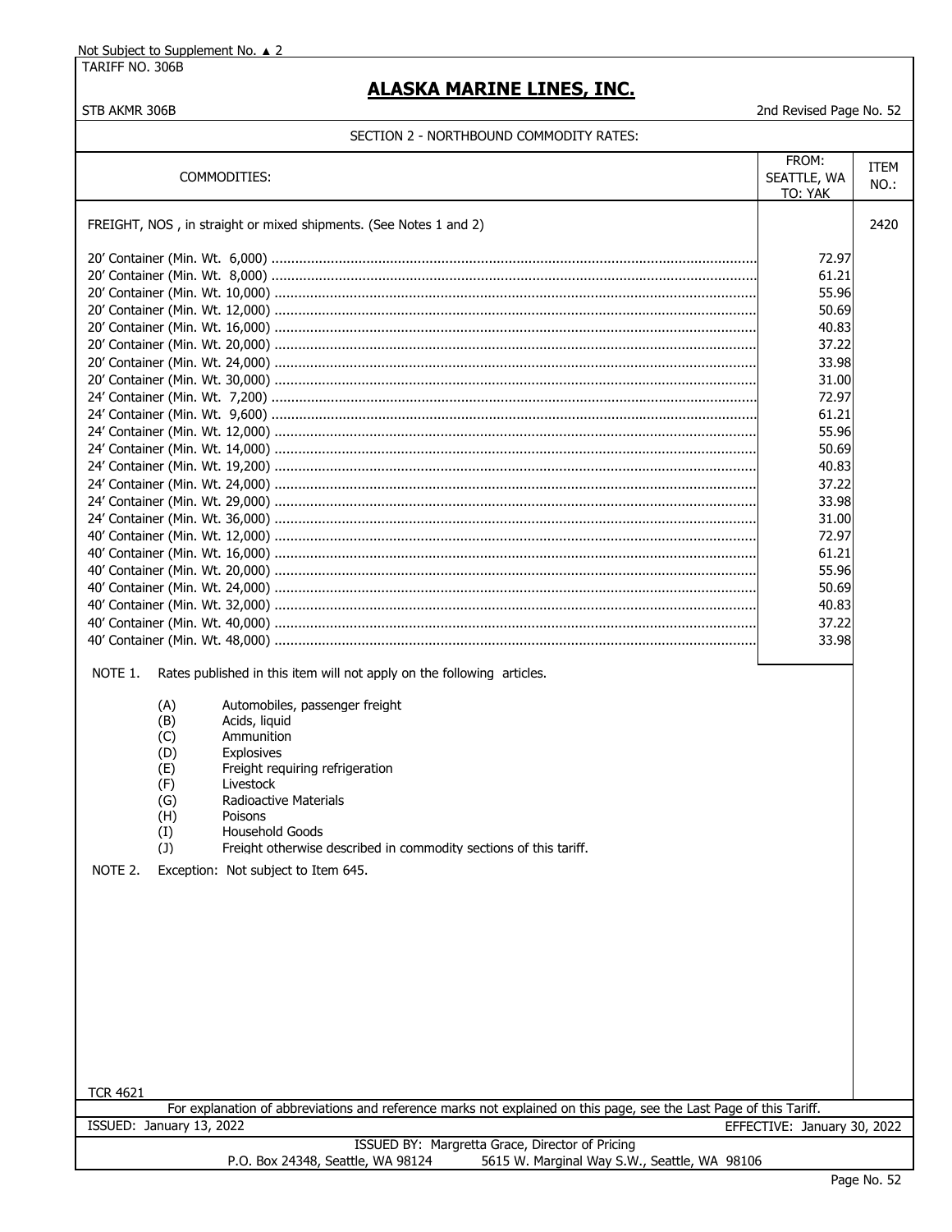Not Subject to Supplement No. ▲ 2

TARIFF NO. 306B

# ALASKA MARINE LINES, INC.

STB AKMR 306B

2nd Revised Page No. 52

## SECTION 2 - NORTHBOUND COMMODITY RATES:

| COMMODITIES: | FROM: SEATTLE, WA TO: YAK | ITEM NO.: |
|---|---|---|
| FREIGHT, NOS , in straight or mixed shipments. (See Notes 1 and 2) | | 2420 |
| 20' Container (Min. Wt. 6,000) | 72.97 | |
| 20' Container (Min. Wt. 8,000) | 61.21 | |
| 20' Container (Min. Wt. 10,000) | 55.96 | |
| 20' Container (Min. Wt. 12,000) | 50.69 | |
| 20' Container (Min. Wt. 16,000) | 40.83 | |
| 20' Container (Min. Wt. 20,000) | 37.22 | |
| 20' Container (Min. Wt. 24,000) | 33.98 | |
| 20' Container (Min. Wt. 30,000) | 31.00 | |
| 24' Container (Min. Wt. 7,200) | 72.97 | |
| 24' Container (Min. Wt. 9,600) | 61.21 | |
| 24' Container (Min. Wt. 12,000) | 55.96 | |
| 24' Container (Min. Wt. 14,000) | 50.69 | |
| 24' Container (Min. Wt. 19,200) | 40.83 | |
| 24' Container (Min. Wt. 24,000) | 37.22 | |
| 24' Container (Min. Wt. 29,000) | 33.98 | |
| 24' Container (Min. Wt. 36,000) | 31.00 | |
| 40' Container (Min. Wt. 12,000) | 72.97 | |
| 40' Container (Min. Wt. 16,000) | 61.21 | |
| 40' Container (Min. Wt. 20,000) | 55.96 | |
| 40' Container (Min. Wt. 24,000) | 50.69 | |
| 40' Container (Min. Wt. 32,000) | 40.83 | |
| 40' Container (Min. Wt. 40,000) | 37.22 | |
| 40' Container (Min. Wt. 48,000) | 33.98 | |

NOTE 1. Rates published in this item will not apply on the following articles.

- (A) Automobiles, passenger freight
- (B) Acids, liquid
- (C) Ammunition
- (D) Explosives
- (E) Freight requiring refrigeration
- (F) Livestock
- (G) Radioactive Materials
- (H) Poisons
- (I) Household Goods
- (J) Freight otherwise described in commodity sections of this tariff.

NOTE 2. Exception: Not subject to Item 645.

TCR 4621

For explanation of abbreviations and reference marks not explained on this page, see the Last Page of this Tariff.

ISSUED: January 13, 2022 EFFECTIVE: January 30, 2022

ISSUED BY: Margretta Grace, Director of Pricing

P.O. Box 24348, Seattle, WA 98124 5615 W. Marginal Way S.W., Seattle, WA 98106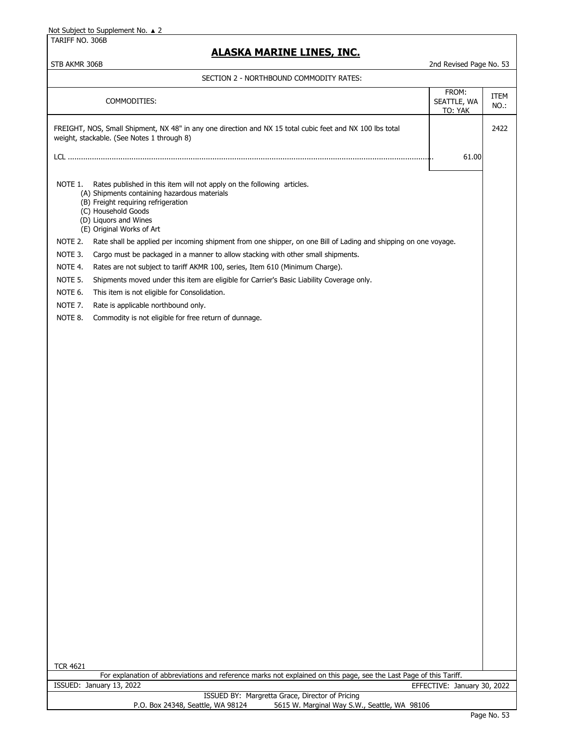Not Subject to Supplement No. ▲ 2

TARIFF NO. 306B

# ALASKA MARINE LINES, INC.

STB AKMR 306B — 2nd Revised Page No. 53

SECTION 2 - NORTHBOUND COMMODITY RATES:

| COMMODITIES: | FROM: SEATTLE, WA TO: YAK | ITEM NO.: |
|---|---|---|
| FREIGHT, NOS, Small Shipment, NX 48" in any one direction and NX 15 total cubic feet and NX 100 lbs total weight, stackable. (See Notes 1 through 8) | | 2422 |
| LCL | 61.00 | |

NOTE 1. Rates published in this item will not apply on the following articles.
- (A) Shipments containing hazardous materials
- (B) Freight requiring refrigeration
- (C) Household Goods
- (D) Liquors and Wines
- (E) Original Works of Art

NOTE 2. Rate shall be applied per incoming shipment from one shipper, on one Bill of Lading and shipping on one voyage.

NOTE 3. Cargo must be packaged in a manner to allow stacking with other small shipments.

NOTE 4. Rates are not subject to tariff AKMR 100, series, Item 610 (Minimum Charge).

NOTE 5. Shipments moved under this item are eligible for Carrier's Basic Liability Coverage only.

NOTE 6. This item is not eligible for Consolidation.

NOTE 7. Rate is applicable northbound only.

NOTE 8. Commodity is not eligible for free return of dunnage.

TCR 4621

For explanation of abbreviations and reference marks not explained on this page, see the Last Page of this Tariff.

ISSUED: January 13, 2022 — EFFECTIVE: January 30, 2022

ISSUED BY: Margretta Grace, Director of Pricing

P.O. Box 24348, Seattle, WA 98124 — 5615 W. Marginal Way S.W., Seattle, WA 98106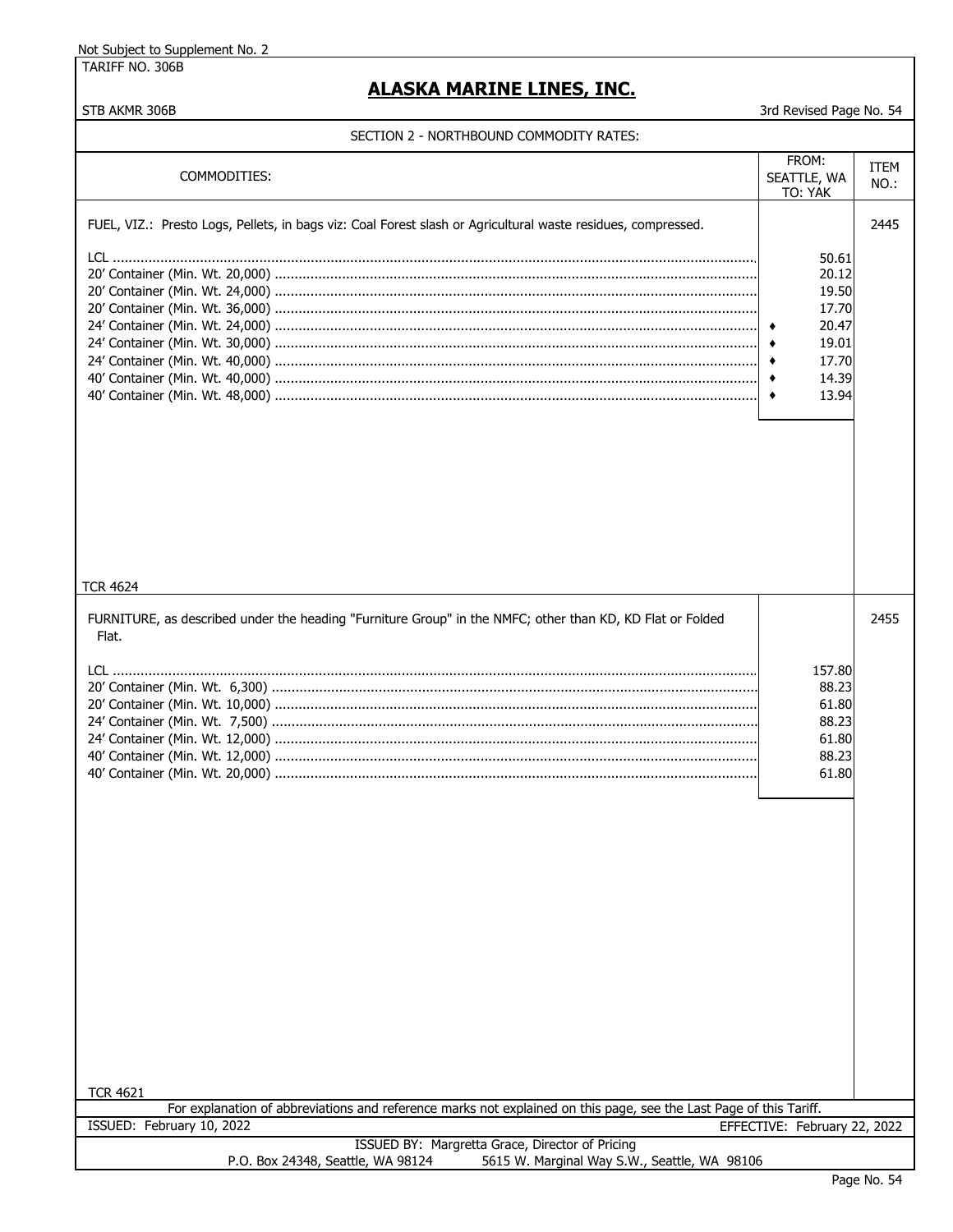Not Subject to Supplement No. 2

TARIFF NO. 306B

# ALASKA MARINE LINES, INC.

STB AKMR 306B — 3rd Revised Page No. 54

## SECTION 2 - NORTHBOUND COMMODITY RATES:

| COMMODITIES: | FROM: SEATTLE, WA TO: YAK | ITEM NO.: |
|---|---|---|
| FUEL, VIZ.: Presto Logs, Pellets, in bags viz: Coal Forest slash or Agricultural waste residues, compressed. | | 2445 |
| LCL | 50.61 | |
| 20' Container (Min. Wt. 20,000) | 20.12 | |
| 20' Container (Min. Wt. 24,000) | 19.50 | |
| 20' Container (Min. Wt. 36,000) | 17.70 | |
| 24' Container (Min. Wt. 24,000) | ♦ 20.47 | |
| 24' Container (Min. Wt. 30,000) | ♦ 19.01 | |
| 24' Container (Min. Wt. 40,000) | ♦ 17.70 | |
| 40' Container (Min. Wt. 40,000) | ♦ 14.39 | |
| 40' Container (Min. Wt. 48,000) | ♦ 13.94 | |
| TCR 4624 | | |
| FURNITURE, as described under the heading "Furniture Group" in the NMFC; other than KD, KD Flat or Folded Flat. | | 2455 |
| LCL | 157.80 | |
| 20' Container (Min. Wt. 6,300) | 88.23 | |
| 20' Container (Min. Wt. 10,000) | 61.80 | |
| 24' Container (Min. Wt. 7,500) | 88.23 | |
| 24' Container (Min. Wt. 12,000) | 61.80 | |
| 40' Container (Min. Wt. 12,000) | 88.23 | |
| 40' Container (Min. Wt. 20,000) | 61.80 | |
| TCR 4621 | | |

For explanation of abbreviations and reference marks not explained on this page, see the Last Page of this Tariff.

ISSUED: February 10, 2022 — EFFECTIVE: February 22, 2022

ISSUED BY: Margretta Grace, Director of Pricing

P.O. Box 24348, Seattle, WA 98124 — 5615 W. Marginal Way S.W., Seattle, WA 98106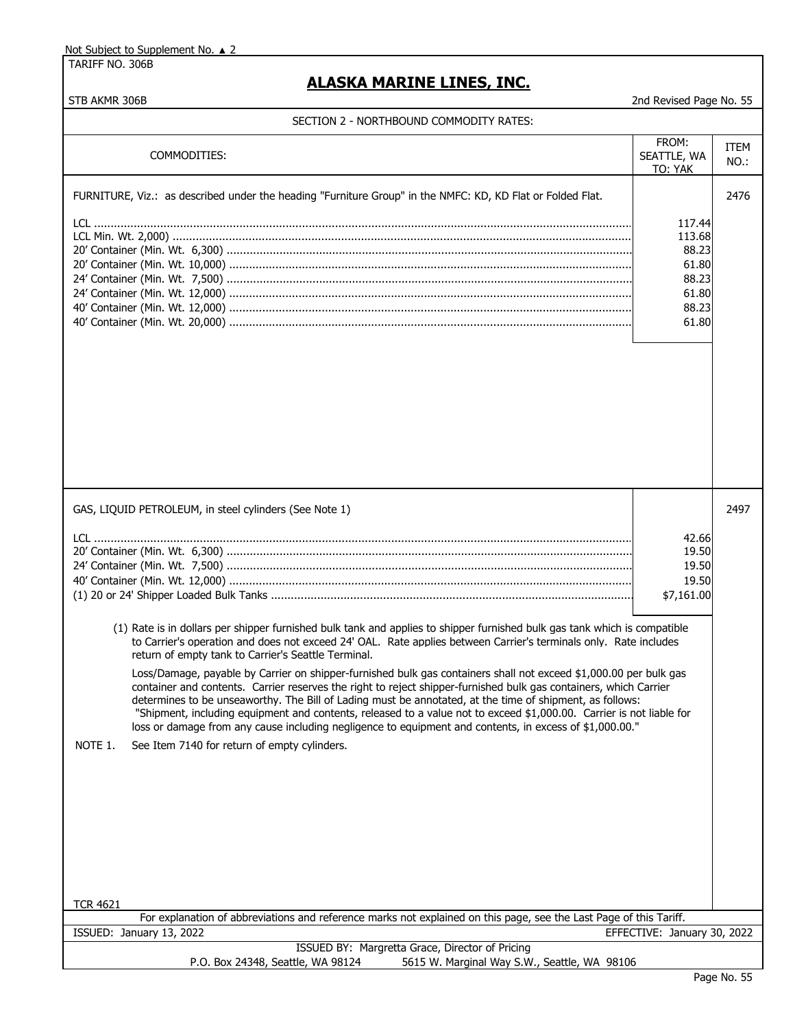Not Subject to Supplement No. ▲ 2

TARIFF NO. 306B

# ALASKA MARINE LINES, INC.

STB AKMR 306B — 2nd Revised Page No. 55

## SECTION 2 - NORTHBOUND COMMODITY RATES:

| COMMODITIES: | FROM: SEATTLE, WA TO: YAK | ITEM NO.: |
|---|---|---|
| FURNITURE, Viz.: as described under the heading "Furniture Group" in the NMFC: KD, KD Flat or Folded Flat. | | 2476 |
| LCL | 117.44 | |
| LCL Min. Wt. 2,000) | 113.68 | |
| 20' Container (Min. Wt. 6,300) | 88.23 | |
| 20' Container (Min. Wt. 10,000) | 61.80 | |
| 24' Container (Min. Wt. 7,500) | 88.23 | |
| 24' Container (Min. Wt. 12,000) | 61.80 | |
| 40' Container (Min. Wt. 12,000) | 88.23 | |
| 40' Container (Min. Wt. 20,000) | 61.80 | |
| GAS, LIQUID PETROLEUM, in steel cylinders (See Note 1) | | 2497 |
| LCL | 42.66 | |
| 20' Container (Min. Wt. 6,300) | 19.50 | |
| 24' Container (Min. Wt. 7,500) | 19.50 | |
| 40' Container (Min. Wt. 12,000) | 19.50 | |
| (1) 20 or 24' Shipper Loaded Bulk Tanks | $7,161.00 | |

(1) Rate is in dollars per shipper furnished bulk tank and applies to shipper furnished bulk gas tank which is compatible to Carrier's operation and does not exceed 24' OAL. Rate applies between Carrier's terminals only. Rate includes return of empty tank to Carrier's Seattle Terminal.

Loss/Damage, payable by Carrier on shipper-furnished bulk gas containers shall not exceed $1,000.00 per bulk gas container and contents. Carrier reserves the right to reject shipper-furnished bulk gas containers, which Carrier determines to be unseaworthy. The Bill of Lading must be annotated, at the time of shipment, as follows: "Shipment, including equipment and contents, released to a value not to exceed $1,000.00. Carrier is not liable for loss or damage from any cause including negligence to equipment and contents, in excess of $1,000.00."

NOTE 1. See Item 7140 for return of empty cylinders.

TCR 4621

For explanation of abbreviations and reference marks not explained on this page, see the Last Page of this Tariff.

ISSUED: January 13, 2022 — EFFECTIVE: January 30, 2022

ISSUED BY: Margretta Grace, Director of Pricing

P.O. Box 24348, Seattle, WA 98124 — 5615 W. Marginal Way S.W., Seattle, WA 98106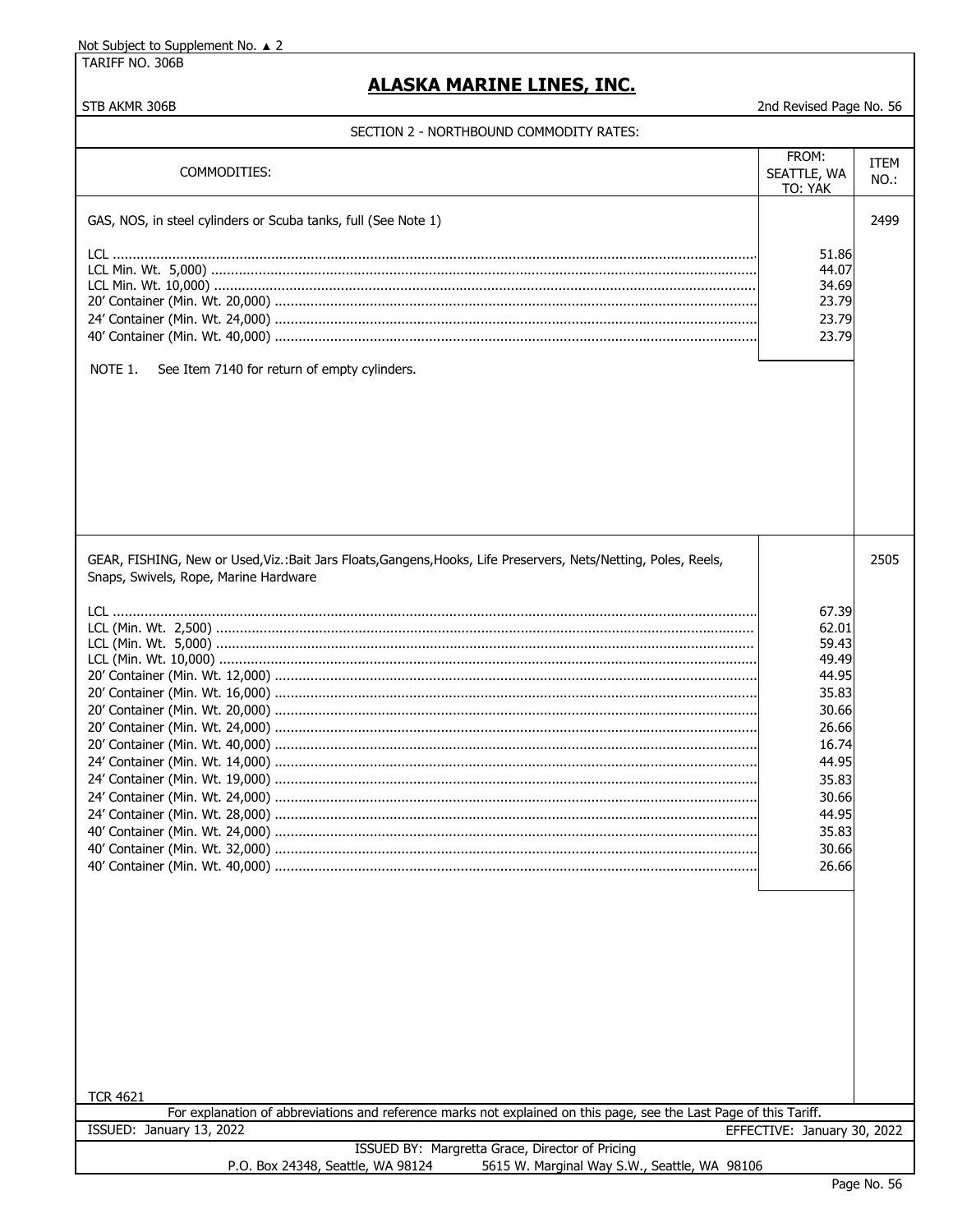Not Subject to Supplement No. ▲ 2

TARIFF NO. 306B

# ALASKA MARINE LINES, INC.

STB AKMR 306B

2nd Revised Page No. 56

## SECTION 2 - NORTHBOUND COMMODITY RATES:

| COMMODITIES: | FROM: SEATTLE, WA TO: YAK | ITEM NO.: |
|---|---|---|
| GAS, NOS, in steel cylinders or Scuba tanks, full (See Note 1) | | 2499 |
| LCL | 51.86 | |
| LCL Min. Wt. 5,000) | 44.07 | |
| LCL Min. Wt. 10,000) | 34.69 | |
| 20' Container (Min. Wt. 20,000) | 23.79 | |
| 24' Container (Min. Wt. 24,000) | 23.79 | |
| 40' Container (Min. Wt. 40,000) | 23.79 | |
| NOTE 1. See Item 7140 for return of empty cylinders. | | |
| GEAR, FISHING, New or Used,Viz.:Bait Jars Floats,Gangens,Hooks, Life Preservers, Nets/Netting, Poles, Reels, Snaps, Swivels, Rope, Marine Hardware | | 2505 |
| LCL | 67.39 | |
| LCL (Min. Wt. 2,500) | 62.01 | |
| LCL (Min. Wt. 5,000) | 59.43 | |
| LCL (Min. Wt. 10,000) | 49.49 | |
| 20' Container (Min. Wt. 12,000) | 44.95 | |
| 20' Container (Min. Wt. 16,000) | 35.83 | |
| 20' Container (Min. Wt. 20,000) | 30.66 | |
| 20' Container (Min. Wt. 24,000) | 26.66 | |
| 20' Container (Min. Wt. 40,000) | 16.74 | |
| 24' Container (Min. Wt. 14,000) | 44.95 | |
| 24' Container (Min. Wt. 19,000) | 35.83 | |
| 24' Container (Min. Wt. 24,000) | 30.66 | |
| 24' Container (Min. Wt. 28,000) | 44.95 | |
| 40' Container (Min. Wt. 24,000) | 35.83 | |
| 40' Container (Min. Wt. 32,000) | 30.66 | |
| 40' Container (Min. Wt. 40,000) | 26.66 | |

TCR 4621

For explanation of abbreviations and reference marks not explained on this page, see the Last Page of this Tariff.

ISSUED: January 13, 2022

EFFECTIVE: January 30, 2022

ISSUED BY: Margretta Grace, Director of Pricing

P.O. Box 24348, Seattle, WA 98124 5615 W. Marginal Way S.W., Seattle, WA 98106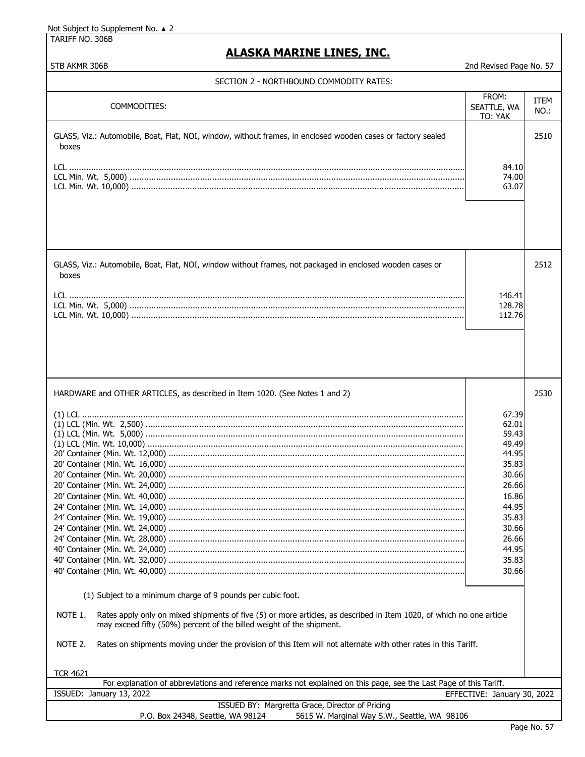Not Subject to Supplement No. ▲ 2

TARIFF NO. 306B

# ALASKA MARINE LINES, INC.

STB AKMR 306B — 2nd Revised Page No. 57

## SECTION 2 - NORTHBOUND COMMODITY RATES:

| COMMODITIES: | FROM: SEATTLE, WA TO: YAK | ITEM NO.: |
|---|---|---|
| GLASS, Viz.: Automobile, Boat, Flat, NOI, window, without frames, in enclosed wooden cases or factory sealed boxes | | 2510 |
| LCL | 84.10 | |
| LCL Min. Wt. 5,000) | 74.00 | |
| LCL Min. Wt. 10,000) | 63.07 | |
| GLASS, Viz.: Automobile, Boat, Flat, NOI, window without frames, not packaged in enclosed wooden cases or boxes | | 2512 |
| LCL | 146.41 | |
| LCL Min. Wt. 5,000) | 128.78 | |
| LCL Min. Wt. 10,000) | 112.76 | |
| HARDWARE and OTHER ARTICLES, as described in Item 1020. (See Notes 1 and 2) | | 2530 |
| (1) LCL | 67.39 | |
| (1) LCL (Min. Wt. 2,500) | 62.01 | |
| (1) LCL (Min. Wt. 5,000) | 59.43 | |
| (1) LCL (Min. Wt. 10,000) | 49.49 | |
| 20' Container (Min. Wt. 12,000) | 44.95 | |
| 20' Container (Min. Wt. 16,000) | 35.83 | |
| 20' Container (Min. Wt. 20,000) | 30.66 | |
| 20' Container (Min. Wt. 24,000) | 26.66 | |
| 20' Container (Min. Wt. 40,000) | 16.86 | |
| 24' Container (Min. Wt. 14,000) | 44.95 | |
| 24' Container (Min. Wt. 19,000) | 35.83 | |
| 24' Container (Min. Wt. 24,000) | 30.66 | |
| 24' Container (Min. Wt. 28,000) | 26.66 | |
| 40' Container (Min. Wt. 24,000) | 44.95 | |
| 40' Container (Min. Wt. 32,000) | 35.83 | |
| 40' Container (Min. Wt. 40,000) | 30.66 | |

(1) Subject to a minimum charge of 9 pounds per cubic foot.

NOTE 1. Rates apply only on mixed shipments of five (5) or more articles, as described in Item 1020, of which no one article may exceed fifty (50%) percent of the billed weight of the shipment.

NOTE 2. Rates on shipments moving under the provision of this Item will not alternate with other rates in this Tariff.

TCR 4621

For explanation of abbreviations and reference marks not explained on this page, see the Last Page of this Tariff.

ISSUED: January 13, 2022 — EFFECTIVE: January 30, 2022

ISSUED BY: Margretta Grace, Director of Pricing
P.O. Box 24348, Seattle, WA 98124 — 5615 W. Marginal Way S.W., Seattle, WA 98106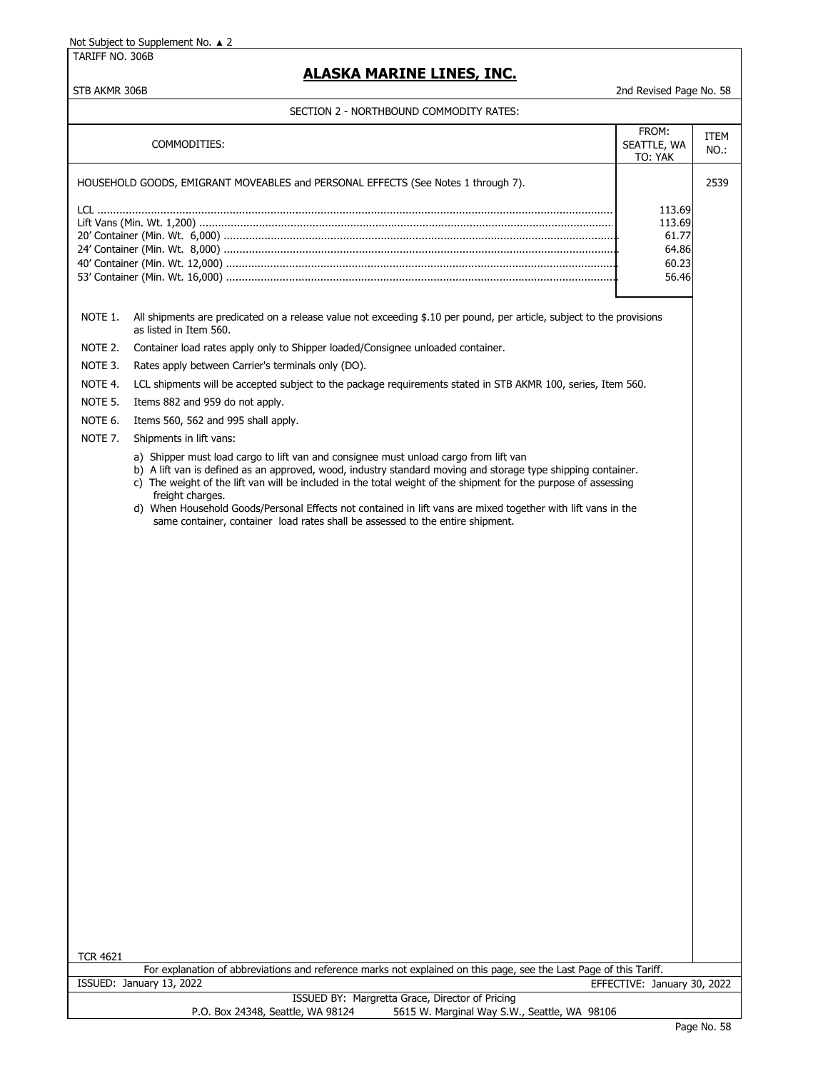Not Subject to Supplement No. ▲ 2

TARIFF NO. 306B

# ALASKA MARINE LINES, INC.

STB AKMR 306B

2nd Revised Page No. 58

## SECTION 2 - NORTHBOUND COMMODITY RATES:

| COMMODITIES: | FROM: SEATTLE, WA TO: YAK | ITEM NO.: |
|---|---|---|
| HOUSEHOLD GOODS, EMIGRANT MOVEABLES and PERSONAL EFFECTS (See Notes 1 through 7). | | 2539 |
| LCL | 113.69 | |
| Lift Vans (Min. Wt. 1,200) | 113.69 | |
| 20' Container (Min. Wt. 6,000) | 61.77 | |
| 24' Container (Min. Wt. 8,000) | 64.86 | |
| 40' Container (Min. Wt. 12,000) | 60.23 | |
| 53' Container (Min. Wt. 16,000) | 56.46 | |

NOTE 1. All shipments are predicated on a release value not exceeding $.10 per pound, per article, subject to the provisions as listed in Item 560.

NOTE 2. Container load rates apply only to Shipper loaded/Consignee unloaded container.

NOTE 3. Rates apply between Carrier's terminals only (DO).

NOTE 4. LCL shipments will be accepted subject to the package requirements stated in STB AKMR 100, series, Item 560.

NOTE 5. Items 882 and 959 do not apply.

NOTE 6. Items 560, 562 and 995 shall apply.

NOTE 7. Shipments in lift vans:

a) Shipper must load cargo to lift van and consignee must unload cargo from lift van
b) A lift van is defined as an approved, wood, industry standard moving and storage type shipping container.
c) The weight of the lift van will be included in the total weight of the shipment for the purpose of assessing freight charges.
d) When Household Goods/Personal Effects not contained in lift vans are mixed together with lift vans in the same container, container load rates shall be assessed to the entire shipment.

TCR 4621

For explanation of abbreviations and reference marks not explained on this page, see the Last Page of this Tariff.

ISSUED: January 13, 2022 EFFECTIVE: January 30, 2022

ISSUED BY: Margretta Grace, Director of Pricing
P.O. Box 24348, Seattle, WA 98124 5615 W. Marginal Way S.W., Seattle, WA 98106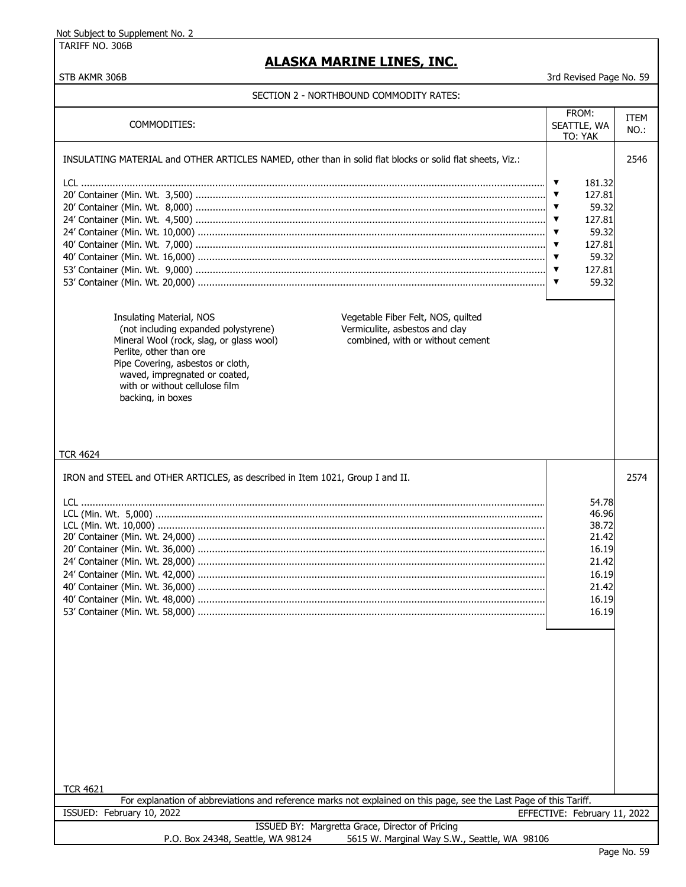Not Subject to Supplement No. 2

TARIFF NO. 306B

# ALASKA MARINE LINES, INC.

STB AKMR 306B — 3rd Revised Page No. 59

## SECTION 2 - NORTHBOUND COMMODITY RATES:

| COMMODITIES: | FROM: SEATTLE, WA TO: YAK | ITEM NO.: |
|---|---|---|
| INSULATING MATERIAL and OTHER ARTICLES NAMED, other than in solid flat blocks or solid flat sheets, Viz.: | | 2546 |
| LCL | ▼ 181.32 | |
| 20' Container (Min. Wt. 3,500) | ▼ 127.81 | |
| 20' Container (Min. Wt. 8,000) | ▼ 59.32 | |
| 24' Container (Min. Wt. 4,500) | ▼ 127.81 | |
| 24' Container (Min. Wt. 10,000) | ▼ 59.32 | |
| 40' Container (Min. Wt. 7,000) | ▼ 127.81 | |
| 40' Container (Min. Wt. 16,000) | ▼ 59.32 | |
| 53' Container (Min. Wt. 9,000) | ▼ 127.81 | |
| 53' Container (Min. Wt. 20,000) | ▼ 59.32 | |

Insulating Material, NOS
(not including expanded polystyrene)
Mineral Wool (rock, slag, or glass wool)
Perlite, other than ore
Pipe Covering, asbestos or cloth, waved, impregnated or coated, with or without cellulose film backing, in boxes
Vegetable Fiber Felt, NOS, quilted
Vermiculite, asbestos and clay combined, with or without cement

TCR 4624

| COMMODITIES: | FROM: SEATTLE, WA TO: YAK | ITEM NO.: |
|---|---|---|
| IRON and STEEL and OTHER ARTICLES, as described in Item 1021, Group I and II. | | 2574 |
| LCL | 54.78 | |
| LCL (Min. Wt. 5,000) | 46.96 | |
| LCL (Min. Wt. 10,000) | 38.72 | |
| 20' Container (Min. Wt. 24,000) | 21.42 | |
| 20' Container (Min. Wt. 36,000) | 16.19 | |
| 24' Container (Min. Wt. 28,000) | 21.42 | |
| 24' Container (Min. Wt. 42,000) | 16.19 | |
| 40' Container (Min. Wt. 36,000) | 21.42 | |
| 40' Container (Min. Wt. 48,000) | 16.19 | |
| 53' Container (Min. Wt. 58,000) | 16.19 | |

TCR 4621

For explanation of abbreviations and reference marks not explained on this page, see the Last Page of this Tariff.

ISSUED: February 10, 2022 — EFFECTIVE: February 11, 2022

ISSUED BY: Margretta Grace, Director of Pricing
P.O. Box 24348, Seattle, WA 98124 — 5615 W. Marginal Way S.W., Seattle, WA 98106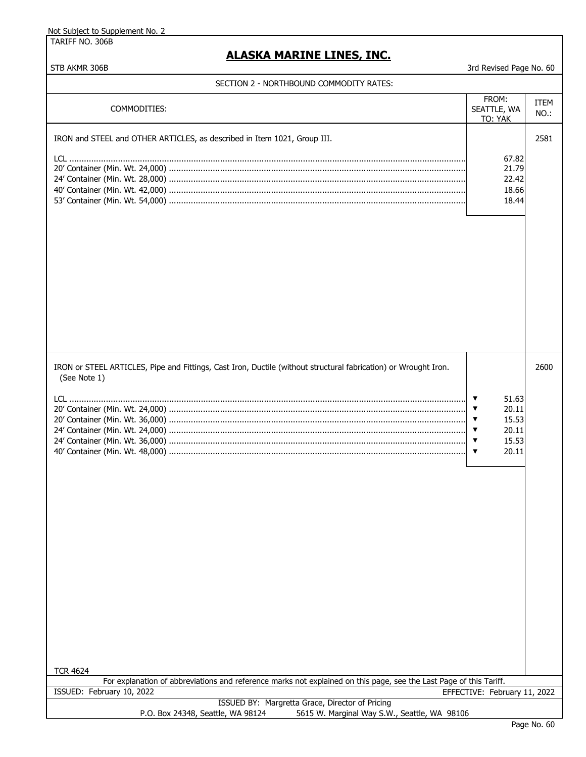Not Subject to Supplement No. 2

TARIFF NO. 306B

# ALASKA MARINE LINES, INC.

STB AKMR 306B

3rd Revised Page No. 60

## SECTION 2 - NORTHBOUND COMMODITY RATES:

| COMMODITIES: | FROM: SEATTLE, WA TO: YAK | ITEM NO.: |
|---|---|---|
| IRON and STEEL and OTHER ARTICLES, as described in Item 1021, Group III. | | 2581 |
| LCL | 67.82 | |
| 20' Container (Min. Wt. 24,000) | 21.79 | |
| 24' Container (Min. Wt. 28,000) | 22.42 | |
| 40' Container (Min. Wt. 42,000) | 18.66 | |
| 53' Container (Min. Wt. 54,000) | 18.44 | |
| IRON or STEEL ARTICLES, Pipe and Fittings, Cast Iron, Ductile (without structural fabrication) or Wrought Iron. (See Note 1) | | 2600 |
| LCL | ▼ 51.63 | |
| 20' Container (Min. Wt. 24,000) | ▼ 20.11 | |
| 20' Container (Min. Wt. 36,000) | ▼ 15.53 | |
| 24' Container (Min. Wt. 24,000) | ▼ 20.11 | |
| 24' Container (Min. Wt. 36,000) | ▼ 15.53 | |
| 40' Container (Min. Wt. 48,000) | ▼ 20.11 | |

TCR 4624

For explanation of abbreviations and reference marks not explained on this page, see the Last Page of this Tariff.

ISSUED: February 10, 2022 EFFECTIVE: February 11, 2022

ISSUED BY: Margretta Grace, Director of Pricing

P.O. Box 24348, Seattle, WA 98124 5615 W. Marginal Way S.W., Seattle, WA 98106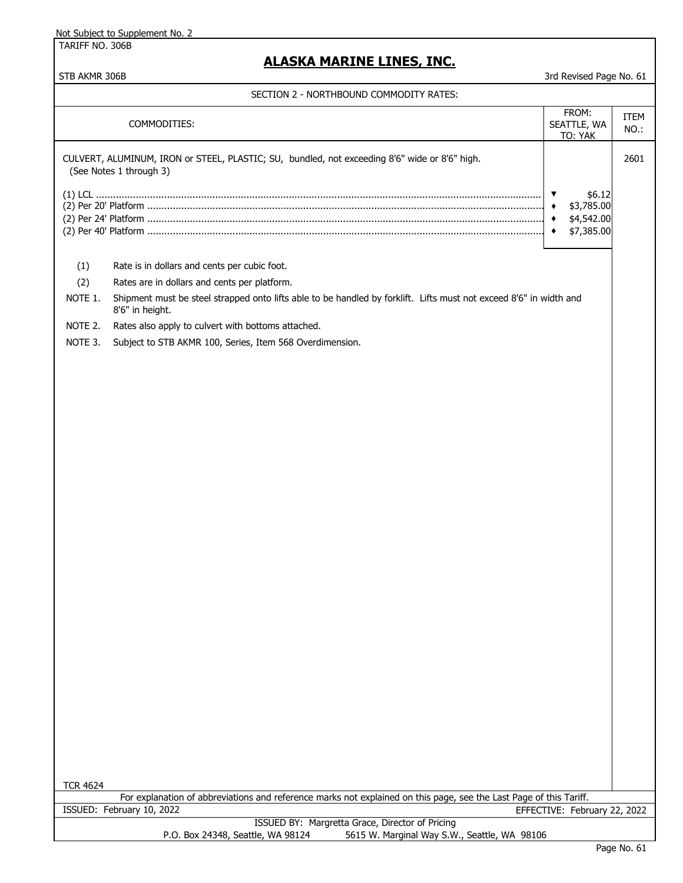Not Subject to Supplement No. 2

TARIFF NO. 306B

# ALASKA MARINE LINES, INC.

STB AKMR 306B — 3rd Revised Page No. 61

## SECTION 2 - NORTHBOUND COMMODITY RATES:

| COMMODITIES: | FROM: SEATTLE, WA TO: YAK | ITEM NO.: |
|---|---|---|
| CULVERT, ALUMINUM, IRON or STEEL, PLASTIC; SU, bundled, not exceeding 8'6" wide or 8'6" high. (See Notes 1 through 3) | | 2601 |
| (1) LCL | ▼ $6.12 | |
| (2) Per 20' Platform | ♦ $3,785.00 | |
| (2) Per 24' Platform | ♦ $4,542.00 | |
| (2) Per 40' Platform | ♦ $7,385.00 | |

(1) Rate is in dollars and cents per cubic foot.

(2) Rates are in dollars and cents per platform.

NOTE 1. Shipment must be steel strapped onto lifts able to be handled by forklift. Lifts must not exceed 8'6" in width and 8'6" in height.

NOTE 2. Rates also apply to culvert with bottoms attached.

NOTE 3. Subject to STB AKMR 100, Series, Item 568 Overdimension.

TCR 4624

For explanation of abbreviations and reference marks not explained on this page, see the Last Page of this Tariff.

ISSUED: February 10, 2022 — EFFECTIVE: February 22, 2022

ISSUED BY: Margretta Grace, Director of Pricing

P.O. Box 24348, Seattle, WA 98124 — 5615 W. Marginal Way S.W., Seattle, WA 98106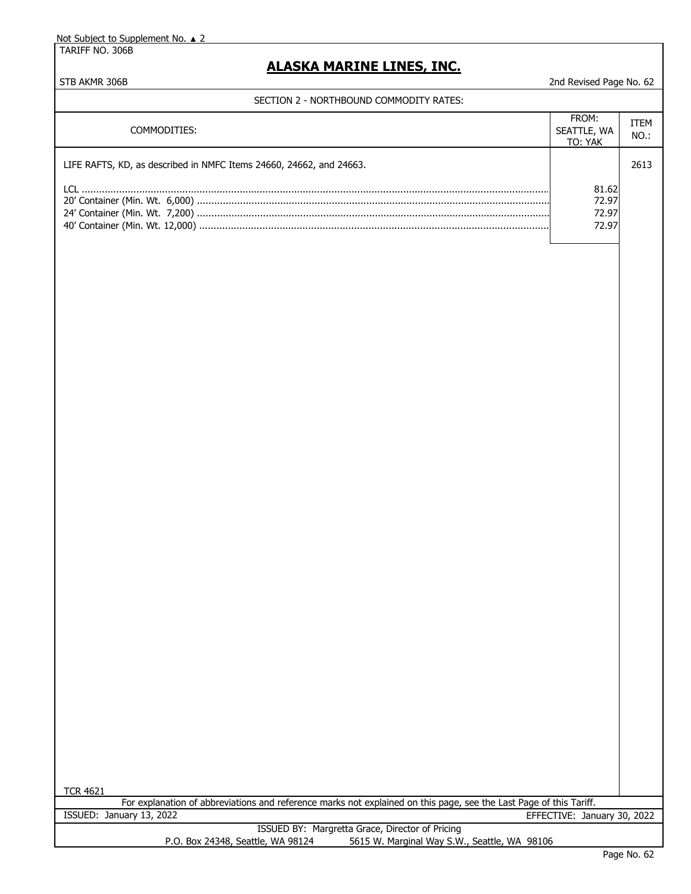Not Subject to Supplement No. ▲ 2

TARIFF NO. 306B

# ALASKA MARINE LINES, INC.

STB AKMR 306B

2nd Revised Page No. 62

SECTION 2 - NORTHBOUND COMMODITY RATES:

| COMMODITIES: | FROM: SEATTLE, WA TO: YAK | ITEM NO.: |
|---|---|---|
| LIFE RAFTS, KD, as described in NMFC Items 24660, 24662, and 24663. | | 2613 |
| LCL | 81.62 | |
| 20' Container (Min. Wt. 6,000) | 72.97 | |
| 24' Container (Min. Wt. 7,200) | 72.97 | |
| 40' Container (Min. Wt. 12,000) | 72.97 | |

TCR 4621

For explanation of abbreviations and reference marks not explained on this page, see the Last Page of this Tariff.

ISSUED: January 13, 2022

EFFECTIVE: January 30, 2022

ISSUED BY: Margretta Grace, Director of Pricing

P.O. Box 24348, Seattle, WA 98124 5615 W. Marginal Way S.W., Seattle, WA 98106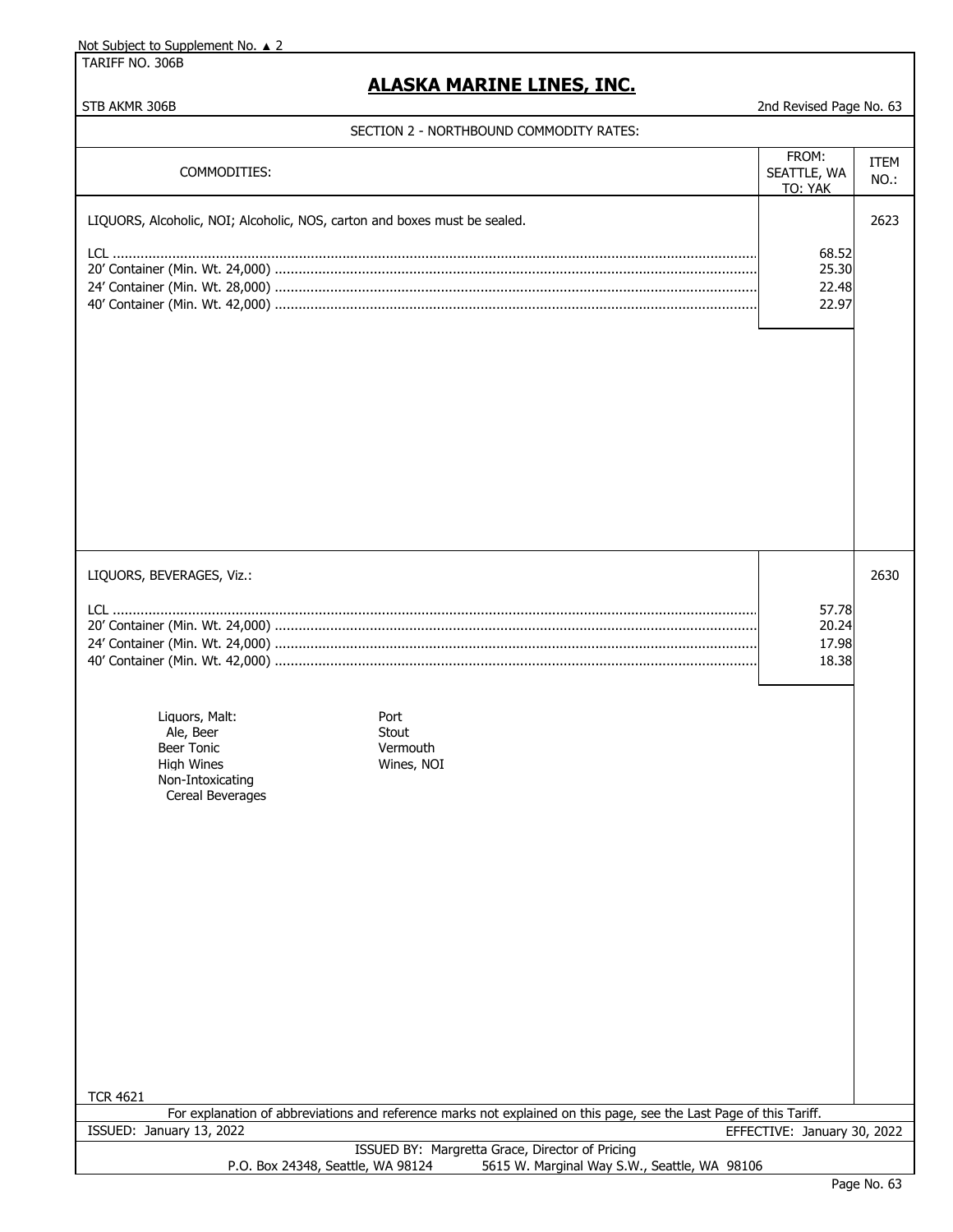Not Subject to Supplement No. ▲ 2

TARIFF NO. 306B

# ALASKA MARINE LINES, INC.

STB AKMR 306B

2nd Revised Page No. 63

## SECTION 2 - NORTHBOUND COMMODITY RATES:

| COMMODITIES: | FROM: SEATTLE, WA TO: YAK | ITEM NO.: |
|---|---|---|
| LIQUORS, Alcoholic, NOI; Alcoholic, NOS, carton and boxes must be sealed. | | 2623 |
| LCL | 68.52 | |
| 20' Container (Min. Wt. 24,000) | 25.30 | |
| 24' Container (Min. Wt. 28,000) | 22.48 | |
| 40' Container (Min. Wt. 42,000) | 22.97 | |
| LIQUORS, BEVERAGES, Viz.: | | 2630 |
| LCL | 57.78 | |
| 20' Container (Min. Wt. 24,000) | 20.24 | |
| 24' Container (Min. Wt. 24,000) | 17.98 | |
| 40' Container (Min. Wt. 42,000) | 18.38 | |

Liquors, Malt:
- Ale, Beer
- Beer Tonic
- High Wines
- Non-Intoxicating Cereal Beverages
- Port
- Stout
- Vermouth
- Wines, NOI

TCR 4621

For explanation of abbreviations and reference marks not explained on this page, see the Last Page of this Tariff.

ISSUED: January 13, 2022

EFFECTIVE: January 30, 2022

ISSUED BY: Margretta Grace, Director of Pricing

P.O. Box 24348, Seattle, WA 98124 5615 W. Marginal Way S.W., Seattle, WA 98106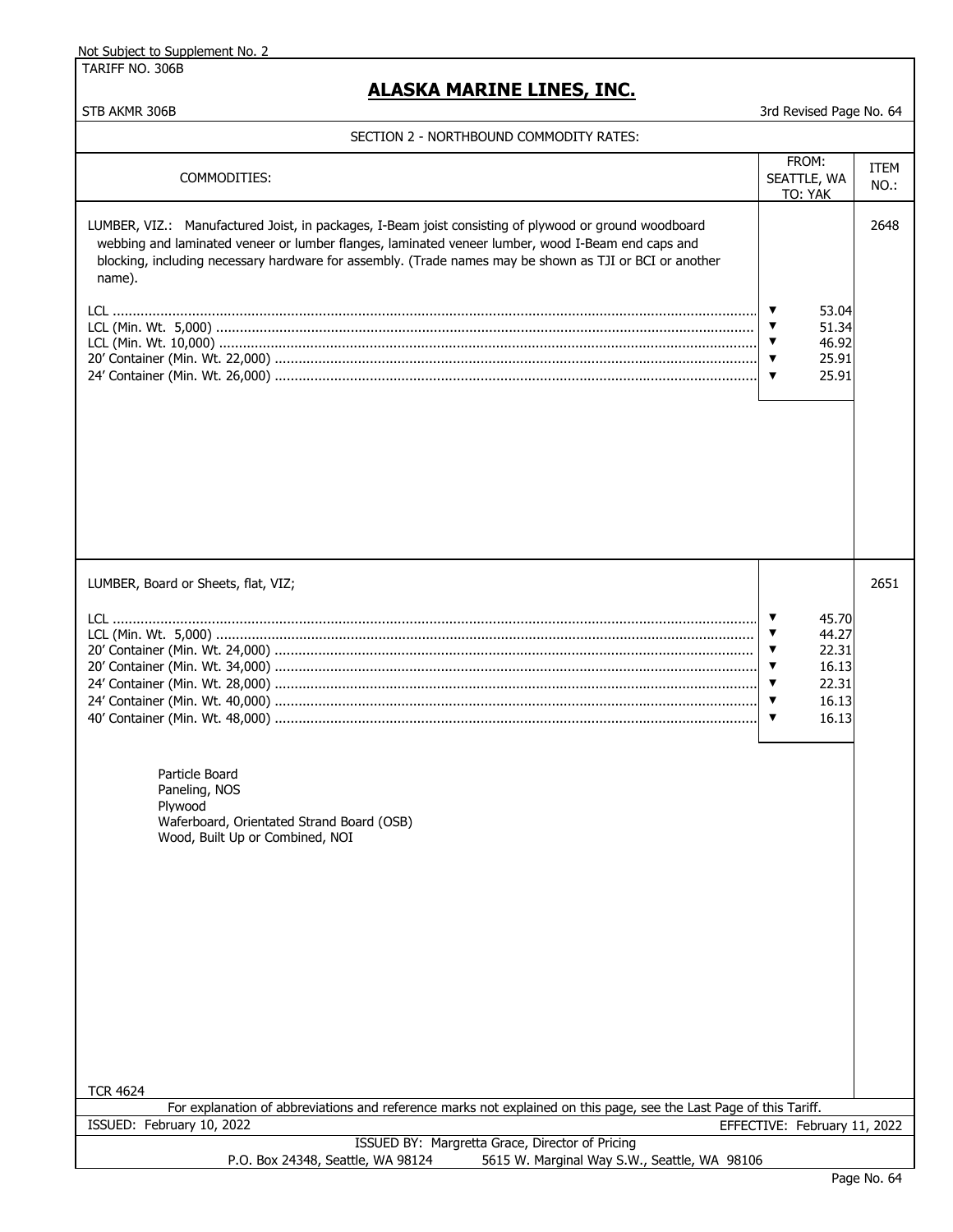Not Subject to Supplement No. 2

TARIFF NO. 306B

# ALASKA MARINE LINES, INC.

STB AKMR 306B

3rd Revised Page No. 64

## SECTION 2 - NORTHBOUND COMMODITY RATES:

| COMMODITIES: | FROM: SEATTLE, WA TO: YAK | ITEM NO.: |
|---|---|---|
| LUMBER, VIZ.: Manufactured Joist, in packages, I-Beam joist consisting of plywood or ground woodboard webbing and laminated veneer or lumber flanges, laminated veneer lumber, wood I-Beam end caps and blocking, including necessary hardware for assembly. (Trade names may be shown as TJI or BCI or another name). | | 2648 |
| LCL | ▼ 53.04 | |
| LCL (Min. Wt. 5,000) | ▼ 51.34 | |
| LCL (Min. Wt. 10,000) | ▼ 46.92 | |
| 20' Container (Min. Wt. 22,000) | ▼ 25.91 | |
| 24' Container (Min. Wt. 26,000) | ▼ 25.91 | |
| LUMBER, Board or Sheets, flat, VIZ; | | 2651 |
| LCL | ▼ 45.70 | |
| LCL (Min. Wt. 5,000) | ▼ 44.27 | |
| 20' Container (Min. Wt. 24,000) | ▼ 22.31 | |
| 20' Container (Min. Wt. 34,000) | ▼ 16.13 | |
| 24' Container (Min. Wt. 28,000) | ▼ 22.31 | |
| 24' Container (Min. Wt. 40,000) | ▼ 16.13 | |
| 40' Container (Min. Wt. 48,000) | ▼ 16.13 | |
| Particle Board<br>Paneling, NOS<br>Plywood<br>Waferboard, Orientated Strand Board (OSB)<br>Wood, Built Up or Combined, NOI | | |

TCR 4624

For explanation of abbreviations and reference marks not explained on this page, see the Last Page of this Tariff.

ISSUED: February 10, 2022 EFFECTIVE: February 11, 2022

ISSUED BY: Margretta Grace, Director of Pricing

P.O. Box 24348, Seattle, WA 98124 5615 W. Marginal Way S.W., Seattle, WA 98106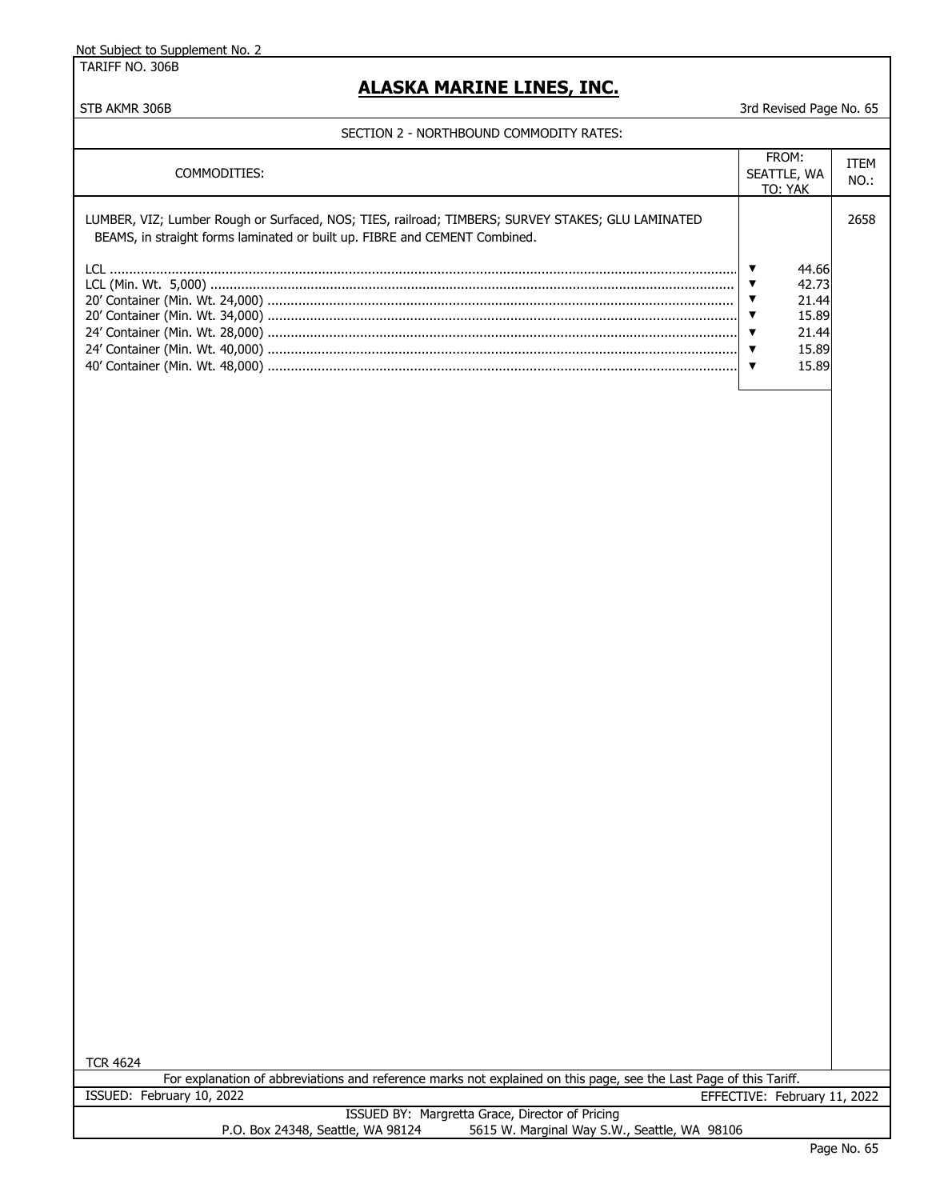Not Subject to Supplement No. 2

TARIFF NO. 306B

# ALASKA MARINE LINES, INC.

STB AKMR 306B

3rd Revised Page No. 65

## SECTION 2 - NORTHBOUND COMMODITY RATES:

| COMMODITIES: | FROM: SEATTLE, WA TO: YAK | ITEM NO.: |
|---|---|---|
| LUMBER, VIZ; Lumber Rough or Surfaced, NOS; TIES, railroad; TIMBERS; SURVEY STAKES; GLU LAMINATED BEAMS, in straight forms laminated or built up. FIBRE and CEMENT Combined. | | 2658 |
| LCL | ▼ 44.66 | |
| LCL (Min. Wt. 5,000) | ▼ 42.73 | |
| 20' Container (Min. Wt. 24,000) | ▼ 21.44 | |
| 20' Container (Min. Wt. 34,000) | ▼ 15.89 | |
| 24' Container (Min. Wt. 28,000) | ▼ 21.44 | |
| 24' Container (Min. Wt. 40,000) | ▼ 15.89 | |
| 40' Container (Min. Wt. 48,000) | ▼ 15.89 | |

TCR 4624

For explanation of abbreviations and reference marks not explained on this page, see the Last Page of this Tariff.

ISSUED: February 10, 2022

EFFECTIVE: February 11, 2022

ISSUED BY: Margretta Grace, Director of Pricing

P.O. Box 24348, Seattle, WA 98124 5615 W. Marginal Way S.W., Seattle, WA 98106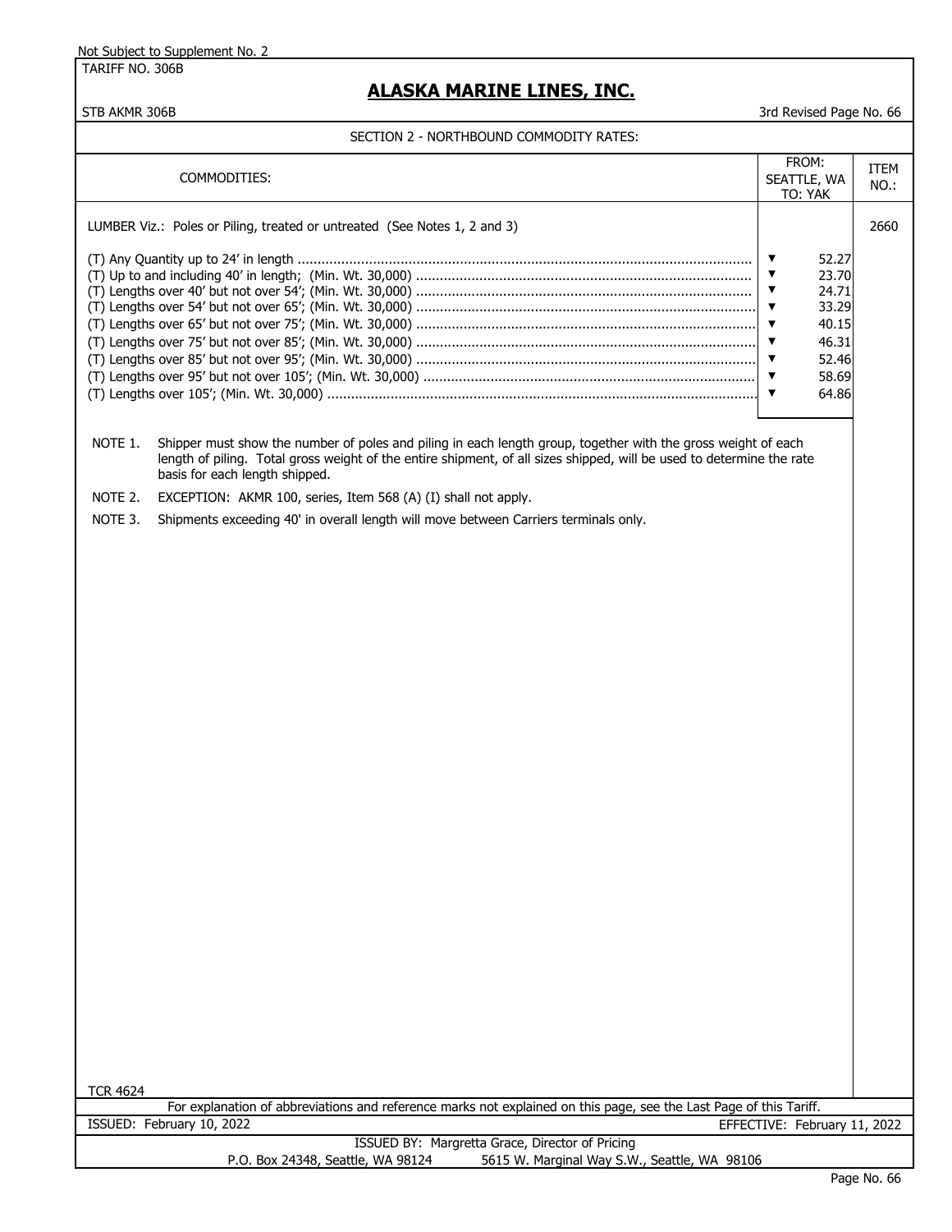Not Subject to Supplement No. 2

TARIFF NO. 306B

# ALASKA MARINE LINES, INC.

STB AKMR 306B — 3rd Revised Page No. 66

## SECTION 2 - NORTHBOUND COMMODITY RATES:

| COMMODITIES: | FROM: SEATTLE, WA TO: YAK | ITEM NO.: |
|---|---|---|
| LUMBER Viz.: Poles or Piling, treated or untreated (See Notes 1, 2 and 3) | | 2660 |
| (T) Any Quantity up to 24' in length | ▼ 52.27 | |
| (T) Up to and including 40' in length; (Min. Wt. 30,000) | ▼ 23.70 | |
| (T) Lengths over 40' but not over 54'; (Min. Wt. 30,000) | ▼ 24.71 | |
| (T) Lengths over 54' but not over 65'; (Min. Wt. 30,000) | ▼ 33.29 | |
| (T) Lengths over 65' but not over 75'; (Min. Wt. 30,000) | ▼ 40.15 | |
| (T) Lengths over 75' but not over 85'; (Min. Wt. 30,000) | ▼ 46.31 | |
| (T) Lengths over 85' but not over 95'; (Min. Wt. 30,000) | ▼ 52.46 | |
| (T) Lengths over 95' but not over 105'; (Min. Wt. 30,000) | ▼ 58.69 | |
| (T) Lengths over 105'; (Min. Wt. 30,000) | ▼ 64.86 | |

NOTE 1. Shipper must show the number of poles and piling in each length group, together with the gross weight of each length of piling. Total gross weight of the entire shipment, of all sizes shipped, will be used to determine the rate basis for each length shipped.

NOTE 2. EXCEPTION: AKMR 100, series, Item 568 (A) (I) shall not apply.

NOTE 3. Shipments exceeding 40' in overall length will move between Carriers terminals only.

TCR 4624

For explanation of abbreviations and reference marks not explained on this page, see the Last Page of this Tariff.

ISSUED: February 10, 2022 — EFFECTIVE: February 11, 2022

ISSUED BY: Margretta Grace, Director of Pricing

P.O. Box 24348, Seattle, WA 98124 — 5615 W. Marginal Way S.W., Seattle, WA 98106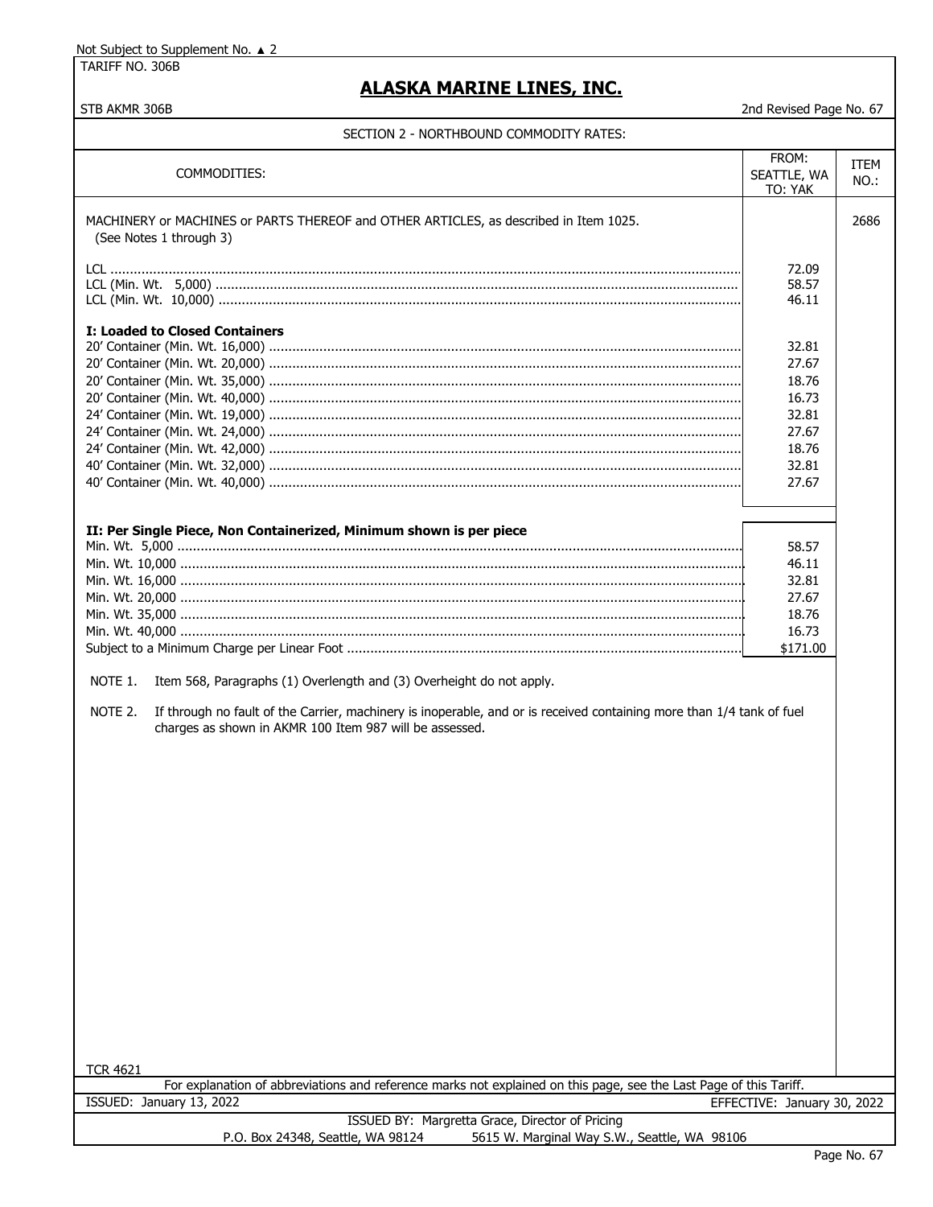Not Subject to Supplement No. ▲ 2

TARIFF NO. 306B

# ALASKA MARINE LINES, INC.

STB AKMR 306B — 2nd Revised Page No. 67

## SECTION 2 - NORTHBOUND COMMODITY RATES:

| COMMODITIES: | FROM: SEATTLE, WA TO: YAK | ITEM NO.: |
|---|---|---|
| MACHINERY or MACHINES or PARTS THEREOF and OTHER ARTICLES, as described in Item 1025. (See Notes 1 through 3) | | 2686 |
| LCL | 72.09 | |
| LCL (Min. Wt. 5,000) | 58.57 | |
| LCL (Min. Wt. 10,000) | 46.11 | |
| **I: Loaded to Closed Containers** | | |
| 20' Container (Min. Wt. 16,000) | 32.81 | |
| 20' Container (Min. Wt. 20,000) | 27.67 | |
| 20' Container (Min. Wt. 35,000) | 18.76 | |
| 20' Container (Min. Wt. 40,000) | 16.73 | |
| 24' Container (Min. Wt. 19,000) | 32.81 | |
| 24' Container (Min. Wt. 24,000) | 27.67 | |
| 24' Container (Min. Wt. 42,000) | 18.76 | |
| 40' Container (Min. Wt. 32,000) | 32.81 | |
| 40' Container (Min. Wt. 40,000) | 27.67 | |
| **II: Per Single Piece, Non Containerized, Minimum shown is per piece** | | |
| Min. Wt. 5,000 | 58.57 | |
| Min. Wt. 10,000 | 46.11 | |
| Min. Wt. 16,000 | 32.81 | |
| Min. Wt. 20,000 | 27.67 | |
| Min. Wt. 35,000 | 18.76 | |
| Min. Wt. 40,000 | 16.73 | |
| Subject to a Minimum Charge per Linear Foot | $171.00 | |

NOTE 1. Item 568, Paragraphs (1) Overlength and (3) Overheight do not apply.

NOTE 2. If through no fault of the Carrier, machinery is inoperable, and or is received containing more than 1/4 tank of fuel charges as shown in AKMR 100 Item 987 will be assessed.

TCR 4621

For explanation of abbreviations and reference marks not explained on this page, see the Last Page of this Tariff.

ISSUED: January 13, 2022 — EFFECTIVE: January 30, 2022

ISSUED BY: Margretta Grace, Director of Pricing

P.O. Box 24348, Seattle, WA 98124 — 5615 W. Marginal Way S.W., Seattle, WA 98106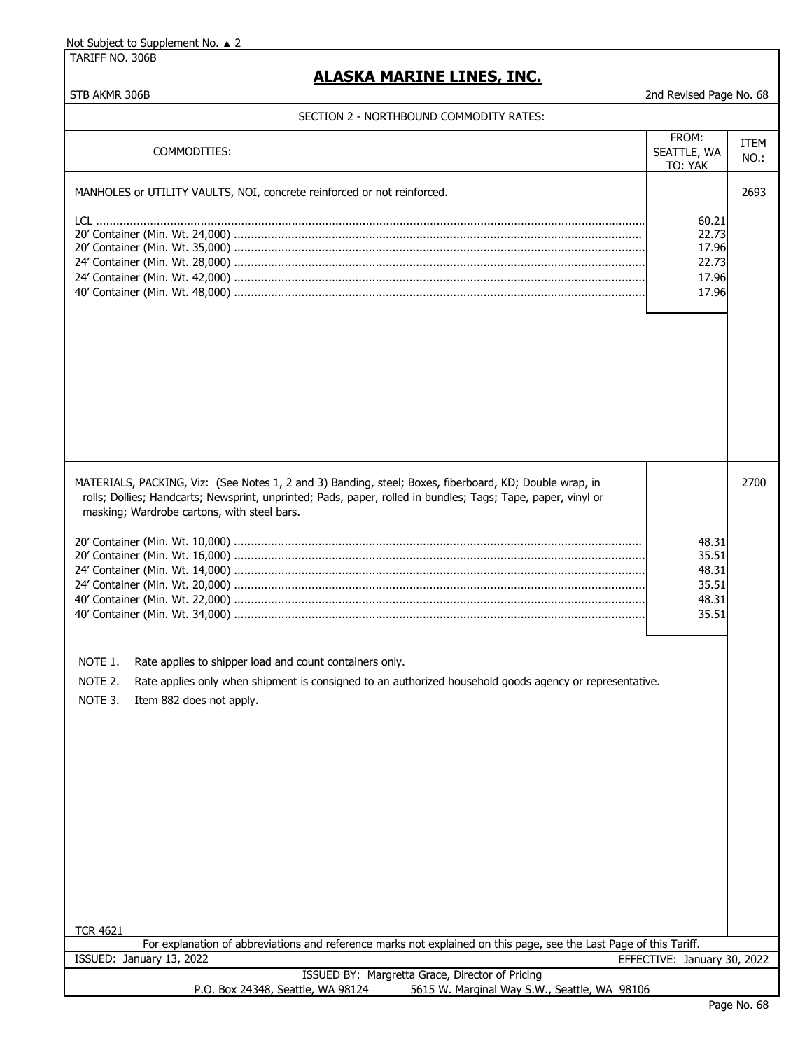Not Subject to Supplement No. ▲ 2

TARIFF NO. 306B

# ALASKA MARINE LINES, INC.

STB AKMR 306B

2nd Revised Page No. 68

## SECTION 2 - NORTHBOUND COMMODITY RATES:

| COMMODITIES: | FROM: SEATTLE, WA TO: YAK | ITEM NO.: |
|---|---|---|
| MANHOLES or UTILITY VAULTS, NOI, concrete reinforced or not reinforced. | | 2693 |
| LCL | 60.21 | |
| 20' Container (Min. Wt. 24,000) | 22.73 | |
| 20' Container (Min. Wt. 35,000) | 17.96 | |
| 24' Container (Min. Wt. 28,000) | 22.73 | |
| 24' Container (Min. Wt. 42,000) | 17.96 | |
| 40' Container (Min. Wt. 48,000) | 17.96 | |
| MATERIALS, PACKING, Viz: (See Notes 1, 2 and 3) Banding, steel; Boxes, fiberboard, KD; Double wrap, in rolls; Dollies; Handcarts; Newsprint, unprinted; Pads, paper, rolled in bundles; Tags; Tape, paper, vinyl or masking; Wardrobe cartons, with steel bars. | | 2700 |
| 20' Container (Min. Wt. 10,000) | 48.31 | |
| 20' Container (Min. Wt. 16,000) | 35.51 | |
| 24' Container (Min. Wt. 14,000) | 48.31 | |
| 24' Container (Min. Wt. 20,000) | 35.51 | |
| 40' Container (Min. Wt. 22,000) | 48.31 | |
| 40' Container (Min. Wt. 34,000) | 35.51 | |

NOTE 1. Rate applies to shipper load and count containers only.

NOTE 2. Rate applies only when shipment is consigned to an authorized household goods agency or representative.

NOTE 3. Item 882 does not apply.

TCR 4621

For explanation of abbreviations and reference marks not explained on this page, see the Last Page of this Tariff.

ISSUED: January 13, 2022

EFFECTIVE: January 30, 2022

ISSUED BY: Margretta Grace, Director of Pricing

P.O. Box 24348, Seattle, WA 98124 5615 W. Marginal Way S.W., Seattle, WA 98106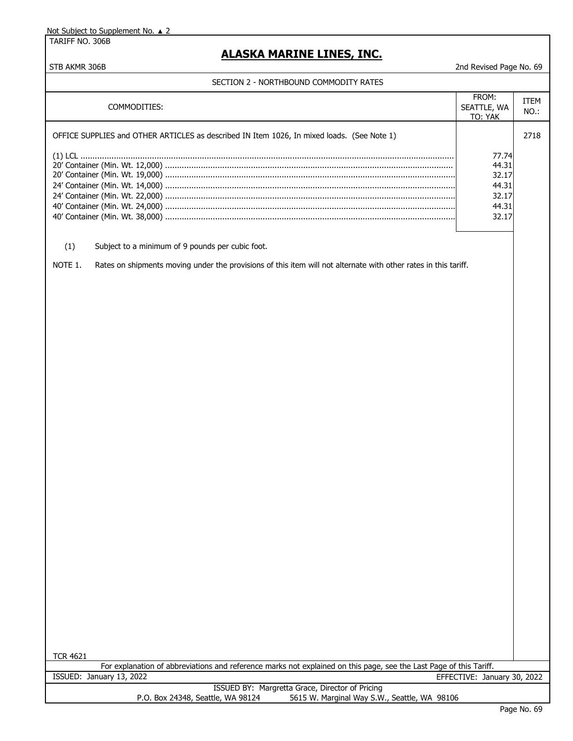Not Subject to Supplement No. ▲ 2

TARIFF NO. 306B

# ALASKA MARINE LINES, INC.

STB AKMR 306B

2nd Revised Page No. 69

## SECTION 2 - NORTHBOUND COMMODITY RATES

| COMMODITIES: | FROM: SEATTLE, WA TO: YAK | ITEM NO.: |
|---|---|---|
| OFFICE SUPPLIES and OTHER ARTICLES as described IN Item 1026, In mixed loads. (See Note 1) | | 2718 |
| (1) LCL | 77.74 | |
| 20' Container (Min. Wt. 12,000) | 44.31 | |
| 20' Container (Min. Wt. 19,000) | 32.17 | |
| 24' Container (Min. Wt. 14,000) | 44.31 | |
| 24' Container (Min. Wt. 22,000) | 32.17 | |
| 40' Container (Min. Wt. 24,000) | 44.31 | |
| 40' Container (Min. Wt. 38,000) | 32.17 | |

(1) Subject to a minimum of 9 pounds per cubic foot.

NOTE 1. Rates on shipments moving under the provisions of this item will not alternate with other rates in this tariff.

TCR 4621

For explanation of abbreviations and reference marks not explained on this page, see the Last Page of this Tariff.

ISSUED: January 13, 2022

EFFECTIVE: January 30, 2022

ISSUED BY: Margretta Grace, Director of Pricing

P.O. Box 24348, Seattle, WA 98124 — 5615 W. Marginal Way S.W., Seattle, WA 98106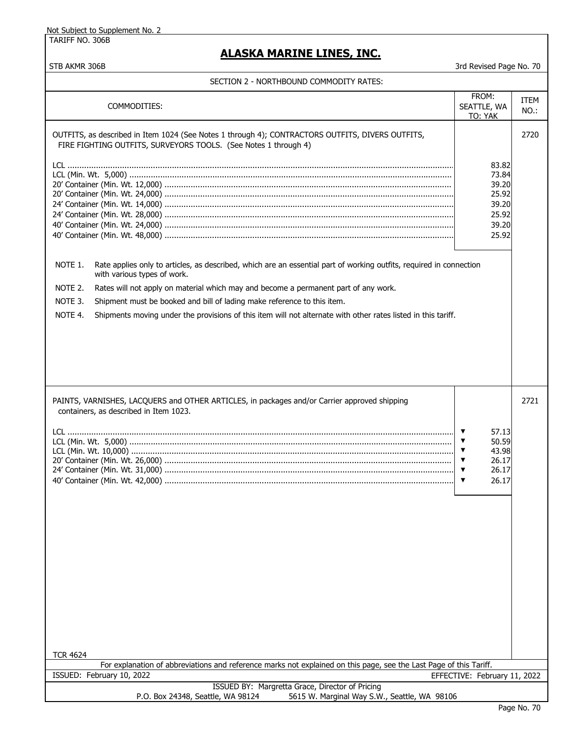Not Subject to Supplement No. 2

TARIFF NO. 306B

# ALASKA MARINE LINES, INC.

STB AKMR 306B

3rd Revised Page No. 70

## SECTION 2 - NORTHBOUND COMMODITY RATES:

| COMMODITIES: | FROM: SEATTLE, WA TO: YAK | ITEM NO.: |
|---|---|---|
| OUTFITS, as described in Item 1024 (See Notes 1 through 4); CONTRACTORS OUTFITS, DIVERS OUTFITS, FIRE FIGHTING OUTFITS, SURVEYORS TOOLS. (See Notes 1 through 4) | | 2720 |
| LCL | 83.82 | |
| LCL (Min. Wt. 5,000) | 73.84 | |
| 20' Container (Min. Wt. 12,000) | 39.20 | |
| 20' Container (Min. Wt. 24,000) | 25.92 | |
| 24' Container (Min. Wt. 14,000) | 39.20 | |
| 24' Container (Min. Wt. 28,000) | 25.92 | |
| 40' Container (Min. Wt. 24,000) | 39.20 | |
| 40' Container (Min. Wt. 48,000) | 25.92 | |

NOTE 1. Rate applies only to articles, as described, which are an essential part of working outfits, required in connection with various types of work.

NOTE 2. Rates will not apply on material which may and become a permanent part of any work.

NOTE 3. Shipment must be booked and bill of lading make reference to this item.

NOTE 4. Shipments moving under the provisions of this item will not alternate with other rates listed in this tariff.

| COMMODITIES: | FROM: SEATTLE, WA TO: YAK | ITEM NO.: |
|---|---|---|
| PAINTS, VARNISHES, LACQUERS and OTHER ARTICLES, in packages and/or Carrier approved shipping containers, as described in Item 1023. | | 2721 |
| LCL | ▼ 57.13 | |
| LCL (Min. Wt. 5,000) | ▼ 50.59 | |
| LCL (Min. Wt. 10,000) | ▼ 43.98 | |
| 20' Container (Min. Wt. 26,000) | ▼ 26.17 | |
| 24' Container (Min. Wt. 31,000) | ▼ 26.17 | |
| 40' Container (Min. Wt. 42,000) | ▼ 26.17 | |

TCR 4624

For explanation of abbreviations and reference marks not explained on this page, see the Last Page of this Tariff.

ISSUED: February 10, 2022

EFFECTIVE: February 11, 2022

ISSUED BY: Margretta Grace, Director of Pricing

P.O. Box 24348, Seattle, WA 98124 5615 W. Marginal Way S.W., Seattle, WA 98106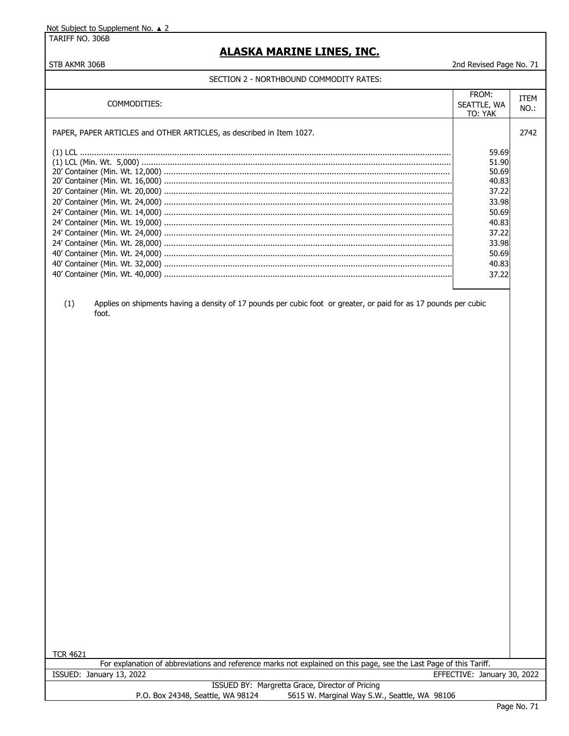Not Subject to Supplement No. ▲ 2

TARIFF NO. 306B

# ALASKA MARINE LINES, INC.

STB AKMR 306B

2nd Revised Page No. 71

## SECTION 2 - NORTHBOUND COMMODITY RATES:

| COMMODITIES: | FROM: SEATTLE, WA TO: YAK | ITEM NO.: |
|---|---|---|
| PAPER, PAPER ARTICLES and OTHER ARTICLES, as described in Item 1027. | | 2742 |
| (1) LCL | 59.69 | |
| (1) LCL (Min. Wt. 5,000) | 51.90 | |
| 20' Container (Min. Wt. 12,000) | 50.69 | |
| 20' Container (Min. Wt. 16,000) | 40.83 | |
| 20' Container (Min. Wt. 20,000) | 37.22 | |
| 20' Container (Min. Wt. 24,000) | 33.98 | |
| 24' Container (Min. Wt. 14,000) | 50.69 | |
| 24' Container (Min. Wt. 19,000) | 40.83 | |
| 24' Container (Min. Wt. 24,000) | 37.22 | |
| 24' Container (Min. Wt. 28,000) | 33.98 | |
| 40' Container (Min. Wt. 24,000) | 50.69 | |
| 40' Container (Min. Wt. 32,000) | 40.83 | |
| 40' Container (Min. Wt. 40,000) | 37.22 | |

(1) Applies on shipments having a density of 17 pounds per cubic foot or greater, or paid for as 17 pounds per cubic foot.

TCR 4621

For explanation of abbreviations and reference marks not explained on this page, see the Last Page of this Tariff.

ISSUED: January 13, 2022 EFFECTIVE: January 30, 2022

ISSUED BY: Margretta Grace, Director of Pricing

P.O. Box 24348, Seattle, WA 98124 5615 W. Marginal Way S.W., Seattle, WA 98106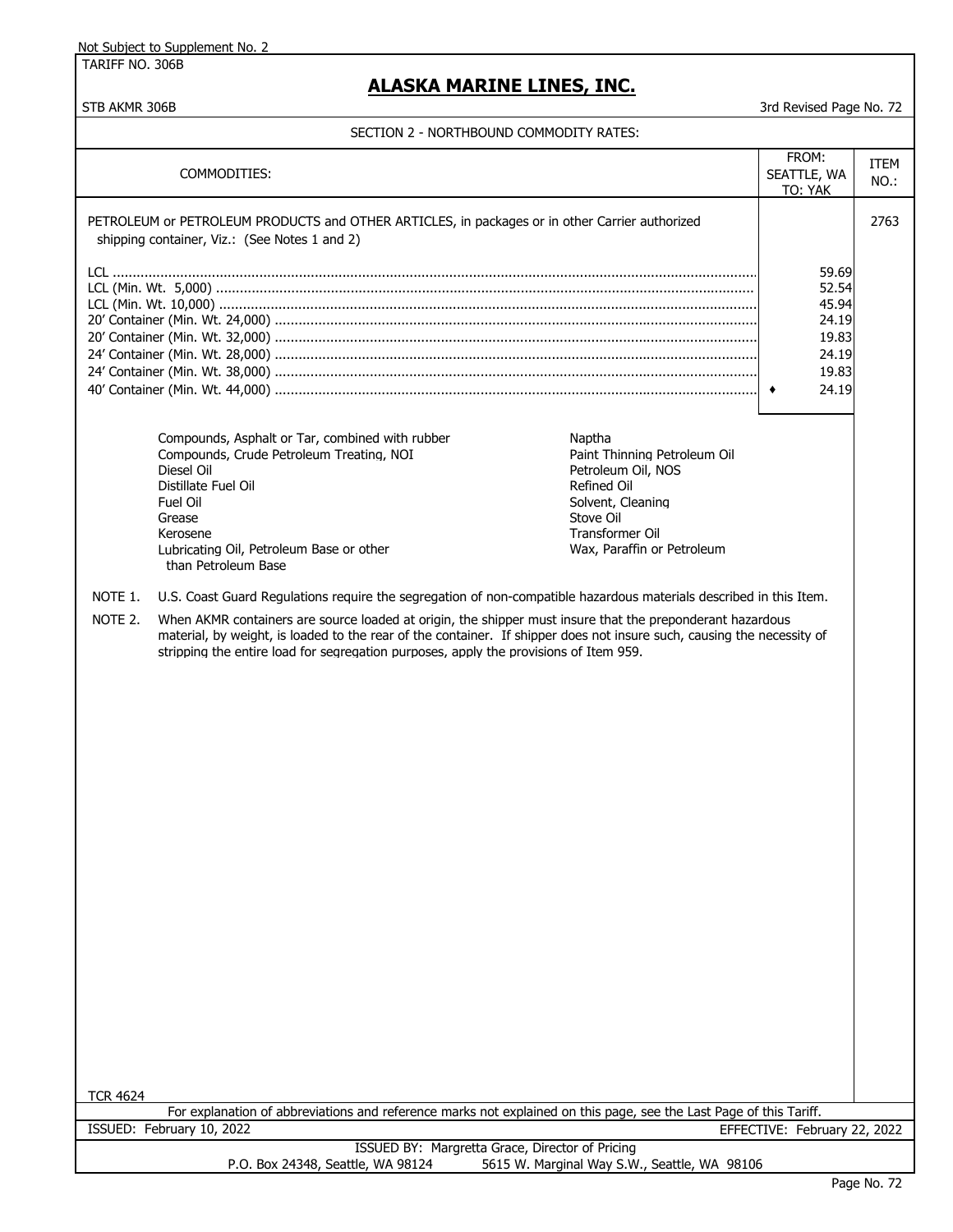Not Subject to Supplement No. 2

TARIFF NO. 306B

# ALASKA MARINE LINES, INC.

STB AKMR 306B — 3rd Revised Page No. 72

## SECTION 2 - NORTHBOUND COMMODITY RATES:

| COMMODITIES: | FROM: SEATTLE, WA TO: YAK | ITEM NO.: |
|---|---|---|
| PETROLEUM or PETROLEUM PRODUCTS and OTHER ARTICLES, in packages or in other Carrier authorized shipping container, Viz.: (See Notes 1 and 2) | | 2763 |
| LCL | 59.69 | |
| LCL (Min. Wt. 5,000) | 52.54 | |
| LCL (Min. Wt. 10,000) | 45.94 | |
| 20' Container (Min. Wt. 24,000) | 24.19 | |
| 20' Container (Min. Wt. 32,000) | 19.83 | |
| 24' Container (Min. Wt. 28,000) | 24.19 | |
| 24' Container (Min. Wt. 38,000) | 19.83 | |
| 40' Container (Min. Wt. 44,000) | ♦ 24.19 | |

Compounds, Asphalt or Tar, combined with rubber
Compounds, Crude Petroleum Treating, NOI
Diesel Oil
Distillate Fuel Oil
Fuel Oil
Grease
Kerosene
Lubricating Oil, Petroleum Base or other than Petroleum Base
Naptha
Paint Thinning Petroleum Oil
Petroleum Oil, NOS
Refined Oil
Solvent, Cleaning
Stove Oil
Transformer Oil
Wax, Paraffin or Petroleum

NOTE 1. U.S. Coast Guard Regulations require the segregation of non-compatible hazardous materials described in this Item.

NOTE 2. When AKMR containers are source loaded at origin, the shipper must insure that the preponderant hazardous material, by weight, is loaded to the rear of the container. If shipper does not insure such, causing the necessity of stripping the entire load for segregation purposes, apply the provisions of Item 959.

TCR 4624

For explanation of abbreviations and reference marks not explained on this page, see the Last Page of this Tariff.

ISSUED: February 10, 2022 — EFFECTIVE: February 22, 2022

ISSUED BY: Margretta Grace, Director of Pricing
P.O. Box 24348, Seattle, WA 98124 — 5615 W. Marginal Way S.W., Seattle, WA 98106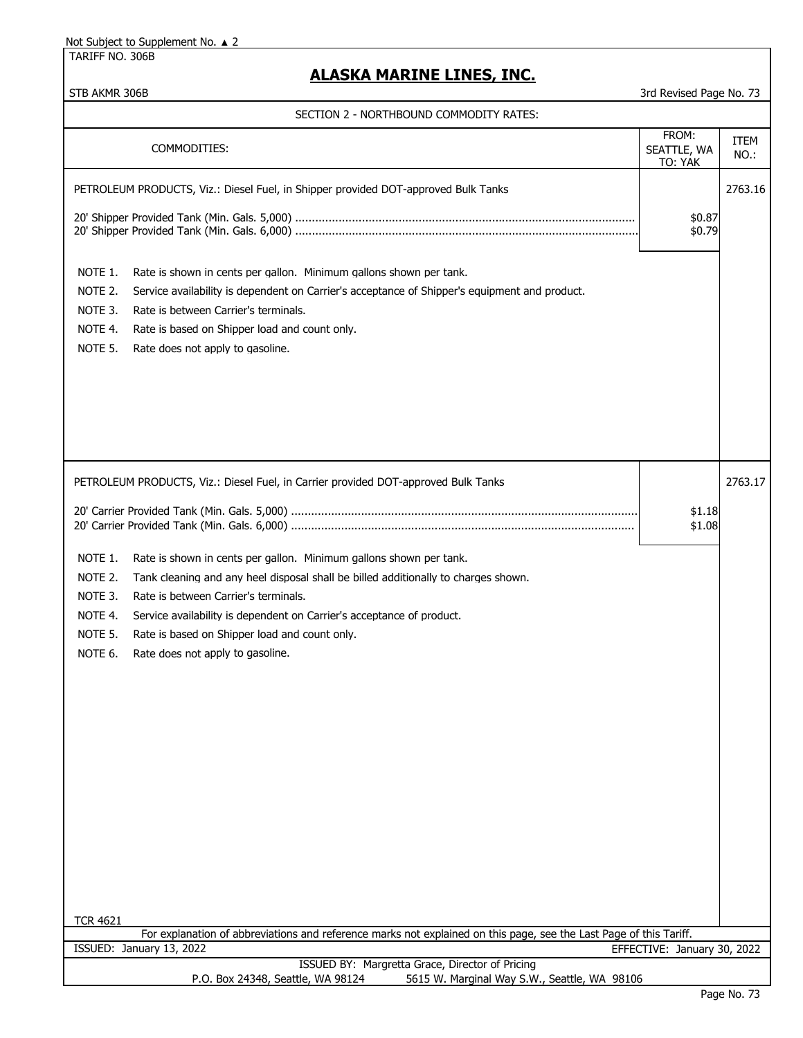Not Subject to Supplement No. ▲ 2

TARIFF NO. 306B

## ALASKA MARINE LINES, INC.

STB AKMR 306B — 3rd Revised Page No. 73

### SECTION 2 - NORTHBOUND COMMODITY RATES:

| COMMODITIES: | FROM: SEATTLE, WA TO: YAK | ITEM NO.: |
|---|---|---|
| PETROLEUM PRODUCTS, Viz.: Diesel Fuel, in Shipper provided DOT-approved Bulk Tanks | | 2763.16 |
| 20' Shipper Provided Tank (Min. Gals. 5,000) | $0.87 | |
| 20' Shipper Provided Tank (Min. Gals. 6,000) | $0.79 | |

NOTE 1. Rate is shown in cents per gallon. Minimum gallons shown per tank.

NOTE 2. Service availability is dependent on Carrier's acceptance of Shipper's equipment and product.

NOTE 3. Rate is between Carrier's terminals.

NOTE 4. Rate is based on Shipper load and count only.

NOTE 5. Rate does not apply to gasoline.

| COMMODITIES: | FROM: SEATTLE, WA TO: YAK | ITEM NO.: |
|---|---|---|
| PETROLEUM PRODUCTS, Viz.: Diesel Fuel, in Carrier provided DOT-approved Bulk Tanks | | 2763.17 |
| 20' Carrier Provided Tank (Min. Gals. 5,000) | $1.18 | |
| 20' Carrier Provided Tank (Min. Gals. 6,000) | $1.08 | |

NOTE 1. Rate is shown in cents per gallon. Minimum gallons shown per tank.

NOTE 2. Tank cleaning and any heel disposal shall be billed additionally to charges shown.

NOTE 3. Rate is between Carrier's terminals.

NOTE 4. Service availability is dependent on Carrier's acceptance of product.

NOTE 5. Rate is based on Shipper load and count only.

NOTE 6. Rate does not apply to gasoline.

TCR 4621

For explanation of abbreviations and reference marks not explained on this page, see the Last Page of this Tariff.

ISSUED: January 13, 2022 — EFFECTIVE: January 30, 2022

ISSUED BY: Margretta Grace, Director of Pricing

P.O. Box 24348, Seattle, WA 98124 — 5615 W. Marginal Way S.W., Seattle, WA 98106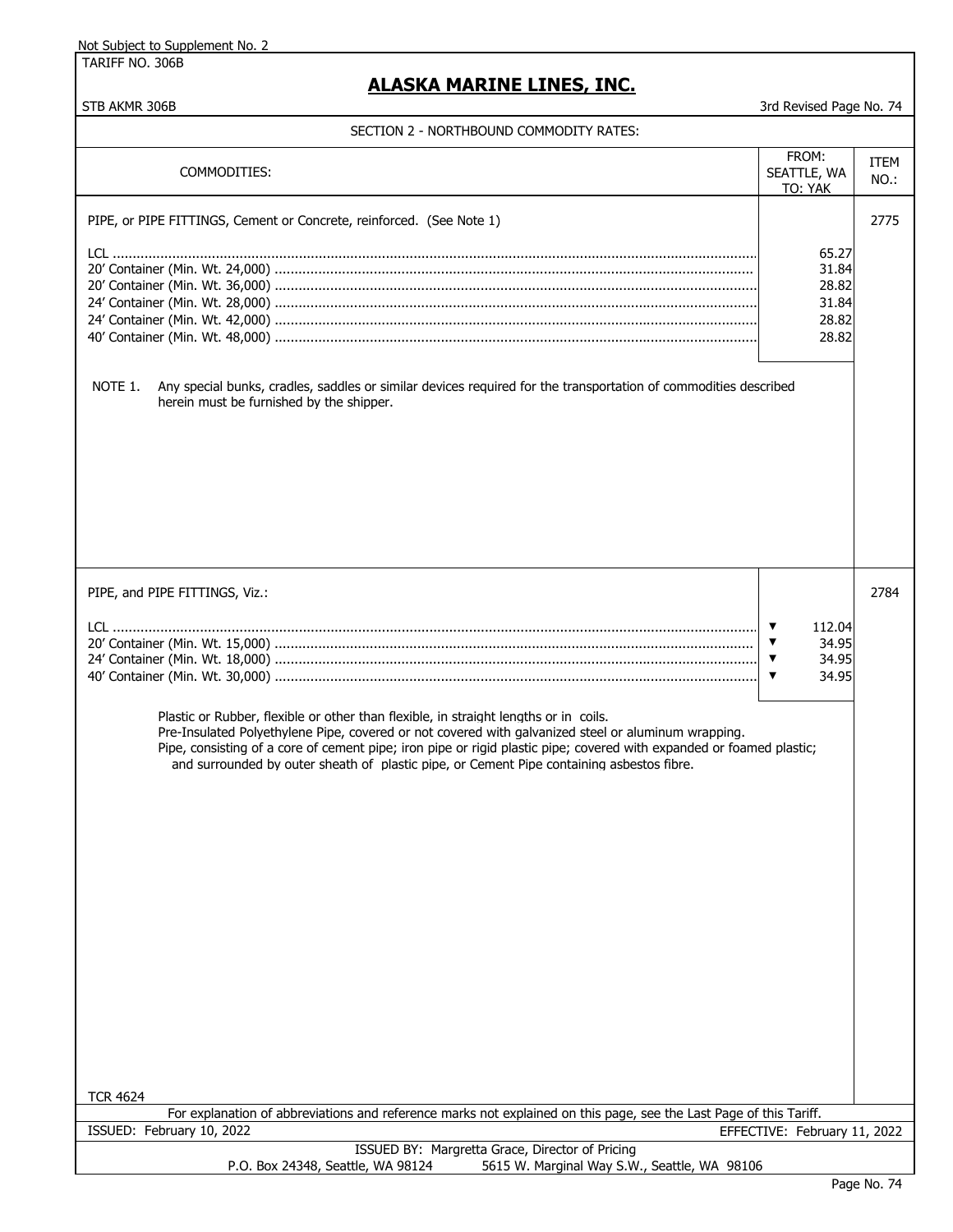Not Subject to Supplement No. 2

TARIFF NO. 306B

# ALASKA MARINE LINES, INC.

STB AKMR 306B

3rd Revised Page No. 74

## SECTION 2 - NORTHBOUND COMMODITY RATES:

| COMMODITIES: | FROM: SEATTLE, WA TO: YAK | ITEM NO.: |
|---|---|---|
| PIPE, or PIPE FITTINGS, Cement or Concrete, reinforced. (See Note 1) | | 2775 |
| LCL | 65.27 | |
| 20' Container (Min. Wt. 24,000) | 31.84 | |
| 20' Container (Min. Wt. 36,000) | 28.82 | |
| 24' Container (Min. Wt. 28,000) | 31.84 | |
| 24' Container (Min. Wt. 42,000) | 28.82 | |
| 40' Container (Min. Wt. 48,000) | 28.82 | |

NOTE 1. Any special bunks, cradles, saddles or similar devices required for the transportation of commodities described herein must be furnished by the shipper.

| COMMODITIES: | FROM: SEATTLE, WA TO: YAK | ITEM NO.: |
|---|---|---|
| PIPE, and PIPE FITTINGS, Viz.: | | 2784 |
| LCL | ▼ 112.04 | |
| 20' Container (Min. Wt. 15,000) | ▼ 34.95 | |
| 24' Container (Min. Wt. 18,000) | ▼ 34.95 | |
| 40' Container (Min. Wt. 30,000) | ▼ 34.95 | |

Plastic or Rubber, flexible or other than flexible, in straight lengths or in coils.
Pre-Insulated Polyethylene Pipe, covered or not covered with galvanized steel or aluminum wrapping.
Pipe, consisting of a core of cement pipe; iron pipe or rigid plastic pipe; covered with expanded or foamed plastic; and surrounded by outer sheath of plastic pipe, or Cement Pipe containing asbestos fibre.

TCR 4624

For explanation of abbreviations and reference marks not explained on this page, see the Last Page of this Tariff.

ISSUED: February 10, 2022 EFFECTIVE: February 11, 2022

ISSUED BY: Margretta Grace, Director of Pricing
P.O. Box 24348, Seattle, WA 98124 5615 W. Marginal Way S.W., Seattle, WA 98106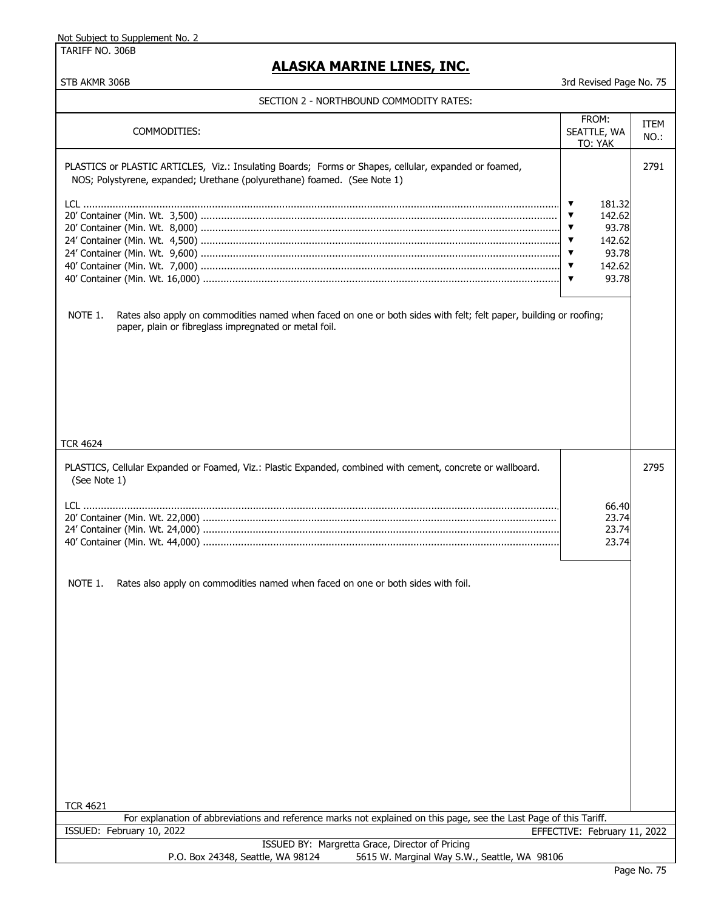Not Subject to Supplement No. 2

TARIFF NO. 306B

# ALASKA MARINE LINES, INC.

STB AKMR 306B

3rd Revised Page No. 75

## SECTION 2 - NORTHBOUND COMMODITY RATES:

| COMMODITIES: | FROM: SEATTLE, WA TO: YAK | ITEM NO.: |
|---|---|---|
| PLASTICS or PLASTIC ARTICLES, Viz.: Insulating Boards; Forms or Shapes, cellular, expanded or foamed, NOS; Polystyrene, expanded; Urethane (polyurethane) foamed. (See Note 1) | | 2791 |
| LCL | ▼ 181.32 | |
| 20' Container (Min. Wt. 3,500) | ▼ 142.62 | |
| 20' Container (Min. Wt. 8,000) | ▼ 93.78 | |
| 24' Container (Min. Wt. 4,500) | ▼ 142.62 | |
| 24' Container (Min. Wt. 9,600) | ▼ 93.78 | |
| 40' Container (Min. Wt. 7,000) | ▼ 142.62 | |
| 40' Container (Min. Wt. 16,000) | ▼ 93.78 | |

NOTE 1. Rates also apply on commodities named when faced on one or both sides with felt; felt paper, building or roofing; paper, plain or fibreglass impregnated or metal foil.

TCR 4624

| COMMODITIES: | FROM: SEATTLE, WA TO: YAK | ITEM NO.: |
|---|---|---|
| PLASTICS, Cellular Expanded or Foamed, Viz.: Plastic Expanded, combined with cement, concrete or wallboard. (See Note 1) | | 2795 |
| LCL | 66.40 | |
| 20' Container (Min. Wt. 22,000) | 23.74 | |
| 24' Container (Min. Wt. 24,000) | 23.74 | |
| 40' Container (Min. Wt. 44,000) | 23.74 | |

NOTE 1. Rates also apply on commodities named when faced on one or both sides with foil.

TCR 4621

For explanation of abbreviations and reference marks not explained on this page, see the Last Page of this Tariff.

ISSUED: February 10, 2022

EFFECTIVE: February 11, 2022

ISSUED BY: Margretta Grace, Director of Pricing

P.O. Box 24348, Seattle, WA 98124 5615 W. Marginal Way S.W., Seattle, WA 98106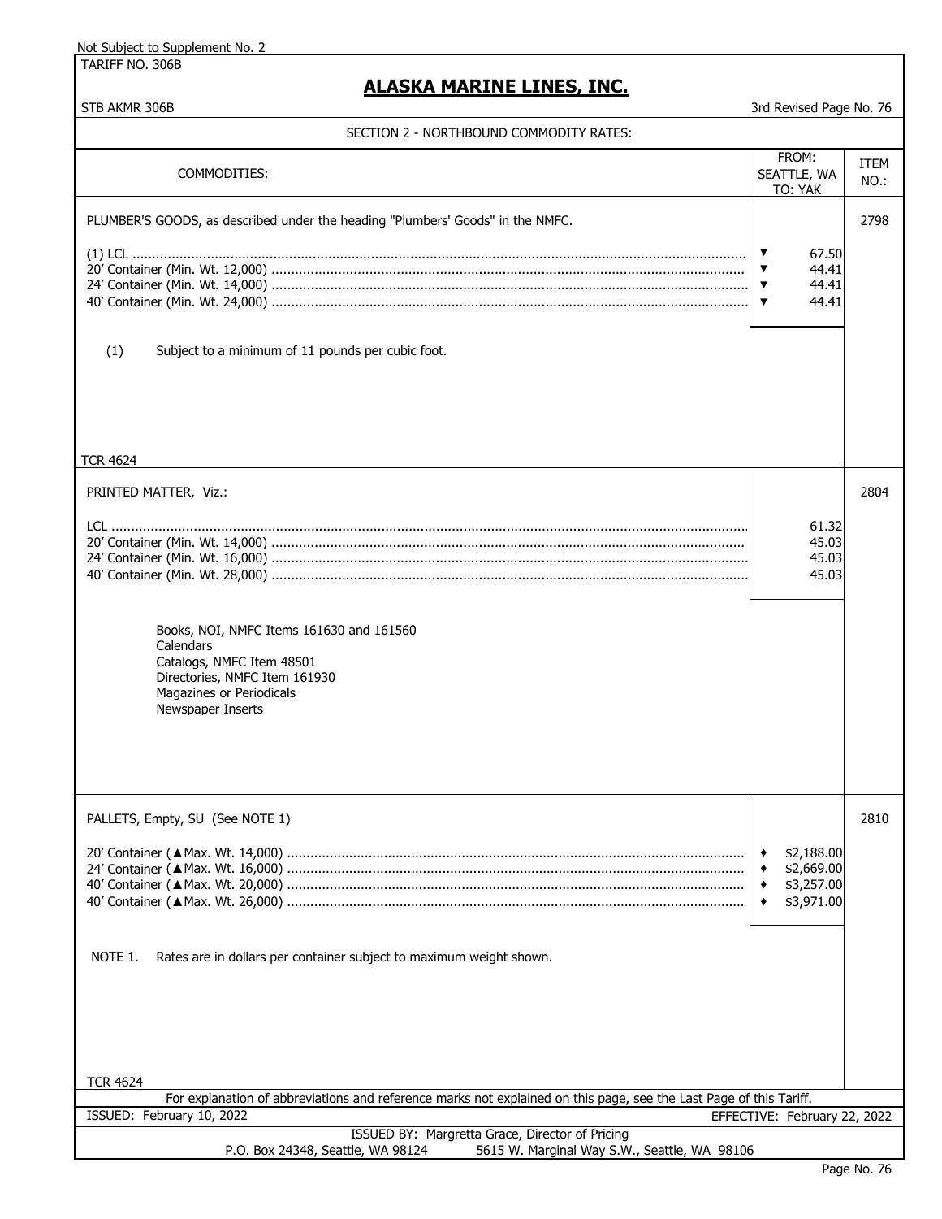Not Subject to Supplement No. 2

TARIFF NO. 306B

# ALASKA MARINE LINES, INC.

STB AKMR 306B

3rd Revised Page No. 76

## SECTION 2 - NORTHBOUND COMMODITY RATES:

| COMMODITIES: | FROM: SEATTLE, WA TO: YAK | ITEM NO.: |
|---|---|---|
| PLUMBER'S GOODS, as described under the heading "Plumbers' Goods" in the NMFC. | | 2798 |
| (1) LCL | ▼ 67.50 | |
| 20' Container (Min. Wt. 12,000) | ▼ 44.41 | |
| 24' Container (Min. Wt. 14,000) | ▼ 44.41 | |
| 40' Container (Min. Wt. 24,000) | ▼ 44.41 | |

(1) Subject to a minimum of 11 pounds per cubic foot.

TCR 4624

| COMMODITIES: | FROM: SEATTLE, WA TO: YAK | ITEM NO.: |
|---|---|---|
| PRINTED MATTER, Viz.: | | 2804 |
| LCL | 61.32 | |
| 20' Container (Min. Wt. 14,000) | 45.03 | |
| 24' Container (Min. Wt. 16,000) | 45.03 | |
| 40' Container (Min. Wt. 28,000) | 45.03 | |

- Books, NOI, NMFC Items 161630 and 161560
- Calendars
- Catalogs, NMFC Item 48501
- Directories, NMFC Item 161930
- Magazines or Periodicals
- Newspaper Inserts

| COMMODITIES: | FROM: SEATTLE, WA TO: YAK | ITEM NO.: |
|---|---|---|
| PALLETS, Empty, SU (See NOTE 1) | | 2810 |
| 20' Container (▲Max. Wt. 14,000) | ♦ $2,188.00 | |
| 24' Container (▲Max. Wt. 16,000) | ♦ $2,669.00 | |
| 40' Container (▲Max. Wt. 20,000) | ♦ $3,257.00 | |
| 40' Container (▲Max. Wt. 26,000) | ♦ $3,971.00 | |

NOTE 1. Rates are in dollars per container subject to maximum weight shown.

TCR 4624

For explanation of abbreviations and reference marks not explained on this page, see the Last Page of this Tariff.

ISSUED: February 10, 2022 EFFECTIVE: February 22, 2022

ISSUED BY: Margretta Grace, Director of Pricing

P.O. Box 24348, Seattle, WA 98124 5615 W. Marginal Way S.W., Seattle, WA 98106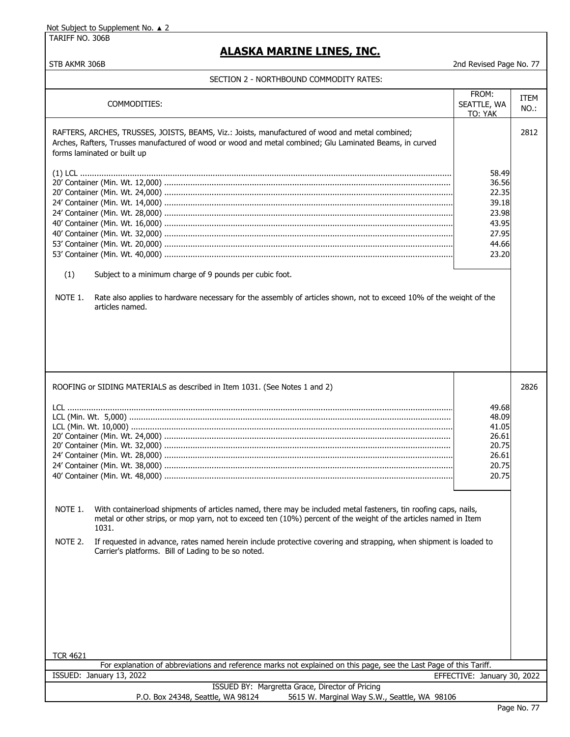Not Subject to Supplement No. ▲ 2

TARIFF NO. 306B

# ALASKA MARINE LINES, INC.

STB AKMR 306B — 2nd Revised Page No. 77

## SECTION 2 - NORTHBOUND COMMODITY RATES:

| COMMODITIES: | FROM: SEATTLE, WA TO: YAK | ITEM NO.: |
|---|---|---|
| RAFTERS, ARCHES, TRUSSES, JOISTS, BEAMS, Viz.: Joists, manufactured of wood and metal combined; Arches, Rafters, Trusses manufactured of wood or wood and metal combined; Glu Laminated Beams, in curved forms laminated or built up | | 2812 |
| (1) LCL | 58.49 | |
| 20' Container (Min. Wt. 12,000) | 36.56 | |
| 20' Container (Min. Wt. 24,000) | 22.35 | |
| 24' Container (Min. Wt. 14,000) | 39.18 | |
| 24' Container (Min. Wt. 28,000) | 23.98 | |
| 40' Container (Min. Wt. 16,000) | 43.95 | |
| 40' Container (Min. Wt. 32,000) | 27.95 | |
| 53' Container (Min. Wt. 20,000) | 44.66 | |
| 53' Container (Min. Wt. 40,000) | 23.20 | |

(1) Subject to a minimum charge of 9 pounds per cubic foot.

NOTE 1. Rate also applies to hardware necessary for the assembly of articles shown, not to exceed 10% of the weight of the articles named.

| COMMODITIES: | FROM: SEATTLE, WA TO: YAK | ITEM NO.: |
|---|---|---|
| ROOFING or SIDING MATERIALS as described in Item 1031. (See Notes 1 and 2) | | 2826 |
| LCL | 49.68 | |
| LCL (Min. Wt. 5,000) | 48.09 | |
| LCL (Min. Wt. 10,000) | 41.05 | |
| 20' Container (Min. Wt. 24,000) | 26.61 | |
| 20' Container (Min. Wt. 32,000) | 20.75 | |
| 24' Container (Min. Wt. 28,000) | 26.61 | |
| 24' Container (Min. Wt. 38,000) | 20.75 | |
| 40' Container (Min. Wt. 48,000) | 20.75 | |

NOTE 1. With containerload shipments of articles named, there may be included metal fasteners, tin roofing caps, nails, metal or other strips, or mop yarn, not to exceed ten (10%) percent of the weight of the articles named in Item 1031.

NOTE 2. If requested in advance, rates named herein include protective covering and strapping, when shipment is loaded to Carrier's platforms. Bill of Lading to be so noted.

TCR 4621

For explanation of abbreviations and reference marks not explained on this page, see the Last Page of this Tariff.

ISSUED: January 13, 2022 — EFFECTIVE: January 30, 2022

ISSUED BY: Margretta Grace, Director of Pricing

P.O. Box 24348, Seattle, WA 98124 — 5615 W. Marginal Way S.W., Seattle, WA 98106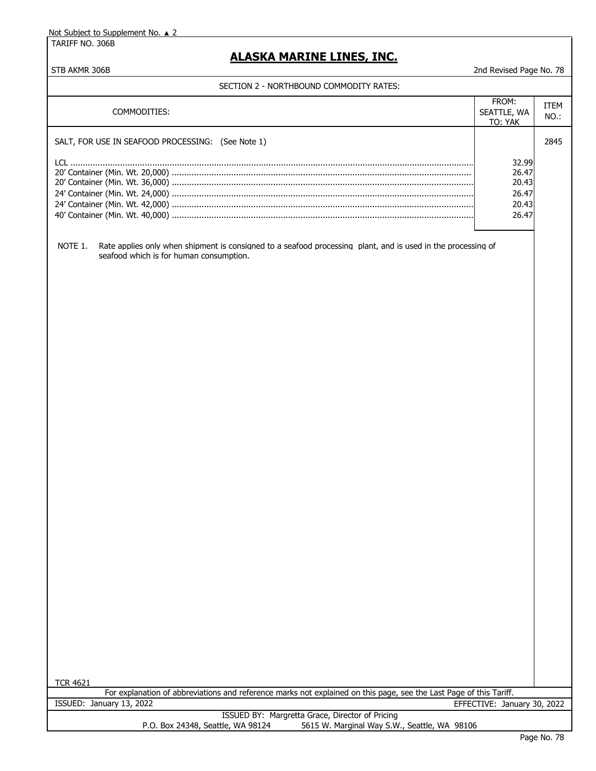Not Subject to Supplement No. ▲ 2

TARIFF NO. 306B

# ALASKA MARINE LINES, INC.

STB AKMR 306B

2nd Revised Page No. 78

## SECTION 2 - NORTHBOUND COMMODITY RATES:

| COMMODITIES: | FROM: SEATTLE, WA TO: YAK | ITEM NO.: |
|---|---|---|
| SALT, FOR USE IN SEAFOOD PROCESSING: (See Note 1) | | 2845 |
| LCL | 32.99 | |
| 20' Container (Min. Wt. 20,000) | 26.47 | |
| 20' Container (Min. Wt. 36,000) | 20.43 | |
| 24' Container (Min. Wt. 24,000) | 26.47 | |
| 24' Container (Min. Wt. 42,000) | 20.43 | |
| 40' Container (Min. Wt. 40,000) | 26.47 | |

NOTE 1. Rate applies only when shipment is consigned to a seafood processing plant, and is used in the processing of seafood which is for human consumption.

TCR 4621

For explanation of abbreviations and reference marks not explained on this page, see the Last Page of this Tariff.

ISSUED: January 13, 2022 EFFECTIVE: January 30, 2022

ISSUED BY: Margretta Grace, Director of Pricing
P.O. Box 24348, Seattle, WA 98124 5615 W. Marginal Way S.W., Seattle, WA 98106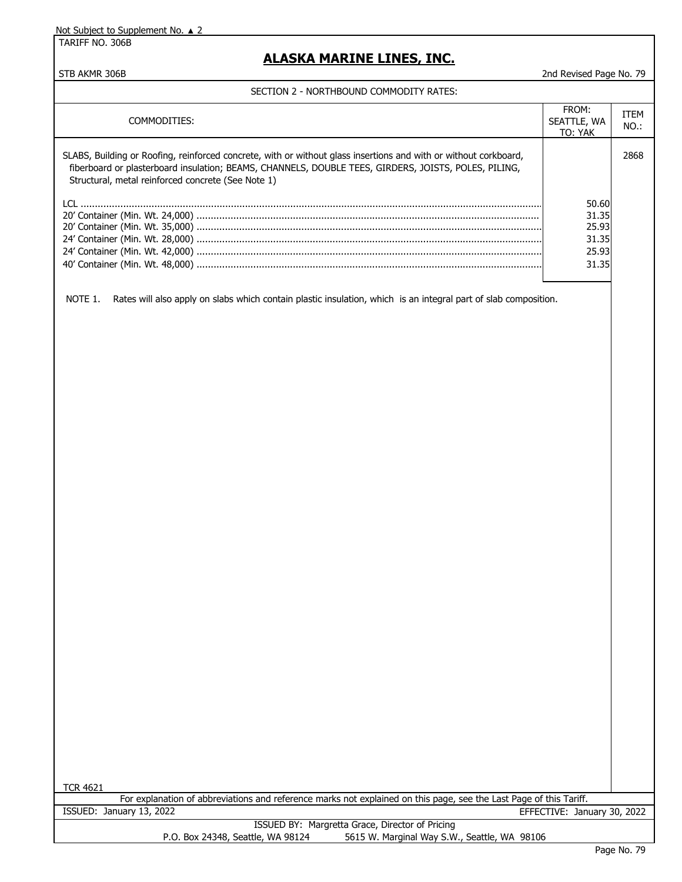Not Subject to Supplement No. ▲ 2

TARIFF NO. 306B

# ALASKA MARINE LINES, INC.

STB AKMR 306B — 2nd Revised Page No. 79

## SECTION 2 - NORTHBOUND COMMODITY RATES:

| COMMODITIES: | FROM: SEATTLE, WA TO: YAK | ITEM NO.: |
|---|---|---|
| SLABS, Building or Roofing, reinforced concrete, with or without glass insertions and with or without corkboard, fiberboard or plasterboard insulation; BEAMS, CHANNELS, DOUBLE TEES, GIRDERS, JOISTS, POLES, PILING, Structural, metal reinforced concrete (See Note 1) | | 2868 |
| LCL | 50.60 | |
| 20' Container (Min. Wt. 24,000) | 31.35 | |
| 20' Container (Min. Wt. 35,000) | 25.93 | |
| 24' Container (Min. Wt. 28,000) | 31.35 | |
| 24' Container (Min. Wt. 42,000) | 25.93 | |
| 40' Container (Min. Wt. 48,000) | 31.35 | |

NOTE 1. Rates will also apply on slabs which contain plastic insulation, which is an integral part of slab composition.

TCR 4621

For explanation of abbreviations and reference marks not explained on this page, see the Last Page of this Tariff.

ISSUED: January 13, 2022 — EFFECTIVE: January 30, 2022

ISSUED BY: Margretta Grace, Director of Pricing

P.O. Box 24348, Seattle, WA 98124 — 5615 W. Marginal Way S.W., Seattle, WA 98106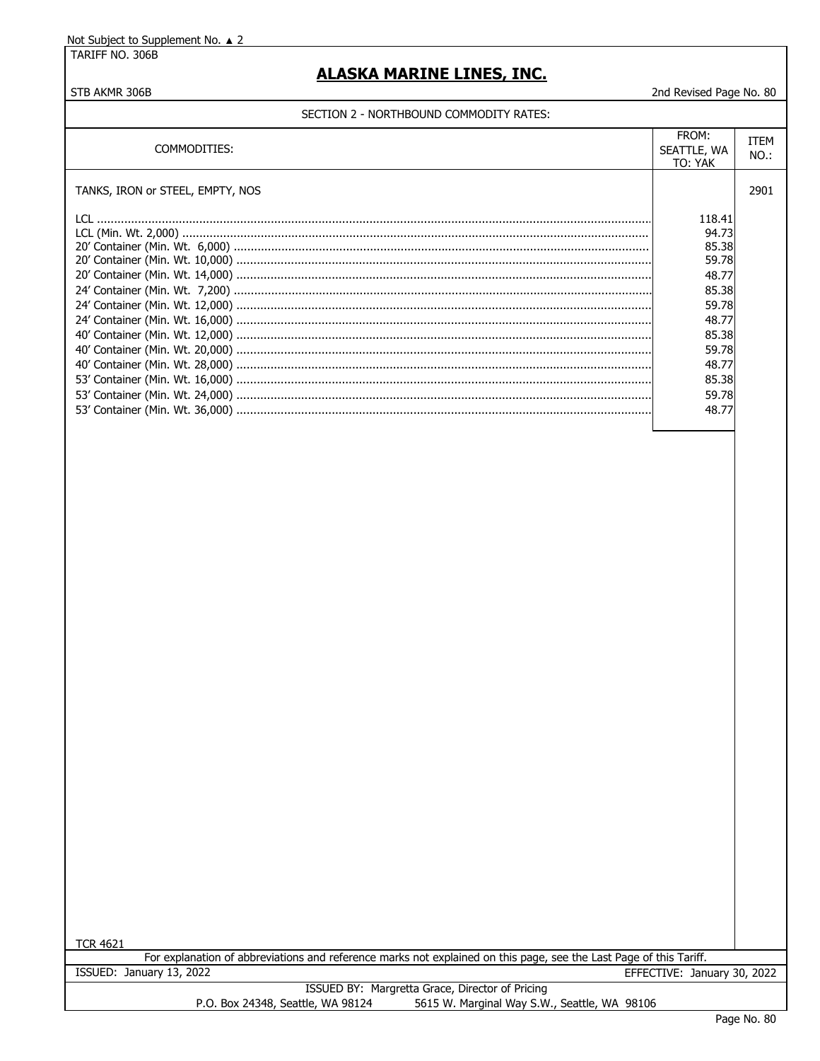Not Subject to Supplement No. ▲ 2

TARIFF NO. 306B

# ALASKA MARINE LINES, INC.

STB AKMR 306B

2nd Revised Page No. 80

SECTION 2 - NORTHBOUND COMMODITY RATES:

| COMMODITIES: | FROM: SEATTLE, WA TO: YAK | ITEM NO.: |
|---|---|---|
| TANKS, IRON or STEEL, EMPTY, NOS | | 2901 |
| LCL | 118.41 | |
| LCL (Min. Wt. 2,000) | 94.73 | |
| 20' Container (Min. Wt. 6,000) | 85.38 | |
| 20' Container (Min. Wt. 10,000) | 59.78 | |
| 20' Container (Min. Wt. 14,000) | 48.77 | |
| 24' Container (Min. Wt. 7,200) | 85.38 | |
| 24' Container (Min. Wt. 12,000) | 59.78 | |
| 24' Container (Min. Wt. 16,000) | 48.77 | |
| 40' Container (Min. Wt. 12,000) | 85.38 | |
| 40' Container (Min. Wt. 20,000) | 59.78 | |
| 40' Container (Min. Wt. 28,000) | 48.77 | |
| 53' Container (Min. Wt. 16,000) | 85.38 | |
| 53' Container (Min. Wt. 24,000) | 59.78 | |
| 53' Container (Min. Wt. 36,000) | 48.77 | |

TCR 4621

For explanation of abbreviations and reference marks not explained on this page, see the Last Page of this Tariff.

ISSUED: January 13, 2022

EFFECTIVE: January 30, 2022

ISSUED BY: Margretta Grace, Director of Pricing

P.O. Box 24348, Seattle, WA 98124 5615 W. Marginal Way S.W., Seattle, WA 98106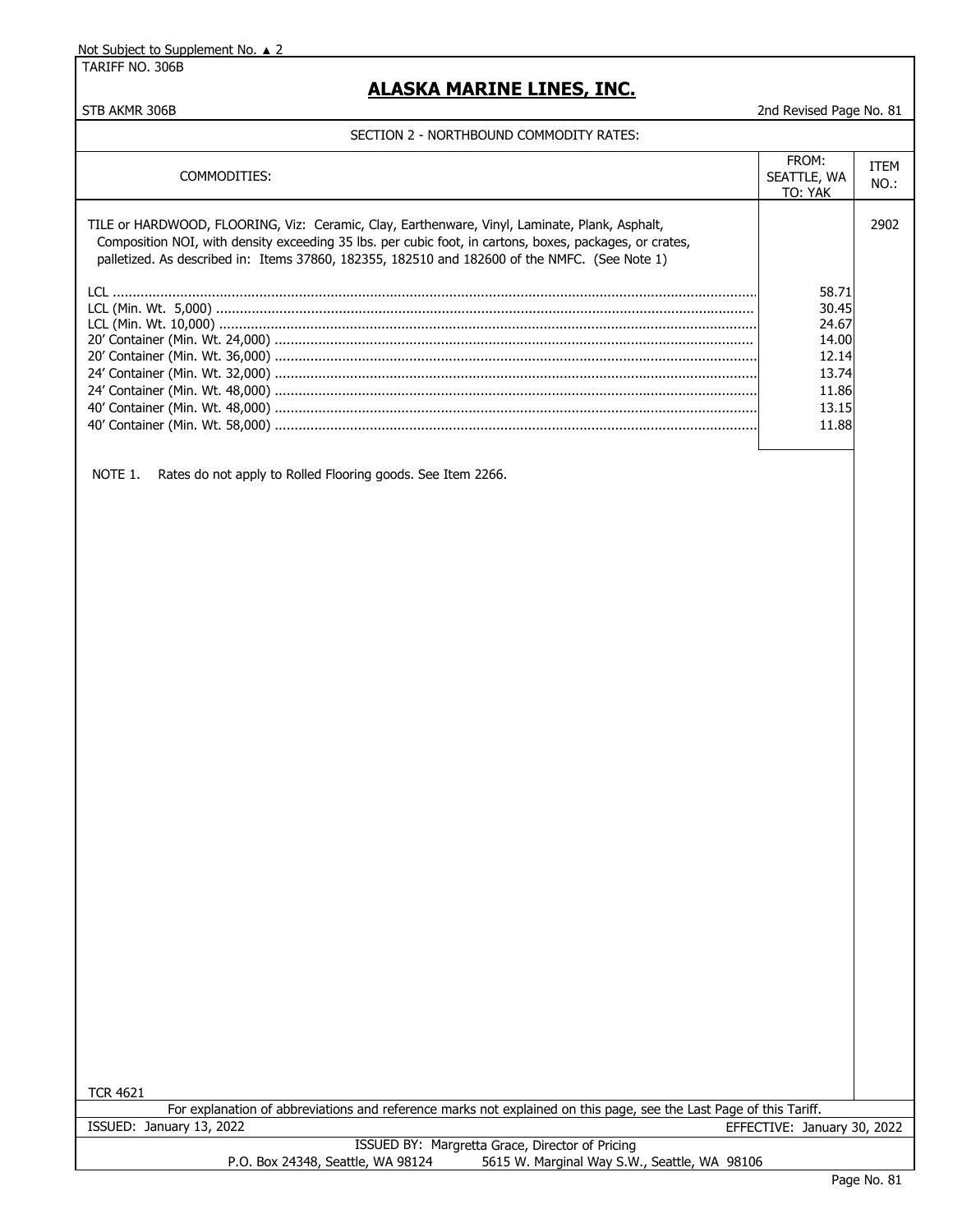Not Subject to Supplement No. ▲ 2

TARIFF NO. 306B

# ALASKA MARINE LINES, INC.

STB AKMR 306B

2nd Revised Page No. 81

## SECTION 2 - NORTHBOUND COMMODITY RATES:

| COMMODITIES: | FROM: SEATTLE, WA TO: YAK | ITEM NO.: |
|---|---|---|
| TILE or HARDWOOD, FLOORING, Viz: Ceramic, Clay, Earthenware, Vinyl, Laminate, Plank, Asphalt, Composition NOI, with density exceeding 35 lbs. per cubic foot, in cartons, boxes, packages, or crates, palletized. As described in: Items 37860, 182355, 182510 and 182600 of the NMFC. (See Note 1) | | 2902 |
| LCL | 58.71 | |
| LCL (Min. Wt. 5,000) | 30.45 | |
| LCL (Min. Wt. 10,000) | 24.67 | |
| 20' Container (Min. Wt. 24,000) | 14.00 | |
| 20' Container (Min. Wt. 36,000) | 12.14 | |
| 24' Container (Min. Wt. 32,000) | 13.74 | |
| 24' Container (Min. Wt. 48,000) | 11.86 | |
| 40' Container (Min. Wt. 48,000) | 13.15 | |
| 40' Container (Min. Wt. 58,000) | 11.88 | |

NOTE 1. Rates do not apply to Rolled Flooring goods. See Item 2266.

TCR 4621

For explanation of abbreviations and reference marks not explained on this page, see the Last Page of this Tariff.

ISSUED: January 13, 2022

EFFECTIVE: January 30, 2022

ISSUED BY: Margretta Grace, Director of Pricing

P.O. Box 24348, Seattle, WA 98124 5615 W. Marginal Way S.W., Seattle, WA 98106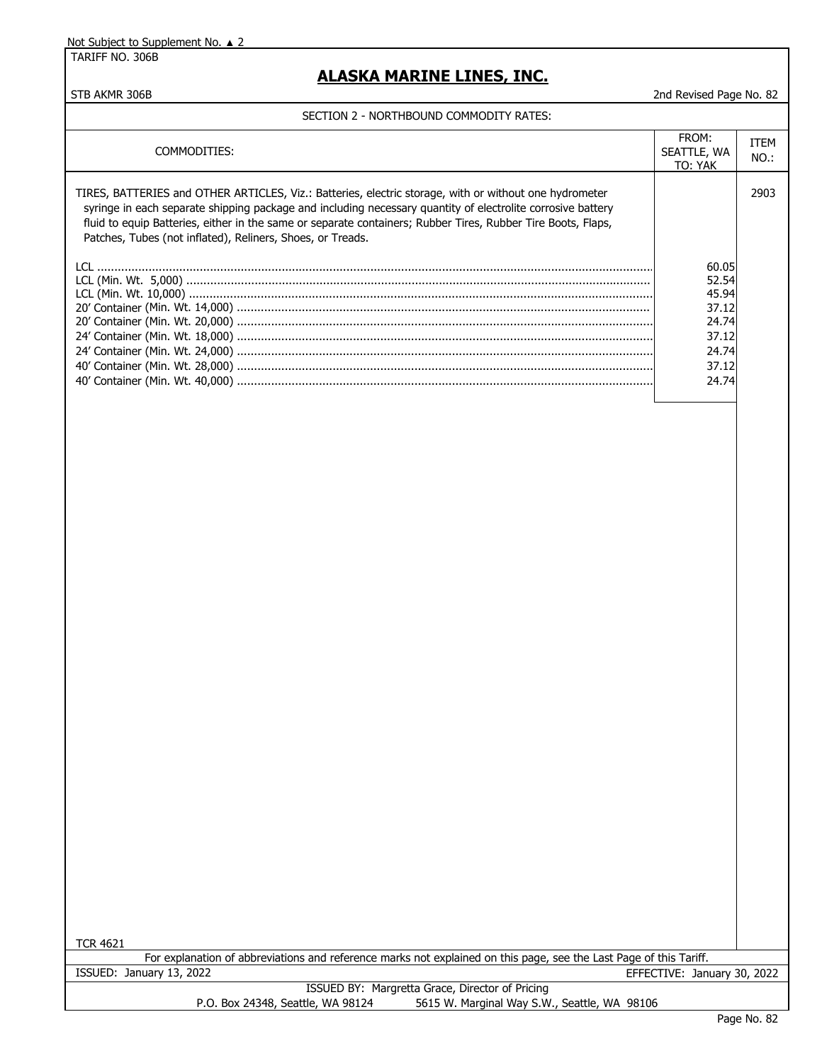Not Subject to Supplement No. ▲ 2

TARIFF NO. 306B

# ALASKA MARINE LINES, INC.

STB AKMR 306B

2nd Revised Page No. 82

## SECTION 2 - NORTHBOUND COMMODITY RATES:

| COMMODITIES: | FROM: SEATTLE, WA TO: YAK | ITEM NO.: |
|---|---|---|
| TIRES, BATTERIES and OTHER ARTICLES, Viz.: Batteries, electric storage, with or without one hydrometer syringe in each separate shipping package and including necessary quantity of electrolite corrosive battery fluid to equip Batteries, either in the same or separate containers; Rubber Tires, Rubber Tire Boots, Flaps, Patches, Tubes (not inflated), Reliners, Shoes, or Treads. | | 2903 |
| LCL | 60.05 | |
| LCL (Min. Wt. 5,000) | 52.54 | |
| LCL (Min. Wt. 10,000) | 45.94 | |
| 20' Container (Min. Wt. 14,000) | 37.12 | |
| 20' Container (Min. Wt. 20,000) | 24.74 | |
| 24' Container (Min. Wt. 18,000) | 37.12 | |
| 24' Container (Min. Wt. 24,000) | 24.74 | |
| 40' Container (Min. Wt. 28,000) | 37.12 | |
| 40' Container (Min. Wt. 40,000) | 24.74 | |

TCR 4621

For explanation of abbreviations and reference marks not explained on this page, see the Last Page of this Tariff.

ISSUED: January 13, 2022 — EFFECTIVE: January 30, 2022

ISSUED BY: Margretta Grace, Director of Pricing

P.O. Box 24348, Seattle, WA 98124 — 5615 W. Marginal Way S.W., Seattle, WA 98106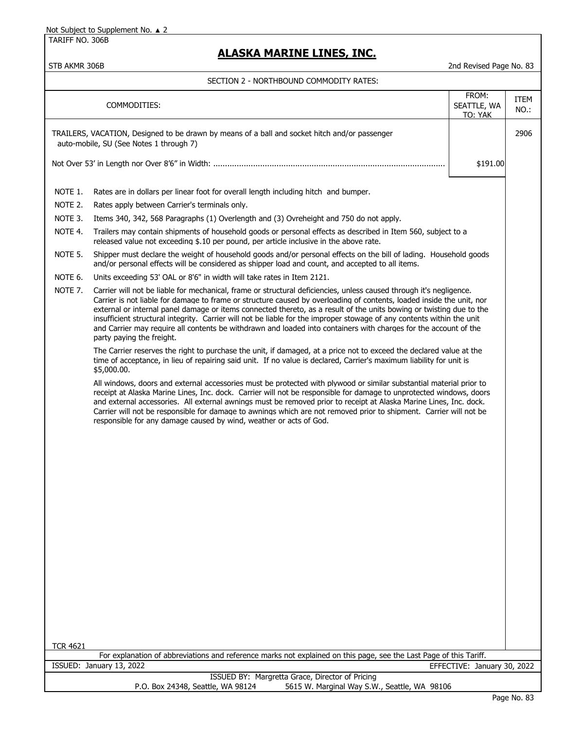Not Subject to Supplement No. ▲ 2

TARIFF NO. 306B

# ALASKA MARINE LINES, INC.

STB AKMR 306B — 2nd Revised Page No. 83

## SECTION 2 - NORTHBOUND COMMODITY RATES:

| COMMODITIES: | FROM: SEATTLE, WA TO: YAK | ITEM NO.: |
|---|---|---|
| TRAILERS, VACATION, Designed to be drawn by means of a ball and socket hitch and/or passenger auto-mobile, SU (See Notes 1 through 7) | | 2906 |
| Not Over 53' in Length nor Over 8'6" in Width: | $191.00 | |

NOTE 1. Rates are in dollars per linear foot for overall length including hitch and bumper.

NOTE 2. Rates apply between Carrier's terminals only.

NOTE 3. Items 340, 342, 568 Paragraphs (1) Overlength and (3) Ovreheight and 750 do not apply.

NOTE 4. Trailers may contain shipments of household goods or personal effects as described in Item 560, subject to a released value not exceeding $.10 per pound, per article inclusive in the above rate.

NOTE 5. Shipper must declare the weight of household goods and/or personal effects on the bill of lading. Household goods and/or personal effects will be considered as shipper load and count, and accepted to all items.

NOTE 6. Units exceeding 53' OAL or 8'6" in width will take rates in Item 2121.

NOTE 7. Carrier will not be liable for mechanical, frame or structural deficiencies, unless caused through it's negligence. Carrier is not liable for damage to frame or structure caused by overloading of contents, loaded inside the unit, nor external or internal panel damage or items connected thereto, as a result of the units bowing or twisting due to the insufficient structural integrity. Carrier will not be liable for the improper stowage of any contents within the unit and Carrier may require all contents be withdrawn and loaded into containers with charges for the account of the party paying the freight.

The Carrier reserves the right to purchase the unit, if damaged, at a price not to exceed the declared value at the time of acceptance, in lieu of repairing said unit. If no value is declared, Carrier's maximum liability for unit is $5,000.00.

All windows, doors and external accessories must be protected with plywood or similar substantial material prior to receipt at Alaska Marine Lines, Inc. dock. Carrier will not be responsible for damage to unprotected windows, doors and external accessories. All external awnings must be removed prior to receipt at Alaska Marine Lines, Inc. dock. Carrier will not be responsible for damage to awnings which are not removed prior to shipment. Carrier will not be responsible for any damage caused by wind, weather or acts of God.

TCR 4621

For explanation of abbreviations and reference marks not explained on this page, see the Last Page of this Tariff.

ISSUED: January 13, 2022 — EFFECTIVE: January 30, 2022

ISSUED BY: Margretta Grace, Director of Pricing
P.O. Box 24348, Seattle, WA 98124 — 5615 W. Marginal Way S.W., Seattle, WA 98106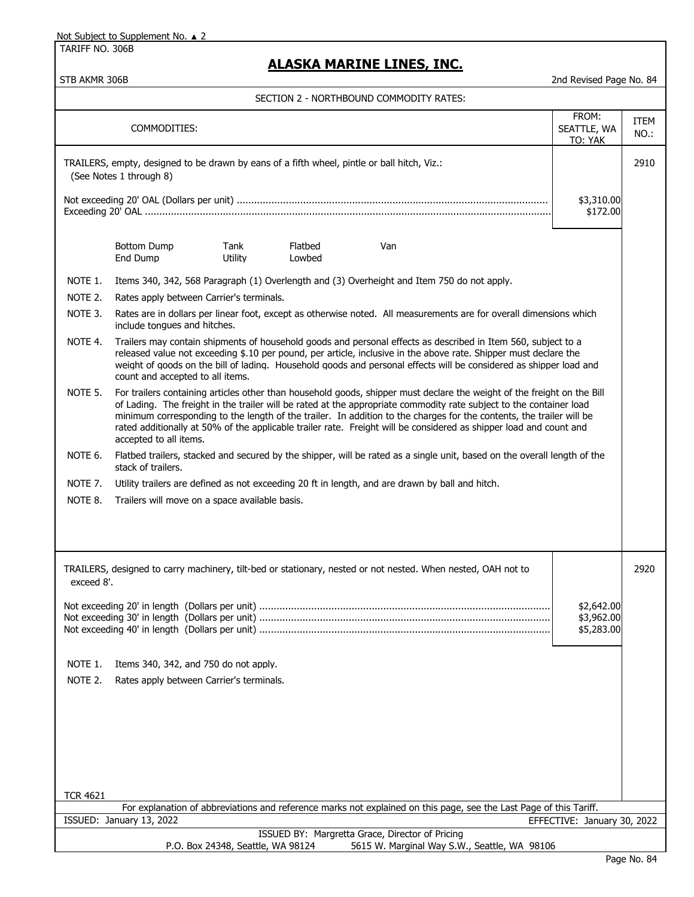Not Subject to Supplement No. ▲ 2

TARIFF NO. 306B

# ALASKA MARINE LINES, INC.

STB AKMR 306B

2nd Revised Page No. 84

## SECTION 2 - NORTHBOUND COMMODITY RATES:

| COMMODITIES: | FROM: SEATTLE, WA TO: YAK | ITEM NO.: |
|---|---|---|
| TRAILERS, empty, designed to be drawn by eans of a fifth wheel, pintle or ball hitch, Viz.: (See Notes 1 through 8) | | 2910 |
| Not exceeding 20' OAL (Dollars per unit) | $3,310.00 | |
| Exceeding 20' OAL | $172.00 | |

Bottom Dump, End Dump, Tank, Utility, Flatbed, Lowbed, Van

NOTE 1. Items 340, 342, 568 Paragraph (1) Overlength and (3) Overheight and Item 750 do not apply.

NOTE 2. Rates apply between Carrier's terminals.

NOTE 3. Rates are in dollars per linear foot, except as otherwise noted. All measurements are for overall dimensions which include tongues and hitches.

NOTE 4. Trailers may contain shipments of household goods and personal effects as described in Item 560, subject to a released value not exceeding $.10 per pound, per article, inclusive in the above rate. Shipper must declare the weight of goods on the bill of lading. Household goods and personal effects will be considered as shipper load and count and accepted to all items.

NOTE 5. For trailers containing articles other than household goods, shipper must declare the weight of the freight on the Bill of Lading. The freight in the trailer will be rated at the appropriate commodity rate subject to the container load minimum corresponding to the length of the trailer. In addition to the charges for the contents, the trailer will be rated additionally at 50% of the applicable trailer rate. Freight will be considered as shipper load and count and accepted to all items.

NOTE 6. Flatbed trailers, stacked and secured by the shipper, will be rated as a single unit, based on the overall length of the stack of trailers.

NOTE 7. Utility trailers are defined as not exceeding 20 ft in length, and are drawn by ball and hitch.

NOTE 8. Trailers will move on a space available basis.

| COMMODITIES: | FROM: SEATTLE, WA TO: YAK | ITEM NO.: |
|---|---|---|
| TRAILERS, designed to carry machinery, tilt-bed or stationary, nested or not nested. When nested, OAH not to exceed 8'. | | 2920 |
| Not exceeding 20' in length (Dollars per unit) | $2,642.00 | |
| Not exceeding 30' in length (Dollars per unit) | $3,962.00 | |
| Not exceeding 40' in length (Dollars per unit) | $5,283.00 | |

NOTE 1. Items 340, 342, and 750 do not apply.

NOTE 2. Rates apply between Carrier's terminals.

TCR 4621

For explanation of abbreviations and reference marks not explained on this page, see the Last Page of this Tariff.

ISSUED: January 13, 2022 — EFFECTIVE: January 30, 2022

ISSUED BY: Margretta Grace, Director of Pricing

P.O. Box 24348, Seattle, WA 98124 — 5615 W. Marginal Way S.W., Seattle, WA 98106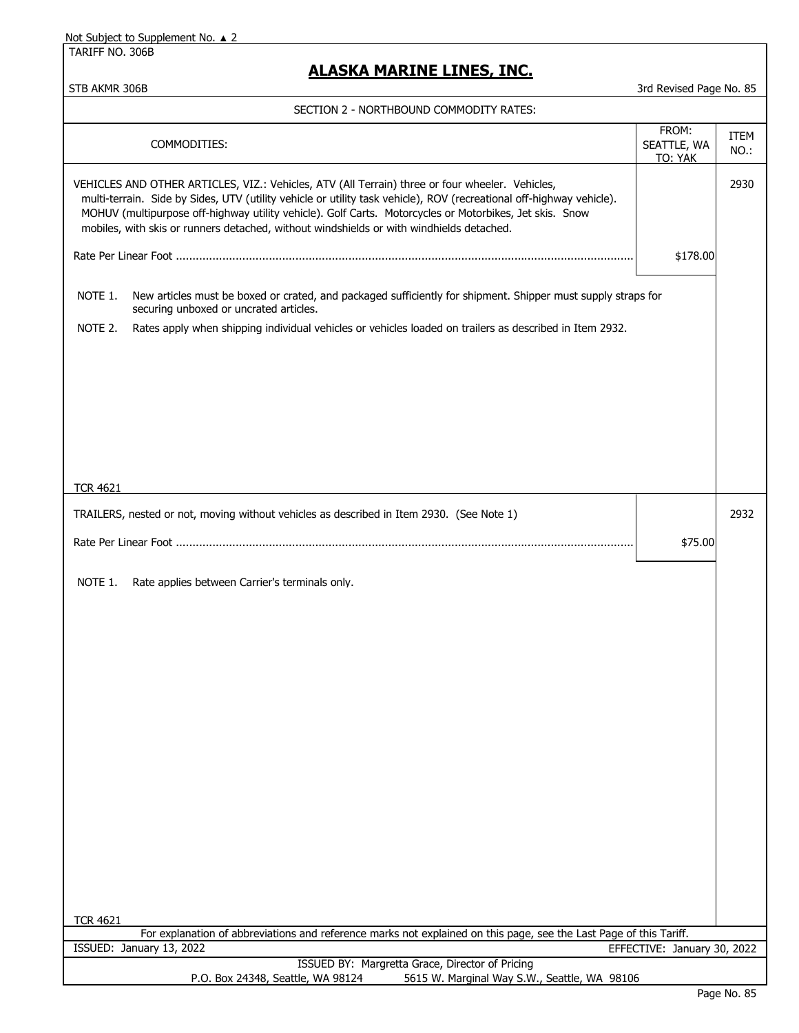Not Subject to Supplement No. ▲ 2

TARIFF NO. 306B

## ALASKA MARINE LINES, INC.

STB AKMR 306B

3rd Revised Page No. 85

SECTION 2 - NORTHBOUND COMMODITY RATES:

| COMMODITIES: | FROM: SEATTLE, WA TO: YAK | ITEM NO.: |
|---|---|---|
| VEHICLES AND OTHER ARTICLES, VIZ.: Vehicles, ATV (All Terrain) three or four wheeler. Vehicles, multi-terrain. Side by Sides, UTV (utility vehicle or utility task vehicle), ROV (recreational off-highway vehicle). MOHUV (multipurpose off-highway utility vehicle). Golf Carts. Motorcycles or Motorbikes, Jet skis. Snow mobiles, with skis or runners detached, without windshields or with windhields detached. | | 2930 |
| Rate Per Linear Foot | $178.00 | |

NOTE 1. New articles must be boxed or crated, and packaged sufficiently for shipment. Shipper must supply straps for securing unboxed or uncrated articles.

NOTE 2. Rates apply when shipping individual vehicles or vehicles loaded on trailers as described in Item 2932.

TCR 4621

| COMMODITIES: | FROM: SEATTLE, WA TO: YAK | ITEM NO.: |
|---|---|---|
| TRAILERS, nested or not, moving without vehicles as described in Item 2930. (See Note 1) | | 2932 |
| Rate Per Linear Foot | $75.00 | |

NOTE 1. Rate applies between Carrier's terminals only.

TCR 4621

For explanation of abbreviations and reference marks not explained on this page, see the Last Page of this Tariff.

ISSUED: January 13, 2022

EFFECTIVE: January 30, 2022

ISSUED BY: Margretta Grace, Director of Pricing

P.O. Box 24348, Seattle, WA 98124 5615 W. Marginal Way S.W., Seattle, WA 98106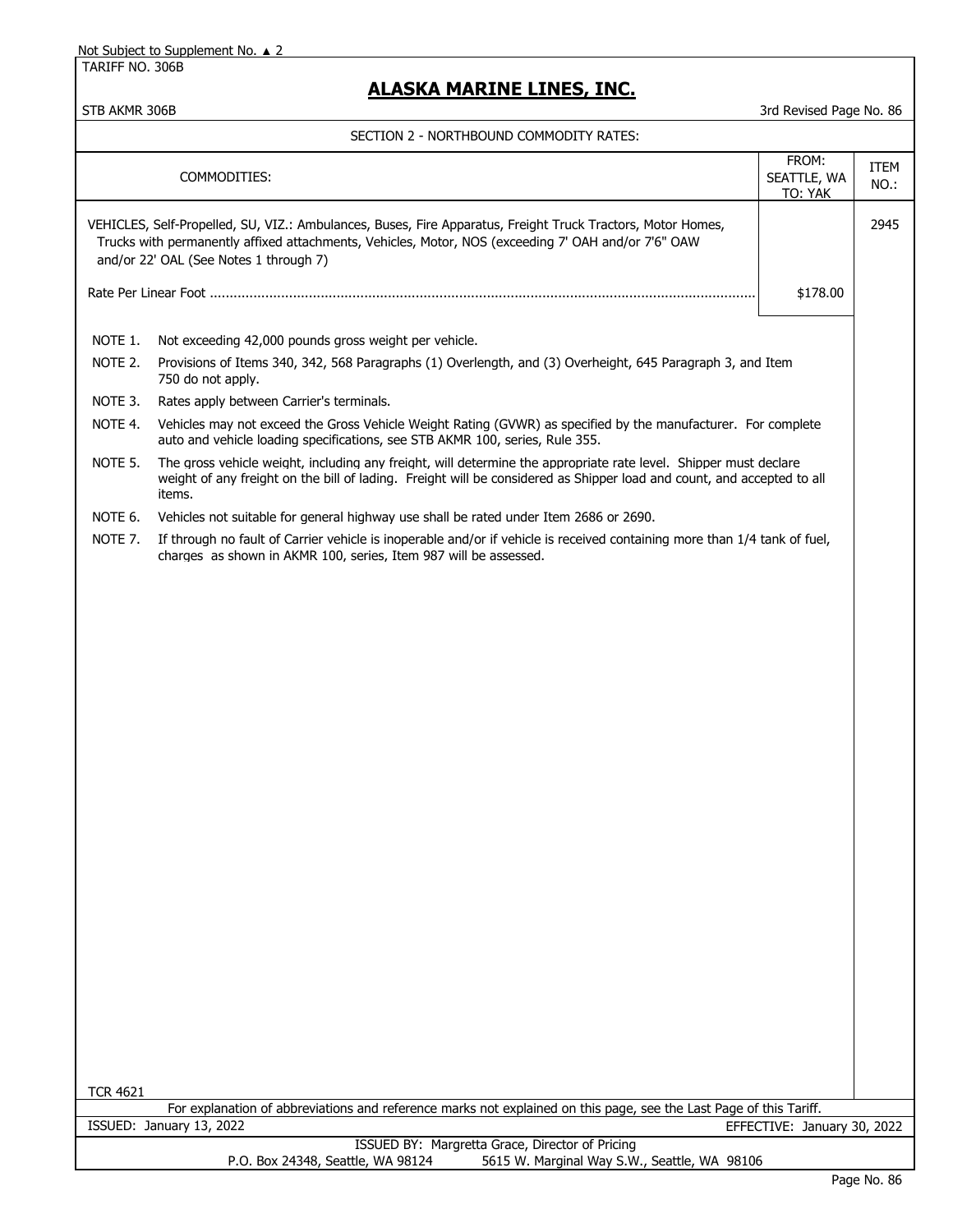Not Subject to Supplement No. ▲ 2

TARIFF NO. 306B

# ALASKA MARINE LINES, INC.

STB AKMR 306B — 3rd Revised Page No. 86

SECTION 2 - NORTHBOUND COMMODITY RATES:

| COMMODITIES: | FROM: SEATTLE, WA TO: YAK | ITEM NO.: |
|---|---|---|
| VEHICLES, Self-Propelled, SU, VIZ.: Ambulances, Buses, Fire Apparatus, Freight Truck Tractors, Motor Homes, Trucks with permanently affixed attachments, Vehicles, Motor, NOS (exceeding 7' OAH and/or 7'6" OAW and/or 22' OAL (See Notes 1 through 7) | | 2945 |
| Rate Per Linear Foot ........................................................................ | $178.00 | |

NOTE 1. Not exceeding 42,000 pounds gross weight per vehicle.

NOTE 2. Provisions of Items 340, 342, 568 Paragraphs (1) Overlength, and (3) Overheight, 645 Paragraph 3, and Item 750 do not apply.

NOTE 3. Rates apply between Carrier's terminals.

NOTE 4. Vehicles may not exceed the Gross Vehicle Weight Rating (GVWR) as specified by the manufacturer. For complete auto and vehicle loading specifications, see STB AKMR 100, series, Rule 355.

NOTE 5. The gross vehicle weight, including any freight, will determine the appropriate rate level. Shipper must declare weight of any freight on the bill of lading. Freight will be considered as Shipper load and count, and accepted to all items.

NOTE 6. Vehicles not suitable for general highway use shall be rated under Item 2686 or 2690.

NOTE 7. If through no fault of Carrier vehicle is inoperable and/or if vehicle is received containing more than 1/4 tank of fuel, charges as shown in AKMR 100, series, Item 987 will be assessed.

TCR 4621

For explanation of abbreviations and reference marks not explained on this page, see the Last Page of this Tariff.

ISSUED: January 13, 2022 — EFFECTIVE: January 30, 2022

ISSUED BY: Margretta Grace, Director of Pricing

P.O. Box 24348, Seattle, WA 98124 — 5615 W. Marginal Way S.W., Seattle, WA 98106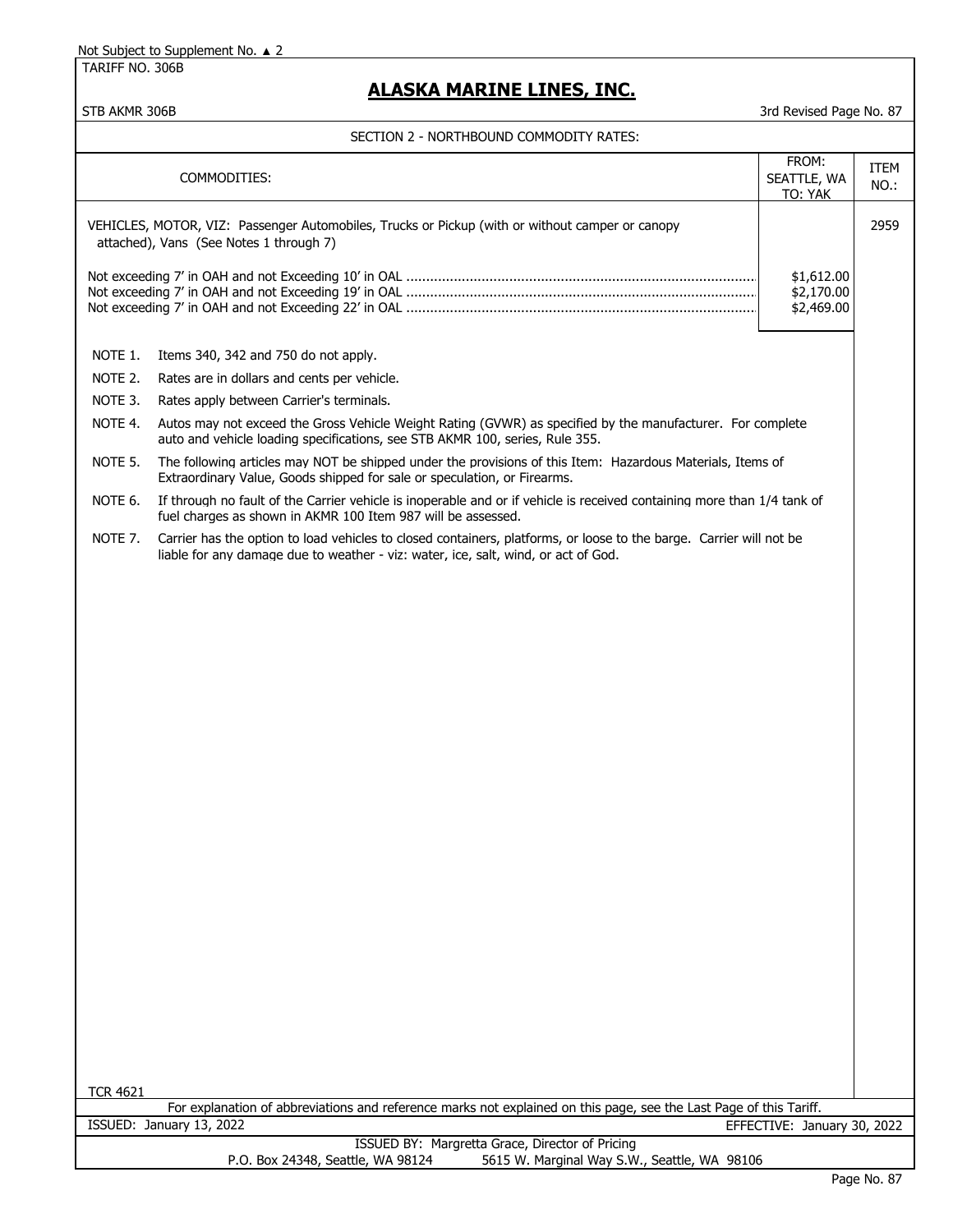Not Subject to Supplement No. ▲ 2

TARIFF NO. 306B

# ALASKA MARINE LINES, INC.

STB AKMR 306B

3rd Revised Page No. 87

SECTION 2 - NORTHBOUND COMMODITY RATES:

| COMMODITIES: | FROM: SEATTLE, WA TO: YAK | ITEM NO.: |
|---|---|---|
| VEHICLES, MOTOR, VIZ: Passenger Automobiles, Trucks or Pickup (with or without camper or canopy attached), Vans (See Notes 1 through 7) | | 2959 |
| Not exceeding 7' in OAH and not Exceeding 10' in OAL | $1,612.00 | |
| Not exceeding 7' in OAH and not Exceeding 19' in OAL | $2,170.00 | |
| Not exceeding 7' in OAH and not Exceeding 22' in OAL | $2,469.00 | |

NOTE 1. Items 340, 342 and 750 do not apply.

NOTE 2. Rates are in dollars and cents per vehicle.

NOTE 3. Rates apply between Carrier's terminals.

NOTE 4. Autos may not exceed the Gross Vehicle Weight Rating (GVWR) as specified by the manufacturer. For complete auto and vehicle loading specifications, see STB AKMR 100, series, Rule 355.

NOTE 5. The following articles may NOT be shipped under the provisions of this Item: Hazardous Materials, Items of Extraordinary Value, Goods shipped for sale or speculation, or Firearms.

NOTE 6. If through no fault of the Carrier vehicle is inoperable and or if vehicle is received containing more than 1/4 tank of fuel charges as shown in AKMR 100 Item 987 will be assessed.

NOTE 7. Carrier has the option to load vehicles to closed containers, platforms, or loose to the barge. Carrier will not be liable for any damage due to weather - viz: water, ice, salt, wind, or act of God.

TCR 4621

For explanation of abbreviations and reference marks not explained on this page, see the Last Page of this Tariff.

ISSUED: January 13, 2022

EFFECTIVE: January 30, 2022

ISSUED BY: Margretta Grace, Director of Pricing

P.O. Box 24348, Seattle, WA 98124 5615 W. Marginal Way S.W., Seattle, WA 98106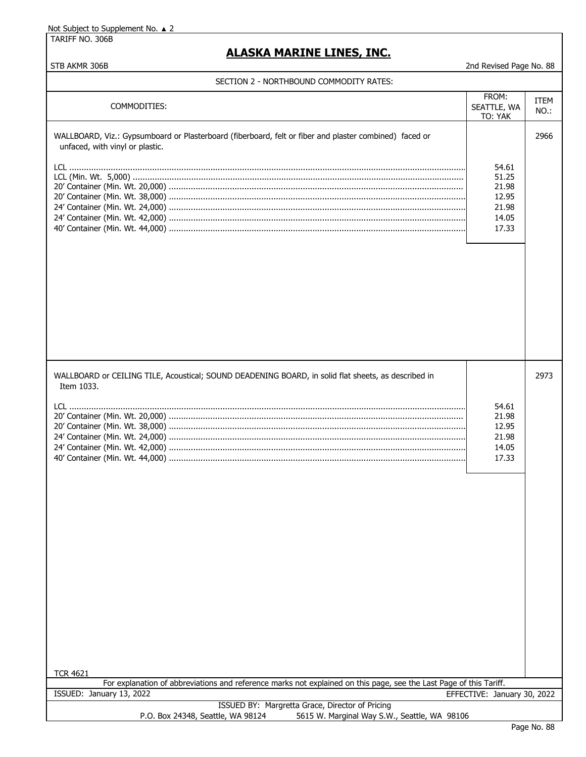Not Subject to Supplement No. ▲ 2

TARIFF NO. 306B

# ALASKA MARINE LINES, INC.

STB AKMR 306B

2nd Revised Page No. 88

## SECTION 2 - NORTHBOUND COMMODITY RATES:

| COMMODITIES: | FROM: SEATTLE, WA TO: YAK | ITEM NO.: |
|---|---|---|
| WALLBOARD, Viz.: Gypsumboard or Plasterboard (fiberboard, felt or fiber and plaster combined) faced or unfaced, with vinyl or plastic. | | 2966 |
| LCL | 54.61 | |
| LCL (Min. Wt. 5,000) | 51.25 | |
| 20' Container (Min. Wt. 20,000) | 21.98 | |
| 20' Container (Min. Wt. 38,000) | 12.95 | |
| 24' Container (Min. Wt. 24,000) | 21.98 | |
| 24' Container (Min. Wt. 42,000) | 14.05 | |
| 40' Container (Min. Wt. 44,000) | 17.33 | |
| WALLBOARD or CEILING TILE, Acoustical; SOUND DEADENING BOARD, in solid flat sheets, as described in Item 1033. | | 2973 |
| LCL | 54.61 | |
| 20' Container (Min. Wt. 20,000) | 21.98 | |
| 20' Container (Min. Wt. 38,000) | 12.95 | |
| 24' Container (Min. Wt. 24,000) | 21.98 | |
| 24' Container (Min. Wt. 42,000) | 14.05 | |
| 40' Container (Min. Wt. 44,000) | 17.33 | |

TCR 4621

For explanation of abbreviations and reference marks not explained on this page, see the Last Page of this Tariff.

ISSUED: January 13, 2022

EFFECTIVE: January 30, 2022

ISSUED BY: Margretta Grace, Director of Pricing

P.O. Box 24348, Seattle, WA 98124 5615 W. Marginal Way S.W., Seattle, WA 98106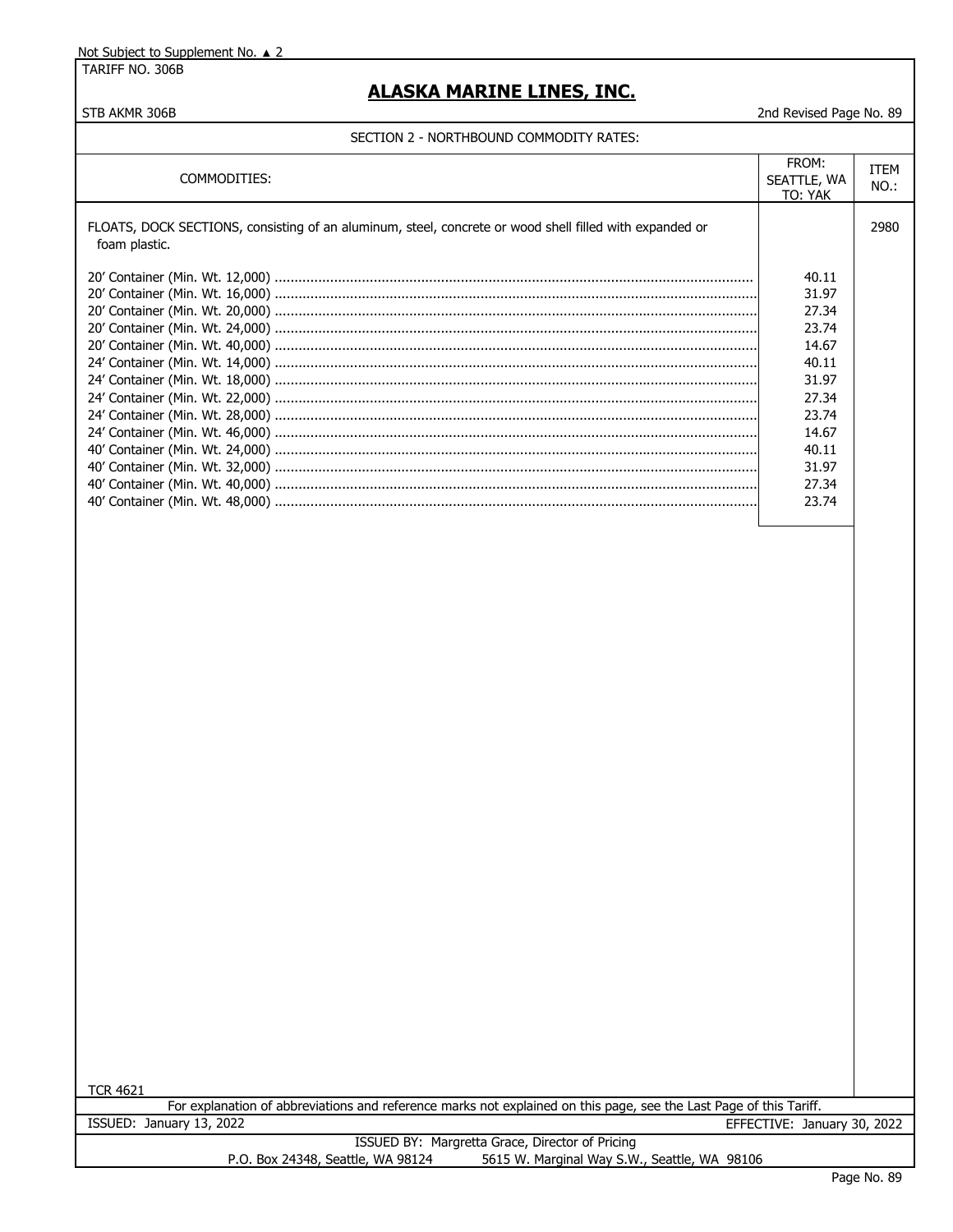Not Subject to Supplement No. ▲ 2

TARIFF NO. 306B

# ALASKA MARINE LINES, INC.

STB AKMR 306B

2nd Revised Page No. 89

## SECTION 2 - NORTHBOUND COMMODITY RATES:

| COMMODITIES: | FROM: SEATTLE, WA TO: YAK | ITEM NO.: |
|---|---|---|
| FLOATS, DOCK SECTIONS, consisting of an aluminum, steel, concrete or wood shell filled with expanded or foam plastic. | | 2980 |
| 20' Container (Min. Wt. 12,000) | 40.11 | |
| 20' Container (Min. Wt. 16,000) | 31.97 | |
| 20' Container (Min. Wt. 20,000) | 27.34 | |
| 20' Container (Min. Wt. 24,000) | 23.74 | |
| 20' Container (Min. Wt. 40,000) | 14.67 | |
| 24' Container (Min. Wt. 14,000) | 40.11 | |
| 24' Container (Min. Wt. 18,000) | 31.97 | |
| 24' Container (Min. Wt. 22,000) | 27.34 | |
| 24' Container (Min. Wt. 28,000) | 23.74 | |
| 24' Container (Min. Wt. 46,000) | 14.67 | |
| 40' Container (Min. Wt. 24,000) | 40.11 | |
| 40' Container (Min. Wt. 32,000) | 31.97 | |
| 40' Container (Min. Wt. 40,000) | 27.34 | |
| 40' Container (Min. Wt. 48,000) | 23.74 | |

TCR 4621

For explanation of abbreviations and reference marks not explained on this page, see the Last Page of this Tariff.

ISSUED: January 13, 2022 EFFECTIVE: January 30, 2022

ISSUED BY: Margretta Grace, Director of Pricing

P.O. Box 24348, Seattle, WA 98124 5615 W. Marginal Way S.W., Seattle, WA 98106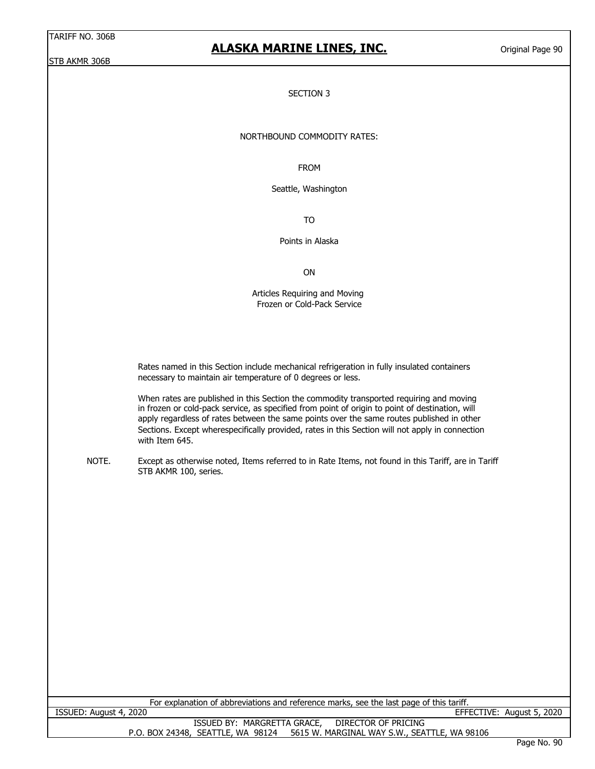## SECTION 3

NORTHBOUND COMMODITY RATES:

FROM

Seattle, Washington

TO

Points in Alaska

ON

Articles Requiring and Moving
Frozen or Cold-Pack Service

Rates named in this Section include mechanical refrigeration in fully insulated containers necessary to maintain air temperature of 0 degrees or less.

When rates are published in this Section the commodity transported requiring and moving in frozen or cold-pack service, as specified from point of origin to point of destination, will apply regardless of rates between the same points over the same routes published in other Sections. Except wherespecifically provided, rates in this Section will not apply in connection with Item 645.

NOTE. Except as otherwise noted, Items referred to in Rate Items, not found in this Tariff, are in Tariff STB AKMR 100, series.

For explanation of abbreviations and reference marks, see the last page of this tariff.

ISSUED: August 4, 2020 EFFECTIVE: August 5, 2020

ISSUED BY: MARGRETTA GRACE, DIRECTOR OF PRICING
P.O. BOX 24348, SEATTLE, WA 98124 5615 W. MARGINAL WAY S.W., SEATTLE, WA 98106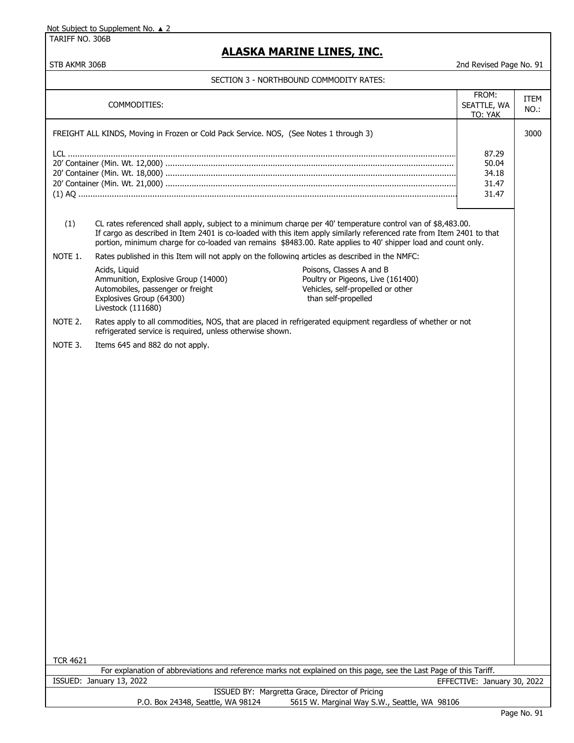Not Subject to Supplement No. ▲ 2

TARIFF NO. 306B

# ALASKA MARINE LINES, INC.

STB AKMR 306B

2nd Revised Page No. 91

## SECTION 3 - NORTHBOUND COMMODITY RATES:

| COMMODITIES: | FROM: SEATTLE, WA TO: YAK | ITEM NO.: |
|---|---|---|
| FREIGHT ALL KINDS, Moving in Frozen or Cold Pack Service. NOS, (See Notes 1 through 3) | | 3000 |
| LCL | 87.29 | |
| 20' Container (Min. Wt. 12,000) | 50.04 | |
| 20' Container (Min. Wt. 18,000) | 34.18 | |
| 20' Container (Min. Wt. 21,000) | 31.47 | |
| (1) AQ | 31.47 | |

(1) CL rates referenced shall apply, subject to a minimum charge per 40' temperature control van of $8,483.00. If cargo as described in Item 2401 is co-loaded with this item apply similarly referenced rate from Item 2401 to that portion, minimum charge for co-loaded van remains $8483.00. Rate applies to 40' shipper load and count only.

NOTE 1. Rates published in this Item will not apply on the following articles as described in the NMFC:

- Acids, Liquid
- Ammunition, Explosive Group (14000)
- Automobiles, passenger or freight
- Explosives Group (64300)
- Livestock (111680)
- Poisons, Classes A and B
- Poultry or Pigeons, Live (161400)
- Vehicles, self-propelled or other than self-propelled

NOTE 2. Rates apply to all commodities, NOS, that are placed in refrigerated equipment regardless of whether or not refrigerated service is required, unless otherwise shown.

NOTE 3. Items 645 and 882 do not apply.

TCR 4621

For explanation of abbreviations and reference marks not explained on this page, see the Last Page of this Tariff.

ISSUED: January 13, 2022 — EFFECTIVE: January 30, 2022

ISSUED BY: Margretta Grace, Director of Pricing

P.O. Box 24348, Seattle, WA 98124 — 5615 W. Marginal Way S.W., Seattle, WA 98106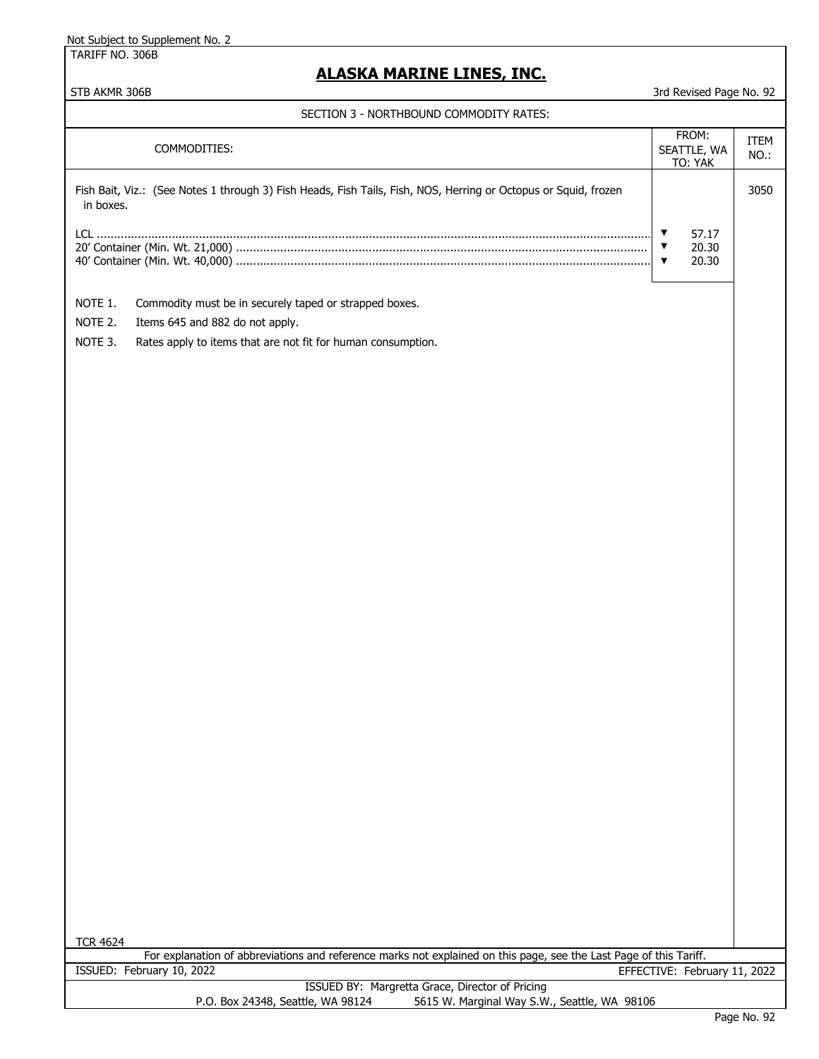Not Subject to Supplement No. 2

TARIFF NO. 306B

# ALASKA MARINE LINES, INC.

STB AKMR 306B

3rd Revised Page No. 92

SECTION 3 - NORTHBOUND COMMODITY RATES:

| COMMODITIES: | FROM: SEATTLE, WA TO: YAK | ITEM NO.: |
|---|---|---|
| Fish Bait, Viz.: (See Notes 1 through 3) Fish Heads, Fish Tails, Fish, NOS, Herring or Octopus or Squid, frozen in boxes. | | 3050 |
| LCL | ▼ 57.17 | |
| 20' Container (Min. Wt. 21,000) | ▼ 20.30 | |
| 40' Container (Min. Wt. 40,000) | ▼ 20.30 | |

NOTE 1. Commodity must be in securely taped or strapped boxes.

NOTE 2. Items 645 and 882 do not apply.

NOTE 3. Rates apply to items that are not fit for human consumption.

TCR 4624

For explanation of abbreviations and reference marks not explained on this page, see the Last Page of this Tariff.

ISSUED: February 10, 2022

EFFECTIVE: February 11, 2022

ISSUED BY: Margretta Grace, Director of Pricing

P.O. Box 24348, Seattle, WA 98124 5615 W. Marginal Way S.W., Seattle, WA 98106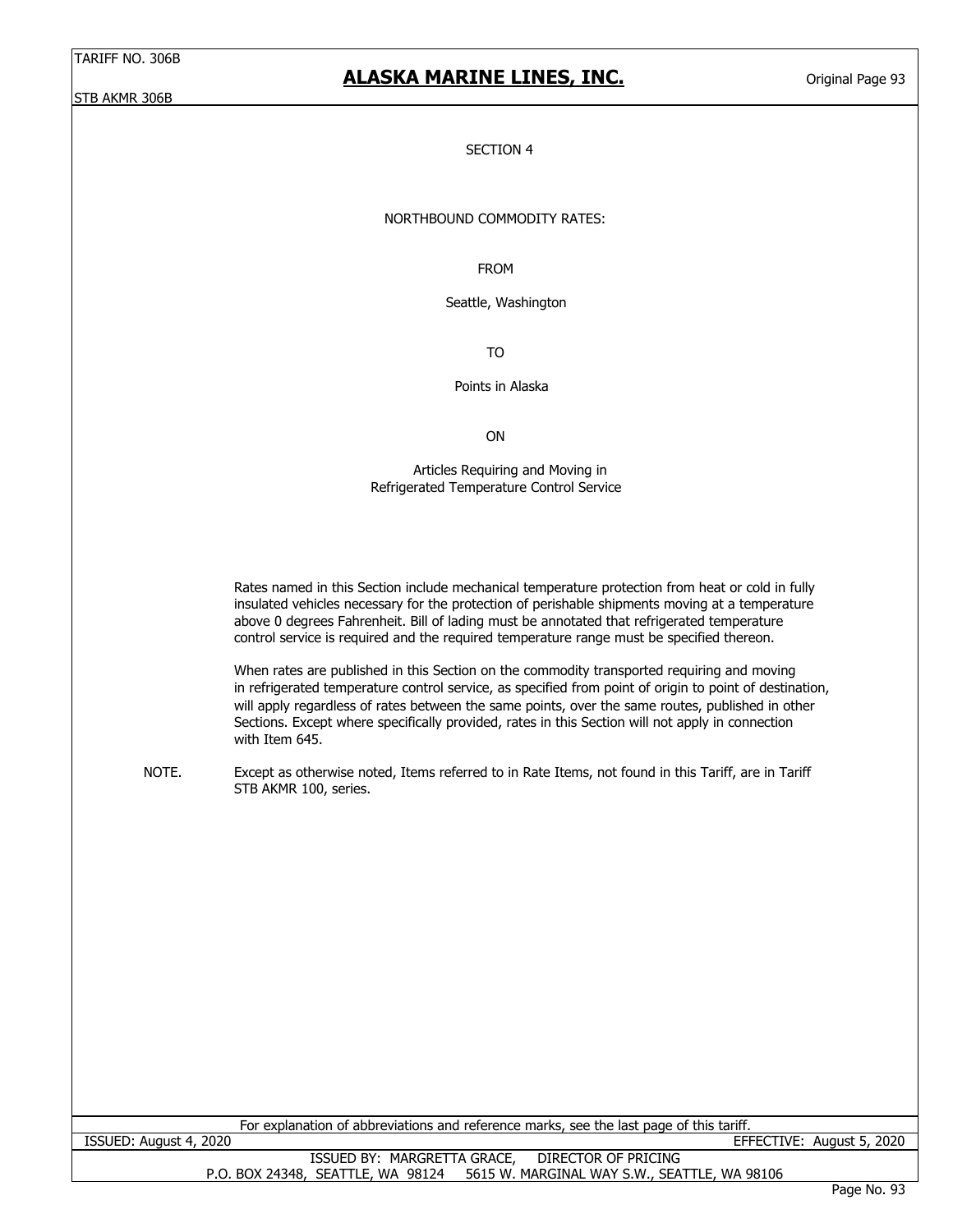# SECTION 4

## NORTHBOUND COMMODITY RATES:

FROM

Seattle, Washington

TO

Points in Alaska

ON

Articles Requiring and Moving in
Refrigerated Temperature Control Service

Rates named in this Section include mechanical temperature protection from heat or cold in fully insulated vehicles necessary for the protection of perishable shipments moving at a temperature above 0 degrees Fahrenheit. Bill of lading must be annotated that refrigerated temperature control service is required and the required temperature range must be specified thereon.

When rates are published in this Section on the commodity transported requiring and moving in refrigerated temperature control service, as specified from point of origin to point of destination, will apply regardless of rates between the same points, over the same routes, published in other Sections. Except where specifically provided, rates in this Section will not apply in connection with Item 645.

NOTE. Except as otherwise noted, Items referred to in Rate Items, not found in this Tariff, are in Tariff STB AKMR 100, series.

For explanation of abbreviations and reference marks, see the last page of this tariff.

ISSUED: August 4, 2020 EFFECTIVE: August 5, 2020

ISSUED BY: MARGRETTA GRACE, DIRECTOR OF PRICING
P.O. BOX 24348, SEATTLE, WA 98124 5615 W. MARGINAL WAY S.W., SEATTLE, WA 98106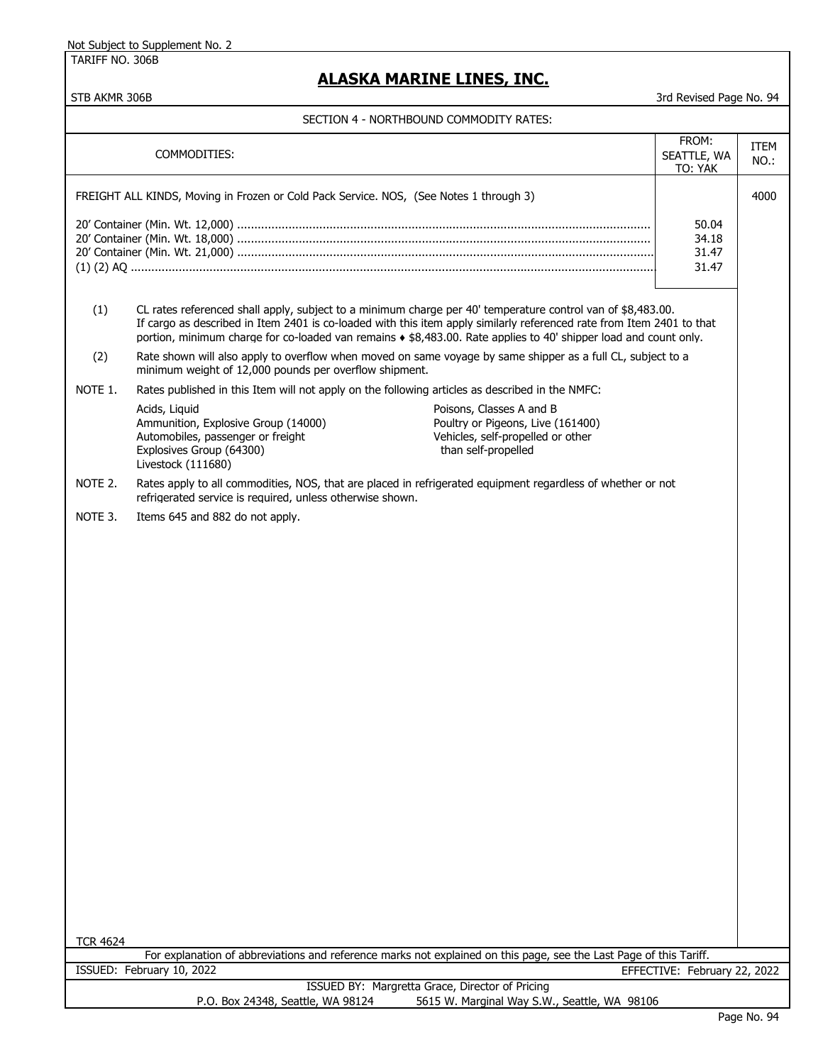Not Subject to Supplement No. 2

TARIFF NO. 306B

# ALASKA MARINE LINES, INC.

STB AKMR 306B

3rd Revised Page No. 94

## SECTION 4 - NORTHBOUND COMMODITY RATES:

| COMMODITIES: | FROM: SEATTLE, WA TO: YAK | ITEM NO.: |
|---|---|---|
| FREIGHT ALL KINDS, Moving in Frozen or Cold Pack Service. NOS, (See Notes 1 through 3) | | 4000 |
| 20' Container (Min. Wt. 12,000) | 50.04 | |
| 20' Container (Min. Wt. 18,000) | 34.18 | |
| 20' Container (Min. Wt. 21,000) | 31.47 | |
| (1) (2) AQ | 31.47 | |

(1) CL rates referenced shall apply, subject to a minimum charge per 40' temperature control van of $8,483.00. If cargo as described in Item 2401 is co-loaded with this item apply similarly referenced rate from Item 2401 to that portion, minimum charge for co-loaded van remains ♦ $8,483.00. Rate applies to 40' shipper load and count only.

(2) Rate shown will also apply to overflow when moved on same voyage by same shipper as a full CL, subject to a minimum weight of 12,000 pounds per overflow shipment.

NOTE 1. Rates published in this Item will not apply on the following articles as described in the NMFC:

- Acids, Liquid
- Ammunition, Explosive Group (14000)
- Automobiles, passenger or freight
- Explosives Group (64300)
- Livestock (111680)
- Poisons, Classes A and B
- Poultry or Pigeons, Live (161400)
- Vehicles, self-propelled or other than self-propelled

NOTE 2. Rates apply to all commodities, NOS, that are placed in refrigerated equipment regardless of whether or not refrigerated service is required, unless otherwise shown.

NOTE 3. Items 645 and 882 do not apply.

TCR 4624

For explanation of abbreviations and reference marks not explained on this page, see the Last Page of this Tariff.

ISSUED: February 10, 2022 EFFECTIVE: February 22, 2022

ISSUED BY: Margretta Grace, Director of Pricing

P.O. Box 24348, Seattle, WA 98124 5615 W. Marginal Way S.W., Seattle, WA 98106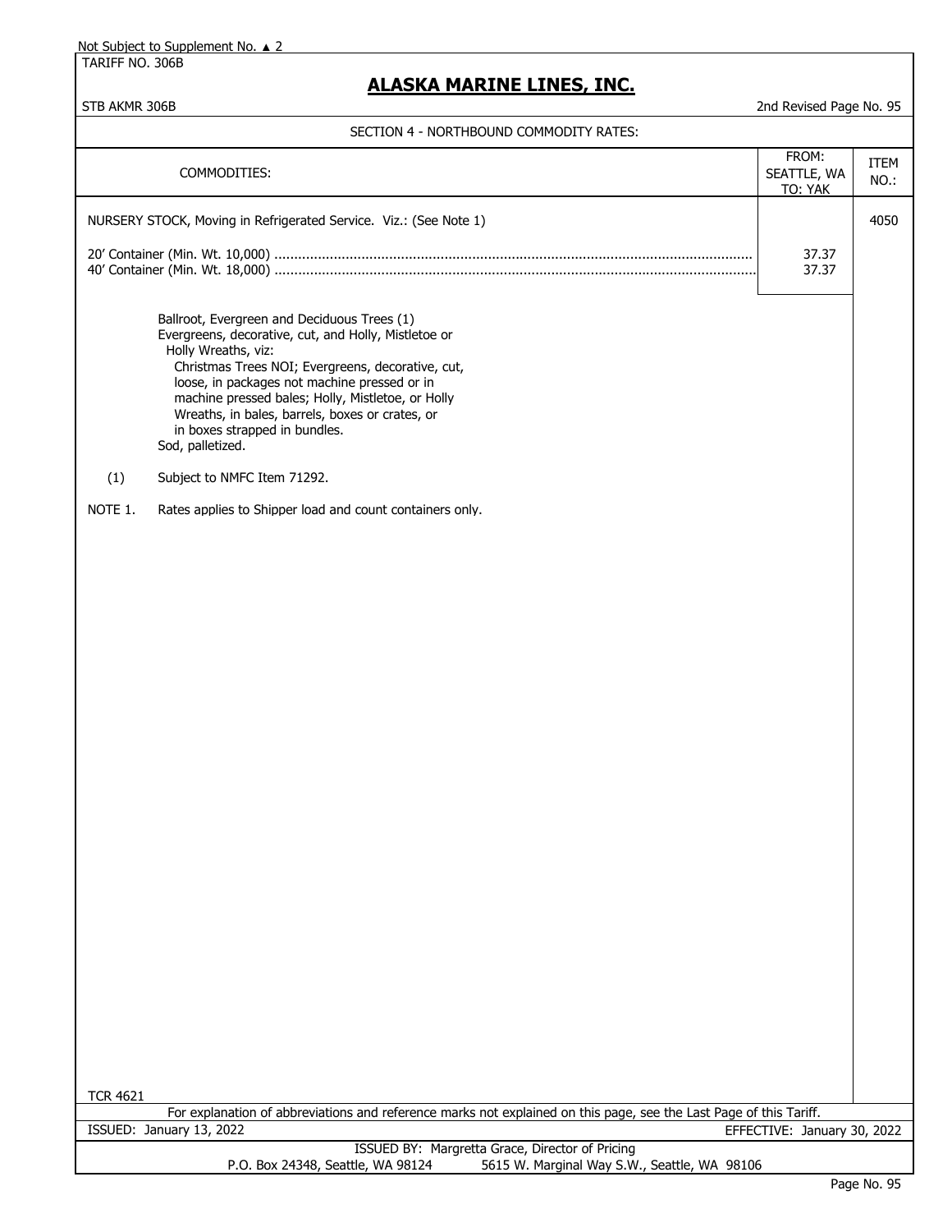Not Subject to Supplement No. ▲ 2

TARIFF NO. 306B

# ALASKA MARINE LINES, INC.

STB AKMR 306B — 2nd Revised Page No. 95

## SECTION 4 - NORTHBOUND COMMODITY RATES:

| COMMODITIES: | FROM: SEATTLE, WA TO: YAK | ITEM NO.: |
|---|---|---|
| NURSERY STOCK, Moving in Refrigerated Service. Viz.: (See Note 1) | | 4050 |
| 20' Container (Min. Wt. 10,000) | 37.37 | |
| 40' Container (Min. Wt. 18,000) | 37.37 | |

Ballroot, Evergreen and Deciduous Trees (1)
Evergreens, decorative, cut, and Holly, Mistletoe or Holly Wreaths, viz:
Christmas Trees NOI; Evergreens, decorative, cut, loose, in packages not machine pressed or in machine pressed bales; Holly, Mistletoe, or Holly Wreaths, in bales, barrels, boxes or crates, or in boxes strapped in bundles.
Sod, palletized.

(1) Subject to NMFC Item 71292.

NOTE 1. Rates applies to Shipper load and count containers only.

TCR 4621

For explanation of abbreviations and reference marks not explained on this page, see the Last Page of this Tariff.

ISSUED: January 13, 2022 — EFFECTIVE: January 30, 2022

ISSUED BY: Margretta Grace, Director of Pricing
P.O. Box 24348, Seattle, WA 98124 — 5615 W. Marginal Way S.W., Seattle, WA 98106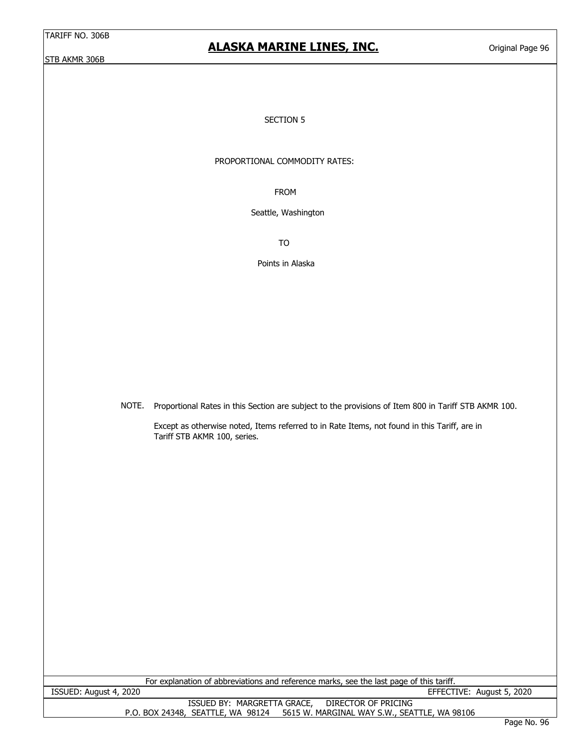# SECTION 5

## PROPORTIONAL COMMODITY RATES:

FROM

Seattle, Washington

TO

Points in Alaska

NOTE. Proportional Rates in this Section are subject to the provisions of Item 800 in Tariff STB AKMR 100.

Except as otherwise noted, Items referred to in Rate Items, not found in this Tariff, are in Tariff STB AKMR 100, series.

For explanation of abbreviations and reference marks, see the last page of this tariff.

ISSUED: August 4, 2020 EFFECTIVE: August 5, 2020

ISSUED BY: MARGRETTA GRACE, DIRECTOR OF PRICING
P.O. BOX 24348, SEATTLE, WA 98124 5615 W. MARGINAL WAY S.W., SEATTLE, WA 98106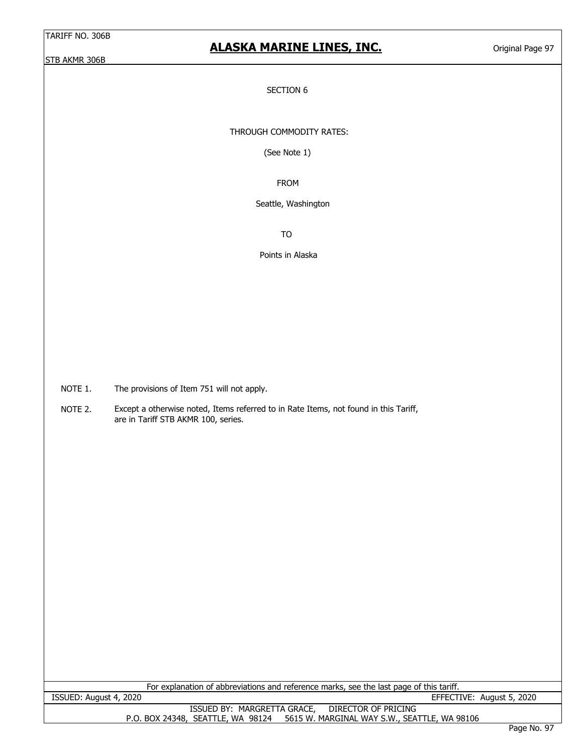SECTION 6

THROUGH COMMODITY RATES:

(See Note 1)

FROM

Seattle, Washington

TO

Points in Alaska

NOTE 1. The provisions of Item 751 will not apply.

NOTE 2. Except a otherwise noted, Items referred to in Rate Items, not found in this Tariff, are in Tariff STB AKMR 100, series.

For explanation of abbreviations and reference marks, see the last page of this tariff.

ISSUED: August 4, 2020 EFFECTIVE: August 5, 2020

ISSUED BY: MARGRETTA GRACE, DIRECTOR OF PRICING
P.O. BOX 24348, SEATTLE, WA 98124 5615 W. MARGINAL WAY S.W., SEATTLE, WA 98106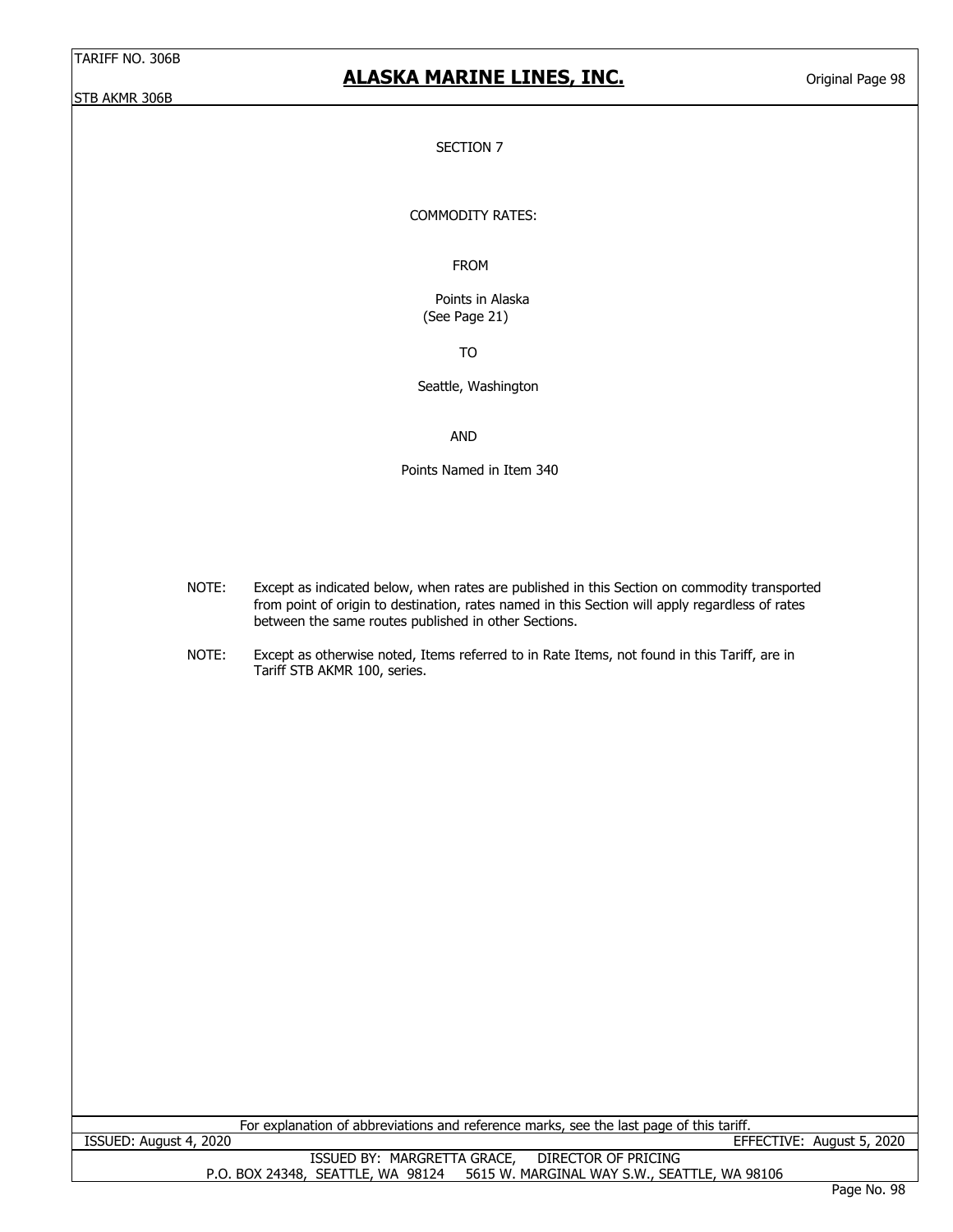SECTION 7

COMMODITY RATES:

FROM

Points in Alaska
(See Page 21)

TO

Seattle, Washington

AND

Points Named in Item 340

NOTE: Except as indicated below, when rates are published in this Section on commodity transported from point of origin to destination, rates named in this Section will apply regardless of rates between the same routes published in other Sections.

NOTE: Except as otherwise noted, Items referred to in Rate Items, not found in this Tariff, are in Tariff STB AKMR 100, series.

For explanation of abbreviations and reference marks, see the last page of this tariff.

ISSUED: August 4, 2020 EFFECTIVE: August 5, 2020

ISSUED BY: MARGRETTA GRACE, DIRECTOR OF PRICING
P.O. BOX 24348, SEATTLE, WA 98124 5615 W. MARGINAL WAY S.W., SEATTLE, WA 98106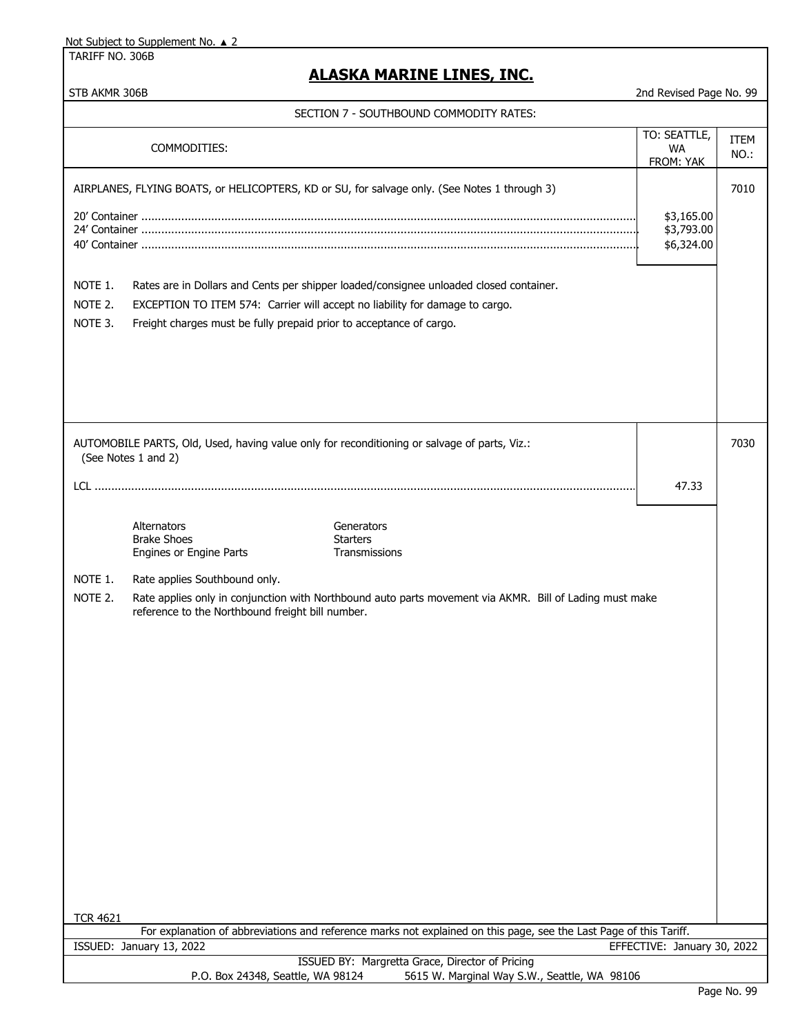Not Subject to Supplement No. ▲ 2

TARIFF NO. 306B

# ALASKA MARINE LINES, INC.

STB AKMR 306B — 2nd Revised Page No. 99

## SECTION 7 - SOUTHBOUND COMMODITY RATES:

| COMMODITIES: | TO: SEATTLE, WA FROM: YAK | ITEM NO.: |
|---|---|---|
| AIRPLANES, FLYING BOATS, or HELICOPTERS, KD or SU, for salvage only. (See Notes 1 through 3) | | 7010 |
| 20' Container | \$3,165.00 | |
| 24' Container | \$3,793.00 | |
| 40' Container | \$6,324.00 | |

NOTE 1. Rates are in Dollars and Cents per shipper loaded/consignee unloaded closed container.

NOTE 2. EXCEPTION TO ITEM 574: Carrier will accept no liability for damage to cargo.

NOTE 3. Freight charges must be fully prepaid prior to acceptance of cargo.

| COMMODITIES: | TO: SEATTLE, WA FROM: YAK | ITEM NO.: |
|---|---|---|
| AUTOMOBILE PARTS, Old, Used, having value only for reconditioning or salvage of parts, Viz.: (See Notes 1 and 2) | | 7030 |
| LCL | 47.33 | |

- Alternators
- Brake Shoes
- Engines or Engine Parts
- Generators
- Starters
- Transmissions

NOTE 1. Rate applies Southbound only.

NOTE 2. Rate applies only in conjunction with Northbound auto parts movement via AKMR. Bill of Lading must make reference to the Northbound freight bill number.

TCR 4621

For explanation of abbreviations and reference marks not explained on this page, see the Last Page of this Tariff.

ISSUED: January 13, 2022 — EFFECTIVE: January 30, 2022

ISSUED BY: Margretta Grace, Director of Pricing

P.O. Box 24348, Seattle, WA 98124 — 5615 W. Marginal Way S.W., Seattle, WA 98106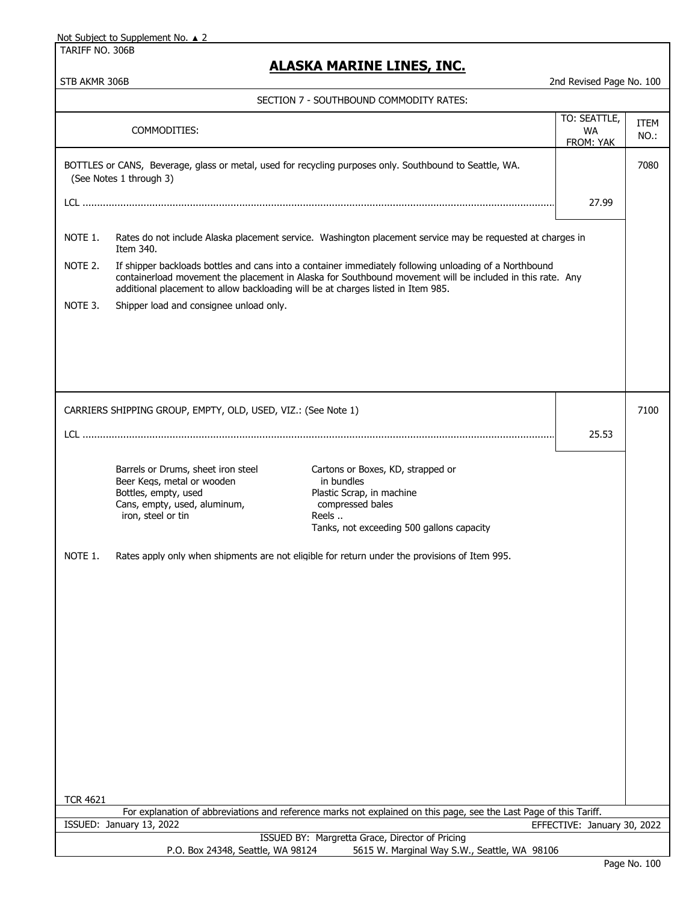Not Subject to Supplement No. ▲ 2

TARIFF NO. 306B

# ALASKA MARINE LINES, INC.

STB AKMR 306B — 2nd Revised Page No. 100

## SECTION 7 - SOUTHBOUND COMMODITY RATES:

| COMMODITIES: | TO: SEATTLE, WA FROM: YAK | ITEM NO.: |
|---|---|---|
| BOTTLES or CANS, Beverage, glass or metal, used for recycling purposes only. Southbound to Seattle, WA. (See Notes 1 through 3) | | 7080 |
| LCL | 27.99 | |

NOTE 1. Rates do not include Alaska placement service. Washington placement service may be requested at charges in Item 340.

NOTE 2. If shipper backloads bottles and cans into a container immediately following unloading of a Northbound containerload movement the placement in Alaska for Southbound movement will be included in this rate. Any additional placement to allow backloading will be at charges listed in Item 985.

NOTE 3. Shipper load and consignee unload only.

| COMMODITIES: | TO: SEATTLE, WA FROM: YAK | ITEM NO.: |
|---|---|---|
| CARRIERS SHIPPING GROUP, EMPTY, OLD, USED, VIZ.: (See Note 1) | | 7100 |
| LCL | 25.53 | |

- Barrels or Drums, sheet iron steel
- Beer Kegs, metal or wooden
- Bottles, empty, used
- Cans, empty, used, aluminum, iron, steel or tin
- Cartons or Boxes, KD, strapped or in bundles
- Plastic Scrap, in machine compressed bales
- Reels ..
- Tanks, not exceeding 500 gallons capacity

NOTE 1. Rates apply only when shipments are not eligible for return under the provisions of Item 995.

TCR 4621

For explanation of abbreviations and reference marks not explained on this page, see the Last Page of this Tariff.

ISSUED: January 13, 2022 — EFFECTIVE: January 30, 2022

ISSUED BY: Margretta Grace, Director of Pricing

P.O. Box 24348, Seattle, WA 98124 — 5615 W. Marginal Way S.W., Seattle, WA 98106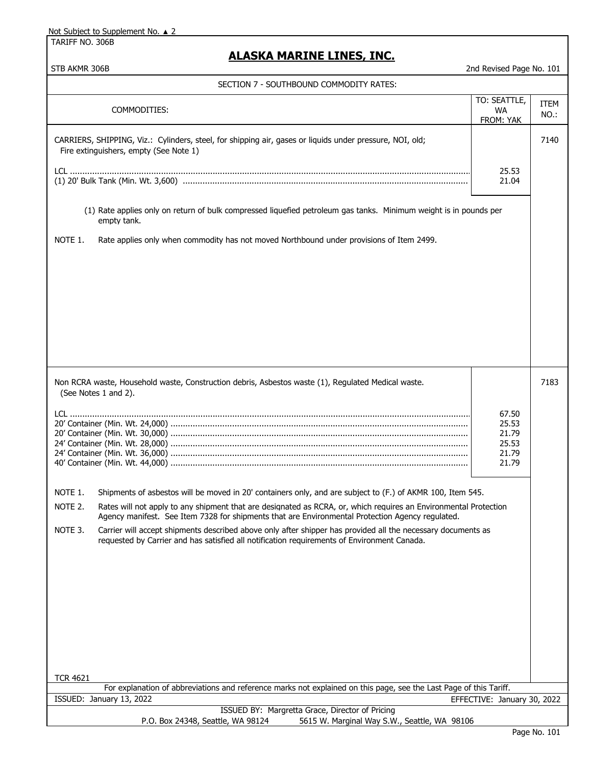Not Subject to Supplement No. ▲ 2

TARIFF NO. 306B

# ALASKA MARINE LINES, INC.

STB AKMR 306B

2nd Revised Page No. 101

## SECTION 7 - SOUTHBOUND COMMODITY RATES:

| COMMODITIES: | TO: SEATTLE, WA FROM: YAK | ITEM NO.: |
|---|---|---|
| CARRIERS, SHIPPING, Viz.: Cylinders, steel, for shipping air, gases or liquids under pressure, NOI, old; Fire extinguishers, empty (See Note 1) | | 7140 |
| LCL | 25.53 | |
| (1) 20' Bulk Tank (Min. Wt. 3,600) | 21.04 | |

(1) Rate applies only on return of bulk compressed liquefied petroleum gas tanks. Minimum weight is in pounds per empty tank.

NOTE 1. Rate applies only when commodity has not moved Northbound under provisions of Item 2499.

| COMMODITIES: | TO: SEATTLE, WA FROM: YAK | ITEM NO.: |
|---|---|---|
| Non RCRA waste, Household waste, Construction debris, Asbestos waste (1), Regulated Medical waste. (See Notes 1 and 2). | | 7183 |
| LCL | 67.50 | |
| 20' Container (Min. Wt. 24,000) | 25.53 | |
| 20' Container (Min. Wt. 30,000) | 21.79 | |
| 24' Container (Min. Wt. 28,000) | 25.53 | |
| 24' Container (Min. Wt. 36,000) | 21.79 | |
| 40' Container (Min. Wt. 44,000) | 21.79 | |

NOTE 1. Shipments of asbestos will be moved in 20' containers only, and are subject to (F.) of AKMR 100, Item 545.

NOTE 2. Rates will not apply to any shipment that are designated as RCRA, or, which requires an Environmental Protection Agency manifest. See Item 7328 for shipments that are Environmental Protection Agency regulated.

NOTE 3. Carrier will accept shipments described above only after shipper has provided all the necessary documents as requested by Carrier and has satisfied all notification requirements of Environment Canada.

TCR 4621

For explanation of abbreviations and reference marks not explained on this page, see the Last Page of this Tariff.

ISSUED: January 13, 2022

EFFECTIVE: January 30, 2022

ISSUED BY: Margretta Grace, Director of Pricing

P.O. Box 24348, Seattle, WA 98124 5615 W. Marginal Way S.W., Seattle, WA 98106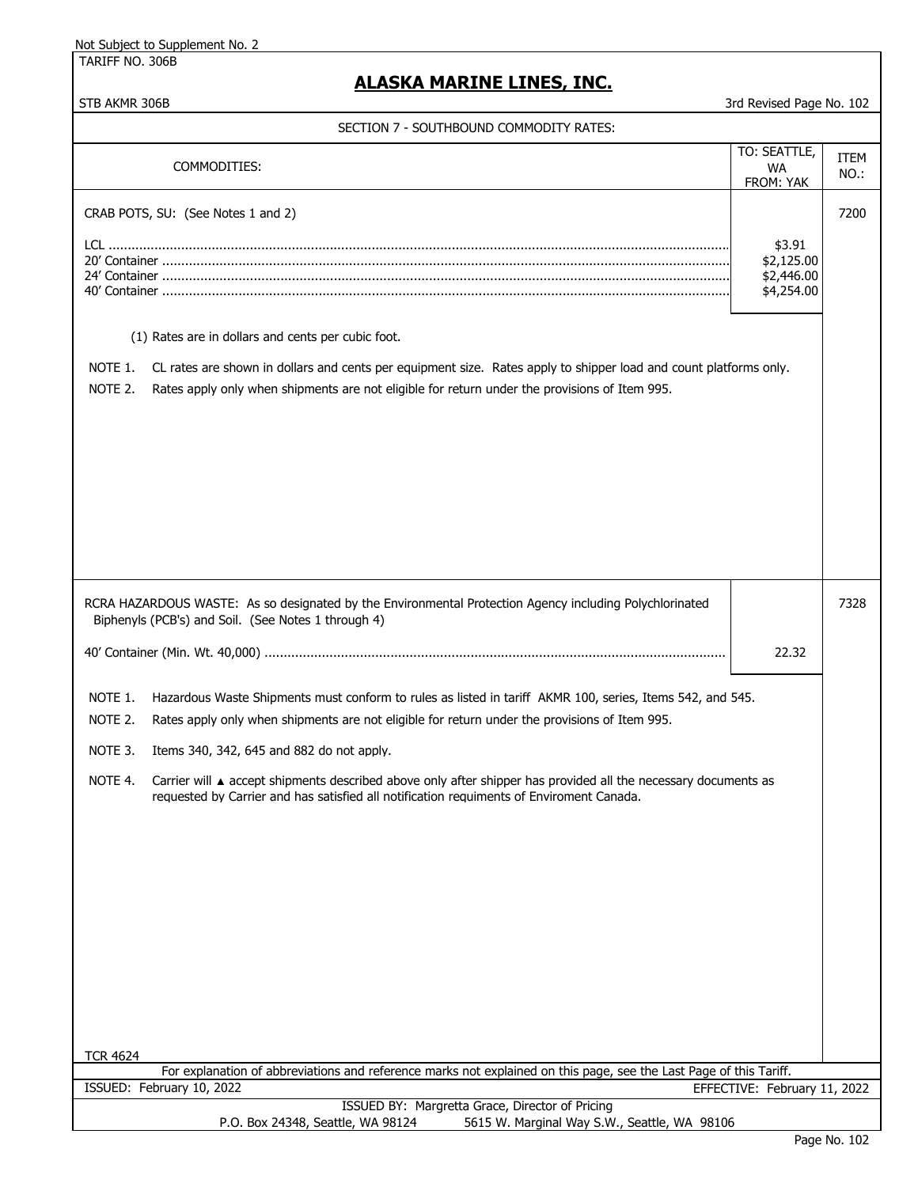Not Subject to Supplement No. 2

TARIFF NO. 306B

# ALASKA MARINE LINES, INC.

STB AKMR 306B

3rd Revised Page No. 102

## SECTION 7 - SOUTHBOUND COMMODITY RATES:

| COMMODITIES: | TO: SEATTLE, WA FROM: YAK | ITEM NO.: |
|---|---|---|
| CRAB POTS, SU: (See Notes 1 and 2) | | 7200 |
| LCL | $3.91 | |
| 20' Container | $2,125.00 | |
| 24' Container | $2,446.00 | |
| 40' Container | $4,254.00 | |

(1) Rates are in dollars and cents per cubic foot.

NOTE 1. CL rates are shown in dollars and cents per equipment size. Rates apply to shipper load and count platforms only.

NOTE 2. Rates apply only when shipments are not eligible for return under the provisions of Item 995.

| COMMODITIES: | TO: SEATTLE, WA FROM: YAK | ITEM NO.: |
|---|---|---|
| RCRA HAZARDOUS WASTE: As so designated by the Environmental Protection Agency including Polychlorinated Biphenyls (PCB's) and Soil. (See Notes 1 through 4) | | 7328 |
| 40' Container (Min. Wt. 40,000) | 22.32 | |

NOTE 1. Hazardous Waste Shipments must conform to rules as listed in tariff AKMR 100, series, Items 542, and 545.

NOTE 2. Rates apply only when shipments are not eligible for return under the provisions of Item 995.

NOTE 3. Items 340, 342, 645 and 882 do not apply.

NOTE 4. Carrier will ▲ accept shipments described above only after shipper has provided all the necessary documents as requested by Carrier and has satisfied all notification requiments of Enviroment Canada.

TCR 4624

For explanation of abbreviations and reference marks not explained on this page, see the Last Page of this Tariff.

ISSUED: February 10, 2022 EFFECTIVE: February 11, 2022

ISSUED BY: Margretta Grace, Director of Pricing

P.O. Box 24348, Seattle, WA 98124 5615 W. Marginal Way S.W., Seattle, WA 98106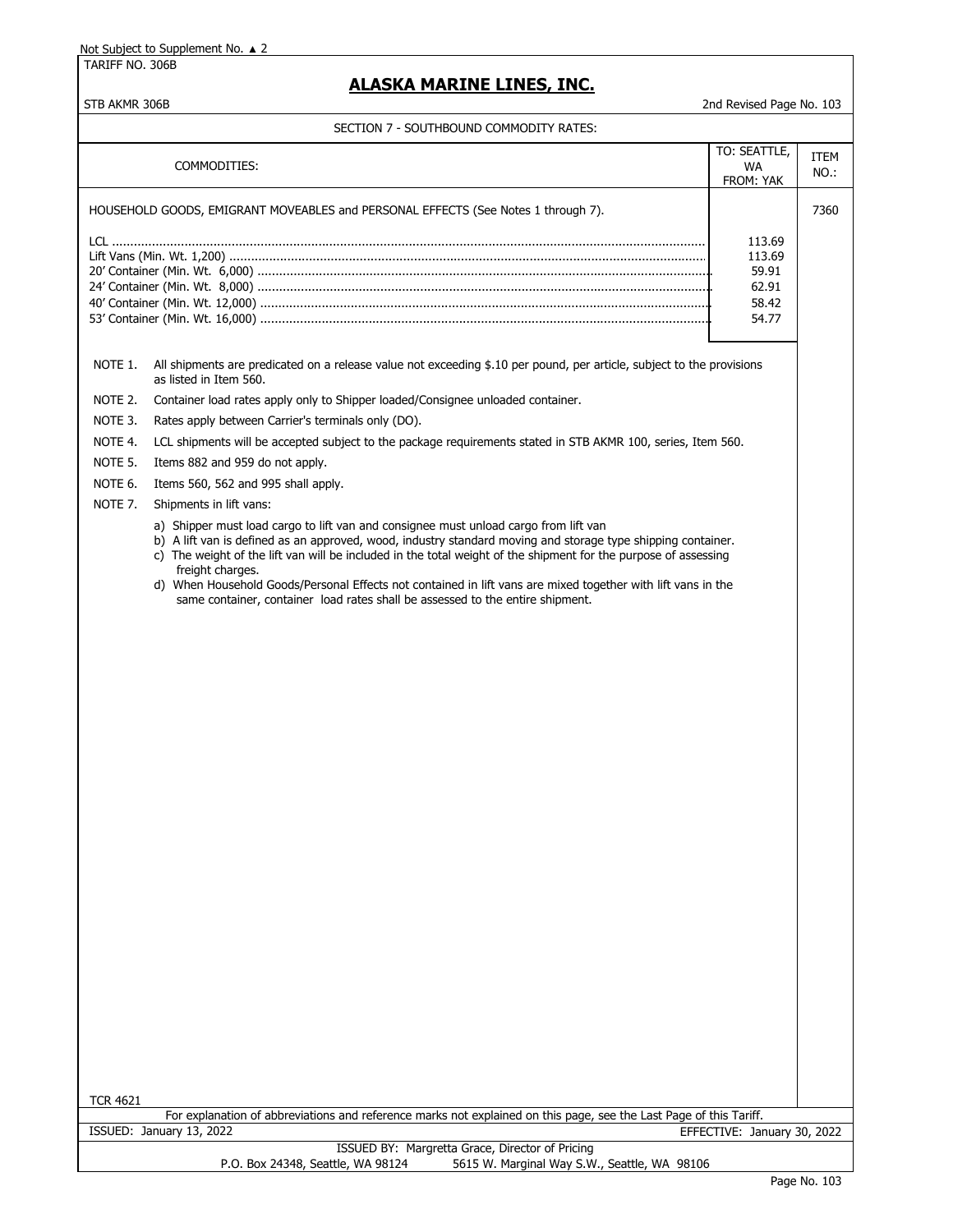Not Subject to Supplement No. ▲ 2

TARIFF NO. 306B

# ALASKA MARINE LINES, INC.

STB AKMR 306B

2nd Revised Page No. 103

## SECTION 7 - SOUTHBOUND COMMODITY RATES:

| COMMODITIES: | TO: SEATTLE, WA FROM: YAK | ITEM NO.: |
|---|---|---|
| HOUSEHOLD GOODS, EMIGRANT MOVEABLES and PERSONAL EFFECTS (See Notes 1 through 7). | | 7360 |
| LCL | 113.69 | |
| Lift Vans (Min. Wt. 1,200) | 113.69 | |
| 20' Container (Min. Wt. 6,000) | 59.91 | |
| 24' Container (Min. Wt. 8,000) | 62.91 | |
| 40' Container (Min. Wt. 12,000) | 58.42 | |
| 53' Container (Min. Wt. 16,000) | 54.77 | |

NOTE 1. All shipments are predicated on a release value not exceeding $.10 per pound, per article, subject to the provisions as listed in Item 560.

NOTE 2. Container load rates apply only to Shipper loaded/Consignee unloaded container.

NOTE 3. Rates apply between Carrier's terminals only (DO).

NOTE 4. LCL shipments will be accepted subject to the package requirements stated in STB AKMR 100, series, Item 560.

NOTE 5. Items 882 and 959 do not apply.

NOTE 6. Items 560, 562 and 995 shall apply.

NOTE 7. Shipments in lift vans:

a) Shipper must load cargo to lift van and consignee must unload cargo from lift van
b) A lift van is defined as an approved, wood, industry standard moving and storage type shipping container.
c) The weight of the lift van will be included in the total weight of the shipment for the purpose of assessing freight charges.
d) When Household Goods/Personal Effects not contained in lift vans are mixed together with lift vans in the same container, container load rates shall be assessed to the entire shipment.

TCR 4621

For explanation of abbreviations and reference marks not explained on this page, see the Last Page of this Tariff.

ISSUED: January 13, 2022 EFFECTIVE: January 30, 2022

ISSUED BY: Margretta Grace, Director of Pricing

P.O. Box 24348, Seattle, WA 98124 5615 W. Marginal Way S.W., Seattle, WA 98106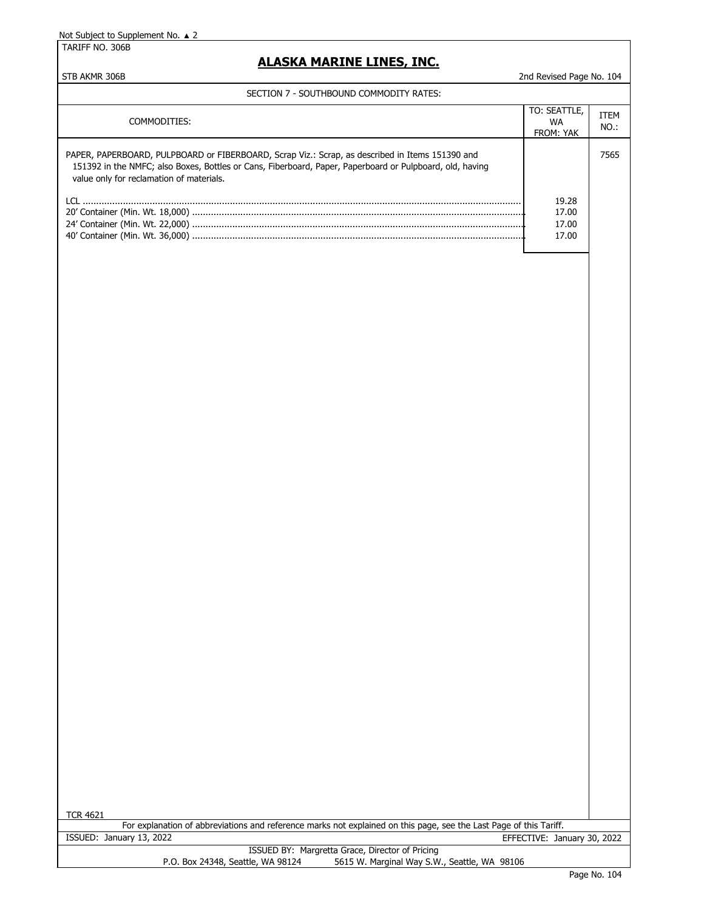Not Subject to Supplement No. ▲ 2

TARIFF NO. 306B

## ALASKA MARINE LINES, INC.

STB AKMR 306B

2nd Revised Page No. 104

SECTION 7 - SOUTHBOUND COMMODITY RATES:

| COMMODITIES: | TO: SEATTLE, WA FROM: YAK | ITEM NO.: |
|---|---|---|
| PAPER, PAPERBOARD, PULPBOARD or FIBERBOARD, Scrap Viz.: Scrap, as described in Items 151390 and 151392 in the NMFC; also Boxes, Bottles or Cans, Fiberboard, Paper, Paperboard or Pulpboard, old, having value only for reclamation of materials. | | 7565 |
| LCL | 19.28 | |
| 20' Container (Min. Wt. 18,000) | 17.00 | |
| 24' Container (Min. Wt. 22,000) | 17.00 | |
| 40' Container (Min. Wt. 36,000) | 17.00 | |

TCR 4621

For explanation of abbreviations and reference marks not explained on this page, see the Last Page of this Tariff.

ISSUED: January 13, 2022

EFFECTIVE: January 30, 2022

ISSUED BY: Margretta Grace, Director of Pricing

P.O. Box 24348, Seattle, WA 98124 5615 W. Marginal Way S.W., Seattle, WA 98106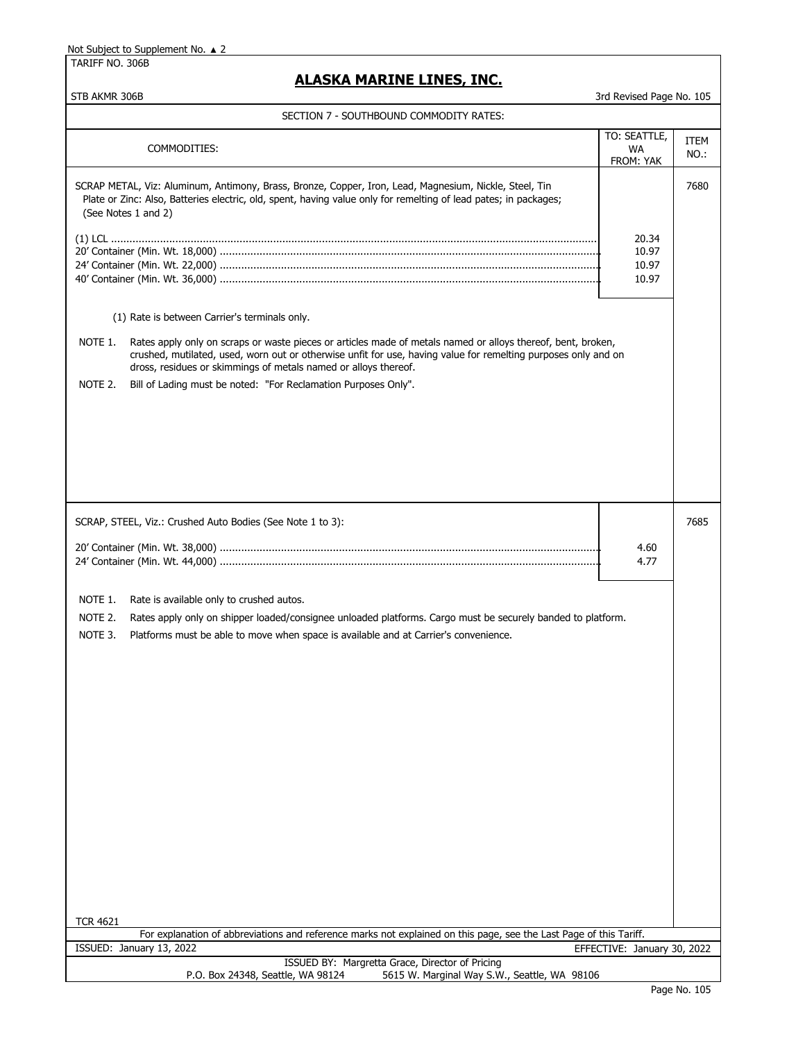Not Subject to Supplement No. ▲ 2

TARIFF NO. 306B

# ALASKA MARINE LINES, INC.

STB AKMR 306B

3rd Revised Page No. 105

## SECTION 7 - SOUTHBOUND COMMODITY RATES:

| COMMODITIES: | TO: SEATTLE, WA FROM: YAK | ITEM NO.: |
|---|---|---|
| SCRAP METAL, Viz: Aluminum, Antimony, Brass, Bronze, Copper, Iron, Lead, Magnesium, Nickle, Steel, Tin Plate or Zinc: Also, Batteries electric, old, spent, having value only for remelting of lead pates; in packages; (See Notes 1 and 2) | | 7680 |
| (1) LCL | 20.34 | |
| 20' Container (Min. Wt. 18,000) | 10.97 | |
| 24' Container (Min. Wt. 22,000) | 10.97 | |
| 40' Container (Min. Wt. 36,000) | 10.97 | |

(1) Rate is between Carrier's terminals only.

NOTE 1. Rates apply only on scraps or waste pieces or articles made of metals named or alloys thereof, bent, broken, crushed, mutilated, used, worn out or otherwise unfit for use, having value for remelting purposes only and on dross, residues or skimmings of metals named or alloys thereof.

NOTE 2. Bill of Lading must be noted: "For Reclamation Purposes Only".

| COMMODITIES: | TO: SEATTLE, WA FROM: YAK | ITEM NO.: |
|---|---|---|
| SCRAP, STEEL, Viz.: Crushed Auto Bodies (See Note 1 to 3): | | 7685 |
| 20' Container (Min. Wt. 38,000) | 4.60 | |
| 24' Container (Min. Wt. 44,000) | 4.77 | |

NOTE 1. Rate is available only to crushed autos.

NOTE 2. Rates apply only on shipper loaded/consignee unloaded platforms. Cargo must be securely banded to platform.

NOTE 3. Platforms must be able to move when space is available and at Carrier's convenience.

TCR 4621

For explanation of abbreviations and reference marks not explained on this page, see the Last Page of this Tariff.

ISSUED: January 13, 2022

EFFECTIVE: January 30, 2022

ISSUED BY: Margretta Grace, Director of Pricing

P.O. Box 24348, Seattle, WA 98124 5615 W. Marginal Way S.W., Seattle, WA 98106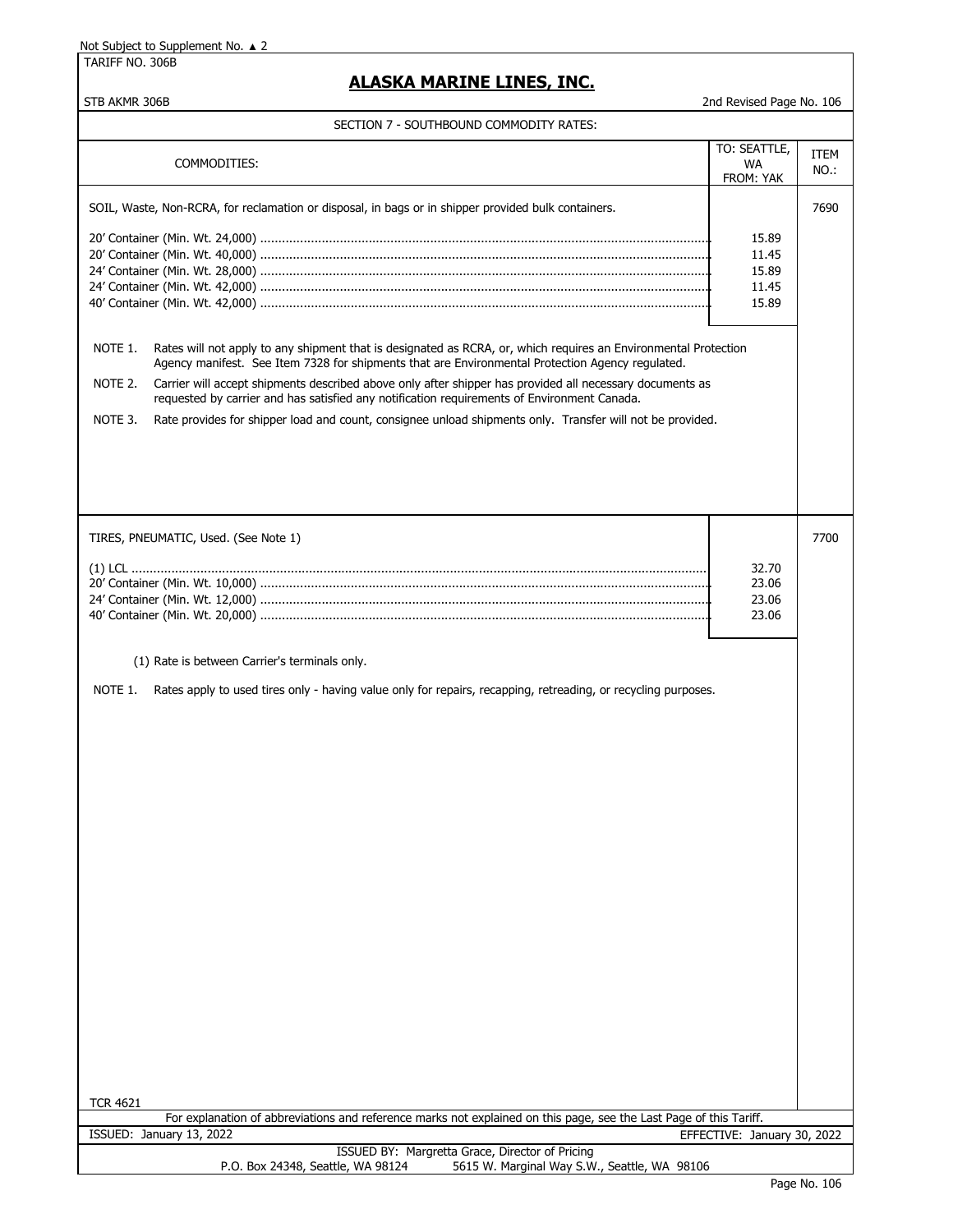Not Subject to Supplement No. ▲ 2

TARIFF NO. 306B

# ALASKA MARINE LINES, INC.

STB AKMR 306B

2nd Revised Page No. 106

## SECTION 7 - SOUTHBOUND COMMODITY RATES:

| COMMODITIES: | TO: SEATTLE, WA FROM: YAK | ITEM NO.: |
|---|---|---|
| SOIL, Waste, Non-RCRA, for reclamation or disposal, in bags or in shipper provided bulk containers. | | 7690 |
| 20' Container (Min. Wt. 24,000) | 15.89 | |
| 20' Container (Min. Wt. 40,000) | 11.45 | |
| 24' Container (Min. Wt. 28,000) | 15.89 | |
| 24' Container (Min. Wt. 42,000) | 11.45 | |
| 40' Container (Min. Wt. 42,000) | 15.89 | |

NOTE 1. Rates will not apply to any shipment that is designated as RCRA, or, which requires an Environmental Protection Agency manifest. See Item 7328 for shipments that are Environmental Protection Agency regulated.

NOTE 2. Carrier will accept shipments described above only after shipper has provided all necessary documents as requested by carrier and has satisfied any notification requirements of Environment Canada.

NOTE 3. Rate provides for shipper load and count, consignee unload shipments only. Transfer will not be provided.

| COMMODITIES: | TO: SEATTLE, WA FROM: YAK | ITEM NO.: |
|---|---|---|
| TIRES, PNEUMATIC, Used. (See Note 1) | | 7700 |
| (1) LCL | 32.70 | |
| 20' Container (Min. Wt. 10,000) | 23.06 | |
| 24' Container (Min. Wt. 12,000) | 23.06 | |
| 40' Container (Min. Wt. 20,000) | 23.06 | |

(1) Rate is between Carrier's terminals only.

NOTE 1. Rates apply to used tires only - having value only for repairs, recapping, retreading, or recycling purposes.

TCR 4621

For explanation of abbreviations and reference marks not explained on this page, see the Last Page of this Tariff.

ISSUED: January 13, 2022

EFFECTIVE: January 30, 2022

ISSUED BY: Margretta Grace, Director of Pricing

P.O. Box 24348, Seattle, WA 98124 5615 W. Marginal Way S.W., Seattle, WA 98106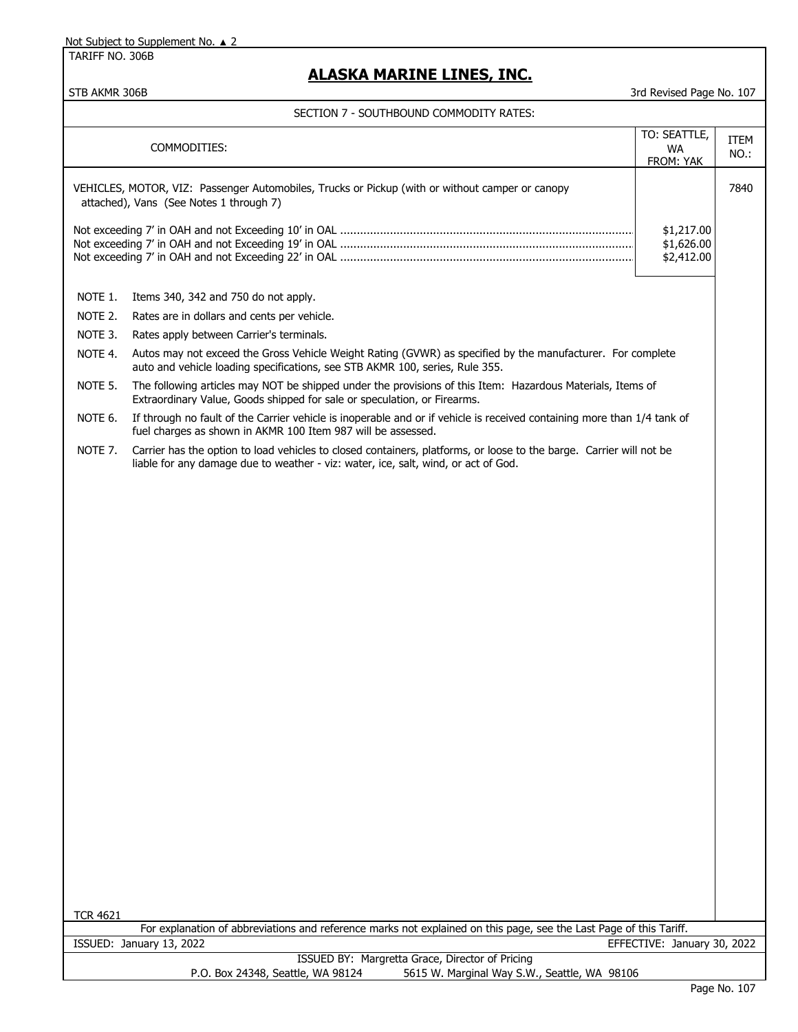Not Subject to Supplement No. ▲ 2

TARIFF NO. 306B

# ALASKA MARINE LINES, INC.

STB AKMR 306B — 3rd Revised Page No. 107

## SECTION 7 - SOUTHBOUND COMMODITY RATES:

| COMMODITIES: | TO: SEATTLE, WA FROM: YAK | ITEM NO.: |
|---|---|---|
| VEHICLES, MOTOR, VIZ: Passenger Automobiles, Trucks or Pickup (with or without camper or canopy attached), Vans (See Notes 1 through 7) | | 7840 |
| Not exceeding 7' in OAH and not Exceeding 10' in OAL | $1,217.00 | |
| Not exceeding 7' in OAH and not Exceeding 19' in OAL | $1,626.00 | |
| Not exceeding 7' in OAH and not Exceeding 22' in OAL | $2,412.00 | |

NOTE 1. Items 340, 342 and 750 do not apply.

NOTE 2. Rates are in dollars and cents per vehicle.

NOTE 3. Rates apply between Carrier's terminals.

NOTE 4. Autos may not exceed the Gross Vehicle Weight Rating (GVWR) as specified by the manufacturer. For complete auto and vehicle loading specifications, see STB AKMR 100, series, Rule 355.

NOTE 5. The following articles may NOT be shipped under the provisions of this Item: Hazardous Materials, Items of Extraordinary Value, Goods shipped for sale or speculation, or Firearms.

NOTE 6. If through no fault of the Carrier vehicle is inoperable and or if vehicle is received containing more than 1/4 tank of fuel charges as shown in AKMR 100 Item 987 will be assessed.

NOTE 7. Carrier has the option to load vehicles to closed containers, platforms, or loose to the barge. Carrier will not be liable for any damage due to weather - viz: water, ice, salt, wind, or act of God.

TCR 4621

For explanation of abbreviations and reference marks not explained on this page, see the Last Page of this Tariff.

ISSUED: January 13, 2022 — EFFECTIVE: January 30, 2022

ISSUED BY: Margretta Grace, Director of Pricing

P.O. Box 24348, Seattle, WA 98124 — 5615 W. Marginal Way S.W., Seattle, WA 98106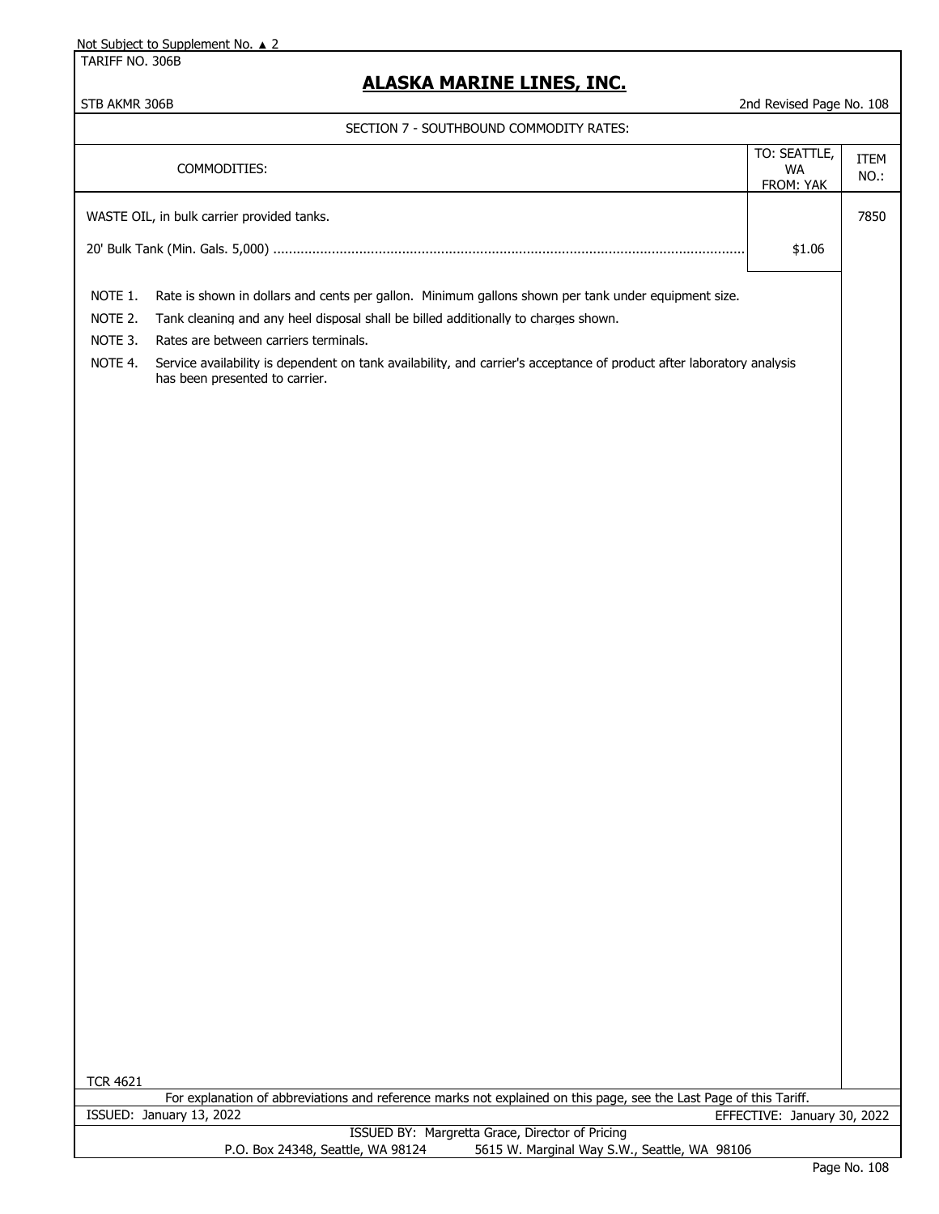Not Subject to Supplement No. ▲ 2

TARIFF NO. 306B

# ALASKA MARINE LINES, INC.

STB AKMR 306B — 2nd Revised Page No. 108

## SECTION 7 - SOUTHBOUND COMMODITY RATES:

| COMMODITIES: | TO: SEATTLE, WA FROM: YAK | ITEM NO.: |
|---|---|---|
| WASTE OIL, in bulk carrier provided tanks. | | 7850 |
| 20' Bulk Tank (Min. Gals. 5,000) | $1.06 | |

NOTE 1. Rate is shown in dollars and cents per gallon. Minimum gallons shown per tank under equipment size.

NOTE 2. Tank cleaning and any heel disposal shall be billed additionally to charges shown.

NOTE 3. Rates are between carriers terminals.

NOTE 4. Service availability is dependent on tank availability, and carrier's acceptance of product after laboratory analysis has been presented to carrier.

TCR 4621

For explanation of abbreviations and reference marks not explained on this page, see the Last Page of this Tariff.

ISSUED: January 13, 2022 — EFFECTIVE: January 30, 2022

ISSUED BY: Margretta Grace, Director of Pricing

P.O. Box 24348, Seattle, WA 98124 — 5615 W. Marginal Way S.W., Seattle, WA 98106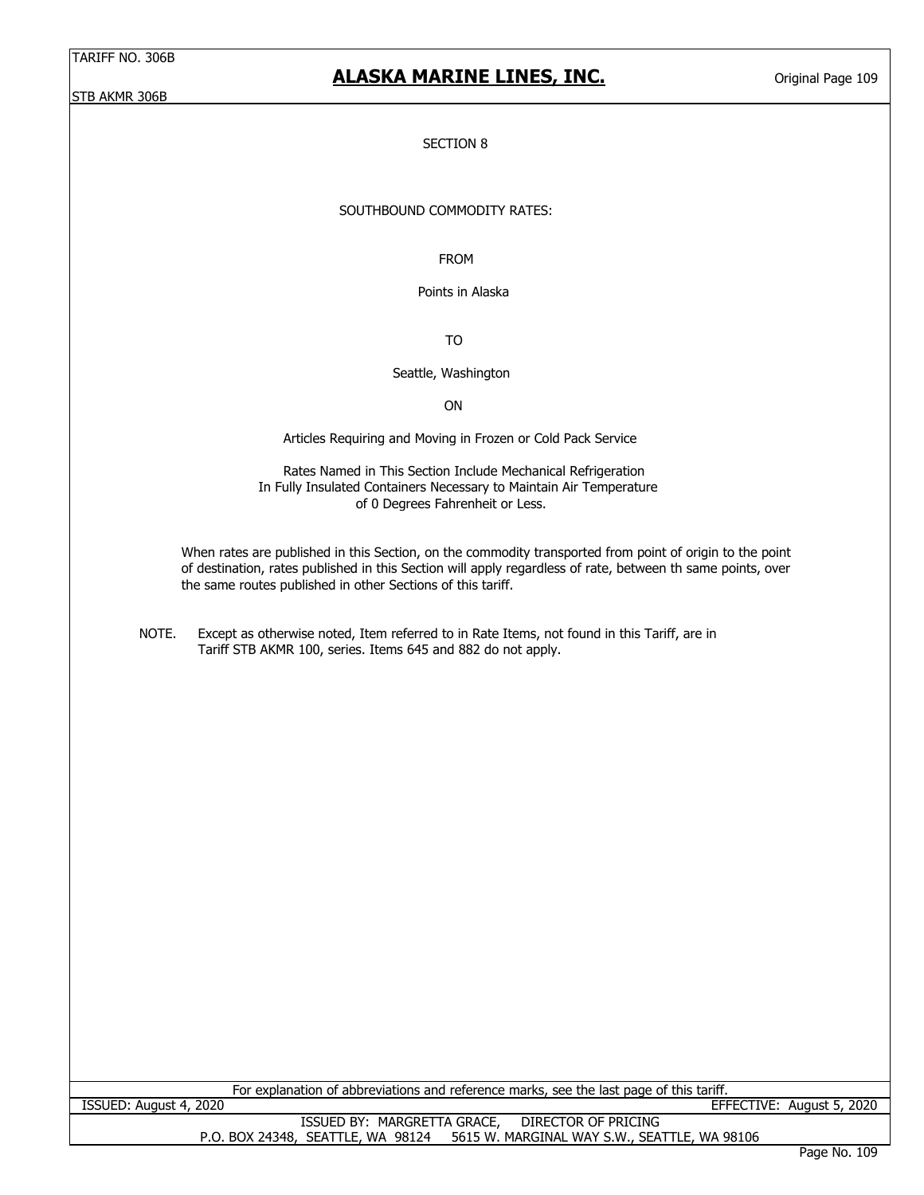## SECTION 8

SOUTHBOUND COMMODITY RATES:

FROM

Points in Alaska

TO

Seattle, Washington

ON

Articles Requiring and Moving in Frozen or Cold Pack Service

Rates Named in This Section Include Mechanical Refrigeration
In Fully Insulated Containers Necessary to Maintain Air Temperature
of 0 Degrees Fahrenheit or Less.

When rates are published in this Section, on the commodity transported from point of origin to the point of destination, rates published in this Section will apply regardless of rate, between th same points, over the same routes published in other Sections of this tariff.

NOTE. Except as otherwise noted, Item referred to in Rate Items, not found in this Tariff, are in Tariff STB AKMR 100, series. Items 645 and 882 do not apply.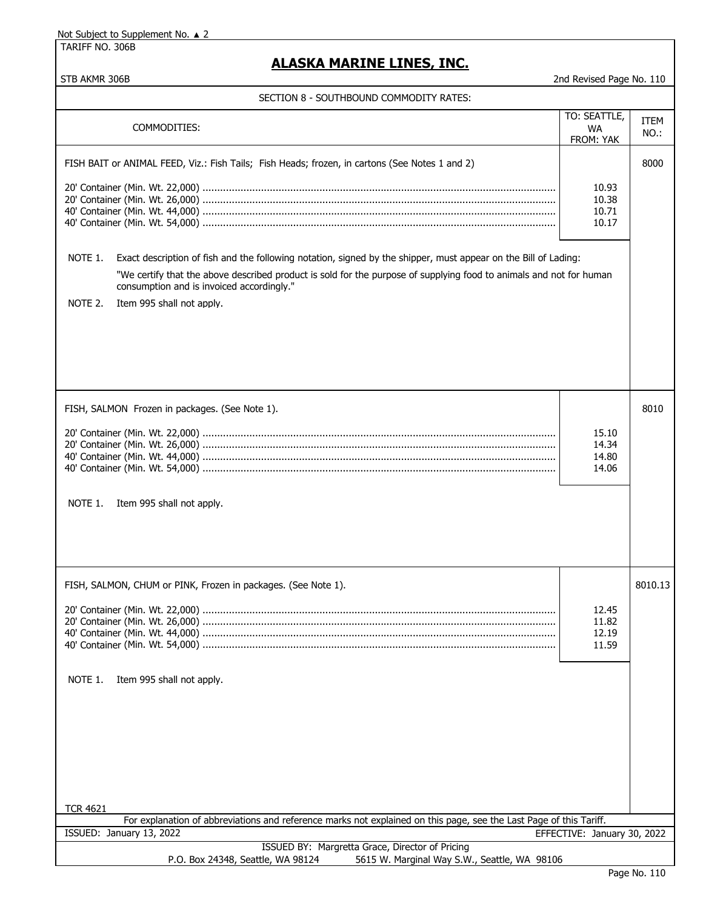Not Subject to Supplement No. ▲ 2

TARIFF NO. 306B

# ALASKA MARINE LINES, INC.

STB AKMR 306B — 2nd Revised Page No. 110

## SECTION 8 - SOUTHBOUND COMMODITY RATES:

| COMMODITIES: | TO: SEATTLE, WA FROM: YAK | ITEM NO.: |
|---|---|---|
| FISH BAIT or ANIMAL FEED, Viz.: Fish Tails; Fish Heads; frozen, in cartons (See Notes 1 and 2) | | 8000 |
| 20' Container (Min. Wt. 22,000) | 10.93 | |
| 20' Container (Min. Wt. 26,000) | 10.38 | |
| 40' Container (Min. Wt. 44,000) | 10.71 | |
| 40' Container (Min. Wt. 54,000) | 10.17 | |

NOTE 1. Exact description of fish and the following notation, signed by the shipper, must appear on the Bill of Lading:

"We certify that the above described product is sold for the purpose of supplying food to animals and not for human consumption and is invoiced accordingly."

NOTE 2. Item 995 shall not apply.

| COMMODITIES: | TO: SEATTLE, WA FROM: YAK | ITEM NO.: |
|---|---|---|
| FISH, SALMON Frozen in packages. (See Note 1). | | 8010 |
| 20' Container (Min. Wt. 22,000) | 15.10 | |
| 20' Container (Min. Wt. 26,000) | 14.34 | |
| 40' Container (Min. Wt. 44,000) | 14.80 | |
| 40' Container (Min. Wt. 54,000) | 14.06 | |

NOTE 1. Item 995 shall not apply.

| COMMODITIES: | TO: SEATTLE, WA FROM: YAK | ITEM NO.: |
|---|---|---|
| FISH, SALMON, CHUM or PINK, Frozen in packages. (See Note 1). | | 8010.13 |
| 20' Container (Min. Wt. 22,000) | 12.45 | |
| 20' Container (Min. Wt. 26,000) | 11.82 | |
| 40' Container (Min. Wt. 44,000) | 12.19 | |
| 40' Container (Min. Wt. 54,000) | 11.59 | |

NOTE 1. Item 995 shall not apply.

TCR 4621

For explanation of abbreviations and reference marks not explained on this page, see the Last Page of this Tariff.

ISSUED: January 13, 2022 — EFFECTIVE: January 30, 2022

ISSUED BY: Margretta Grace, Director of Pricing

P.O. Box 24348, Seattle, WA 98124 — 5615 W. Marginal Way S.W., Seattle, WA 98106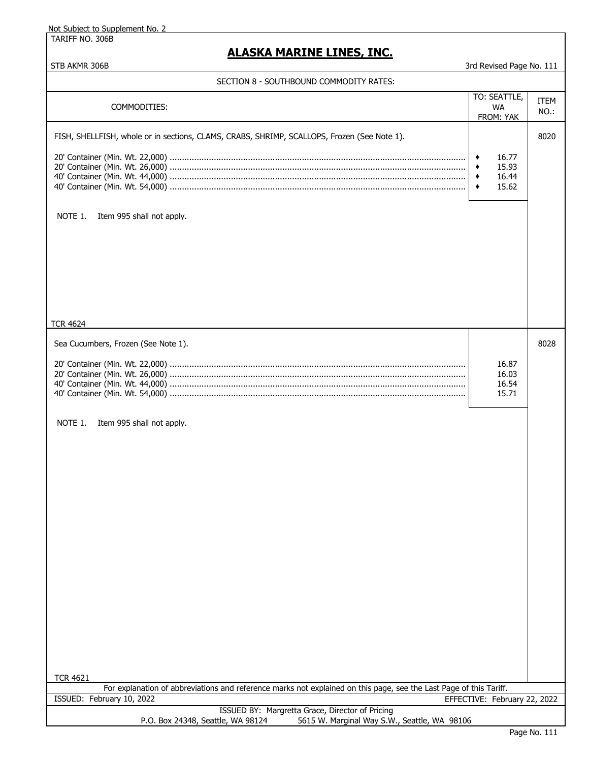Not Subject to Supplement No. 2

TARIFF NO. 306B

# ALASKA MARINE LINES, INC.

STB AKMR 306B

3rd Revised Page No. 111

## SECTION 8 - SOUTHBOUND COMMODITY RATES:

| COMMODITIES: | TO: SEATTLE, WA FROM: YAK | ITEM NO.: |
|---|---|---|
| FISH, SHELLFISH, whole or in sections, CLAMS, CRABS, SHRIMP, SCALLOPS, Frozen (See Note 1). | | 8020 |
| 20' Container (Min. Wt. 22,000) | ♦ 16.77 | |
| 20' Container (Min. Wt. 26,000) | ♦ 15.93 | |
| 40' Container (Min. Wt. 44,000) | ♦ 16.44 | |
| 40' Container (Min. Wt. 54,000) | ♦ 15.62 | |
| NOTE 1. Item 995 shall not apply. | | |
| TCR 4624 | | |
| Sea Cucumbers, Frozen (See Note 1). | | 8028 |
| 20' Container (Min. Wt. 22,000) | 16.87 | |
| 20' Container (Min. Wt. 26,000) | 16.03 | |
| 40' Container (Min. Wt. 44,000) | 16.54 | |
| 40' Container (Min. Wt. 54,000) | 15.71 | |
| NOTE 1. Item 995 shall not apply. | | |
| TCR 4621 | | |

For explanation of abbreviations and reference marks not explained on this page, see the Last Page of this Tariff.

ISSUED: February 10, 2022

EFFECTIVE: February 22, 2022

ISSUED BY: Margretta Grace, Director of Pricing

P.O. Box 24348, Seattle, WA 98124    5615 W. Marginal Way S.W., Seattle, WA 98106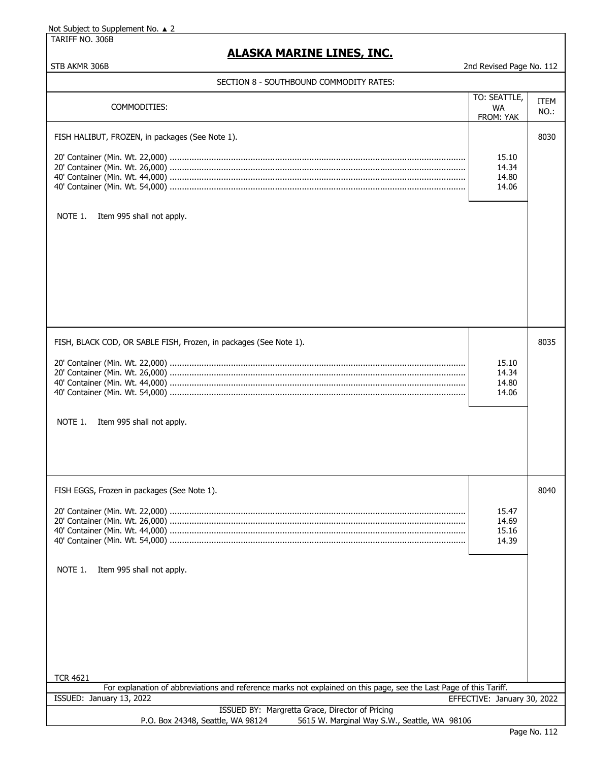Not Subject to Supplement No. ▲ 2

TARIFF NO. 306B

# ALASKA MARINE LINES, INC.

STB AKMR 306B

2nd Revised Page No. 112

## SECTION 8 - SOUTHBOUND COMMODITY RATES:

| COMMODITIES: | TO: SEATTLE, WA FROM: YAK | ITEM NO.: |
|---|---|---|
| FISH HALIBUT, FROZEN, in packages (See Note 1). | | 8030 |
| 20' Container (Min. Wt. 22,000) | 15.10 | |
| 20' Container (Min. Wt. 26,000) | 14.34 | |
| 40' Container (Min. Wt. 44,000) | 14.80 | |
| 40' Container (Min. Wt. 54,000) | 14.06 | |
| NOTE 1. Item 995 shall not apply. | | |
| FISH, BLACK COD, OR SABLE FISH, Frozen, in packages (See Note 1). | | 8035 |
| 20' Container (Min. Wt. 22,000) | 15.10 | |
| 20' Container (Min. Wt. 26,000) | 14.34 | |
| 40' Container (Min. Wt. 44,000) | 14.80 | |
| 40' Container (Min. Wt. 54,000) | 14.06 | |
| NOTE 1. Item 995 shall not apply. | | |
| FISH EGGS, Frozen in packages (See Note 1). | | 8040 |
| 20' Container (Min. Wt. 22,000) | 15.47 | |
| 20' Container (Min. Wt. 26,000) | 14.69 | |
| 40' Container (Min. Wt. 44,000) | 15.16 | |
| 40' Container (Min. Wt. 54,000) | 14.39 | |
| NOTE 1. Item 995 shall not apply. | | |

TCR 4621

For explanation of abbreviations and reference marks not explained on this page, see the Last Page of this Tariff.

ISSUED: January 13, 2022

EFFECTIVE: January 30, 2022

ISSUED BY: Margretta Grace, Director of Pricing

P.O. Box 24348, Seattle, WA 98124 5615 W. Marginal Way S.W., Seattle, WA 98106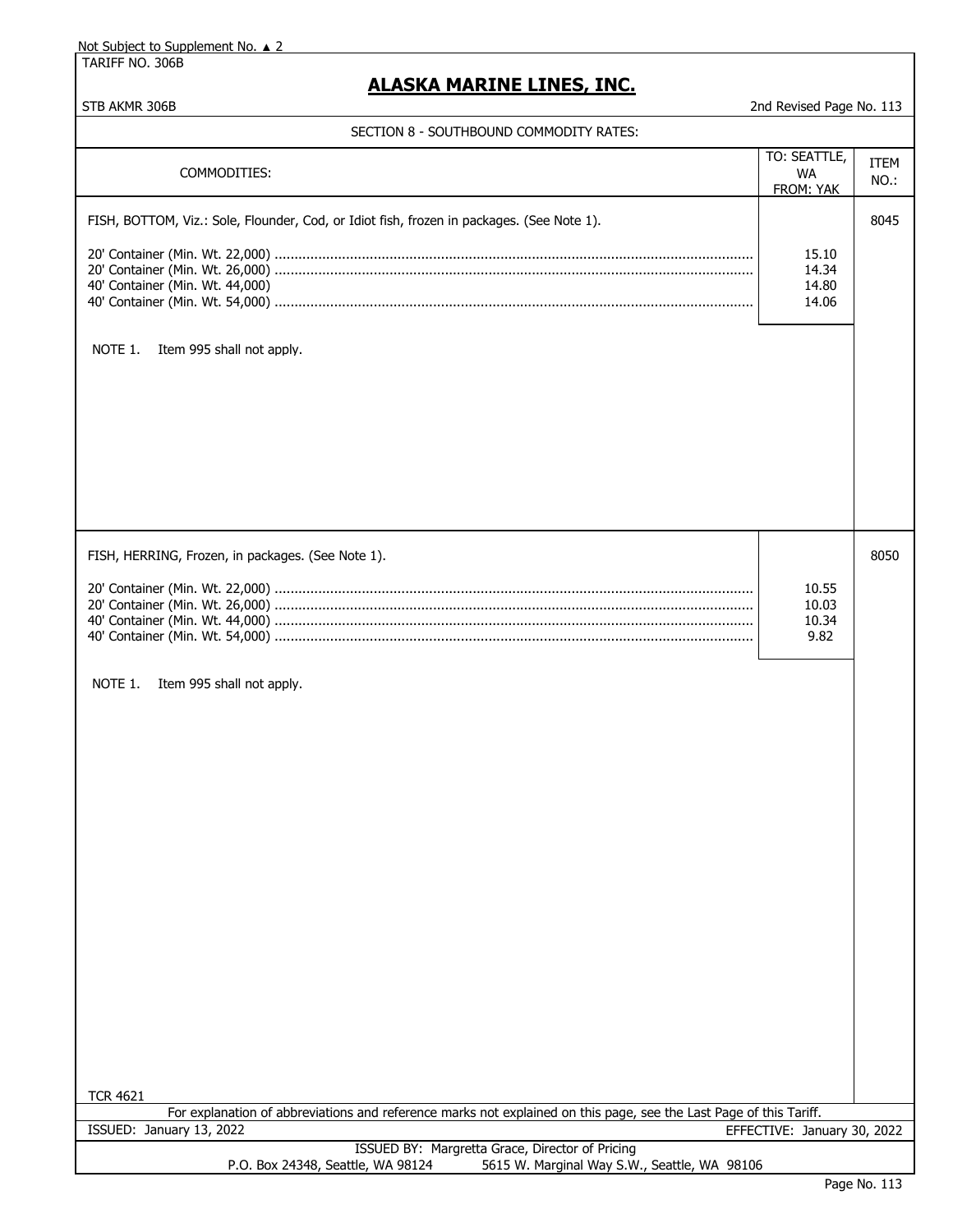Not Subject to Supplement No. ▲ 2

TARIFF NO. 306B

# ALASKA MARINE LINES, INC.

STB AKMR 306B

2nd Revised Page No. 113

SECTION 8 - SOUTHBOUND COMMODITY RATES:

| COMMODITIES: | TO: SEATTLE, WA FROM: YAK | ITEM NO.: |
|---|---|---|
| FISH, BOTTOM, Viz.: Sole, Flounder, Cod, or Idiot fish, frozen in packages. (See Note 1). | | 8045 |
| 20' Container (Min. Wt. 22,000) | 15.10 | |
| 20' Container (Min. Wt. 26,000) | 14.34 | |
| 40' Container (Min. Wt. 44,000) | 14.80 | |
| 40' Container (Min. Wt. 54,000) | 14.06 | |
| NOTE 1. Item 995 shall not apply. | | |
| FISH, HERRING, Frozen, in packages. (See Note 1). | | 8050 |
| 20' Container (Min. Wt. 22,000) | 10.55 | |
| 20' Container (Min. Wt. 26,000) | 10.03 | |
| 40' Container (Min. Wt. 44,000) | 10.34 | |
| 40' Container (Min. Wt. 54,000) | 9.82 | |
| NOTE 1. Item 995 shall not apply. | | |

TCR 4621

For explanation of abbreviations and reference marks not explained on this page, see the Last Page of this Tariff.

ISSUED: January 13, 2022

EFFECTIVE: January 30, 2022

ISSUED BY: Margretta Grace, Director of Pricing

P.O. Box 24348, Seattle, WA 98124 5615 W. Marginal Way S.W., Seattle, WA 98106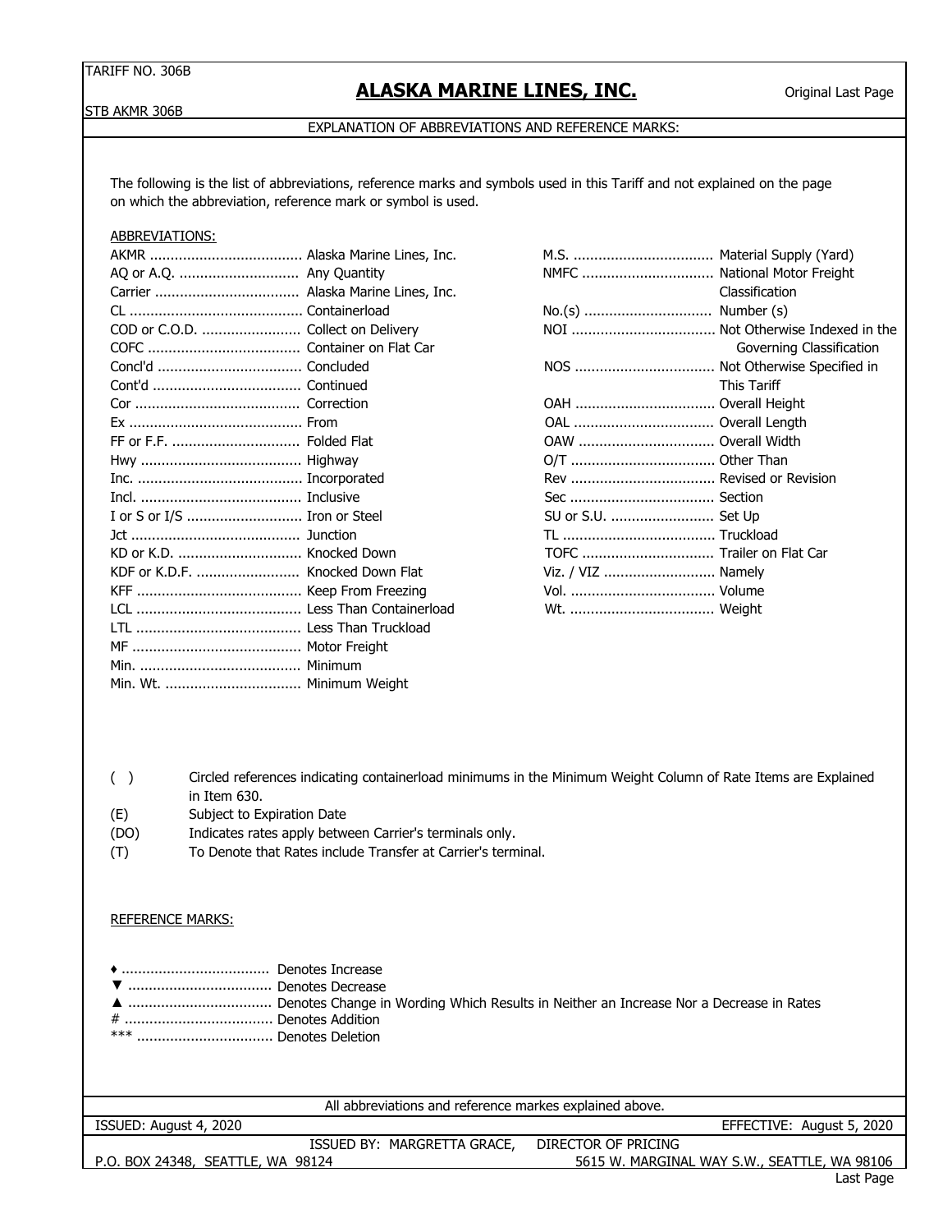# ALASKA MARINE LINES, INC.

TARIFF NO. 306B

STB AKMR 306B

Original Last Page

EXPLANATION OF ABBREVIATIONS AND REFERENCE MARKS:

The following is the list of abbreviations, reference marks and symbols used in this Tariff and not explained on the page on which the abbreviation, reference mark or symbol is used.

ABBREVIATIONS:

| | |
|---|---|
| AKMR | Alaska Marine Lines, Inc. |
| AQ or A.Q. | Any Quantity |
| Carrier | Alaska Marine Lines, Inc. |
| CL | Containerload |
| COD or C.O.D. | Collect on Delivery |
| COFC | Container on Flat Car |
| Concl'd | Concluded |
| Cont'd | Continued |
| Cor | Correction |
| Ex | From |
| FF or F.F. | Folded Flat |
| Hwy | Highway |
| Inc. | Incorporated |
| Incl. | Inclusive |
| I or S or I/S | Iron or Steel |
| Jct | Junction |
| KD or K.D. | Knocked Down |
| KDF or K.D.F. | Knocked Down Flat |
| KFF | Keep From Freezing |
| LCL | Less Than Containerload |
| LTL | Less Than Truckload |
| MF | Motor Freight |
| Min. | Minimum |
| Min. Wt. | Minimum Weight |
| M.S. | Material Supply (Yard) |
| NMFC | National Motor Freight Classification |
| No.(s) | Number (s) |
| NOI | Not Otherwise Indexed in the Governing Classification |
| NOS | Not Otherwise Specified in This Tariff |
| OAH | Overall Height |
| OAL | Overall Length |
| OAW | Overall Width |
| O/T | Other Than |
| Rev | Revised or Revision |
| Sec | Section |
| SU or S.U. | Set Up |
| TL | Truckload |
| TOFC | Trailer on Flat Car |
| Viz. / VIZ | Namely |
| Vol. | Volume |
| Wt. | Weight |

( ) Circled references indicating containerload minimums in the Minimum Weight Column of Rate Items are Explained in Item 630.

(E) Subject to Expiration Date

(DO) Indicates rates apply between Carrier's terminals only.

(T) To Denote that Rates include Transfer at Carrier's terminal.

REFERENCE MARKS:

♦ .................................... Denotes Increase

▼ .................................... Denotes Decrease

▲ .................................... Denotes Change in Wording Which Results in Neither an Increase Nor a Decrease in Rates

# .................................... Denotes Addition

*** .................................... Denotes Deletion

All abbreviations and reference markes explained above.

ISSUED: August 4, 2020

EFFECTIVE: August 5, 2020

ISSUED BY: MARGRETTA GRACE, DIRECTOR OF PRICING

P.O. BOX 24348, SEATTLE, WA 98124

5615 W. MARGINAL WAY S.W., SEATTLE, WA 98106

Last Page